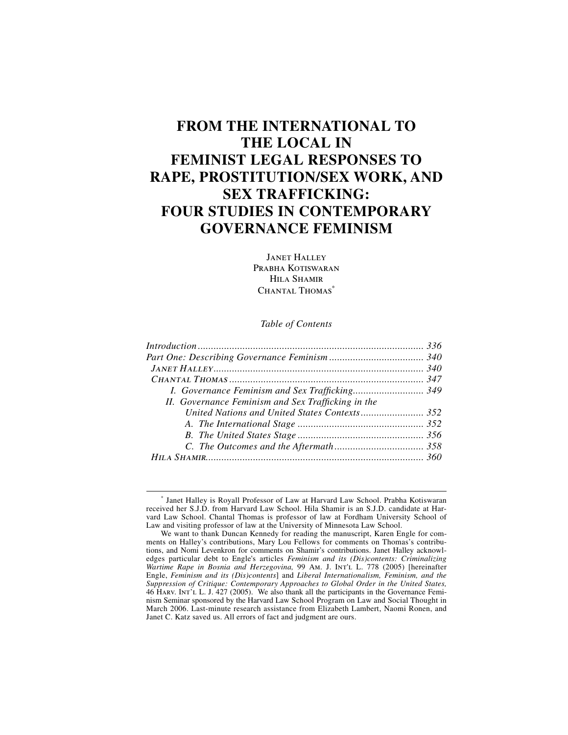# FROM THE INTERNATIONAL TO THE LOCAL IN FEMINIST LEGAL RESPONSES TO RAPE, PROSTITUTION/SEX WORK, AND SEX TRAFFICKING: FOUR STUDIES IN CONTEMPORARY GOVERNANCE FEMINISM

JANET HALLEY
PRABHA KOTISWARAN
HILA SHAMIR
CHANTAL THOMAS[*]

*Table of Contents*

*Introduction* ..................................................................................... 336
*Part One: Describing Governance Feminism* .................................... 340
*JANET HALLEY* ................................................................................ 340
*CHANTAL THOMAS* .......................................................................... 347
*I. Governance Feminism and Sex Trafficking* ........................... 349
*II. Governance Feminism and Sex Trafficking in the United Nations and United States Contexts* ........................ 352
*A. The International Stage* ................................................ 352
*B. The United States Stage* ................................................ 356
*C. The Outcomes and the Aftermath* .................................. 358
*HILA SHAMIR* .................................................................................. 360

---

[*] Janet Halley is Royall Professor of Law at Harvard Law School. Prabha Kotiswaran received her S.J.D. from Harvard Law School. Hila Shamir is an S.J.D. candidate at Harvard Law School. Chantal Thomas is professor of law at Fordham University School of Law and visiting professor of law at the University of Minnesota Law School.

We want to thank Duncan Kennedy for reading the manuscript, Karen Engle for comments on Halley's contributions, Mary Lou Fellows for comments on Thomas's contributions, and Nomi Levenkron for comments on Shamir's contributions. Janet Halley acknowledges particular debt to Engle's articles *Feminism and its (Dis)contents: Criminalizing Wartime Rape in Bosnia and Herzegovina,* 99 AM. J. INT'L L. 778 (2005) [hereinafter Engle, *Feminism and its (Dis)contents*] and *Liberal Internationalism, Feminism, and the Suppression of Critique: Contemporary Approaches to Global Order in the United States,* 46 HARV. INT'L L. J. 427 (2005). We also thank all the participants in the Governance Feminism Seminar sponsored by the Harvard Law School Program on Law and Social Thought in March 2006. Last-minute research assistance from Elizabeth Lambert, Naomi Ronen, and Janet C. Katz saved us. All errors of fact and judgment are ours.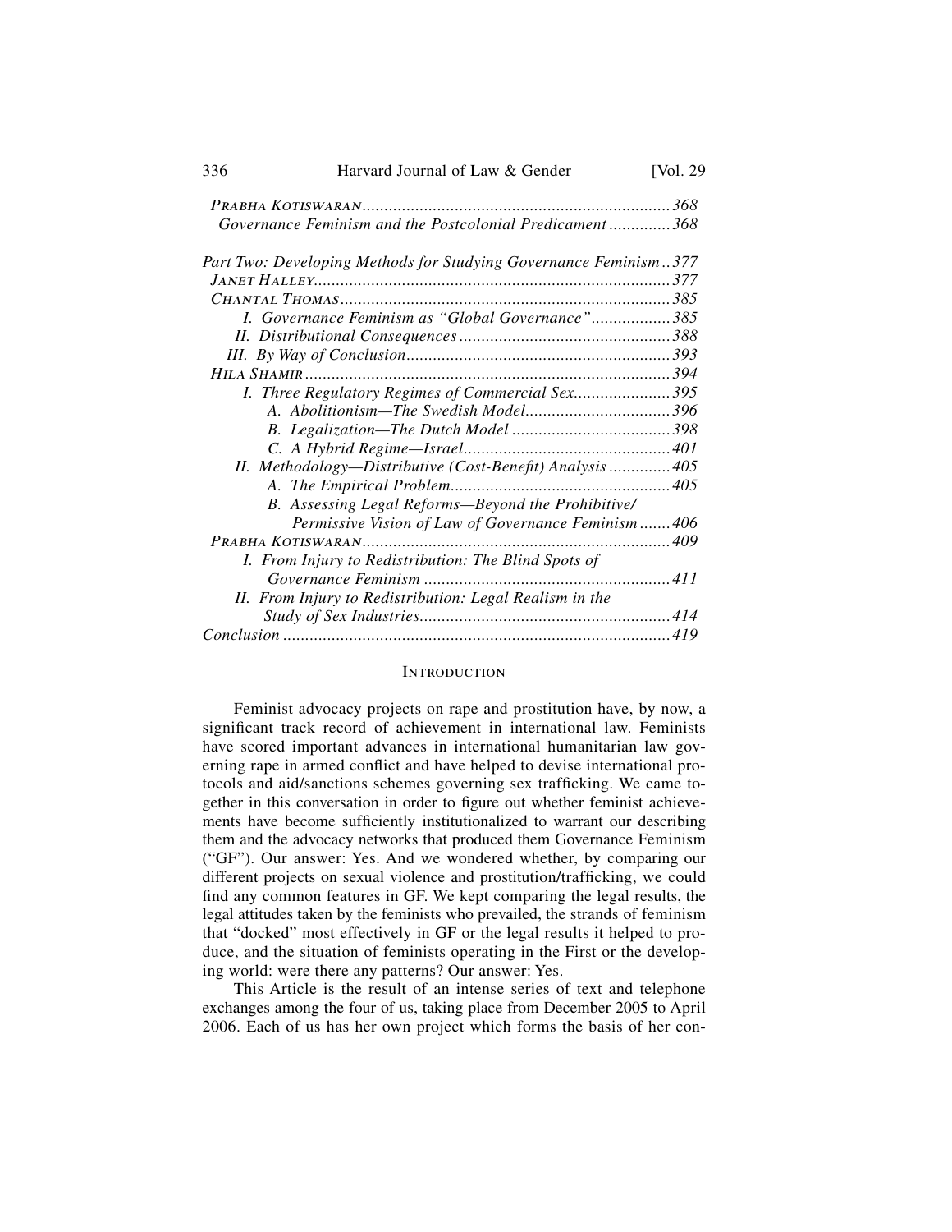*Prabha Kotiswaran* ........................................................................ 368
*Governance Feminism and the Postcolonial Predicament* ............. 368

*Part Two: Developing Methods for Studying Governance Feminism* .. 377
*Janet Halley* ................................................................................. 377
*Chantal Thomas* ........................................................................... 385
*I. Governance Feminism as "Global Governance"* .................. 385
*II. Distributional Consequences* ................................................ 388
*III. By Way of Conclusion* ........................................................... 393
*Hila Shamir* .................................................................................. 394
*I. Three Regulatory Regimes of Commercial Sex* ...................... 395
*A. Abolitionism—The Swedish Model* ................................. 396
*B. Legalization—The Dutch Model* .................................... 398
*C. A Hybrid Regime—Israel* ............................................... 401
*II. Methodology—Distributive (Cost-Benefit) Analysis* .............. 405
*A. The Empirical Problem* .................................................. 405
*B. Assessing Legal Reforms—Beyond the Prohibitive/ Permissive Vision of Law of Governance Feminism* ....... 406
*Prabha Kotiswaran* ....................................................................... 409
*I. From Injury to Redistribution: The Blind Spots of Governance Feminism* ........................................................ 411
*II. From Injury to Redistribution: Legal Realism in the Study of Sex Industries* ......................................................... 414
*Conclusion* ..................................................................................... 419

## Introduction

Feminist advocacy projects on rape and prostitution have, by now, a significant track record of achievement in international law. Feminists have scored important advances in international humanitarian law governing rape in armed conflict and have helped to devise international protocols and aid/sanctions schemes governing sex trafficking. We came together in this conversation in order to figure out whether feminist achievements have become sufficiently institutionalized to warrant our describing them and the advocacy networks that produced them Governance Feminism ("GF"). Our answer: Yes. And we wondered whether, by comparing our different projects on sexual violence and prostitution/trafficking, we could find any common features in GF. We kept comparing the legal results, the legal attitudes taken by the feminists who prevailed, the strands of feminism that "docked" most effectively in GF or the legal results it helped to produce, and the situation of feminists operating in the First or the developing world: were there any patterns? Our answer: Yes.

This Article is the result of an intense series of text and telephone exchanges among the four of us, taking place from December 2005 to April 2006. Each of us has her own project which forms the basis of her con-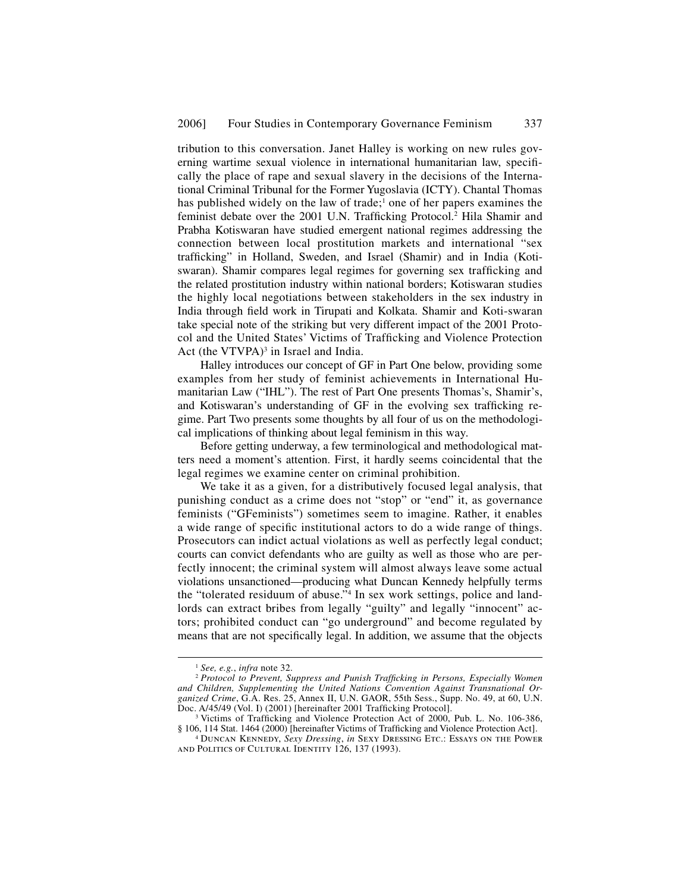tribution to this conversation. Janet Halley is working on new rules governing wartime sexual violence in international humanitarian law, specifically the place of rape and sexual slavery in the decisions of the International Criminal Tribunal for the Former Yugoslavia (ICTY). Chantal Thomas has published widely on the law of trade;[1] one of her papers examines the feminist debate over the 2001 U.N. Trafficking Protocol.[2] Hila Shamir and Prabha Kotiswaran have studied emergent national regimes addressing the connection between local prostitution markets and international "sex trafficking" in Holland, Sweden, and Israel (Shamir) and in India (Kotiswaran). Shamir compares legal regimes for governing sex trafficking and the related prostitution industry within national borders; Kotiswaran studies the highly local negotiations between stakeholders in the sex industry in India through field work in Tirupati and Kolkata. Shamir and Koti-swaran take special note of the striking but very different impact of the 2001 Protocol and the United States' Victims of Trafficking and Violence Protection Act (the VTVPA)[3] in Israel and India.

Halley introduces our concept of GF in Part One below, providing some examples from her study of feminist achievements in International Humanitarian Law ("IHL"). The rest of Part One presents Thomas's, Shamir's, and Kotiswaran's understanding of GF in the evolving sex trafficking regime. Part Two presents some thoughts by all four of us on the methodological implications of thinking about legal feminism in this way.

Before getting underway, a few terminological and methodological matters need a moment's attention. First, it hardly seems coincidental that the legal regimes we examine center on criminal prohibition.

We take it as a given, for a distributively focused legal analysis, that punishing conduct as a crime does not "stop" or "end" it, as governance feminists ("GFeminists") sometimes seem to imagine. Rather, it enables a wide range of specific institutional actors to do a wide range of things. Prosecutors can indict actual violations as well as perfectly legal conduct; courts can convict defendants who are guilty as well as those who are perfectly innocent; the criminal system will almost always leave some actual violations unsanctioned—producing what Duncan Kennedy helpfully terms the "tolerated residuum of abuse."[4] In sex work settings, police and landlords can extract bribes from legally "guilty" and legally "innocent" actors; prohibited conduct can "go underground" and become regulated by means that are not specifically legal. In addition, we assume that the objects

---

[1] *See, e.g.*, *infra* note 32.

[2] *Protocol to Prevent, Suppress and Punish Trafficking in Persons, Especially Women and Children, Supplementing the United Nations Convention Against Transnational Organized Crime*, G.A. Res. 25, Annex II, U.N. GAOR, 55th Sess., Supp. No. 49, at 60, U.N. Doc. A/45/49 (Vol. I) (2001) [hereinafter 2001 Trafficking Protocol].

[3] Victims of Trafficking and Violence Protection Act of 2000, Pub. L. No. 106-386, § 106, 114 Stat. 1464 (2000) [hereinafter Victims of Trafficking and Violence Protection Act].

[4] Duncan Kennedy, *Sexy Dressing*, *in* Sexy Dressing Etc.: Essays on the Power and Politics of Cultural Identity 126, 137 (1993).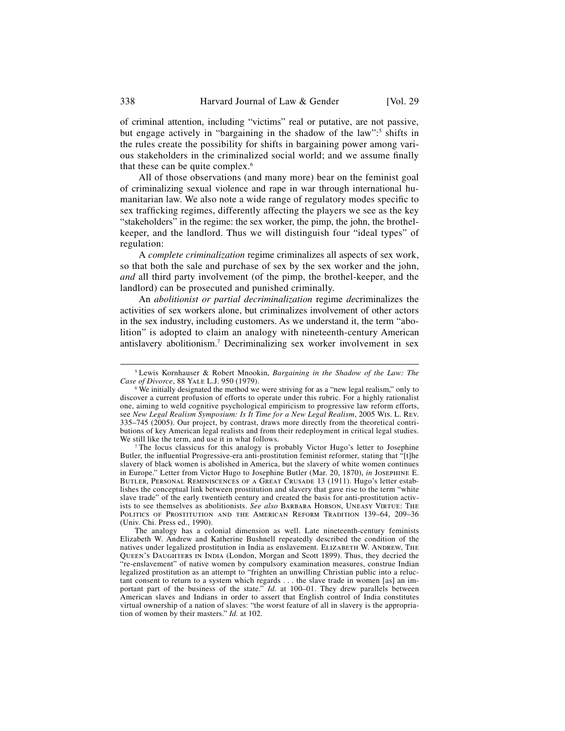of criminal attention, including "victims" real or putative, are not passive, but engage actively in "bargaining in the shadow of the law":[5] shifts in the rules create the possibility for shifts in bargaining power among various stakeholders in the criminalized social world; and we assume finally that these can be quite complex.[6]

All of those observations (and many more) bear on the feminist goal of criminalizing sexual violence and rape in war through international humanitarian law. We also note a wide range of regulatory modes specific to sex trafficking regimes, differently affecting the players we see as the key "stakeholders" in the regime: the sex worker, the pimp, the john, the brothel-keeper, and the landlord. Thus we will distinguish four "ideal types" of regulation:

A *complete criminalization* regime criminalizes all aspects of sex work, so that both the sale and purchase of sex by the sex worker and the john, *and* all third party involvement (of the pimp, the brothel-keeper, and the landlord) can be prosecuted and punished criminally.

An *abolitionist or partial decriminalization* regime *de*criminalizes the activities of sex workers alone, but criminalizes involvement of other actors in the sex industry, including customers. As we understand it, the term "abolition" is adopted to claim an analogy with nineteenth-century American antislavery abolitionism.[7] Decriminalizing sex worker involvement in sex

---

[5] Lewis Kornhauser & Robert Mnookin, *Bargaining in the Shadow of the Law: The Case of Divorce*, 88 Yale L.J. 950 (1979).

[6] We initially designated the method we were striving for as a "new legal realism," only to discover a current profusion of efforts to operate under this rubric. For a highly rationalist one, aiming to weld cognitive psychological empiricism to progressive law reform efforts, see *New Legal Realism Symposium: Is It Time for a New Legal Realism*, 2005 Wis. L. Rev. 335–745 (2005). Our project, by contrast, draws more directly from the theoretical contributions of key American legal realists and from their redeployment in critical legal studies. We still like the term, and use it in what follows.

[7] The locus classicus for this analogy is probably Victor Hugo's letter to Josephine Butler, the influential Progressive-era anti-prostitution feminist reformer, stating that "[t]he slavery of black women is abolished in America, but the slavery of white women continues in Europe." Letter from Victor Hugo to Josephine Butler (Mar. 20, 1870), *in* Josephine E. Butler, Personal Reminiscences of a Great Crusade 13 (1911). Hugo's letter establishes the conceptual link between prostitution and slavery that gave rise to the term "white slave trade" of the early twentieth century and created the basis for anti-prostitution activists to see themselves as abolitionists. *See also* Barbara Hobson, Uneasy Virtue: The Politics of Prostitution and the American Reform Tradition 139–64, 209–36 (Univ. Chi. Press ed., 1990).

The analogy has a colonial dimension as well. Late nineteenth-century feminists Elizabeth W. Andrew and Katherine Bushnell repeatedly described the condition of the natives under legalized prostitution in India as enslavement. Elizabeth W. Andrew, The Queen's Daughters in India (London, Morgan and Scott 1899). Thus, they decried the "re-enslavement" of native women by compulsory examination measures, construe Indian legalized prostitution as an attempt to "frighten an unwilling Christian public into a reluctant consent to return to a system which regards . . . the slave trade in women [as] an important part of the business of the state." *Id.* at 100–01. They drew parallels between American slaves and Indians in order to assert that English control of India constitutes virtual ownership of a nation of slaves: "the worst feature of all in slavery is the appropriation of women by their masters." *Id.* at 102.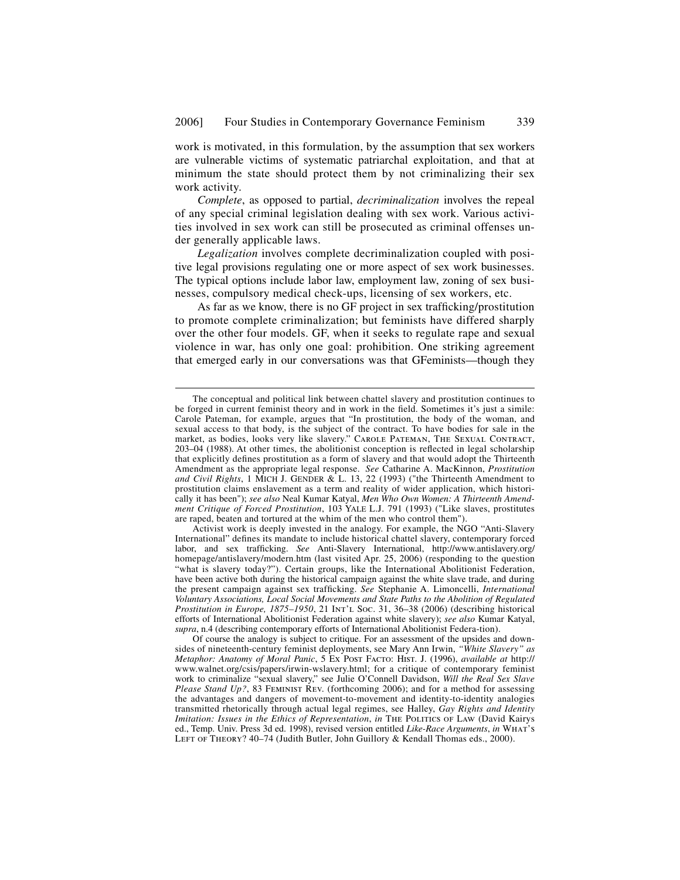work is motivated, in this formulation, by the assumption that sex workers are vulnerable victims of systematic patriarchal exploitation, and that at minimum the state should protect them by not criminalizing their sex work activity.

*Complete*, as opposed to partial, *decriminalization* involves the repeal of any special criminal legislation dealing with sex work. Various activities involved in sex work can still be prosecuted as criminal offenses under generally applicable laws.

*Legalization* involves complete decriminalization coupled with positive legal provisions regulating one or more aspect of sex work businesses. The typical options include labor law, employment law, zoning of sex businesses, compulsory medical check-ups, licensing of sex workers, etc.

As far as we know, there is no GF project in sex trafficking/prostitution to promote complete criminalization; but feminists have differed sharply over the other four models. GF, when it seeks to regulate rape and sexual violence in war, has only one goal: prohibition. One striking agreement that emerged early in our conversations was that GFeminists—though they

---

The conceptual and political link between chattel slavery and prostitution continues to be forged in current feminist theory and in work in the field. Sometimes it's just a simile: Carole Pateman, for example, argues that "In prostitution, the body of the woman, and sexual access to that body, is the subject of the contract. To have bodies for sale in the market, as bodies, looks very like slavery." CAROLE PATEMAN, THE SEXUAL CONTRACT, 203–04 (1988). At other times, the abolitionist conception is reflected in legal scholarship that explicitly defines prostitution as a form of slavery and that would adopt the Thirteenth Amendment as the appropriate legal response. *See* Catharine A. MacKinnon, *Prostitution and Civil Rights*, 1 MICH J. GENDER & L. 13, 22 (1993) ("the Thirteenth Amendment to prostitution claims enslavement as a term and reality of wider application, which historically it has been"); *see also* Neal Kumar Katyal, *Men Who Own Women: A Thirteenth Amendment Critique of Forced Prostitution*, 103 YALE L.J. 791 (1993) ("Like slaves, prostitutes are raped, beaten and tortured at the whim of the men who control them").

Activist work is deeply invested in the analogy. For example, the NGO "Anti-Slavery International" defines its mandate to include historical chattel slavery, contemporary forced labor, and sex trafficking. *See* Anti-Slavery International, http://www.antislavery.org/homepage/antislavery/modern.htm (last visited Apr. 25, 2006) (responding to the question "what is slavery today?"). Certain groups, like the International Abolitionist Federation, have been active both during the historical campaign against the white slave trade, and during the present campaign against sex trafficking. *See* Stephanie A. Limoncelli, *International Voluntary Associations, Local Social Movements and State Paths to the Abolition of Regulated Prostitution in Europe, 1875–1950*, 21 INT'L SOC. 31, 36–38 (2006) (describing historical efforts of International Abolitionist Federation against white slavery); *see also* Kumar Katyal, *supra*, n.4 (describing contemporary efforts of International Abolitionist Federa-tion).

Of course the analogy is subject to critique. For an assessment of the upsides and downsides of nineteenth-century feminist deployments, see Mary Ann Irwin, *"White Slavery" as Metaphor: Anatomy of Moral Panic*, 5 EX POST FACTO: HIST. J. (1996), *available at* http://www.walnet.org/csis/papers/irwin-wslavery.html; for a critique of contemporary feminist work to criminalize "sexual slavery," see Julie O'Connell Davidson, *Will the Real Sex Slave Please Stand Up?*, 83 FEMINIST REV. (forthcoming 2006); and for a method for assessing the advantages and dangers of movement-to-movement and identity-to-identity analogies transmitted rhetorically through actual legal regimes, see Halley, *Gay Rights and Identity Imitation: Issues in the Ethics of Representation*, *in* THE POLITICS OF LAW (David Kairys ed., Temp. Univ. Press 3d ed. 1998), revised version entitled *Like-Race Arguments*, *in* WHAT'S LEFT OF THEORY? 40–74 (Judith Butler, John Guillory & Kendall Thomas eds., 2000).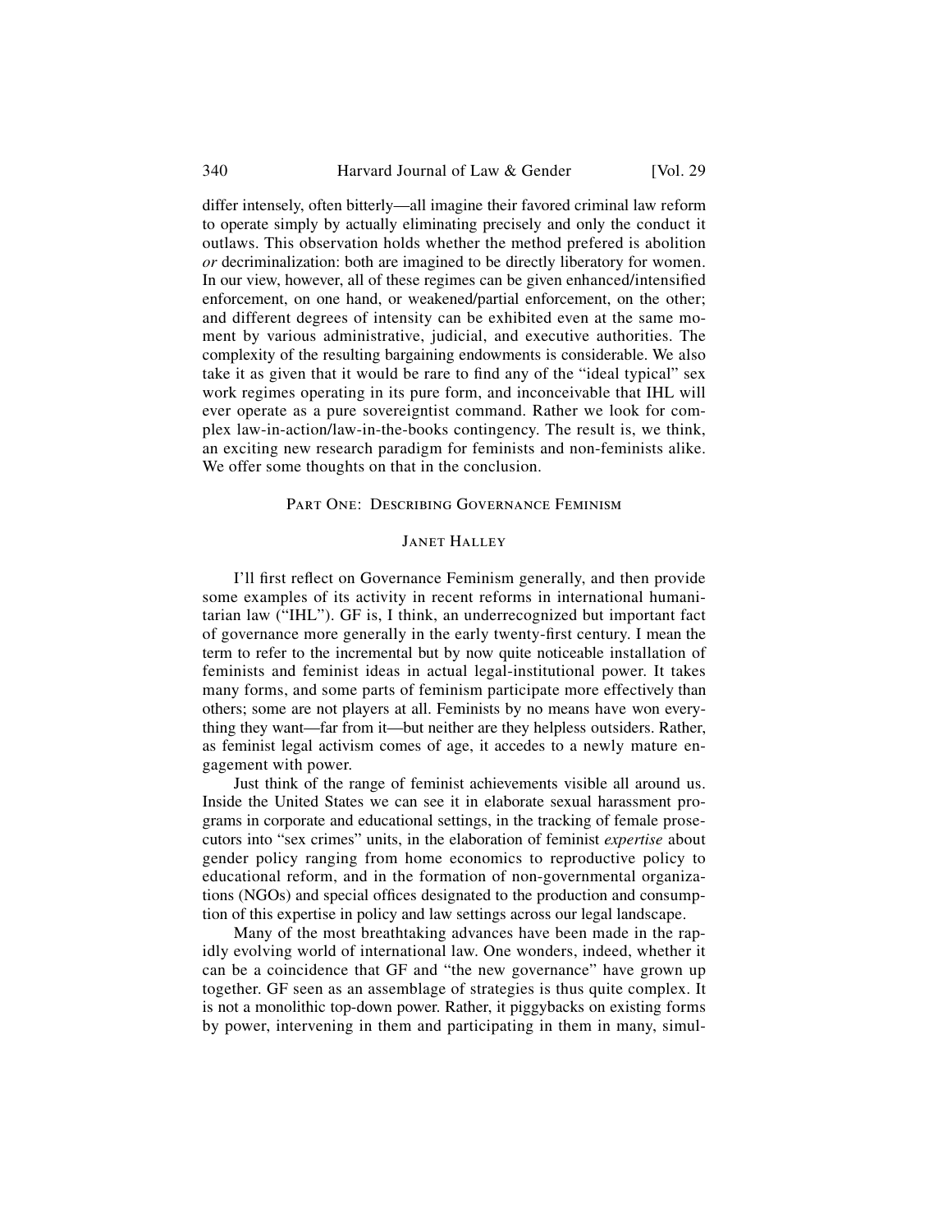differ intensely, often bitterly—all imagine their favored criminal law reform to operate simply by actually eliminating precisely and only the conduct it outlaws. This observation holds whether the method prefered is abolition *or* decriminalization: both are imagined to be directly liberatory for women. In our view, however, all of these regimes can be given enhanced/intensified enforcement, on one hand, or weakened/partial enforcement, on the other; and different degrees of intensity can be exhibited even at the same moment by various administrative, judicial, and executive authorities. The complexity of the resulting bargaining endowments is considerable. We also take it as given that it would be rare to find any of the "ideal typical" sex work regimes operating in its pure form, and inconceivable that IHL will ever operate as a pure sovereigntist command. Rather we look for complex law-in-action/law-in-the-books contingency. The result is, we think, an exciting new research paradigm for feminists and non-feminists alike. We offer some thoughts on that in the conclusion.

## Part One: Describing Governance Feminism

### Janet Halley

I'll first reflect on Governance Feminism generally, and then provide some examples of its activity in recent reforms in international humanitarian law ("IHL"). GF is, I think, an underrecognized but important fact of governance more generally in the early twenty-first century. I mean the term to refer to the incremental but by now quite noticeable installation of feminists and feminist ideas in actual legal-institutional power. It takes many forms, and some parts of feminism participate more effectively than others; some are not players at all. Feminists by no means have won everything they want—far from it—but neither are they helpless outsiders. Rather, as feminist legal activism comes of age, it accedes to a newly mature engagement with power.

Just think of the range of feminist achievements visible all around us. Inside the United States we can see it in elaborate sexual harassment programs in corporate and educational settings, in the tracking of female prosecutors into "sex crimes" units, in the elaboration of feminist *expertise* about gender policy ranging from home economics to reproductive policy to educational reform, and in the formation of non-governmental organizations (NGOs) and special offices designated to the production and consumption of this expertise in policy and law settings across our legal landscape.

Many of the most breathtaking advances have been made in the rapidly evolving world of international law. One wonders, indeed, whether it can be a coincidence that GF and "the new governance" have grown up together. GF seen as an assemblage of strategies is thus quite complex. It is not a monolithic top-down power. Rather, it piggybacks on existing forms by power, intervening in them and participating in them in many, simul-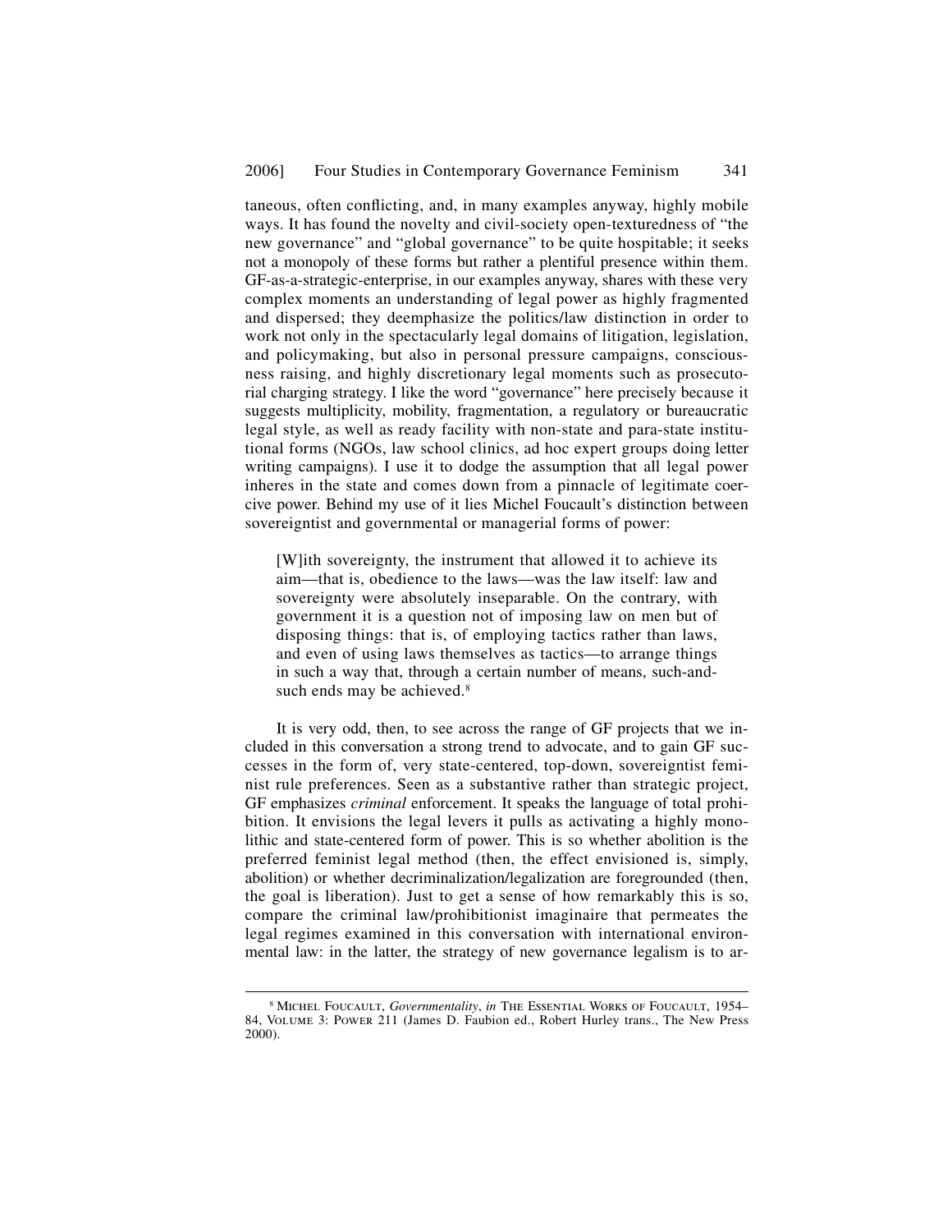taneous, often conflicting, and, in many examples anyway, highly mobile ways. It has found the novelty and civil-society open-texturedness of "the new governance" and "global governance" to be quite hospitable; it seeks not a monopoly of these forms but rather a plentiful presence within them. GF-as-a-strategic-enterprise, in our examples anyway, shares with these very complex moments an understanding of legal power as highly fragmented and dispersed; they deemphasize the politics/law distinction in order to work not only in the spectacularly legal domains of litigation, legislation, and policymaking, but also in personal pressure campaigns, consciousness raising, and highly discretionary legal moments such as prosecutorial charging strategy. I like the word "governance" here precisely because it suggests multiplicity, mobility, fragmentation, a regulatory or bureaucratic legal style, as well as ready facility with non-state and para-state institutional forms (NGOs, law school clinics, ad hoc expert groups doing letter writing campaigns). I use it to dodge the assumption that all legal power inheres in the state and comes down from a pinnacle of legitimate coercive power. Behind my use of it lies Michel Foucault's distinction between sovereigntist and governmental or managerial forms of power:

> [W]ith sovereignty, the instrument that allowed it to achieve its aim—that is, obedience to the laws—was the law itself: law and sovereignty were absolutely inseparable. On the contrary, with government it is a question not of imposing law on men but of disposing things: that is, of employing tactics rather than laws, and even of using laws themselves as tactics—to arrange things in such a way that, through a certain number of means, such-and-such ends may be achieved.[8]

It is very odd, then, to see across the range of GF projects that we included in this conversation a strong trend to advocate, and to gain GF successes in the form of, very state-centered, top-down, sovereigntist feminist rule preferences. Seen as a substantive rather than strategic project, GF emphasizes *criminal* enforcement. It speaks the language of total prohibition. It envisions the legal levers it pulls as activating a highly monolithic and state-centered form of power. This is so whether abolition is the preferred feminist legal method (then, the effect envisioned is, simply, abolition) or whether decriminalization/legalization are foregrounded (then, the goal is liberation). Just to get a sense of how remarkably this is so, compare the criminal law/prohibitionist imaginaire that permeates the legal regimes examined in this conversation with international environmental law: in the latter, the strategy of new governance legalism is to ar-

[8] Michel Foucault, *Governmentality*, *in* The Essential Works of Foucault, 1954–84, Volume 3: Power 211 (James D. Faubion ed., Robert Hurley trans., The New Press 2000).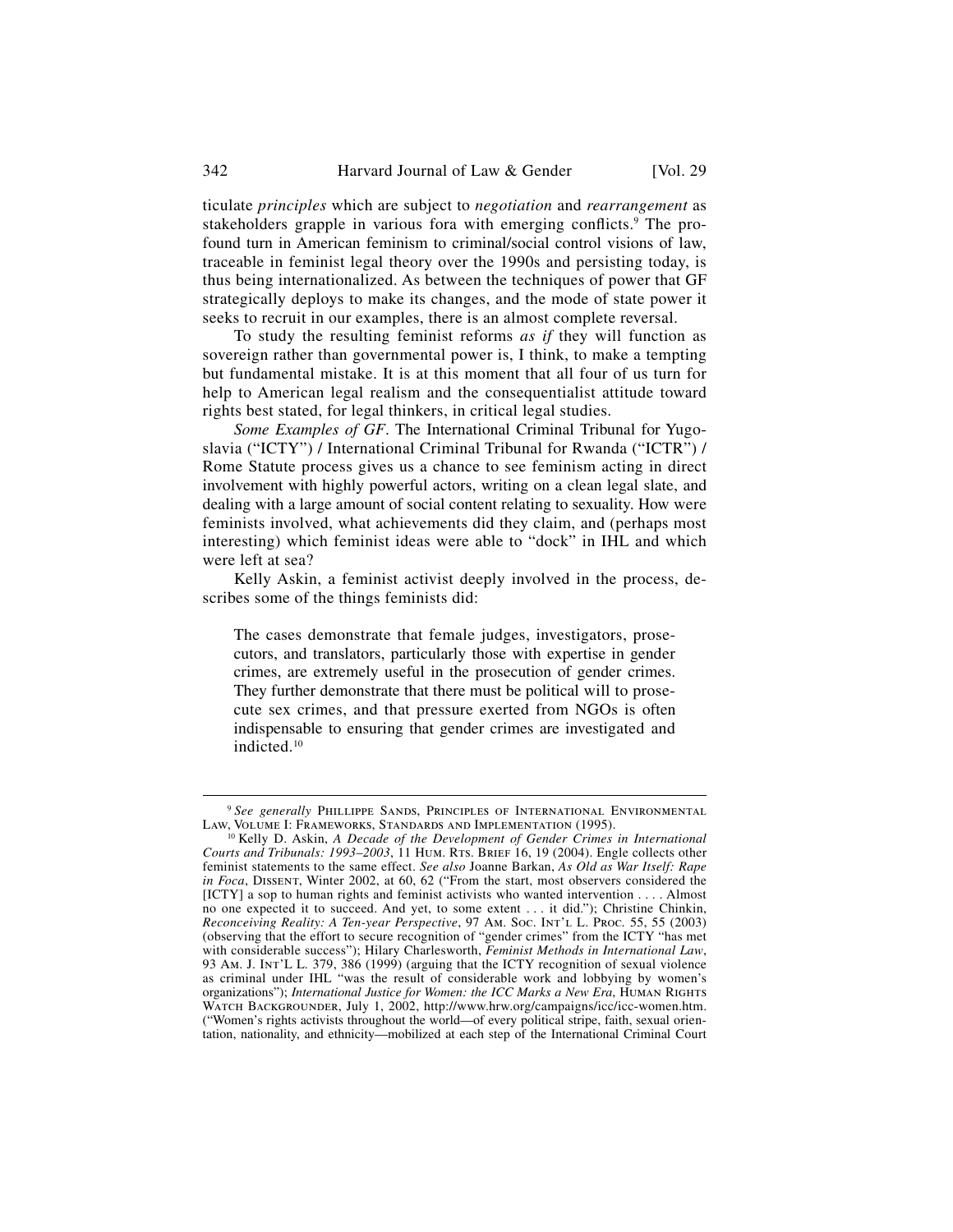ticulate *principles* which are subject to *negotiation* and *rearrangement* as stakeholders grapple in various fora with emerging conflicts.[9] The profound turn in American feminism to criminal/social control visions of law, traceable in feminist legal theory over the 1990s and persisting today, is thus being internationalized. As between the techniques of power that GF strategically deploys to make its changes, and the mode of state power it seeks to recruit in our examples, there is an almost complete reversal.

To study the resulting feminist reforms *as if* they will function as sovereign rather than governmental power is, I think, to make a tempting but fundamental mistake. It is at this moment that all four of us turn for help to American legal realism and the consequentialist attitude toward rights best stated, for legal thinkers, in critical legal studies.

*Some Examples of GF*. The International Criminal Tribunal for Yugoslavia ("ICTY") / International Criminal Tribunal for Rwanda ("ICTR") / Rome Statute process gives us a chance to see feminism acting in direct involvement with highly powerful actors, writing on a clean legal slate, and dealing with a large amount of social content relating to sexuality. How were feminists involved, what achievements did they claim, and (perhaps most interesting) which feminist ideas were able to "dock" in IHL and which were left at sea?

Kelly Askin, a feminist activist deeply involved in the process, describes some of the things feminists did:

> The cases demonstrate that female judges, investigators, prosecutors, and translators, particularly those with expertise in gender crimes, are extremely useful in the prosecution of gender crimes. They further demonstrate that there must be political will to prosecute sex crimes, and that pressure exerted from NGOs is often indispensable to ensuring that gender crimes are investigated and indicted.[10]

---

[9] *See generally* Phillippe Sands, Principles of International Environmental Law, Volume I: Frameworks, Standards and Implementation (1995).

[10] Kelly D. Askin, *A Decade of the Development of Gender Crimes in International Courts and Tribunals: 1993–2003*, 11 Hum. Rts. Brief 16, 19 (2004). Engle collects other feminist statements to the same effect. *See also* Joanne Barkan, *As Old as War Itself: Rape in Foca*, Dissent, Winter 2002, at 60, 62 ("From the start, most observers considered the [ICTY] a sop to human rights and feminist activists who wanted intervention . . . . Almost no one expected it to succeed. And yet, to some extent . . . it did."); Christine Chinkin, *Reconceiving Reality: A Ten-year Perspective*, 97 Am. Soc. Int'l L. Proc. 55, 55 (2003) (observing that the effort to secure recognition of "gender crimes" from the ICTY "has met with considerable success"); Hilary Charlesworth, *Feminist Methods in International Law*, 93 Am. J. Int'l L. 379, 386 (1999) (arguing that the ICTY recognition of sexual violence as criminal under IHL "was the result of considerable work and lobbying by women's organizations"); *International Justice for Women: the ICC Marks a New Era*, Human Rights Watch Backgrounder, July 1, 2002, http://www.hrw.org/campaigns/icc/icc-women.htm. ("Women's rights activists throughout the world—of every political stripe, faith, sexual orientation, nationality, and ethnicity—mobilized at each step of the International Criminal Court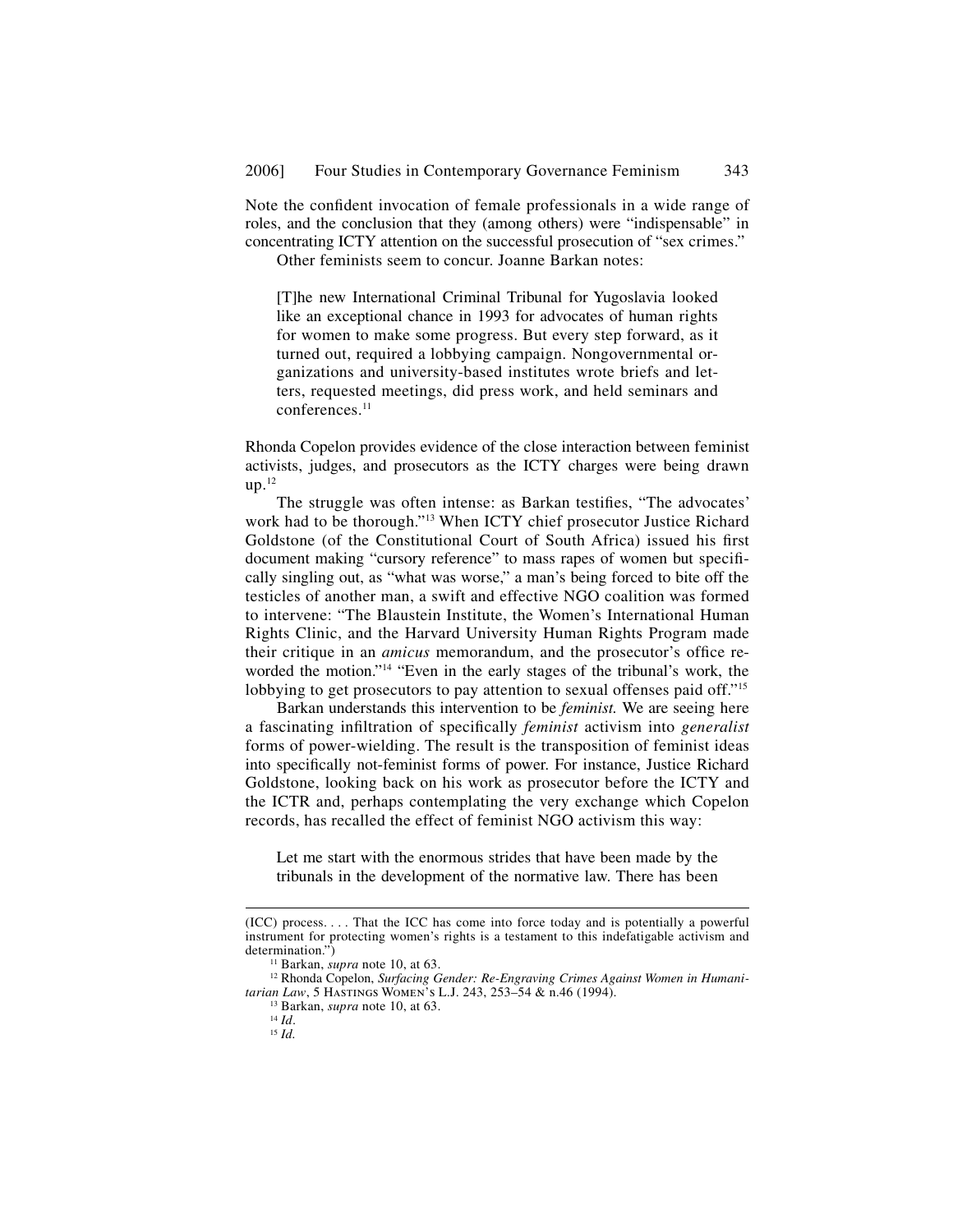Note the confident invocation of female professionals in a wide range of roles, and the conclusion that they (among others) were "indispensable" in concentrating ICTY attention on the successful prosecution of "sex crimes."

Other feminists seem to concur. Joanne Barkan notes:

> [T]he new International Criminal Tribunal for Yugoslavia looked like an exceptional chance in 1993 for advocates of human rights for women to make some progress. But every step forward, as it turned out, required a lobbying campaign. Nongovernmental organizations and university-based institutes wrote briefs and letters, requested meetings, did press work, and held seminars and conferences.[11]

Rhonda Copelon provides evidence of the close interaction between feminist activists, judges, and prosecutors as the ICTY charges were being drawn up.[12]

The struggle was often intense: as Barkan testifies, "The advocates' work had to be thorough."[13] When ICTY chief prosecutor Justice Richard Goldstone (of the Constitutional Court of South Africa) issued his first document making "cursory reference" to mass rapes of women but specifically singling out, as "what was worse," a man's being forced to bite off the testicles of another man, a swift and effective NGO coalition was formed to intervene: "The Blaustein Institute, the Women's International Human Rights Clinic, and the Harvard University Human Rights Program made their critique in an *amicus* memorandum, and the prosecutor's office reworded the motion."[14] "Even in the early stages of the tribunal's work, the lobbying to get prosecutors to pay attention to sexual offenses paid off."[15]

Barkan understands this intervention to be *feminist.* We are seeing here a fascinating infiltration of specifically *feminist* activism into *generalist* forms of power-wielding. The result is the transposition of feminist ideas into specifically not-feminist forms of power. For instance, Justice Richard Goldstone, looking back on his work as prosecutor before the ICTY and the ICTR and, perhaps contemplating the very exchange which Copelon records, has recalled the effect of feminist NGO activism this way:

> Let me start with the enormous strides that have been made by the tribunals in the development of the normative law. There has been

---

(ICC) process. . . . That the ICC has come into force today and is potentially a powerful instrument for protecting women's rights is a testament to this indefatigable activism and determination.")

[11] Barkan, *supra* note 10, at 63.

[12] Rhonda Copelon, *Surfacing Gender: Re-Engraving Crimes Against Women in Humanitarian Law*, 5 Hastings Women's L.J. 243, 253–54 & n.46 (1994).

[13] Barkan, *supra* note 10, at 63.

[14] *Id*.

[15] *Id.*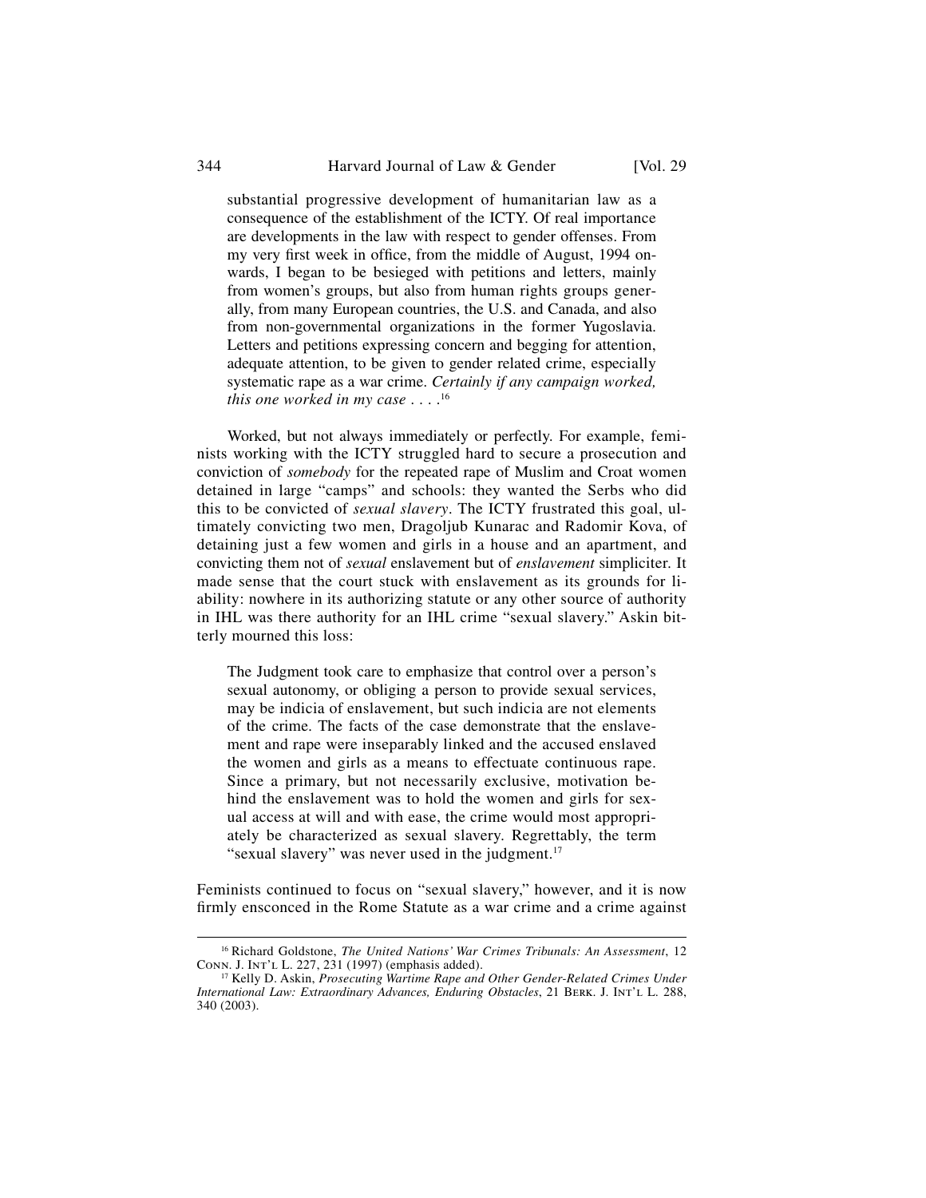> substantial progressive development of humanitarian law as a consequence of the establishment of the ICTY. Of real importance are developments in the law with respect to gender offenses. From my very first week in office, from the middle of August, 1994 onwards, I began to be besieged with petitions and letters, mainly from women's groups, but also from human rights groups generally, from many European countries, the U.S. and Canada, and also from non-governmental organizations in the former Yugoslavia. Letters and petitions expressing concern and begging for attention, adequate attention, to be given to gender related crime, especially systematic rape as a war crime. *Certainly if any campaign worked, this one worked in my case* . . . .[16]

Worked, but not always immediately or perfectly. For example, feminists working with the ICTY struggled hard to secure a prosecution and conviction of *somebody* for the repeated rape of Muslim and Croat women detained in large "camps" and schools: they wanted the Serbs who did this to be convicted of *sexual slavery*. The ICTY frustrated this goal, ultimately convicting two men, Dragoljub Kunarac and Radomir Kova, of detaining just a few women and girls in a house and an apartment, and convicting them not of *sexual* enslavement but of *enslavement* simpliciter. It made sense that the court stuck with enslavement as its grounds for liability: nowhere in its authorizing statute or any other source of authority in IHL was there authority for an IHL crime "sexual slavery." Askin bitterly mourned this loss:

> The Judgment took care to emphasize that control over a person's sexual autonomy, or obliging a person to provide sexual services, may be indicia of enslavement, but such indicia are not elements of the crime. The facts of the case demonstrate that the enslavement and rape were inseparably linked and the accused enslaved the women and girls as a means to effectuate continuous rape. Since a primary, but not necessarily exclusive, motivation behind the enslavement was to hold the women and girls for sexual access at will and with ease, the crime would most appropriately be characterized as sexual slavery. Regrettably, the term "sexual slavery" was never used in the judgment.[17]

Feminists continued to focus on "sexual slavery," however, and it is now firmly ensconced in the Rome Statute as a war crime and a crime against

---

[16] Richard Goldstone, *The United Nations' War Crimes Tribunals: An Assessment*, 12 Conn. J. Int'l L. 227, 231 (1997) (emphasis added).

[17] Kelly D. Askin, *Prosecuting Wartime Rape and Other Gender-Related Crimes Under International Law: Extraordinary Advances, Enduring Obstacles*, 21 Berk. J. Int'l L. 288, 340 (2003).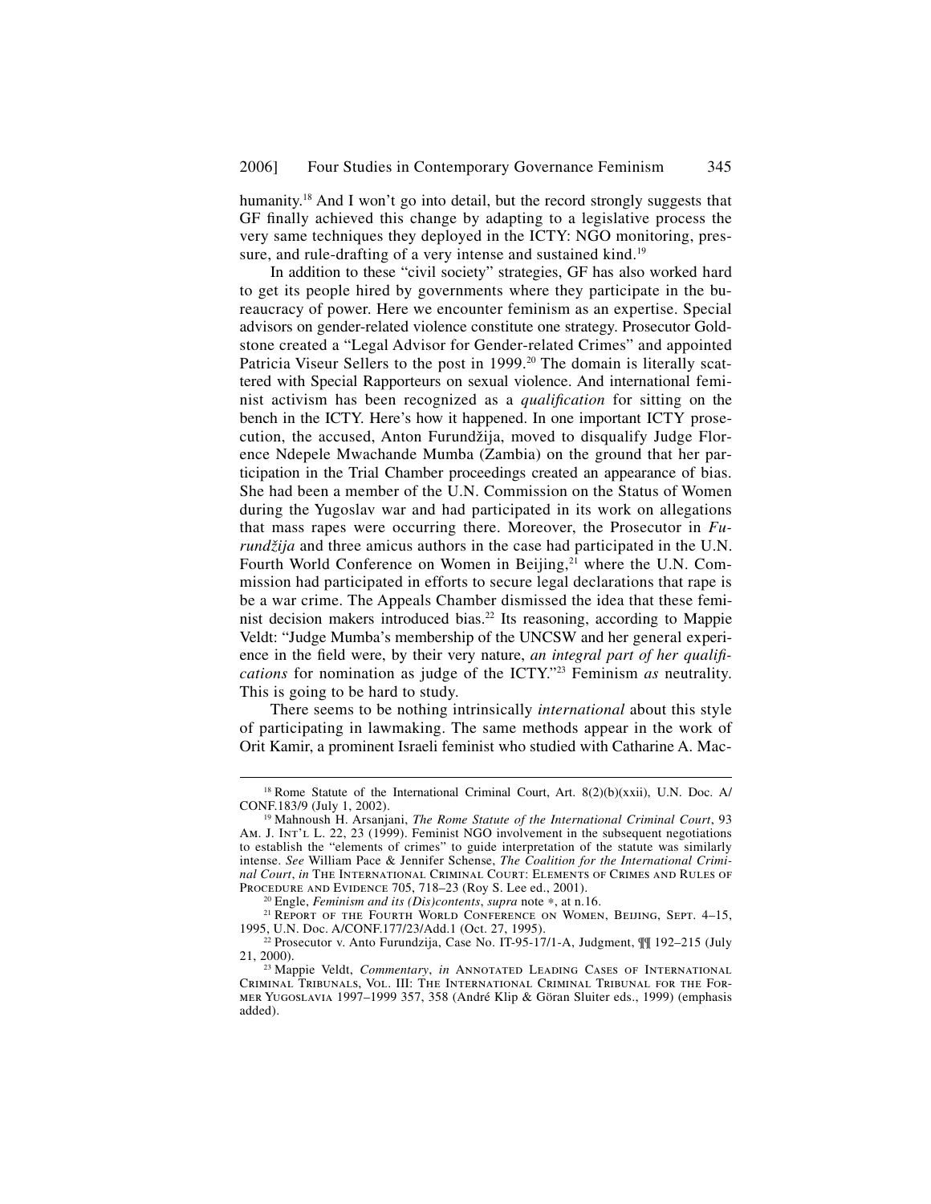humanity.[18] And I won't go into detail, but the record strongly suggests that GF finally achieved this change by adapting to a legislative process the very same techniques they deployed in the ICTY: NGO monitoring, pressure, and rule-drafting of a very intense and sustained kind.[19]

In addition to these "civil society" strategies, GF has also worked hard to get its people hired by governments where they participate in the bureaucracy of power. Here we encounter feminism as an expertise. Special advisors on gender-related violence constitute one strategy. Prosecutor Goldstone created a "Legal Advisor for Gender-related Crimes" and appointed Patricia Viseur Sellers to the post in 1999.[20] The domain is literally scattered with Special Rapporteurs on sexual violence. And international feminist activism has been recognized as a *qualification* for sitting on the bench in the ICTY. Here's how it happened. In one important ICTY prosecution, the accused, Anton Furundžija, moved to disqualify Judge Florence Ndepele Mwachande Mumba (Zambia) on the ground that her participation in the Trial Chamber proceedings created an appearance of bias. She had been a member of the U.N. Commission on the Status of Women during the Yugoslav war and had participated in its work on allegations that mass rapes were occurring there. Moreover, the Prosecutor in *Furundžija* and three amicus authors in the case had participated in the U.N. Fourth World Conference on Women in Beijing,[21] where the U.N. Commission had participated in efforts to secure legal declarations that rape is be a war crime. The Appeals Chamber dismissed the idea that these feminist decision makers introduced bias.[22] Its reasoning, according to Mappie Veldt: "Judge Mumba's membership of the UNCSW and her general experience in the field were, by their very nature, *an integral part of her qualifications* for nomination as judge of the ICTY."[23] Feminism *as* neutrality. This is going to be hard to study.

There seems to be nothing intrinsically *international* about this style of participating in lawmaking. The same methods appear in the work of Orit Kamir, a prominent Israeli feminist who studied with Catharine A. Mac-

---

[18] Rome Statute of the International Criminal Court, Art. 8(2)(b)(xxii), U.N. Doc. A/CONF.183/9 (July 1, 2002).

[19] Mahnoush H. Arsanjani, *The Rome Statute of the International Criminal Court*, 93 Am. J. Int'l L. 22, 23 (1999). Feminist NGO involvement in the subsequent negotiations to establish the "elements of crimes" to guide interpretation of the statute was similarly intense. *See* William Pace & Jennifer Schense, *The Coalition for the International Criminal Court*, *in* The International Criminal Court: Elements of Crimes and Rules of Procedure and Evidence 705, 718–23 (Roy S. Lee ed., 2001).

[20] Engle, *Feminism and its (Dis)contents*, *supra* note *, at n.16.

[21] Report of the Fourth World Conference on Women, Beijing, Sept. 4–15, 1995, U.N. Doc. A/CONF.177/23/Add.1 (Oct. 27, 1995).

[22] Prosecutor v. Anto Furundzija, Case No. IT-95-17/1-A, Judgment, ¶¶ 192–215 (July 21, 2000).

[23] Mappie Veldt, *Commentary*, *in* Annotated Leading Cases of International Criminal Tribunals, Vol. III: The International Criminal Tribunal for the Former Yugoslavia 1997–1999 357, 358 (André Klip & Göran Sluiter eds., 1999) (emphasis added).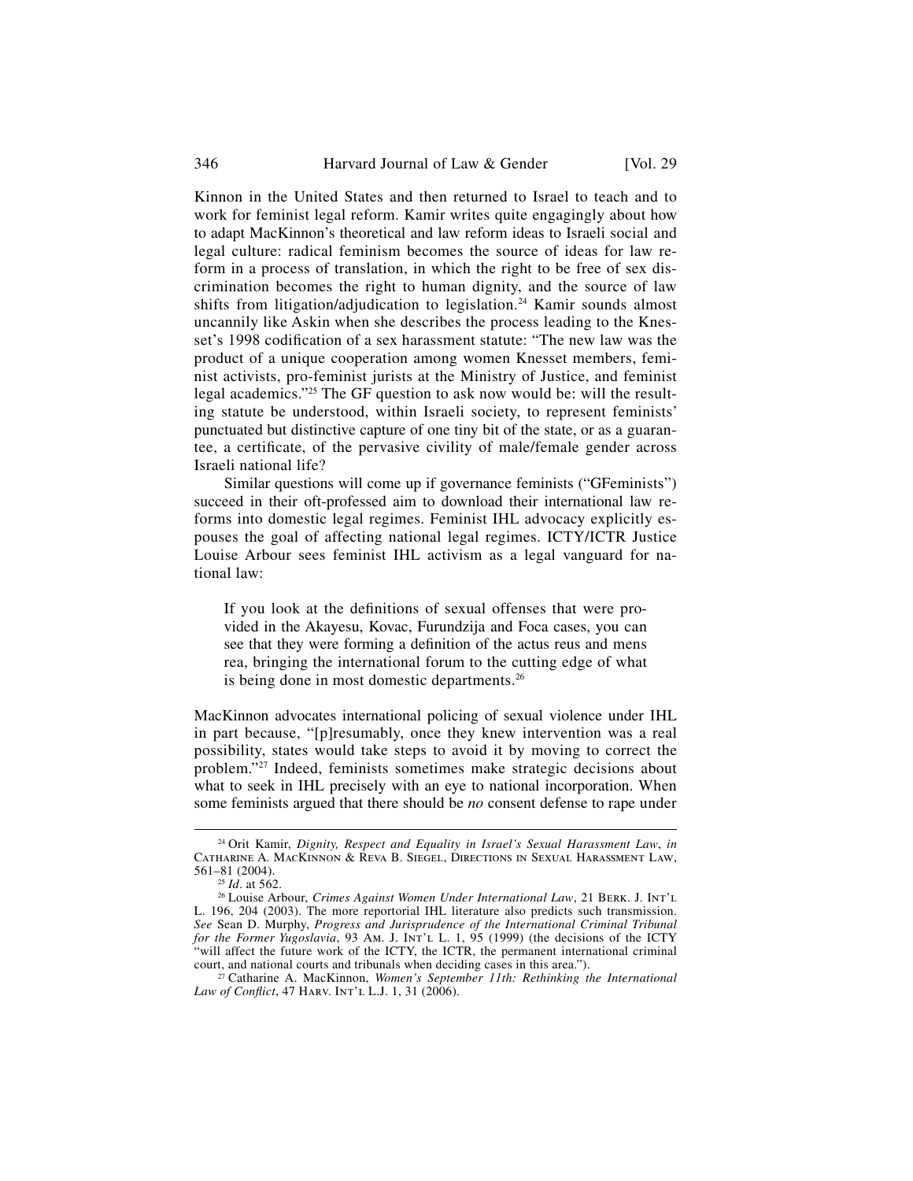Kinnon in the United States and then returned to Israel to teach and to work for feminist legal reform. Kamir writes quite engagingly about how to adapt MacKinnon's theoretical and law reform ideas to Israeli social and legal culture: radical feminism becomes the source of ideas for law reform in a process of translation, in which the right to be free of sex discrimination becomes the right to human dignity, and the source of law shifts from litigation/adjudication to legislation.[24] Kamir sounds almost uncannily like Askin when she describes the process leading to the Knesset's 1998 codification of a sex harassment statute: "The new law was the product of a unique cooperation among women Knesset members, feminist activists, pro-feminist jurists at the Ministry of Justice, and feminist legal academics."[25] The GF question to ask now would be: will the resulting statute be understood, within Israeli society, to represent feminists' punctuated but distinctive capture of one tiny bit of the state, or as a guarantee, a certificate, of the pervasive civility of male/female gender across Israeli national life?

Similar questions will come up if governance feminists ("GFeminists") succeed in their oft-professed aim to download their international law reforms into domestic legal regimes. Feminist IHL advocacy explicitly espouses the goal of affecting national legal regimes. ICTY/ICTR Justice Louise Arbour sees feminist IHL activism as a legal vanguard for national law:

> If you look at the definitions of sexual offenses that were provided in the Akayesu, Kovac, Furundzija and Foca cases, you can see that they were forming a definition of the actus reus and mens rea, bringing the international forum to the cutting edge of what is being done in most domestic departments.[26]

MacKinnon advocates international policing of sexual violence under IHL in part because, "[p]resumably, once they knew intervention was a real possibility, states would take steps to avoid it by moving to correct the problem."[27] Indeed, feminists sometimes make strategic decisions about what to seek in IHL precisely with an eye to national incorporation. When some feminists argued that there should be *no* consent defense to rape under

---

[24] Orit Kamir, *Dignity, Respect and Equality in Israel's Sexual Harassment Law*, *in* Catharine A. MacKinnon & Reva B. Siegel, Directions in Sexual Harassment Law, 561–81 (2004).

[25] *Id*. at 562.

[26] Louise Arbour, *Crimes Against Women Under International Law*, 21 Berk. J. Int'l L. 196, 204 (2003). The more reportorial IHL literature also predicts such transmission. *See* Sean D. Murphy, *Progress and Jurisprudence of the International Criminal Tribunal for the Former Yugoslavia*, 93 Am. J. Int'l L. 1, 95 (1999) (the decisions of the ICTY "will affect the future work of the ICTY, the ICTR, the permanent international criminal court, and national courts and tribunals when deciding cases in this area.").

[27] Catharine A. MacKinnon, *Women's September 11th: Rethinking the International Law of Conflict*, 47 Harv. Int'l L.J. 1, 31 (2006).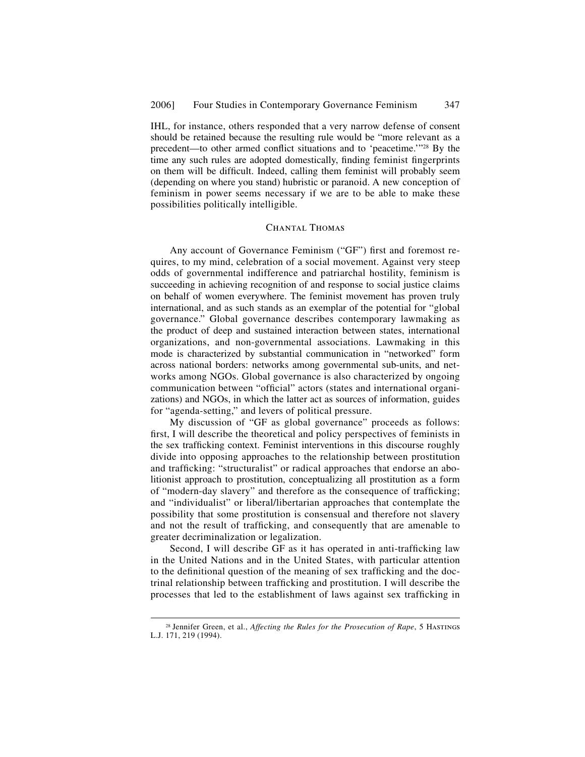IHL, for instance, others responded that a very narrow defense of consent should be retained because the resulting rule would be "more relevant as a precedent—to other armed conflict situations and to 'peacetime.'"[28] By the time any such rules are adopted domestically, finding feminist fingerprints on them will be difficult. Indeed, calling them feminist will probably seem (depending on where you stand) hubristic or paranoid. A new conception of feminism in power seems necessary if we are to be able to make these possibilities politically intelligible.

## Chantal Thomas

Any account of Governance Feminism ("GF") first and foremost requires, to my mind, celebration of a social movement. Against very steep odds of governmental indifference and patriarchal hostility, feminism is succeeding in achieving recognition of and response to social justice claims on behalf of women everywhere. The feminist movement has proven truly international, and as such stands as an exemplar of the potential for "global governance." Global governance describes contemporary lawmaking as the product of deep and sustained interaction between states, international organizations, and non-governmental associations. Lawmaking in this mode is characterized by substantial communication in "networked" form across national borders: networks among governmental sub-units, and networks among NGOs. Global governance is also characterized by ongoing communication between "official" actors (states and international organizations) and NGOs, in which the latter act as sources of information, guides for "agenda-setting," and levers of political pressure.

My discussion of "GF as global governance" proceeds as follows: first, I will describe the theoretical and policy perspectives of feminists in the sex trafficking context. Feminist interventions in this discourse roughly divide into opposing approaches to the relationship between prostitution and trafficking: "structuralist" or radical approaches that endorse an abolitionist approach to prostitution, conceptualizing all prostitution as a form of "modern-day slavery" and therefore as the consequence of trafficking; and "individualist" or liberal/libertarian approaches that contemplate the possibility that some prostitution is consensual and therefore not slavery and not the result of trafficking, and consequently that are amenable to greater decriminalization or legalization.

Second, I will describe GF as it has operated in anti-trafficking law in the United Nations and in the United States, with particular attention to the definitional question of the meaning of sex trafficking and the doctrinal relationship between trafficking and prostitution. I will describe the processes that led to the establishment of laws against sex trafficking in

[28] Jennifer Green, et al., *Affecting the Rules for the Prosecution of Rape*, 5 Hastings L.J. 171, 219 (1994).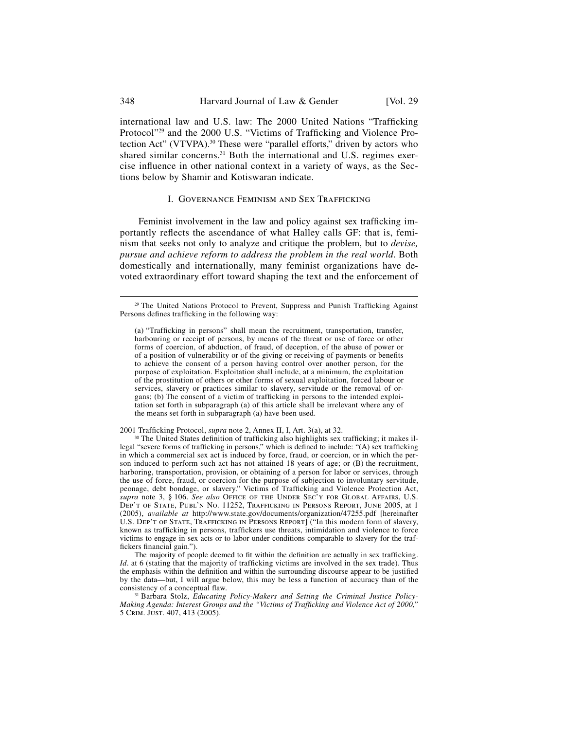international law and U.S. law: The 2000 United Nations "Trafficking Protocol"[29] and the 2000 U.S. "Victims of Trafficking and Violence Protection Act" (VTVPA).[30] These were "parallel efforts," driven by actors who shared similar concerns.[31] Both the international and U.S. regimes exercise influence in other national context in a variety of ways, as the Sections below by Shamir and Kotiswaran indicate.

## I. Governance Feminism and Sex Trafficking

Feminist involvement in the law and policy against sex trafficking importantly reflects the ascendance of what Halley calls GF: that is, feminism that seeks not only to analyze and critique the problem, but to *devise, pursue and achieve reform to address the problem in the real world*. Both domestically and internationally, many feminist organizations have devoted extraordinary effort toward shaping the text and the enforcement of

---

[29] The United Nations Protocol to Prevent, Suppress and Punish Trafficking Against Persons defines trafficking in the following way:

> (a) "Trafficking in persons" shall mean the recruitment, transportation, transfer, harbouring or receipt of persons, by means of the threat or use of force or other forms of coercion, of abduction, of fraud, of deception, of the abuse of power or of a position of vulnerability or of the giving or receiving of payments or benefits to achieve the consent of a person having control over another person, for the purpose of exploitation. Exploitation shall include, at a minimum, the exploitation of the prostitution of others or other forms of sexual exploitation, forced labour or services, slavery or practices similar to slavery, servitude or the removal of organs; (b) The consent of a victim of trafficking in persons to the intended exploitation set forth in subparagraph (a) of this article shall be irrelevant where any of the means set forth in subparagraph (a) have been used.

2001 Trafficking Protocol, *supra* note 2, Annex II, I, Art. 3(a), at 32.

[30] The United States definition of trafficking also highlights sex trafficking; it makes illegal "severe forms of trafficking in persons," which is defined to include: "(A) sex trafficking in which a commercial sex act is induced by force, fraud, or coercion, or in which the person induced to perform such act has not attained 18 years of age; or (B) the recruitment, harboring, transportation, provision, or obtaining of a person for labor or services, through the use of force, fraud, or coercion for the purpose of subjection to involuntary servitude, peonage, debt bondage, or slavery." Victims of Trafficking and Violence Protection Act, *supra* note 3, § 106. *See also* Office of the Under Sec'y for Global Affairs, U.S. Dep't of State, Publ'n No. 11252, Trafficking in Persons Report, June 2005, at 1 (2005), *available at* http://www.state.gov/documents/organization/47255.pdf [hereinafter U.S. Dep't of State, Trafficking in Persons Report] ("In this modern form of slavery, known as trafficking in persons, traffickers use threats, intimidation and violence to force victims to engage in sex acts or to labor under conditions comparable to slavery for the traffickers financial gain.").

The majority of people deemed to fit within the definition are actually in sex trafficking. *Id*. at 6 (stating that the majority of trafficking victims are involved in the sex trade). Thus the emphasis within the definition and within the surrounding discourse appear to be justified by the data—but, I will argue below, this may be less a function of accuracy than of the consistency of a conceptual flaw.

[31] Barbara Stolz, *Educating Policy-Makers and Setting the Criminal Justice Policy-Making Agenda: Interest Groups and the "Victims of Trafficking and Violence Act of 2000,"* 5 Crim. Just. 407, 413 (2005).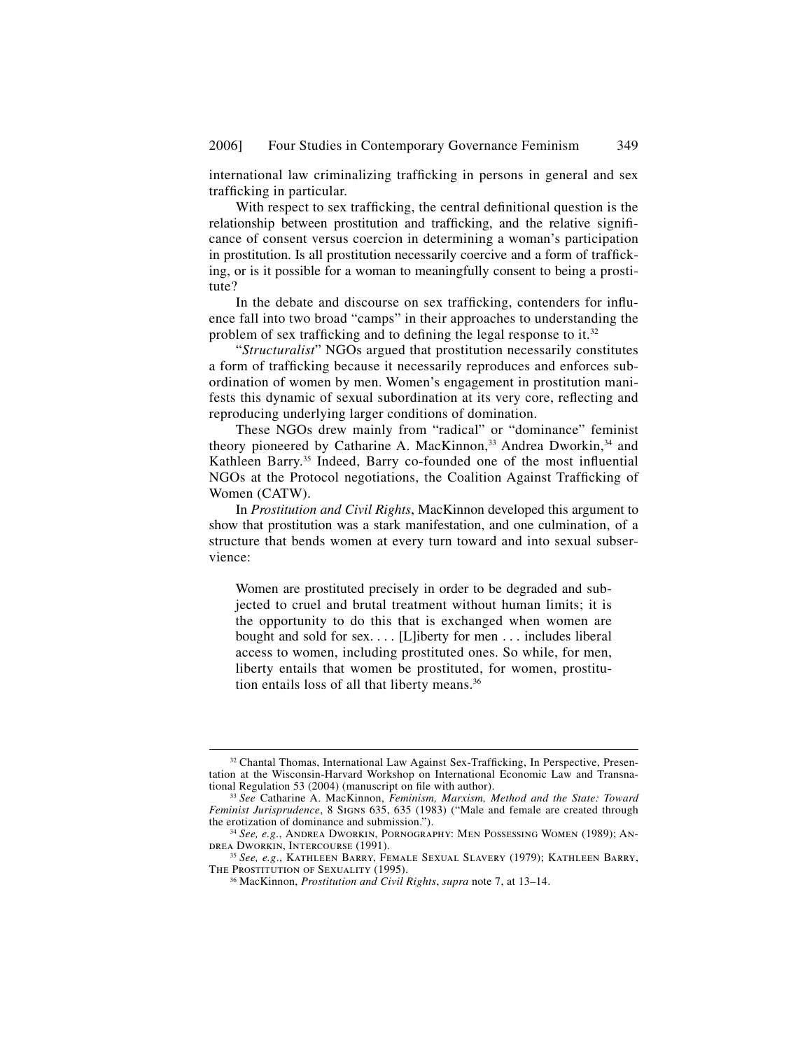international law criminalizing trafficking in persons in general and sex trafficking in particular.

With respect to sex trafficking, the central definitional question is the relationship between prostitution and trafficking, and the relative significance of consent versus coercion in determining a woman's participation in prostitution. Is all prostitution necessarily coercive and a form of trafficking, or is it possible for a woman to meaningfully consent to being a prostitute?

In the debate and discourse on sex trafficking, contenders for influence fall into two broad "camps" in their approaches to understanding the problem of sex trafficking and to defining the legal response to it.[32]

"*Structuralist*" NGOs argued that prostitution necessarily constitutes a form of trafficking because it necessarily reproduces and enforces subordination of women by men. Women's engagement in prostitution manifests this dynamic of sexual subordination at its very core, reflecting and reproducing underlying larger conditions of domination.

These NGOs drew mainly from "radical" or "dominance" feminist theory pioneered by Catharine A. MacKinnon,[33] Andrea Dworkin,[34] and Kathleen Barry.[35] Indeed, Barry co-founded one of the most influential NGOs at the Protocol negotiations, the Coalition Against Trafficking of Women (CATW).

In *Prostitution and Civil Rights*, MacKinnon developed this argument to show that prostitution was a stark manifestation, and one culmination, of a structure that bends women at every turn toward and into sexual subservience:

> Women are prostituted precisely in order to be degraded and subjected to cruel and brutal treatment without human limits; it is the opportunity to do this that is exchanged when women are bought and sold for sex. . . . [L]iberty for men . . . includes liberal access to women, including prostituted ones. So while, for men, liberty entails that women be prostituted, for women, prostitution entails loss of all that liberty means.[36]

---

[32] Chantal Thomas, International Law Against Sex-Trafficking, In Perspective, Presentation at the Wisconsin-Harvard Workshop on International Economic Law and Transnational Regulation 53 (2004) (manuscript on file with author).

[33] *See* Catharine A. MacKinnon, *Feminism, Marxism, Method and the State: Toward Feminist Jurisprudence*, 8 SIGNS 635, 635 (1983) ("Male and female are created through the erotization of dominance and submission.").

[34] *See, e.g.*, ANDREA DWORKIN, PORNOGRAPHY: MEN POSSESSING WOMEN (1989); ANDREA DWORKIN, INTERCOURSE (1991).

[35] *See, e.g.*, KATHLEEN BARRY, FEMALE SEXUAL SLAVERY (1979); KATHLEEN BARRY, THE PROSTITUTION OF SEXUALITY (1995).

[36] MacKinnon, *Prostitution and Civil Rights*, *supra* note 7, at 13–14.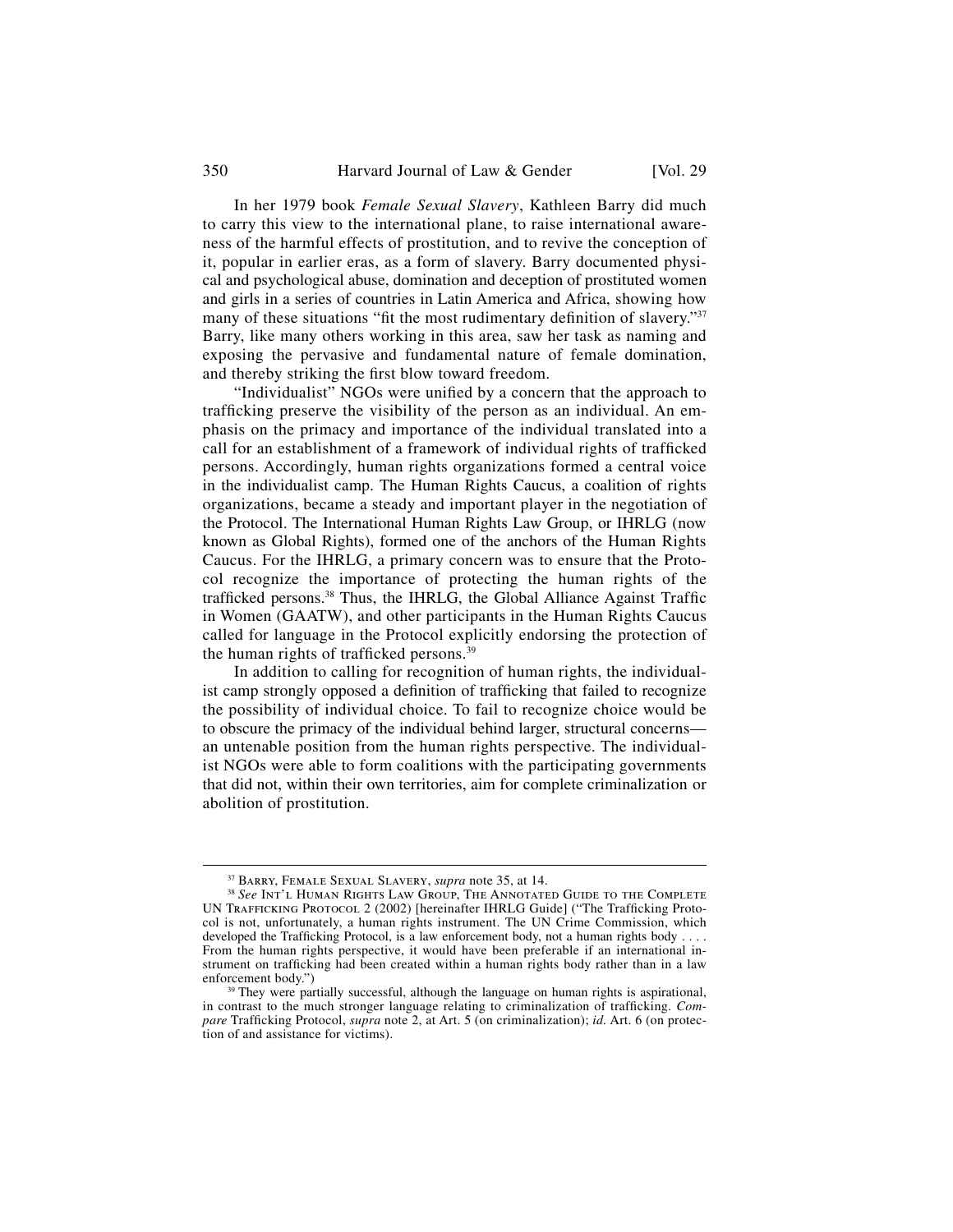In her 1979 book *Female Sexual Slavery*, Kathleen Barry did much to carry this view to the international plane, to raise international awareness of the harmful effects of prostitution, and to revive the conception of it, popular in earlier eras, as a form of slavery. Barry documented physical and psychological abuse, domination and deception of prostituted women and girls in a series of countries in Latin America and Africa, showing how many of these situations "fit the most rudimentary definition of slavery."[37] Barry, like many others working in this area, saw her task as naming and exposing the pervasive and fundamental nature of female domination, and thereby striking the first blow toward freedom.

"Individualist" NGOs were unified by a concern that the approach to trafficking preserve the visibility of the person as an individual. An emphasis on the primacy and importance of the individual translated into a call for an establishment of a framework of individual rights of trafficked persons. Accordingly, human rights organizations formed a central voice in the individualist camp. The Human Rights Caucus, a coalition of rights organizations, became a steady and important player in the negotiation of the Protocol. The International Human Rights Law Group, or IHRLG (now known as Global Rights), formed one of the anchors of the Human Rights Caucus. For the IHRLG, a primary concern was to ensure that the Protocol recognize the importance of protecting the human rights of the trafficked persons.[38] Thus, the IHRLG, the Global Alliance Against Traffic in Women (GAATW), and other participants in the Human Rights Caucus called for language in the Protocol explicitly endorsing the protection of the human rights of trafficked persons.[39]

In addition to calling for recognition of human rights, the individualist camp strongly opposed a definition of trafficking that failed to recognize the possibility of individual choice. To fail to recognize choice would be to obscure the primacy of the individual behind larger, structural concerns—an untenable position from the human rights perspective. The individualist NGOs were able to form coalitions with the participating governments that did not, within their own territories, aim for complete criminalization or abolition of prostitution.

---

[37] Barry, Female Sexual Slavery, *supra* note 35, at 14.

[38] *See* Int'l Human Rights Law Group, The Annotated Guide to the Complete UN Trafficking Protocol 2 (2002) [hereinafter IHRLG Guide] ("The Trafficking Protocol is not, unfortunately, a human rights instrument. The UN Crime Commission, which developed the Trafficking Protocol, is a law enforcement body, not a human rights body . . . . From the human rights perspective, it would have been preferable if an international instrument on trafficking had been created within a human rights body rather than in a law enforcement body.")

[39] They were partially successful, although the language on human rights is aspirational, in contrast to the much stronger language relating to criminalization of trafficking. *Compare* Trafficking Protocol, *supra* note 2, at Art. 5 (on criminalization); *id.* Art. 6 (on protection of and assistance for victims).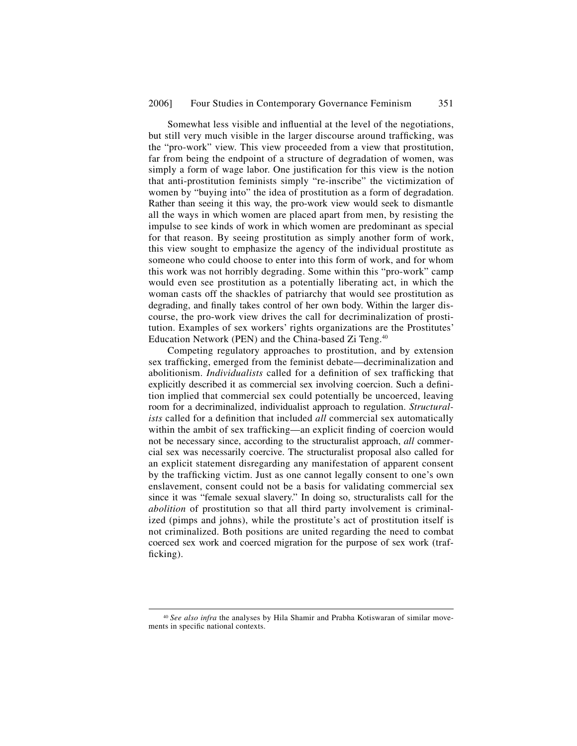Somewhat less visible and influential at the level of the negotiations, but still very much visible in the larger discourse around trafficking, was the "pro-work" view. This view proceeded from a view that prostitution, far from being the endpoint of a structure of degradation of women, was simply a form of wage labor. One justification for this view is the notion that anti-prostitution feminists simply "re-inscribe" the victimization of women by "buying into" the idea of prostitution as a form of degradation. Rather than seeing it this way, the pro-work view would seek to dismantle all the ways in which women are placed apart from men, by resisting the impulse to see kinds of work in which women are predominant as special for that reason. By seeing prostitution as simply another form of work, this view sought to emphasize the agency of the individual prostitute as someone who could choose to enter into this form of work, and for whom this work was not horribly degrading. Some within this "pro-work" camp would even see prostitution as a potentially liberating act, in which the woman casts off the shackles of patriarchy that would see prostitution as degrading, and finally takes control of her own body. Within the larger discourse, the pro-work view drives the call for decriminalization of prostitution. Examples of sex workers' rights organizations are the Prostitutes' Education Network (PEN) and the China-based Zi Teng.[40]

Competing regulatory approaches to prostitution, and by extension sex trafficking, emerged from the feminist debate—decriminalization and abolitionism. *Individualists* called for a definition of sex trafficking that explicitly described it as commercial sex involving coercion. Such a definition implied that commercial sex could potentially be uncoerced, leaving room for a decriminalized, individualist approach to regulation. *Structuralists* called for a definition that included *all* commercial sex automatically within the ambit of sex trafficking—an explicit finding of coercion would not be necessary since, according to the structuralist approach, *all* commercial sex was necessarily coercive. The structuralist proposal also called for an explicit statement disregarding any manifestation of apparent consent by the trafficking victim. Just as one cannot legally consent to one's own enslavement, consent could not be a basis for validating commercial sex since it was "female sexual slavery." In doing so, structuralists call for the *abolition* of prostitution so that all third party involvement is criminalized (pimps and johns), while the prostitute's act of prostitution itself is not criminalized. Both positions are united regarding the need to combat coerced sex work and coerced migration for the purpose of sex work (trafficking).

---

[40] *See also infra* the analyses by Hila Shamir and Prabha Kotiswaran of similar movements in specific national contexts.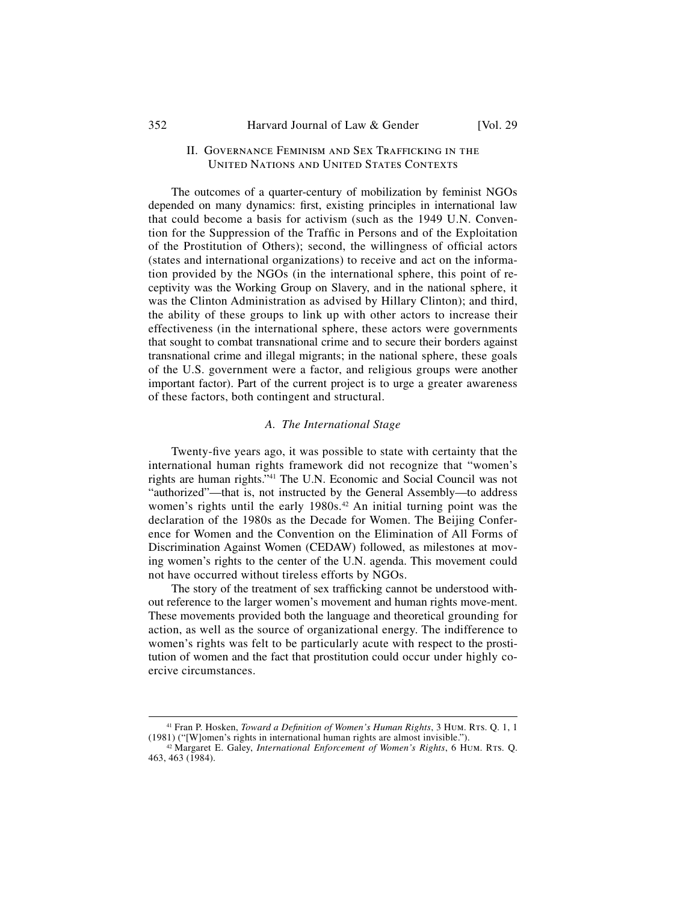## II. Governance Feminism and Sex Trafficking in the United Nations and United States Contexts

The outcomes of a quarter-century of mobilization by feminist NGOs depended on many dynamics: first, existing principles in international law that could become a basis for activism (such as the 1949 U.N. Convention for the Suppression of the Traffic in Persons and of the Exploitation of the Prostitution of Others); second, the willingness of official actors (states and international organizations) to receive and act on the information provided by the NGOs (in the international sphere, this point of receptivity was the Working Group on Slavery, and in the national sphere, it was the Clinton Administration as advised by Hillary Clinton); and third, the ability of these groups to link up with other actors to increase their effectiveness (in the international sphere, these actors were governments that sought to combat transnational crime and to secure their borders against transnational crime and illegal migrants; in the national sphere, these goals of the U.S. government were a factor, and religious groups were another important factor). Part of the current project is to urge a greater awareness of these factors, both contingent and structural.

### *A. The International Stage*

Twenty-five years ago, it was possible to state with certainty that the international human rights framework did not recognize that "women's rights are human rights."[41] The U.N. Economic and Social Council was not "authorized"—that is, not instructed by the General Assembly—to address women's rights until the early 1980s.[42] An initial turning point was the declaration of the 1980s as the Decade for Women. The Beijing Conference for Women and the Convention on the Elimination of All Forms of Discrimination Against Women (CEDAW) followed, as milestones at moving women's rights to the center of the U.N. agenda. This movement could not have occurred without tireless efforts by NGOs.

The story of the treatment of sex trafficking cannot be understood without reference to the larger women's movement and human rights move-ment. These movements provided both the language and theoretical grounding for action, as well as the source of organizational energy. The indifference to women's rights was felt to be particularly acute with respect to the prostitution of women and the fact that prostitution could occur under highly coercive circumstances.

---

[41] Fran P. Hosken, *Toward a Definition of Women's Human Rights*, 3 Hum. Rts. Q. 1, 1 (1981) ("[W]omen's rights in international human rights are almost invisible.").

[42] Margaret E. Galey, *International Enforcement of Women's Rights*, 6 Hum. Rts. Q. 463, 463 (1984).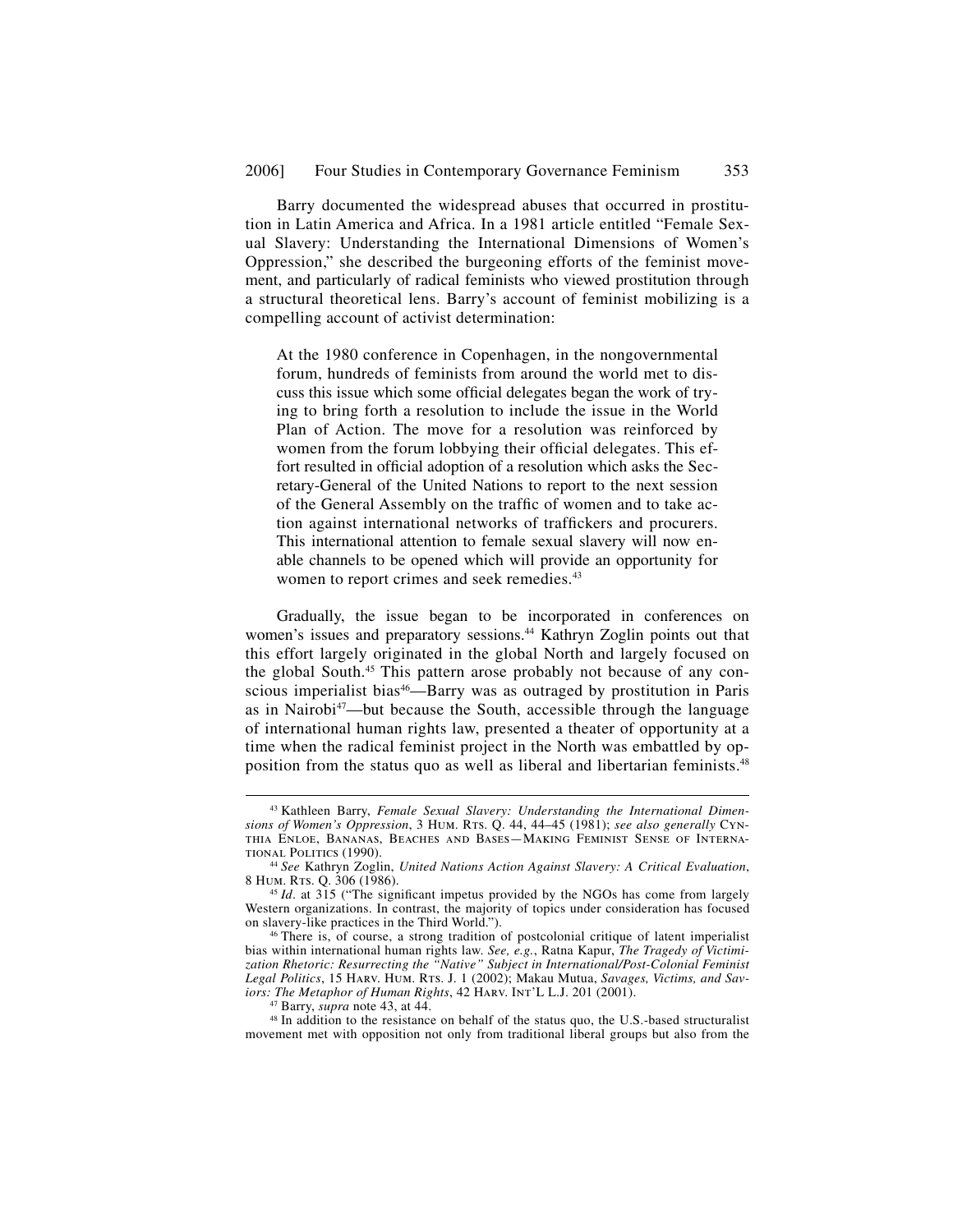Barry documented the widespread abuses that occurred in prostitution in Latin America and Africa. In a 1981 article entitled "Female Sexual Slavery: Understanding the International Dimensions of Women's Oppression," she described the burgeoning efforts of the feminist movement, and particularly of radical feminists who viewed prostitution through a structural theoretical lens. Barry's account of feminist mobilizing is a compelling account of activist determination:

> At the 1980 conference in Copenhagen, in the nongovernmental forum, hundreds of feminists from around the world met to discuss this issue which some official delegates began the work of trying to bring forth a resolution to include the issue in the World Plan of Action. The move for a resolution was reinforced by women from the forum lobbying their official delegates. This effort resulted in official adoption of a resolution which asks the Secretary-General of the United Nations to report to the next session of the General Assembly on the traffic of women and to take action against international networks of traffickers and procurers. This international attention to female sexual slavery will now enable channels to be opened which will provide an opportunity for women to report crimes and seek remedies.[43]

Gradually, the issue began to be incorporated in conferences on women's issues and preparatory sessions.[44] Kathryn Zoglin points out that this effort largely originated in the global North and largely focused on the global South.[45] This pattern arose probably not because of any conscious imperialist bias[46]—Barry was as outraged by prostitution in Paris as in Nairobi[47]—but because the South, accessible through the language of international human rights law, presented a theater of opportunity at a time when the radical feminist project in the North was embattled by opposition from the status quo as well as liberal and libertarian feminists.[48]

---

[43] Kathleen Barry, *Female Sexual Slavery: Understanding the International Dimensions of Women's Oppression*, 3 Hum. Rts. Q. 44, 44–45 (1981); *see also generally* Cynthia Enloe, Bananas, Beaches and Bases—Making Feminist Sense of International Politics (1990).

[44] *See* Kathryn Zoglin, *United Nations Action Against Slavery: A Critical Evaluation*, 8 Hum. Rts. Q. 306 (1986).

[45] *Id*. at 315 ("The significant impetus provided by the NGOs has come from largely Western organizations. In contrast, the majority of topics under consideration has focused on slavery-like practices in the Third World.").

[46] There is, of course, a strong tradition of postcolonial critique of latent imperialist bias within international human rights law. *See, e.g.*, Ratna Kapur, *The Tragedy of Victimization Rhetoric: Resurrecting the "Native" Subject in International/Post-Colonial Feminist Legal Politics*, 15 Harv. Hum. Rts. J. 1 (2002); Makau Mutua, *Savages, Victims, and Saviors: The Metaphor of Human Rights*, 42 Harv. Int'l L.J. 201 (2001).

[47] Barry, *supra* note 43, at 44.

[48] In addition to the resistance on behalf of the status quo, the U.S.-based structuralist movement met with opposition not only from traditional liberal groups but also from the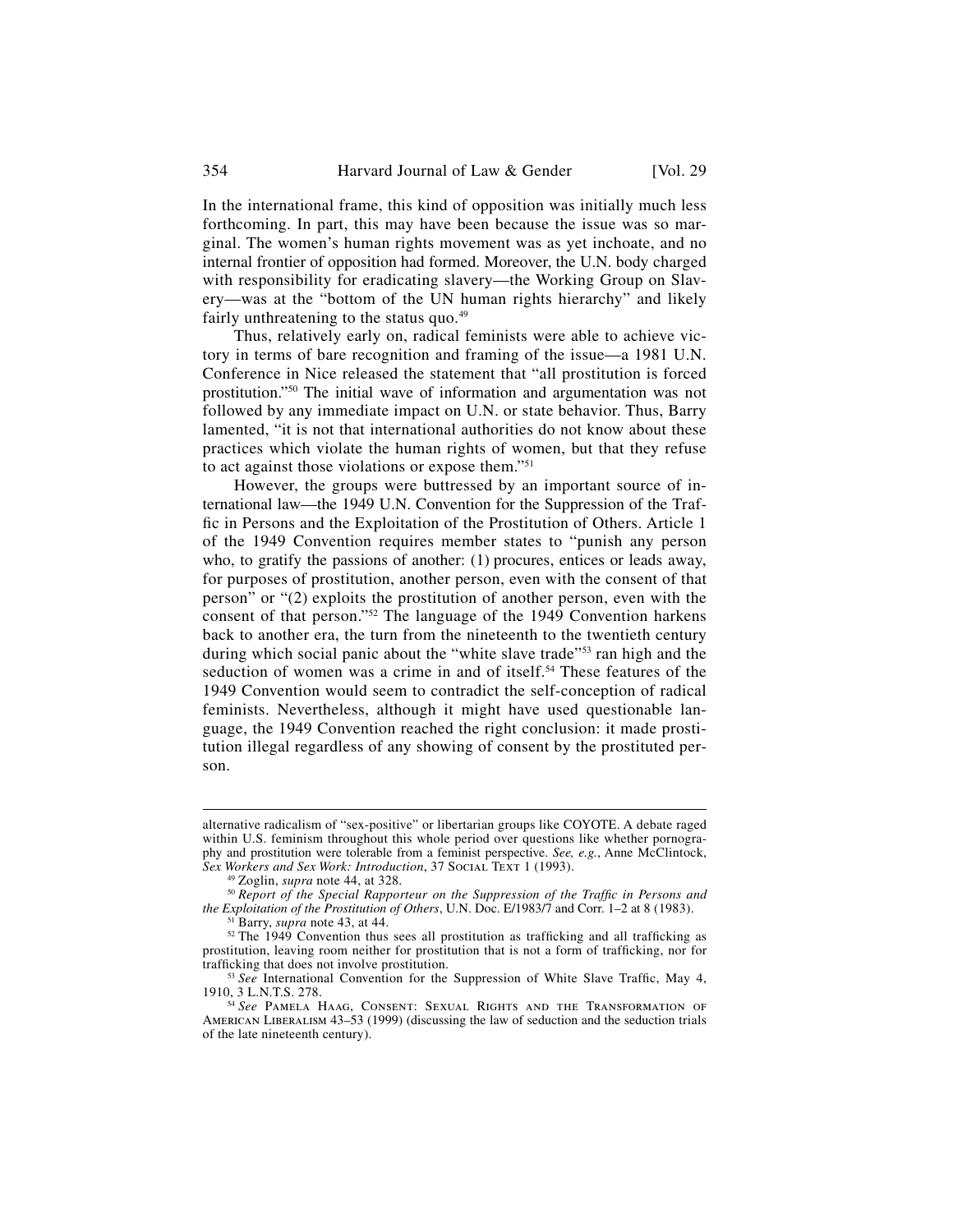In the international frame, this kind of opposition was initially much less forthcoming. In part, this may have been because the issue was so marginal. The women's human rights movement was as yet inchoate, and no internal frontier of opposition had formed. Moreover, the U.N. body charged with responsibility for eradicating slavery—the Working Group on Slavery—was at the "bottom of the UN human rights hierarchy" and likely fairly unthreatening to the status quo.[49]

Thus, relatively early on, radical feminists were able to achieve victory in terms of bare recognition and framing of the issue—a 1981 U.N. Conference in Nice released the statement that "all prostitution is forced prostitution."[50] The initial wave of information and argumentation was not followed by any immediate impact on U.N. or state behavior. Thus, Barry lamented, "it is not that international authorities do not know about these practices which violate the human rights of women, but that they refuse to act against those violations or expose them."[51]

However, the groups were buttressed by an important source of international law—the 1949 U.N. Convention for the Suppression of the Traffic in Persons and the Exploitation of the Prostitution of Others. Article 1 of the 1949 Convention requires member states to "punish any person who, to gratify the passions of another: (1) procures, entices or leads away, for purposes of prostitution, another person, even with the consent of that person" or "(2) exploits the prostitution of another person, even with the consent of that person."[52] The language of the 1949 Convention harkens back to another era, the turn from the nineteenth to the twentieth century during which social panic about the "white slave trade"[53] ran high and the seduction of women was a crime in and of itself.[54] These features of the 1949 Convention would seem to contradict the self-conception of radical feminists. Nevertheless, although it might have used questionable language, the 1949 Convention reached the right conclusion: it made prostitution illegal regardless of any showing of consent by the prostituted person.

---

alternative radicalism of "sex-positive" or libertarian groups like COYOTE. A debate raged within U.S. feminism throughout this whole period over questions like whether pornography and prostitution were tolerable from a feminist perspective. *See, e.g.*, Anne McClintock, *Sex Workers and Sex Work: Introduction*, 37 Social Text 1 (1993).

[49] Zoglin, *supra* note 44, at 328.

[50] *Report of the Special Rapporteur on the Suppression of the Traffic in Persons and the Exploitation of the Prostitution of Others*, U.N. Doc. E/1983/7 and Corr. 1–2 at 8 (1983).

[51] Barry, *supra* note 43, at 44.

[52] The 1949 Convention thus sees all prostitution as trafficking and all trafficking as prostitution, leaving room neither for prostitution that is not a form of trafficking, nor for trafficking that does not involve prostitution.

[53] *See* International Convention for the Suppression of White Slave Traffic, May 4, 1910, 3 L.N.T.S. 278.

[54] *See* Pamela Haag, Consent: Sexual Rights and the Transformation of American Liberalism 43–53 (1999) (discussing the law of seduction and the seduction trials of the late nineteenth century).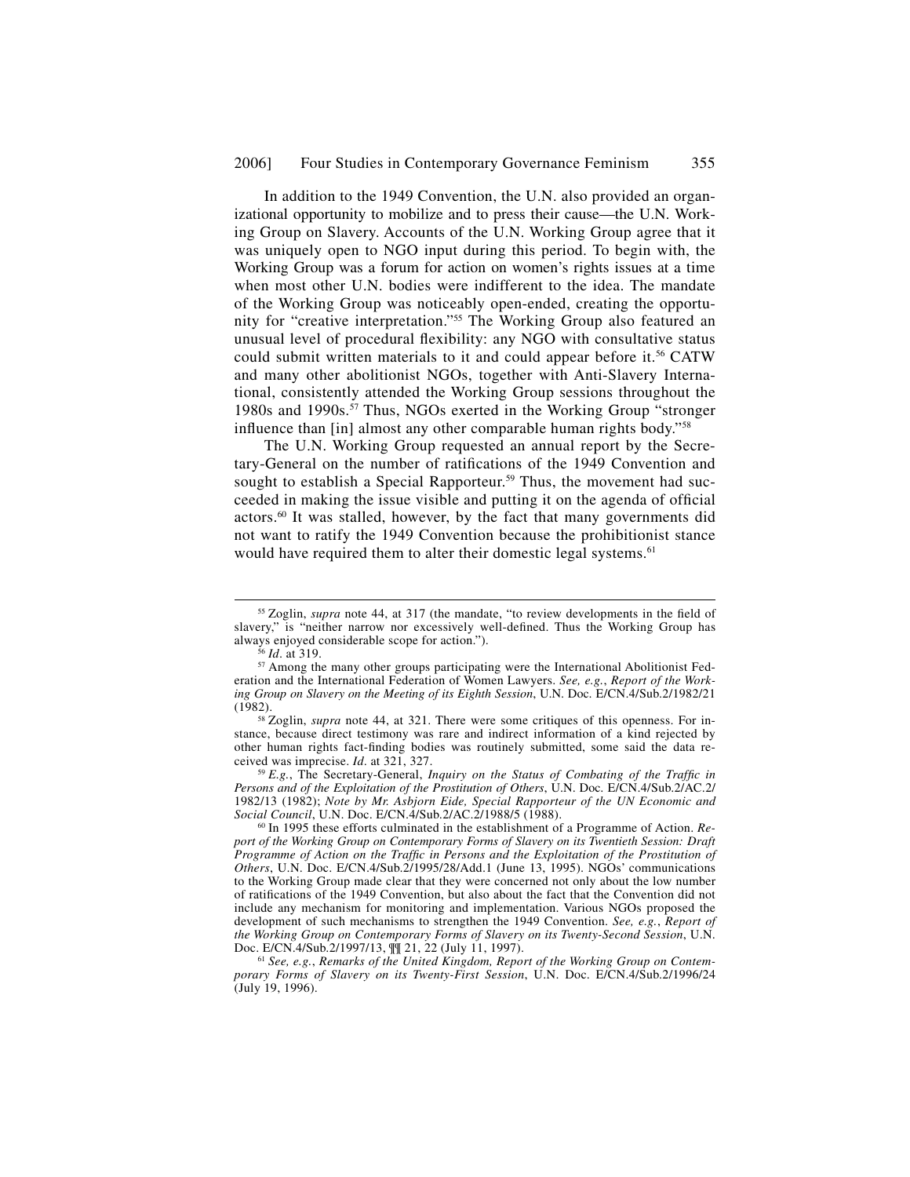In addition to the 1949 Convention, the U.N. also provided an organizational opportunity to mobilize and to press their cause—the U.N. Working Group on Slavery. Accounts of the U.N. Working Group agree that it was uniquely open to NGO input during this period. To begin with, the Working Group was a forum for action on women's rights issues at a time when most other U.N. bodies were indifferent to the idea. The mandate of the Working Group was noticeably open-ended, creating the opportunity for "creative interpretation."[55] The Working Group also featured an unusual level of procedural flexibility: any NGO with consultative status could submit written materials to it and could appear before it.[56] CATW and many other abolitionist NGOs, together with Anti-Slavery International, consistently attended the Working Group sessions throughout the 1980s and 1990s.[57] Thus, NGOs exerted in the Working Group "stronger influence than [in] almost any other comparable human rights body."[58]

The U.N. Working Group requested an annual report by the Secretary-General on the number of ratifications of the 1949 Convention and sought to establish a Special Rapporteur.[59] Thus, the movement had succeeded in making the issue visible and putting it on the agenda of official actors.[60] It was stalled, however, by the fact that many governments did not want to ratify the 1949 Convention because the prohibitionist stance would have required them to alter their domestic legal systems.[61]

---

[55] Zoglin, *supra* note 44, at 317 (the mandate, "to review developments in the field of slavery," is "neither narrow nor excessively well-defined. Thus the Working Group has always enjoyed considerable scope for action.").

[56] *Id*. at 319.

[57] Among the many other groups participating were the International Abolitionist Federation and the International Federation of Women Lawyers. *See, e.g.*, *Report of the Working Group on Slavery on the Meeting of its Eighth Session*, U.N. Doc. E/CN.4/Sub.2/1982/21 (1982).

[58] Zoglin, *supra* note 44, at 321. There were some critiques of this openness. For instance, because direct testimony was rare and indirect information of a kind rejected by other human rights fact-finding bodies was routinely submitted, some said the data received was imprecise. *Id*. at 321, 327.

[59] *E.g.*, The Secretary-General, *Inquiry on the Status of Combating of the Traffic in Persons and of the Exploitation of the Prostitution of Others*, U.N. Doc. E/CN.4/Sub.2/AC.2/1982/13 (1982); *Note by Mr. Asbjorn Eide, Special Rapporteur of the UN Economic and Social Council*, U.N. Doc. E/CN.4/Sub.2/AC.2/1988/5 (1988).

[60] In 1995 these efforts culminated in the establishment of a Programme of Action. *Report of the Working Group on Contemporary Forms of Slavery on its Twentieth Session: Draft Programme of Action on the Traffic in Persons and the Exploitation of the Prostitution of Others*, U.N. Doc. E/CN.4/Sub.2/1995/28/Add.1 (June 13, 1995). NGOs' communications to the Working Group made clear that they were concerned not only about the low number of ratifications of the 1949 Convention, but also about the fact that the Convention did not include any mechanism for monitoring and implementation. Various NGOs proposed the development of such mechanisms to strengthen the 1949 Convention. *See, e.g.*, *Report of the Working Group on Contemporary Forms of Slavery on its Twenty-Second Session*, U.N. Doc. E/CN.4/Sub.2/1997/13, ¶¶ 21, 22 (July 11, 1997).

[61] *See, e.g.*, *Remarks of the United Kingdom, Report of the Working Group on Contemporary Forms of Slavery on its Twenty-First Session*, U.N. Doc. E/CN.4/Sub.2/1996/24 (July 19, 1996).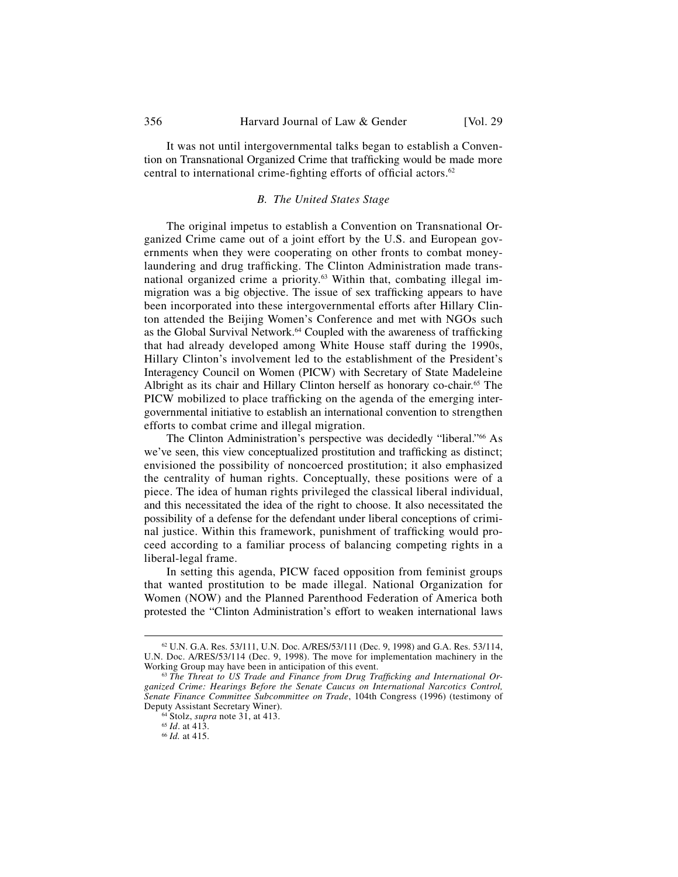It was not until intergovernmental talks began to establish a Convention on Transnational Organized Crime that trafficking would be made more central to international crime-fighting efforts of official actors.[62]

### *B. The United States Stage*

The original impetus to establish a Convention on Transnational Organized Crime came out of a joint effort by the U.S. and European governments when they were cooperating on other fronts to combat money-laundering and drug trafficking. The Clinton Administration made transnational organized crime a priority.[63] Within that, combating illegal immigration was a big objective. The issue of sex trafficking appears to have been incorporated into these intergovernmental efforts after Hillary Clinton attended the Beijing Women's Conference and met with NGOs such as the Global Survival Network.[64] Coupled with the awareness of trafficking that had already developed among White House staff during the 1990s, Hillary Clinton's involvement led to the establishment of the President's Interagency Council on Women (PICW) with Secretary of State Madeleine Albright as its chair and Hillary Clinton herself as honorary co-chair.[65] The PICW mobilized to place trafficking on the agenda of the emerging intergovernmental initiative to establish an international convention to strengthen efforts to combat crime and illegal migration.

The Clinton Administration's perspective was decidedly "liberal."[66] As we've seen, this view conceptualized prostitution and trafficking as distinct; envisioned the possibility of noncoerced prostitution; it also emphasized the centrality of human rights. Conceptually, these positions were of a piece. The idea of human rights privileged the classical liberal individual, and this necessitated the idea of the right to choose. It also necessitated the possibility of a defense for the defendant under liberal conceptions of criminal justice. Within this framework, punishment of trafficking would proceed according to a familiar process of balancing competing rights in a liberal-legal frame.

In setting this agenda, PICW faced opposition from feminist groups that wanted prostitution to be made illegal. National Organization for Women (NOW) and the Planned Parenthood Federation of America both protested the "Clinton Administration's effort to weaken international laws

---

[62] U.N. G.A. Res. 53/111, U.N. Doc. A/RES/53/111 (Dec. 9, 1998) and G.A. Res. 53/114, U.N. Doc. A/RES/53/114 (Dec. 9, 1998). The move for implementation machinery in the Working Group may have been in anticipation of this event.

[63] *The Threat to US Trade and Finance from Drug Trafficking and International Organized Crime: Hearings Before the Senate Caucus on International Narcotics Control, Senate Finance Committee Subcommittee on Trade*, 104th Congress (1996) (testimony of Deputy Assistant Secretary Winer).

[64] Stolz, *supra* note 31, at 413.

[65] *Id*. at 413.

[66] *Id.* at 415.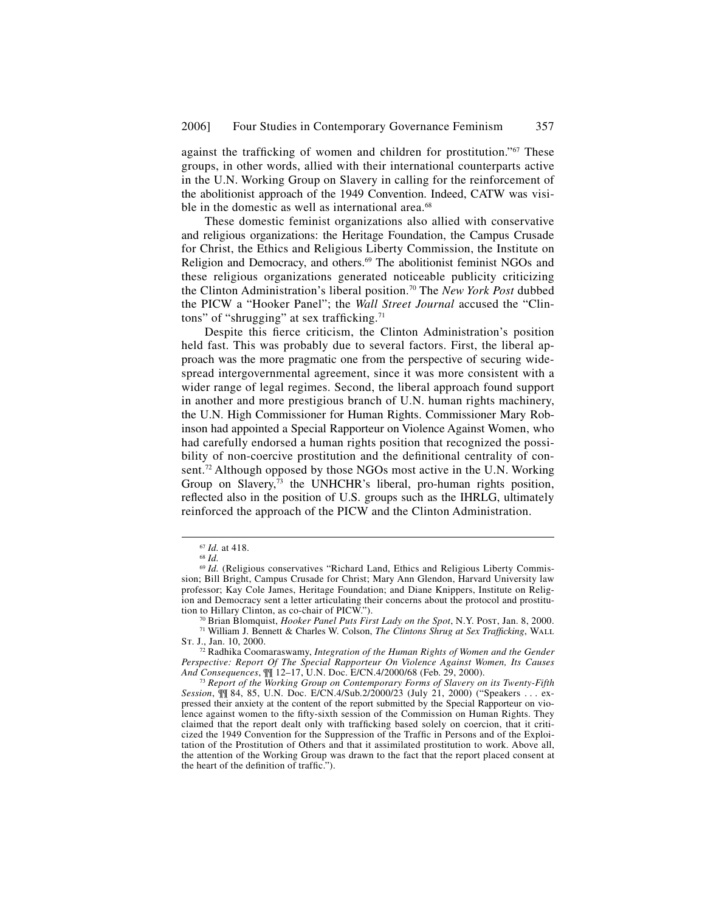against the trafficking of women and children for prostitution."[67] These groups, in other words, allied with their international counterparts active in the U.N. Working Group on Slavery in calling for the reinforcement of the abolitionist approach of the 1949 Convention. Indeed, CATW was visible in the domestic as well as international area.[68]

These domestic feminist organizations also allied with conservative and religious organizations: the Heritage Foundation, the Campus Crusade for Christ, the Ethics and Religious Liberty Commission, the Institute on Religion and Democracy, and others.[69] The abolitionist feminist NGOs and these religious organizations generated noticeable publicity criticizing the Clinton Administration's liberal position.[70] The *New York Post* dubbed the PICW a "Hooker Panel"; the *Wall Street Journal* accused the "Clintons" of "shrugging" at sex trafficking.[71]

Despite this fierce criticism, the Clinton Administration's position held fast. This was probably due to several factors. First, the liberal approach was the more pragmatic one from the perspective of securing widespread intergovernmental agreement, since it was more consistent with a wider range of legal regimes. Second, the liberal approach found support in another and more prestigious branch of U.N. human rights machinery, the U.N. High Commissioner for Human Rights. Commissioner Mary Robinson had appointed a Special Rapporteur on Violence Against Women, who had carefully endorsed a human rights position that recognized the possibility of non-coercive prostitution and the definitional centrality of consent.[72] Although opposed by those NGOs most active in the U.N. Working Group on Slavery,[73] the UNHCHR's liberal, pro-human rights position, reflected also in the position of U.S. groups such as the IHRLG, ultimately reinforced the approach of the PICW and the Clinton Administration.

---

[67] *Id.* at 418.

[68] *Id.*

[69] *Id.* (Religious conservatives "Richard Land, Ethics and Religious Liberty Commission; Bill Bright, Campus Crusade for Christ; Mary Ann Glendon, Harvard University law professor; Kay Cole James, Heritage Foundation; and Diane Knippers, Institute on Religion and Democracy sent a letter articulating their concerns about the protocol and prostitution to Hillary Clinton, as co-chair of PICW.").

[70] Brian Blomquist, *Hooker Panel Puts First Lady on the Spot*, N.Y. Post, Jan. 8, 2000.

[71] William J. Bennett & Charles W. Colson, *The Clintons Shrug at Sex Trafficking*, Wall St. J., Jan. 10, 2000.

[72] Radhika Coomaraswamy, *Integration of the Human Rights of Women and the Gender Perspective: Report Of The Special Rapporteur On Violence Against Women, Its Causes And Consequences*, ¶¶ 12–17, U.N. Doc. E/CN.4/2000/68 (Feb. 29, 2000).

[73] *Report of the Working Group on Contemporary Forms of Slavery on its Twenty-Fifth Session*, ¶¶ 84, 85, U.N. Doc. E/CN.4/Sub.2/2000/23 (July 21, 2000) ("Speakers . . . expressed their anxiety at the content of the report submitted by the Special Rapporteur on violence against women to the fifty-sixth session of the Commission on Human Rights. They claimed that the report dealt only with trafficking based solely on coercion, that it criticized the 1949 Convention for the Suppression of the Traffic in Persons and of the Exploitation of the Prostitution of Others and that it assimilated prostitution to work. Above all, the attention of the Working Group was drawn to the fact that the report placed consent at the heart of the definition of traffic.").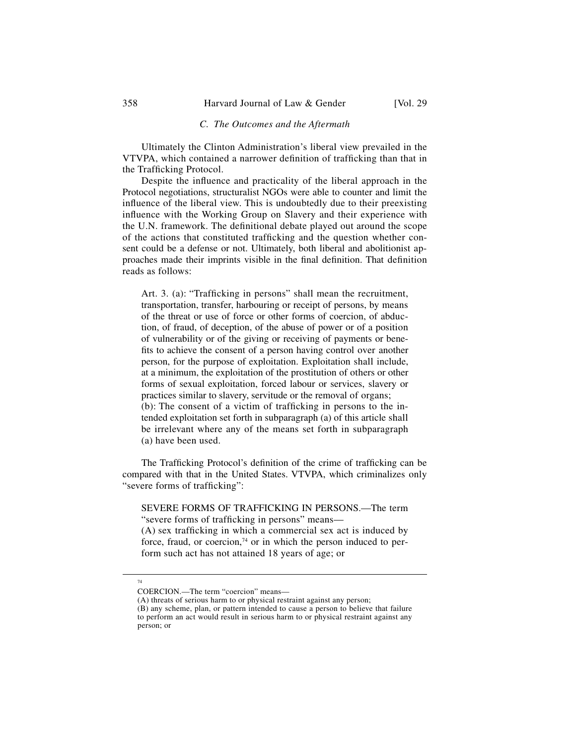### C. *The Outcomes and the Aftermath*

Ultimately the Clinton Administration's liberal view prevailed in the VTVPA, which contained a narrower definition of trafficking than that in the Trafficking Protocol.

Despite the influence and practicality of the liberal approach in the Protocol negotiations, structuralist NGOs were able to counter and limit the influence of the liberal view. This is undoubtedly due to their preexisting influence with the Working Group on Slavery and their experience with the U.N. framework. The definitional debate played out around the scope of the actions that constituted trafficking and the question whether consent could be a defense or not. Ultimately, both liberal and abolitionist approaches made their imprints visible in the final definition. That definition reads as follows:

> Art. 3. (a): "Trafficking in persons" shall mean the recruitment, transportation, transfer, harbouring or receipt of persons, by means of the threat or use of force or other forms of coercion, of abduction, of fraud, of deception, of the abuse of power or of a position of vulnerability or of the giving or receiving of payments or benefits to achieve the consent of a person having control over another person, for the purpose of exploitation. Exploitation shall include, at a minimum, the exploitation of the prostitution of others or other forms of sexual exploitation, forced labour or services, slavery or practices similar to slavery, servitude or the removal of organs;
> (b): The consent of a victim of trafficking in persons to the intended exploitation set forth in subparagraph (a) of this article shall be irrelevant where any of the means set forth in subparagraph (a) have been used.

The Trafficking Protocol's definition of the crime of trafficking can be compared with that in the United States. VTVPA, which criminalizes only "severe forms of trafficking":

> SEVERE FORMS OF TRAFFICKING IN PERSONS.—The term "severe forms of trafficking in persons" means—
> (A) sex trafficking in which a commercial sex act is induced by force, fraud, or coercion,[74] or in which the person induced to perform such act has not attained 18 years of age; or

---

[74] COERCION.—The term "coercion" means—
(A) threats of serious harm to or physical restraint against any person;
(B) any scheme, plan, or pattern intended to cause a person to believe that failure to perform an act would result in serious harm to or physical restraint against any person; or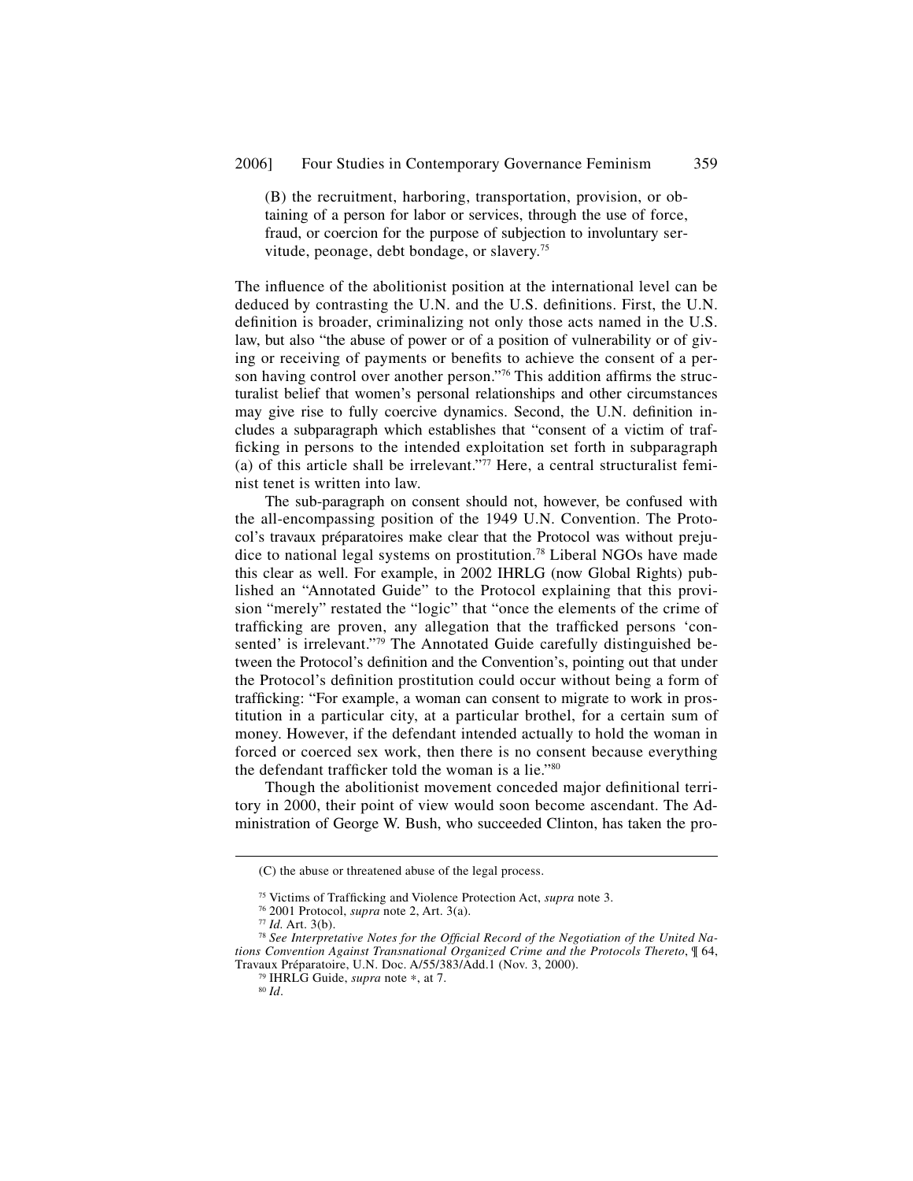(B) the recruitment, harboring, transportation, provision, or obtaining of a person for labor or services, through the use of force, fraud, or coercion for the purpose of subjection to involuntary servitude, peonage, debt bondage, or slavery.[75]

The influence of the abolitionist position at the international level can be deduced by contrasting the U.N. and the U.S. definitions. First, the U.N. definition is broader, criminalizing not only those acts named in the U.S. law, but also "the abuse of power or of a position of vulnerability or of giving or receiving of payments or benefits to achieve the consent of a person having control over another person."[76] This addition affirms the structuralist belief that women's personal relationships and other circumstances may give rise to fully coercive dynamics. Second, the U.N. definition includes a subparagraph which establishes that "consent of a victim of trafficking in persons to the intended exploitation set forth in subparagraph (a) of this article shall be irrelevant."[77] Here, a central structuralist feminist tenet is written into law.

The sub-paragraph on consent should not, however, be confused with the all-encompassing position of the 1949 U.N. Convention. The Protocol's travaux préparatoires make clear that the Protocol was without prejudice to national legal systems on prostitution.[78] Liberal NGOs have made this clear as well. For example, in 2002 IHRLG (now Global Rights) published an "Annotated Guide" to the Protocol explaining that this provision "merely" restated the "logic" that "once the elements of the crime of trafficking are proven, any allegation that the trafficked persons 'consented' is irrelevant."[79] The Annotated Guide carefully distinguished between the Protocol's definition and the Convention's, pointing out that under the Protocol's definition prostitution could occur without being a form of trafficking: "For example, a woman can consent to migrate to work in prostitution in a particular city, at a particular brothel, for a certain sum of money. However, if the defendant intended actually to hold the woman in forced or coerced sex work, then there is no consent because everything the defendant trafficker told the woman is a lie."[80]

Though the abolitionist movement conceded major definitional territory in 2000, their point of view would soon become ascendant. The Administration of George W. Bush, who succeeded Clinton, has taken the pro-

---

(C) the abuse or threatened abuse of the legal process.

[75] Victims of Trafficking and Violence Protection Act, *supra* note 3.

[76] 2001 Protocol, *supra* note 2, Art. 3(a).

[77] *Id.* Art. 3(b).

[78] *See Interpretative Notes for the Official Record of the Negotiation of the United Nations Convention Against Transnational Organized Crime and the Protocols Thereto*, ¶ 64, Travaux Préparatoire, U.N. Doc. A/55/383/Add.1 (Nov. 3, 2000).

[79] IHRLG Guide, *supra* note *, at 7.

[80] *Id*.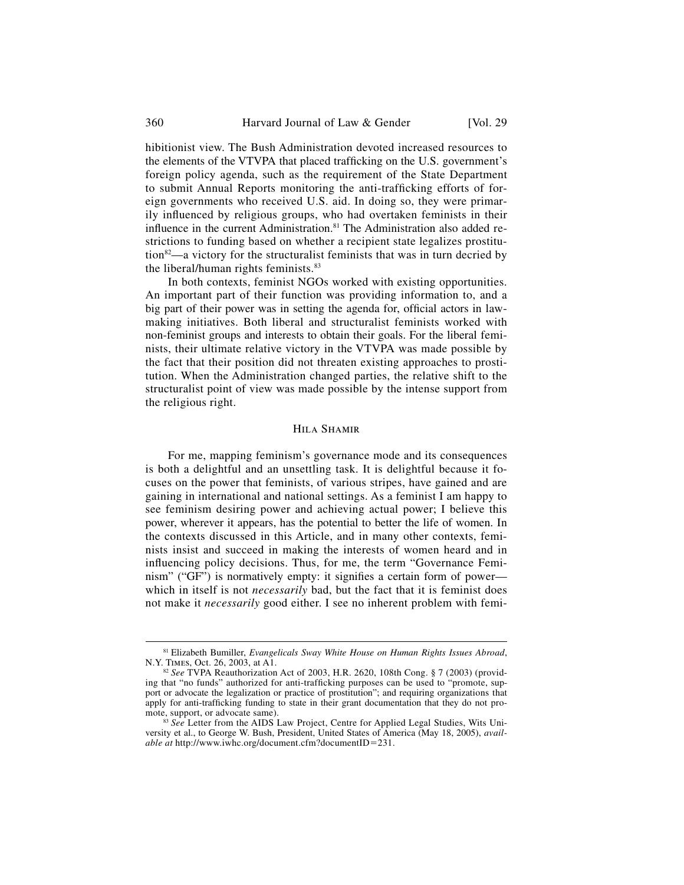hibitionist view. The Bush Administration devoted increased resources to the elements of the VTVPA that placed trafficking on the U.S. government's foreign policy agenda, such as the requirement of the State Department to submit Annual Reports monitoring the anti-trafficking efforts of foreign governments who received U.S. aid. In doing so, they were primarily influenced by religious groups, who had overtaken feminists in their influence in the current Administration.[81] The Administration also added restrictions to funding based on whether a recipient state legalizes prostitution[82]—a victory for the structuralist feminists that was in turn decried by the liberal/human rights feminists.[83]

In both contexts, feminist NGOs worked with existing opportunities. An important part of their function was providing information to, and a big part of their power was in setting the agenda for, official actors in lawmaking initiatives. Both liberal and structuralist feminists worked with non-feminist groups and interests to obtain their goals. For the liberal feminists, their ultimate relative victory in the VTVPA was made possible by the fact that their position did not threaten existing approaches to prostitution. When the Administration changed parties, the relative shift to the structuralist point of view was made possible by the intense support from the religious right.

## Hila Shamir

For me, mapping feminism's governance mode and its consequences is both a delightful and an unsettling task. It is delightful because it focuses on the power that feminists, of various stripes, have gained and are gaining in international and national settings. As a feminist I am happy to see feminism desiring power and achieving actual power; I believe this power, wherever it appears, has the potential to better the life of women. In the contexts discussed in this Article, and in many other contexts, feminists insist and succeed in making the interests of women heard and in influencing policy decisions. Thus, for me, the term "Governance Feminism" ("GF") is normatively empty: it signifies a certain form of power—which in itself is not *necessarily* bad, but the fact that it is feminist does not make it *necessarily* good either. I see no inherent problem with femi-

---

[81] Elizabeth Bumiller, *Evangelicals Sway White House on Human Rights Issues Abroad*, N.Y. Times, Oct. 26, 2003, at A1.

[82] *See* TVPA Reauthorization Act of 2003, H.R. 2620, 108th Cong. § 7 (2003) (providing that "no funds" authorized for anti-trafficking purposes can be used to "promote, support or advocate the legalization or practice of prostitution"; and requiring organizations that apply for anti-trafficking funding to state in their grant documentation that they do not promote, support, or advocate same).

[83] *See* Letter from the AIDS Law Project, Centre for Applied Legal Studies, Wits University et al., to George W. Bush, President, United States of America (May 18, 2005), *available at* http://www.iwhc.org/document.cfm?documentID=231.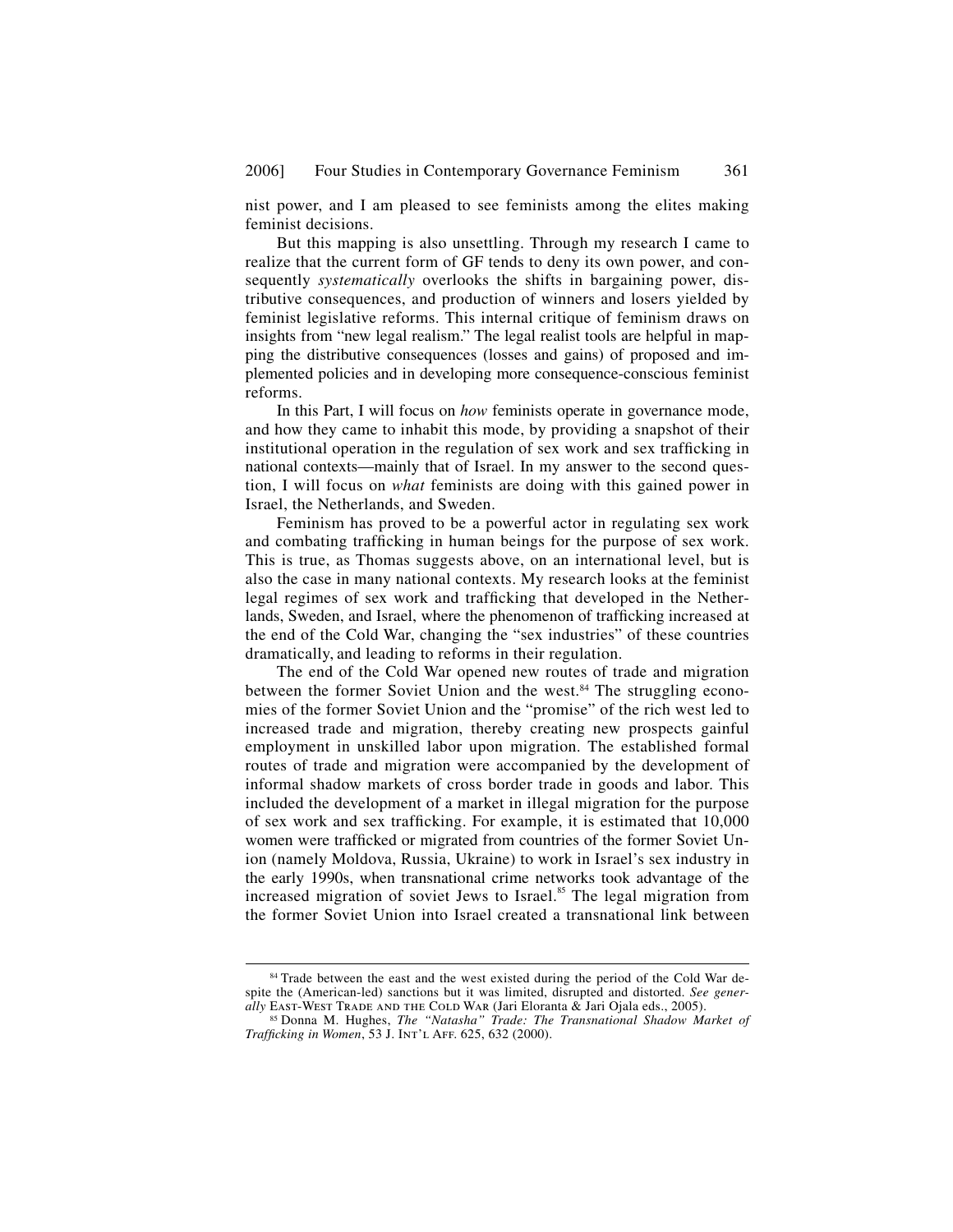nist power, and I am pleased to see feminists among the elites making feminist decisions.

But this mapping is also unsettling. Through my research I came to realize that the current form of GF tends to deny its own power, and consequently *systematically* overlooks the shifts in bargaining power, distributive consequences, and production of winners and losers yielded by feminist legislative reforms. This internal critique of feminism draws on insights from "new legal realism." The legal realist tools are helpful in mapping the distributive consequences (losses and gains) of proposed and implemented policies and in developing more consequence-conscious feminist reforms.

In this Part, I will focus on *how* feminists operate in governance mode, and how they came to inhabit this mode, by providing a snapshot of their institutional operation in the regulation of sex work and sex trafficking in national contexts—mainly that of Israel. In my answer to the second question, I will focus on *what* feminists are doing with this gained power in Israel, the Netherlands, and Sweden.

Feminism has proved to be a powerful actor in regulating sex work and combating trafficking in human beings for the purpose of sex work. This is true, as Thomas suggests above, on an international level, but is also the case in many national contexts. My research looks at the feminist legal regimes of sex work and trafficking that developed in the Netherlands, Sweden, and Israel, where the phenomenon of trafficking increased at the end of the Cold War, changing the "sex industries" of these countries dramatically, and leading to reforms in their regulation.

The end of the Cold War opened new routes of trade and migration between the former Soviet Union and the west.[84] The struggling economies of the former Soviet Union and the "promise" of the rich west led to increased trade and migration, thereby creating new prospects gainful employment in unskilled labor upon migration. The established formal routes of trade and migration were accompanied by the development of informal shadow markets of cross border trade in goods and labor. This included the development of a market in illegal migration for the purpose of sex work and sex trafficking. For example, it is estimated that 10,000 women were trafficked or migrated from countries of the former Soviet Union (namely Moldova, Russia, Ukraine) to work in Israel's sex industry in the early 1990s, when transnational crime networks took advantage of the increased migration of soviet Jews to Israel.[85] The legal migration from the former Soviet Union into Israel created a transnational link between

---

[84] Trade between the east and the west existed during the period of the Cold War despite the (American-led) sanctions but it was limited, disrupted and distorted. *See generally* EAST-WEST TRADE AND THE COLD WAR (Jari Eloranta & Jari Ojala eds., 2005).

[85] Donna M. Hughes, *The "Natasha" Trade: The Transnational Shadow Market of Trafficking in Women*, 53 J. INT'L AFF. 625, 632 (2000).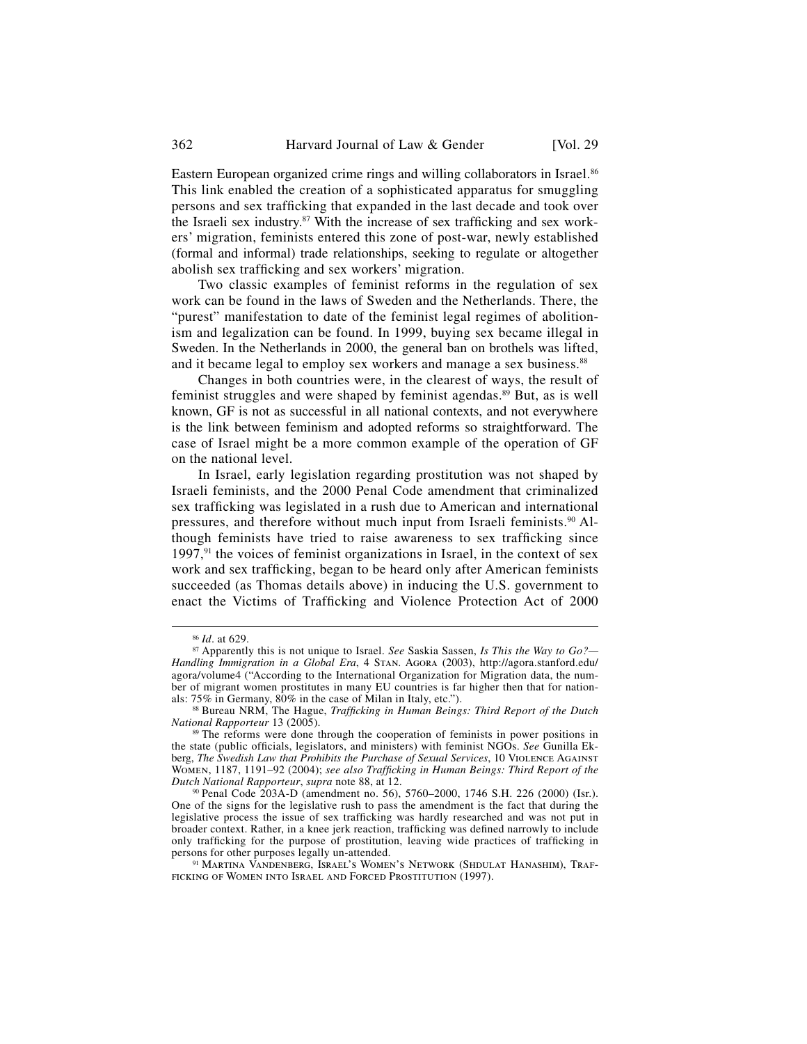Eastern European organized crime rings and willing collaborators in Israel.[86] This link enabled the creation of a sophisticated apparatus for smuggling persons and sex trafficking that expanded in the last decade and took over the Israeli sex industry.[87] With the increase of sex trafficking and sex workers' migration, feminists entered this zone of post-war, newly established (formal and informal) trade relationships, seeking to regulate or altogether abolish sex trafficking and sex workers' migration.

Two classic examples of feminist reforms in the regulation of sex work can be found in the laws of Sweden and the Netherlands. There, the "purest" manifestation to date of the feminist legal regimes of abolitionism and legalization can be found. In 1999, buying sex became illegal in Sweden. In the Netherlands in 2000, the general ban on brothels was lifted, and it became legal to employ sex workers and manage a sex business.[88]

Changes in both countries were, in the clearest of ways, the result of feminist struggles and were shaped by feminist agendas.[89] But, as is well known, GF is not as successful in all national contexts, and not everywhere is the link between feminism and adopted reforms so straightforward. The case of Israel might be a more common example of the operation of GF on the national level.

In Israel, early legislation regarding prostitution was not shaped by Israeli feminists, and the 2000 Penal Code amendment that criminalized sex trafficking was legislated in a rush due to American and international pressures, and therefore without much input from Israeli feminists.[90] Although feminists have tried to raise awareness to sex trafficking since 1997,[91] the voices of feminist organizations in Israel, in the context of sex work and sex trafficking, began to be heard only after American feminists succeeded (as Thomas details above) in inducing the U.S. government to enact the Victims of Trafficking and Violence Protection Act of 2000

---

[86] *Id*. at 629.

[87] Apparently this is not unique to Israel. *See* Saskia Sassen, *Is This the Way to Go?—Handling Immigration in a Global Era*, 4 Stan. Agora (2003), http://agora.stanford.edu/agora/volume4 ("According to the International Organization for Migration data, the number of migrant women prostitutes in many EU countries is far higher then that for nationals: 75% in Germany, 80% in the case of Milan in Italy, etc.").

[88] Bureau NRM, The Hague, *Trafficking in Human Beings: Third Report of the Dutch National Rapporteur* 13 (2005).

[89] The reforms were done through the cooperation of feminists in power positions in the state (public officials, legislators, and ministers) with feminist NGOs. *See* Gunilla Ekberg, *The Swedish Law that Prohibits the Purchase of Sexual Services*, 10 Violence Against Women, 1187, 1191–92 (2004); *see also Trafficking in Human Beings: Third Report of the Dutch National Rapporteur*, *supra* note 88, at 12.

[90] Penal Code 203A-D (amendment no. 56), 5760–2000, 1746 S.H. 226 (2000) (Isr.). One of the signs for the legislative rush to pass the amendment is the fact that during the legislative process the issue of sex trafficking was hardly researched and was not put in broader context. Rather, in a knee jerk reaction, trafficking was defined narrowly to include only trafficking for the purpose of prostitution, leaving wide practices of trafficking in persons for other purposes legally un-attended.

[91] Martina Vandenberg, Israel's Women's Network (Shdulat Hanashim), Trafficking of Women into Israel and Forced Prostitution (1997).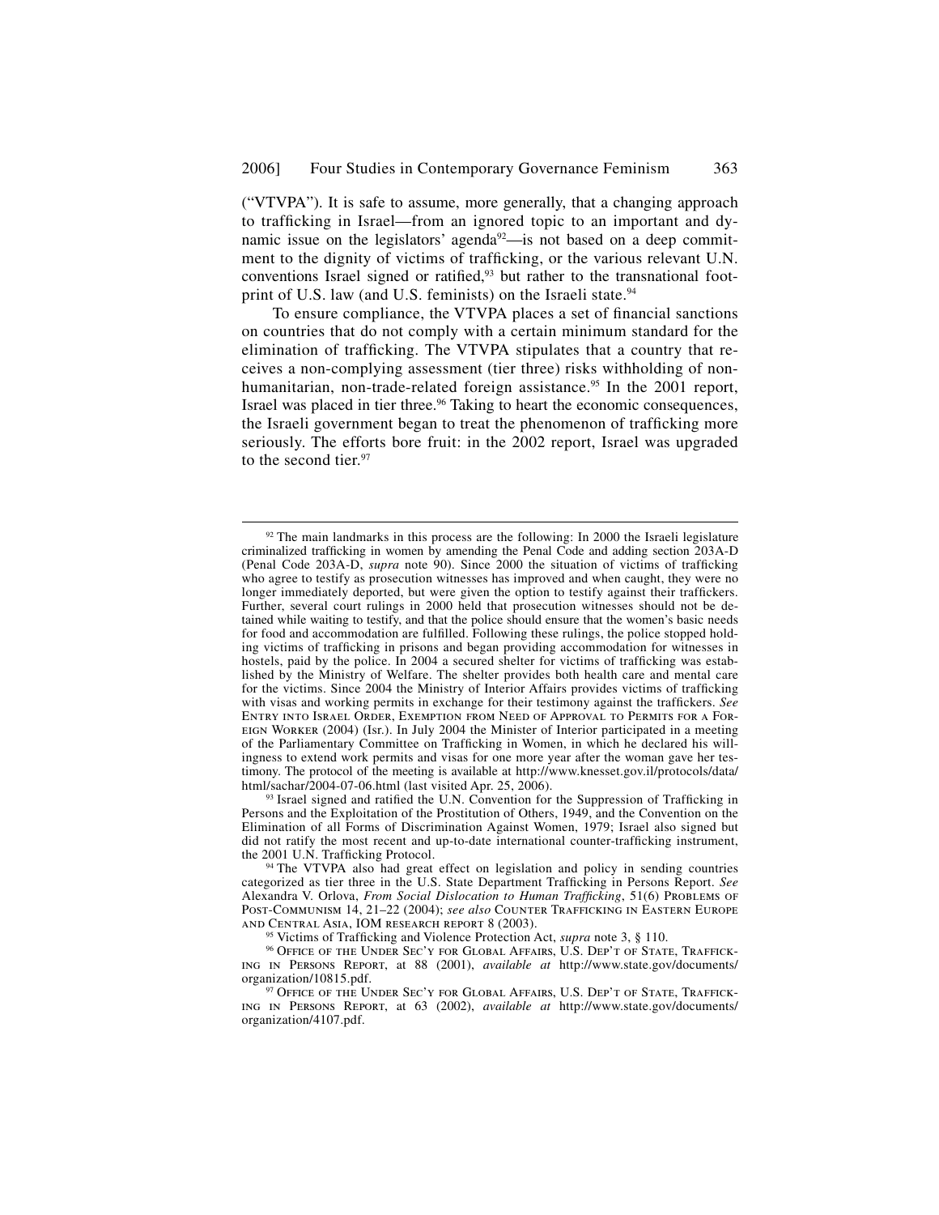("VTVPA"). It is safe to assume, more generally, that a changing approach to trafficking in Israel—from an ignored topic to an important and dynamic issue on the legislators' agenda[92]—is not based on a deep commitment to the dignity of victims of trafficking, or the various relevant U.N. conventions Israel signed or ratified,[93] but rather to the transnational footprint of U.S. law (and U.S. feminists) on the Israeli state.[94]

To ensure compliance, the VTVPA places a set of financial sanctions on countries that do not comply with a certain minimum standard for the elimination of trafficking. The VTVPA stipulates that a country that receives a non-complying assessment (tier three) risks withholding of non-humanitarian, non-trade-related foreign assistance.[95] In the 2001 report, Israel was placed in tier three.[96] Taking to heart the economic consequences, the Israeli government began to treat the phenomenon of trafficking more seriously. The efforts bore fruit: in the 2002 report, Israel was upgraded to the second tier.[97]

---

[92] The main landmarks in this process are the following: In 2000 the Israeli legislature criminalized trafficking in women by amending the Penal Code and adding section 203A-D (Penal Code 203A-D, *supra* note 90). Since 2000 the situation of victims of trafficking who agree to testify as prosecution witnesses has improved and when caught, they were no longer immediately deported, but were given the option to testify against their traffickers. Further, several court rulings in 2000 held that prosecution witnesses should not be detained while waiting to testify, and that the police should ensure that the women's basic needs for food and accommodation are fulfilled. Following these rulings, the police stopped holding victims of trafficking in prisons and began providing accommodation for witnesses in hostels, paid by the police. In 2004 a secured shelter for victims of trafficking was established by the Ministry of Welfare. The shelter provides both health care and mental care for the victims. Since 2004 the Ministry of Interior Affairs provides victims of trafficking with visas and working permits in exchange for their testimony against the traffickers. *See* Entry into Israel Order, Exemption from Need of Approval to Permits for a Foreign Worker (2004) (Isr.). In July 2004 the Minister of Interior participated in a meeting of the Parliamentary Committee on Trafficking in Women, in which he declared his willingness to extend work permits and visas for one more year after the woman gave her testimony. The protocol of the meeting is available at http://www.knesset.gov.il/protocols/data/html/sachar/2004-07-06.html (last visited Apr. 25, 2006).

[93] Israel signed and ratified the U.N. Convention for the Suppression of Trafficking in Persons and the Exploitation of the Prostitution of Others, 1949, and the Convention on the Elimination of all Forms of Discrimination Against Women, 1979; Israel also signed but did not ratify the most recent and up-to-date international counter-trafficking instrument, the 2001 U.N. Trafficking Protocol.

[94] The VTVPA also had great effect on legislation and policy in sending countries categorized as tier three in the U.S. State Department Trafficking in Persons Report. *See* Alexandra V. Orlova, *From Social Dislocation to Human Trafficking*, 51(6) Problems of Post-Communism 14, 21–22 (2004); *see also* Counter Trafficking in Eastern Europe and Central Asia, IOM research report 8 (2003).

[95] Victims of Trafficking and Violence Protection Act, *supra* note 3, § 110.

[96] Office of the Under Sec'y for Global Affairs, U.S. Dep't of State, Trafficking in Persons Report, at 88 (2001), *available at* http://www.state.gov/documents/organization/10815.pdf.

[97] Office of the Under Sec'y for Global Affairs, U.S. Dep't of State, Trafficking in Persons Report, at 63 (2002), *available at* http://www.state.gov/documents/organization/4107.pdf.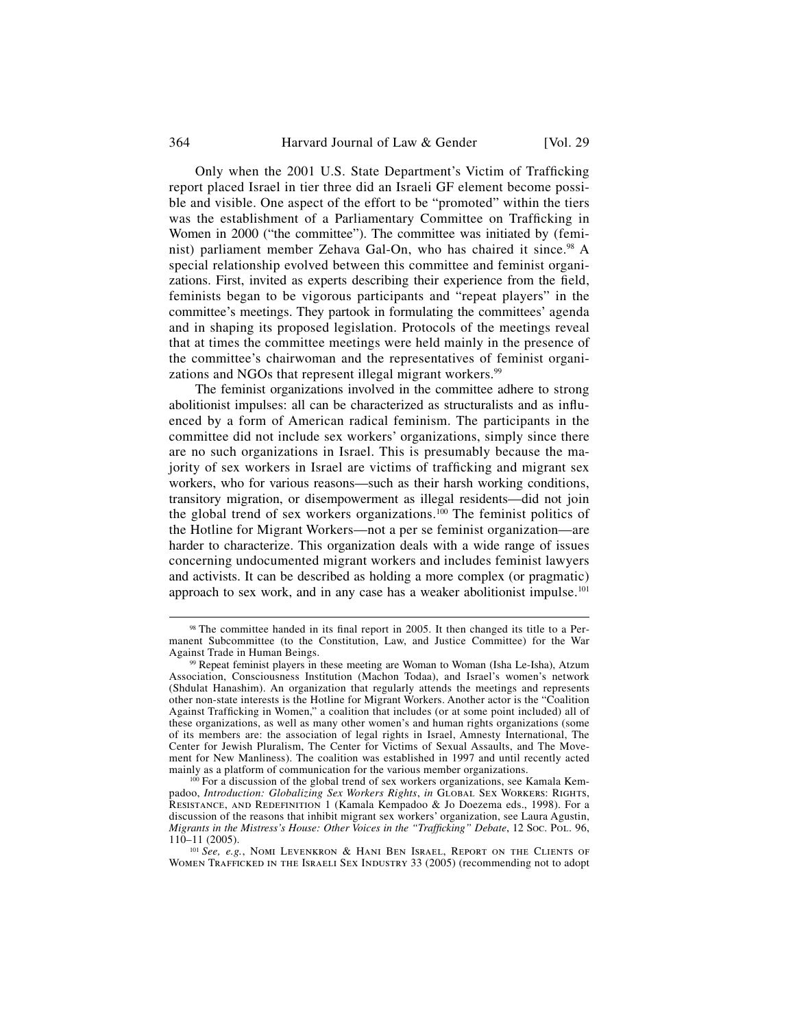Only when the 2001 U.S. State Department's Victim of Trafficking report placed Israel in tier three did an Israeli GF element become possible and visible. One aspect of the effort to be "promoted" within the tiers was the establishment of a Parliamentary Committee on Trafficking in Women in 2000 ("the committee"). The committee was initiated by (feminist) parliament member Zehava Gal-On, who has chaired it since.[98] A special relationship evolved between this committee and feminist organizations. First, invited as experts describing their experience from the field, feminists began to be vigorous participants and "repeat players" in the committee's meetings. They partook in formulating the committees' agenda and in shaping its proposed legislation. Protocols of the meetings reveal that at times the committee meetings were held mainly in the presence of the committee's chairwoman and the representatives of feminist organizations and NGOs that represent illegal migrant workers.[99]

The feminist organizations involved in the committee adhere to strong abolitionist impulses: all can be characterized as structuralists and as influenced by a form of American radical feminism. The participants in the committee did not include sex workers' organizations, simply since there are no such organizations in Israel. This is presumably because the majority of sex workers in Israel are victims of trafficking and migrant sex workers, who for various reasons—such as their harsh working conditions, transitory migration, or disempowerment as illegal residents—did not join the global trend of sex workers organizations.[100] The feminist politics of the Hotline for Migrant Workers—not a per se feminist organization—are harder to characterize. This organization deals with a wide range of issues concerning undocumented migrant workers and includes feminist lawyers and activists. It can be described as holding a more complex (or pragmatic) approach to sex work, and in any case has a weaker abolitionist impulse.[101]

---

[98] The committee handed in its final report in 2005. It then changed its title to a Permanent Subcommittee (to the Constitution, Law, and Justice Committee) for the War Against Trade in Human Beings.

[99] Repeat feminist players in these meeting are Woman to Woman (Isha Le-Isha), Atzum Association, Consciousness Institution (Machon Todaa), and Israel's women's network (Shdulat Hanashim). An organization that regularly attends the meetings and represents other non-state interests is the Hotline for Migrant Workers. Another actor is the "Coalition Against Trafficking in Women," a coalition that includes (or at some point included) all of these organizations, as well as many other women's and human rights organizations (some of its members are: the association of legal rights in Israel, Amnesty International, The Center for Jewish Pluralism, The Center for Victims of Sexual Assaults, and The Movement for New Manliness). The coalition was established in 1997 and until recently acted mainly as a platform of communication for the various member organizations.

[100] For a discussion of the global trend of sex workers organizations, see Kamala Kempadoo, *Introduction: Globalizing Sex Workers Rights*, *in* GLOBAL SEX WORKERS: RIGHTS, RESISTANCE, AND REDEFINITION 1 (Kamala Kempadoo & Jo Doezema eds., 1998). For a discussion of the reasons that inhibit migrant sex workers' organization, see Laura Agustin, *Migrants in the Mistress's House: Other Voices in the "Trafficking" Debate*, 12 SOC. POL. 96, 110–11 (2005).

[101] *See, e.g.*, NOMI LEVENKRON & HANI BEN ISRAEL, REPORT ON THE CLIENTS OF WOMEN TRAFFICKED IN THE ISRAELI SEX INDUSTRY 33 (2005) (recommending not to adopt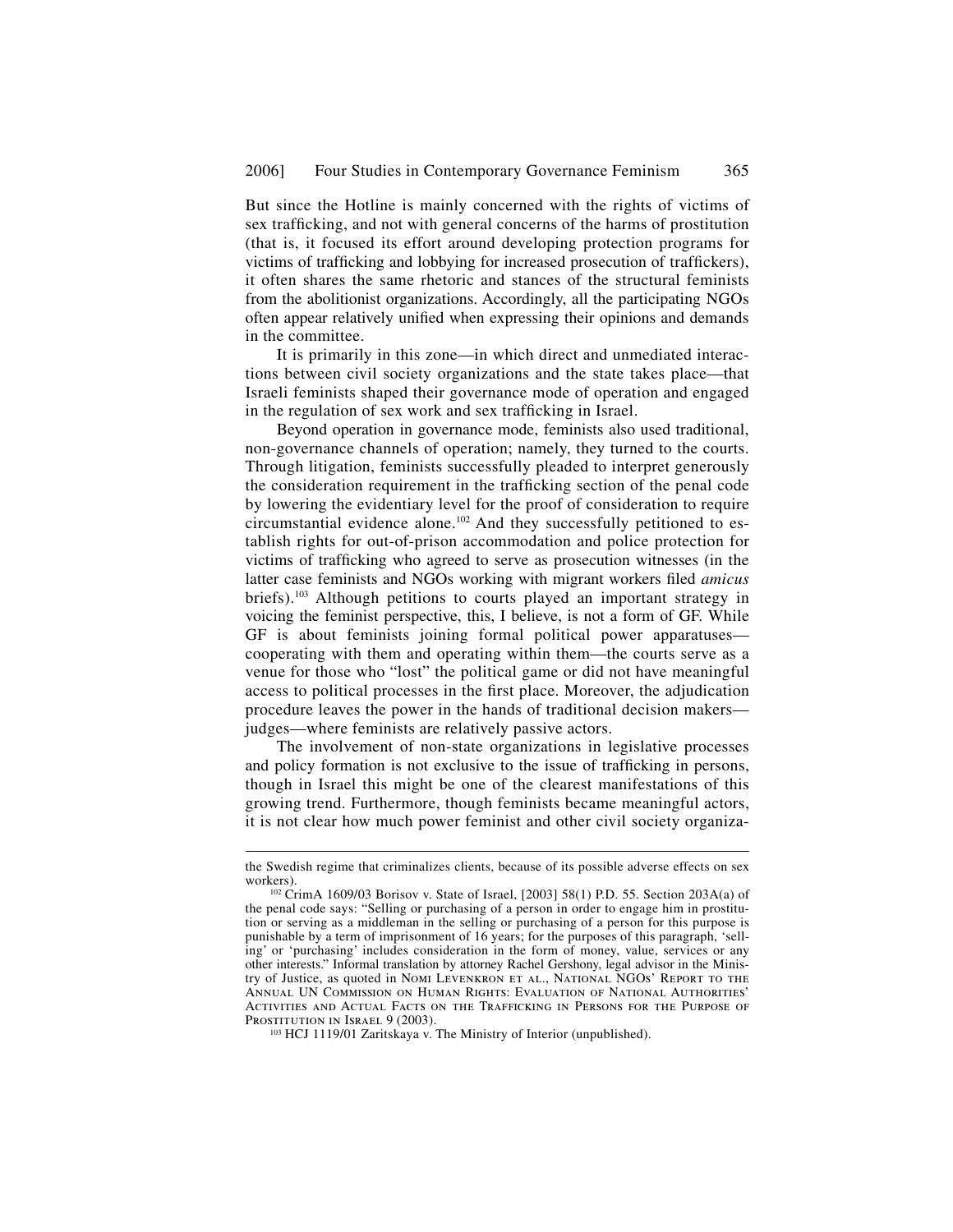But since the Hotline is mainly concerned with the rights of victims of sex trafficking, and not with general concerns of the harms of prostitution (that is, it focused its effort around developing protection programs for victims of trafficking and lobbying for increased prosecution of traffickers), it often shares the same rhetoric and stances of the structural feminists from the abolitionist organizations. Accordingly, all the participating NGOs often appear relatively unified when expressing their opinions and demands in the committee.

It is primarily in this zone—in which direct and unmediated interactions between civil society organizations and the state takes place—that Israeli feminists shaped their governance mode of operation and engaged in the regulation of sex work and sex trafficking in Israel.

Beyond operation in governance mode, feminists also used traditional, non-governance channels of operation; namely, they turned to the courts. Through litigation, feminists successfully pleaded to interpret generously the consideration requirement in the trafficking section of the penal code by lowering the evidentiary level for the proof of consideration to require circumstantial evidence alone.[102] And they successfully petitioned to establish rights for out-of-prison accommodation and police protection for victims of trafficking who agreed to serve as prosecution witnesses (in the latter case feminists and NGOs working with migrant workers filed *amicus* briefs).[103] Although petitions to courts played an important strategy in voicing the feminist perspective, this, I believe, is not a form of GF. While GF is about feminists joining formal political power apparatuses—cooperating with them and operating within them—the courts serve as a venue for those who "lost" the political game or did not have meaningful access to political processes in the first place. Moreover, the adjudication procedure leaves the power in the hands of traditional decision makers—judges—where feminists are relatively passive actors.

The involvement of non-state organizations in legislative processes and policy formation is not exclusive to the issue of trafficking in persons, though in Israel this might be one of the clearest manifestations of this growing trend. Furthermore, though feminists became meaningful actors, it is not clear how much power feminist and other civil society organiza-

---

the Swedish regime that criminalizes clients, because of its possible adverse effects on sex workers).

[102] CrimA 1609/03 Borisov v. State of Israel, [2003] 58(1) P.D. 55. Section 203A(a) of the penal code says: "Selling or purchasing of a person in order to engage him in prostitution or serving as a middleman in the selling or purchasing of a person for this purpose is punishable by a term of imprisonment of 16 years; for the purposes of this paragraph, 'selling' or 'purchasing' includes consideration in the form of money, value, services or any other interests." Informal translation by attorney Rachel Gershony, legal advisor in the Ministry of Justice, as quoted in Nomi Levenkron et al., National NGOs' Report to the Annual UN Commission on Human Rights: Evaluation of National Authorities' Activities and Actual Facts on the Trafficking in Persons for the Purpose of Prostitution in Israel 9 (2003).

[103] HCJ 1119/01 Zaritskaya v. The Ministry of Interior (unpublished).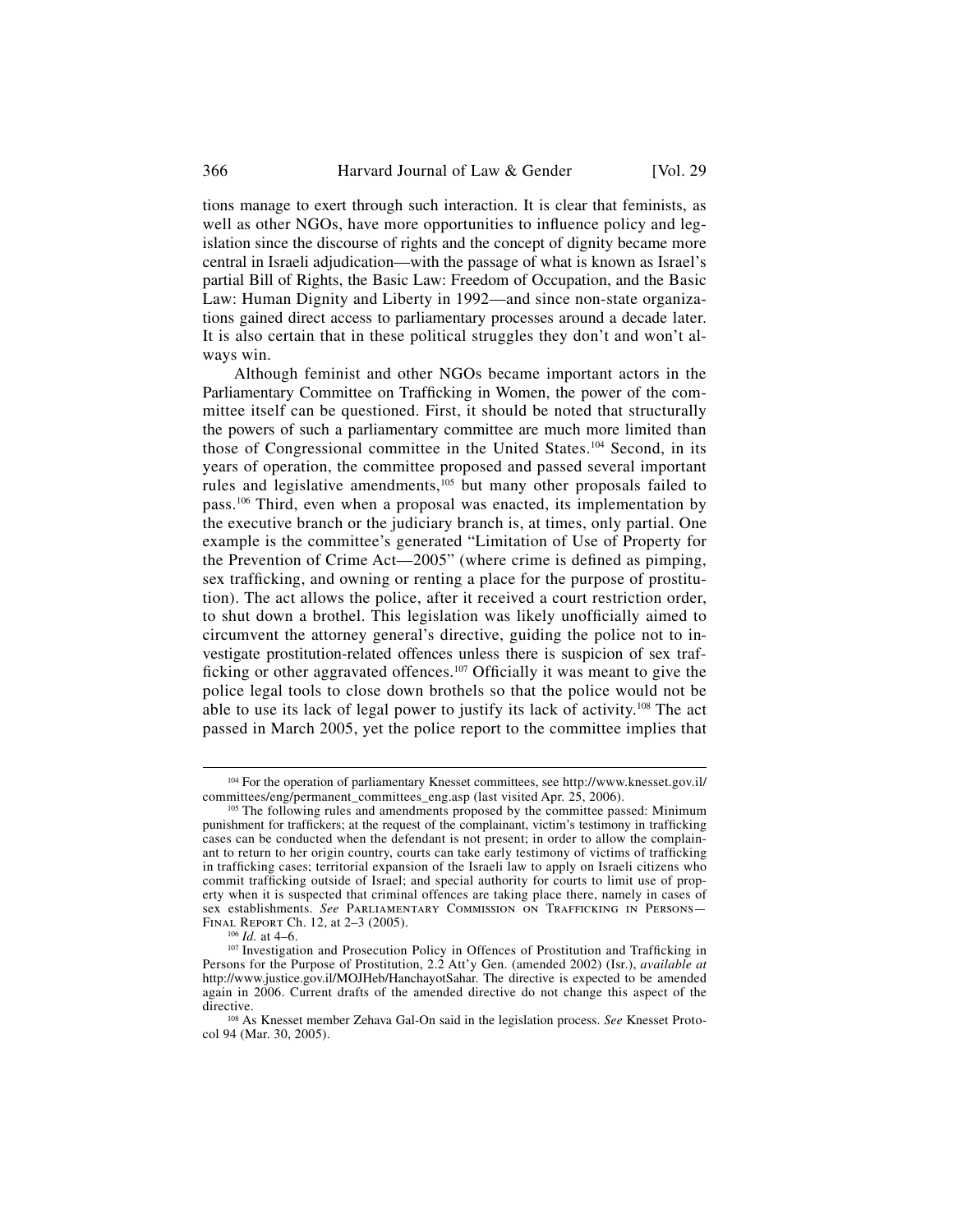tions manage to exert through such interaction. It is clear that feminists, as well as other NGOs, have more opportunities to influence policy and legislation since the discourse of rights and the concept of dignity became more central in Israeli adjudication—with the passage of what is known as Israel's partial Bill of Rights, the Basic Law: Freedom of Occupation, and the Basic Law: Human Dignity and Liberty in 1992—and since non-state organizations gained direct access to parliamentary processes around a decade later. It is also certain that in these political struggles they don't and won't always win.

Although feminist and other NGOs became important actors in the Parliamentary Committee on Trafficking in Women, the power of the committee itself can be questioned. First, it should be noted that structurally the powers of such a parliamentary committee are much more limited than those of Congressional committee in the United States.[104] Second, in its years of operation, the committee proposed and passed several important rules and legislative amendments,[105] but many other proposals failed to pass.[106] Third, even when a proposal was enacted, its implementation by the executive branch or the judiciary branch is, at times, only partial. One example is the committee's generated "Limitation of Use of Property for the Prevention of Crime Act—2005" (where crime is defined as pimping, sex trafficking, and owning or renting a place for the purpose of prostitution). The act allows the police, after it received a court restriction order, to shut down a brothel. This legislation was likely unofficially aimed to circumvent the attorney general's directive, guiding the police not to investigate prostitution-related offences unless there is suspicion of sex trafficking or other aggravated offences.[107] Officially it was meant to give the police legal tools to close down brothels so that the police would not be able to use its lack of legal power to justify its lack of activity.[108] The act passed in March 2005, yet the police report to the committee implies that

---

[104] For the operation of parliamentary Knesset committees, see http://www.knesset.gov.il/committees/eng/permanent_committees_eng.asp (last visited Apr. 25, 2006).

[105] The following rules and amendments proposed by the committee passed: Minimum punishment for traffickers; at the request of the complainant, victim's testimony in trafficking cases can be conducted when the defendant is not present; in order to allow the complainant to return to her origin country, courts can take early testimony of victims of trafficking in trafficking cases; territorial expansion of the Israeli law to apply on Israeli citizens who commit trafficking outside of Israel; and special authority for courts to limit use of property when it is suspected that criminal offences are taking place there, namely in cases of sex establishments. *See* Parliamentary Commission on Trafficking in Persons—Final Report Ch. 12, at 2–3 (2005).

[106] *Id.* at 4–6.

[107] Investigation and Prosecution Policy in Offences of Prostitution and Trafficking in Persons for the Purpose of Prostitution, 2.2 Att'y Gen. (amended 2002) (Isr.), *available at* http://www.justice.gov.il/MOJHeb/HanchayotSahar. The directive is expected to be amended again in 2006. Current drafts of the amended directive do not change this aspect of the directive.

[108] As Knesset member Zehava Gal-On said in the legislation process. *See* Knesset Protocol 94 (Mar. 30, 2005).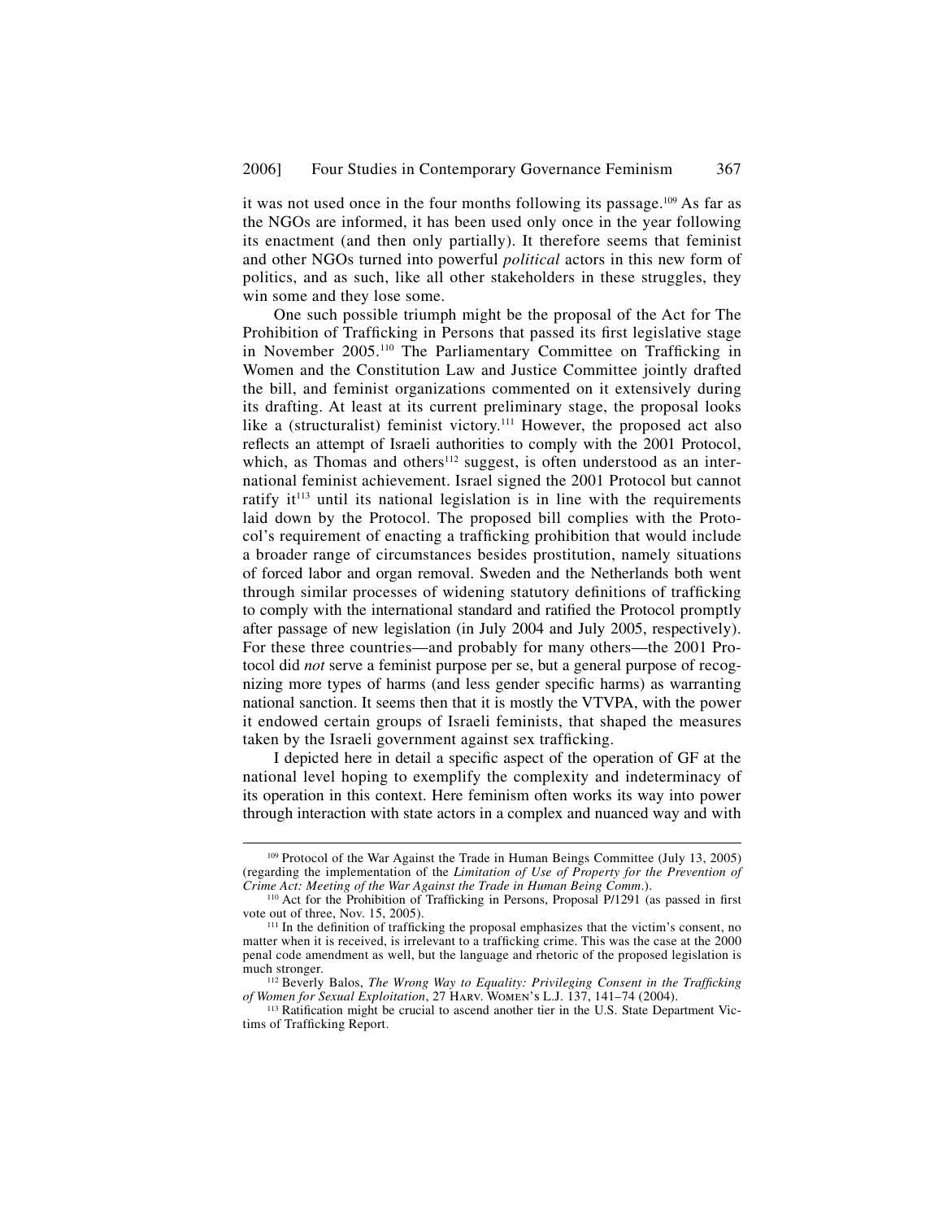it was not used once in the four months following its passage.[109] As far as the NGOs are informed, it has been used only once in the year following its enactment (and then only partially). It therefore seems that feminist and other NGOs turned into powerful *political* actors in this new form of politics, and as such, like all other stakeholders in these struggles, they win some and they lose some.

One such possible triumph might be the proposal of the Act for The Prohibition of Trafficking in Persons that passed its first legislative stage in November 2005.[110] The Parliamentary Committee on Trafficking in Women and the Constitution Law and Justice Committee jointly drafted the bill, and feminist organizations commented on it extensively during its drafting. At least at its current preliminary stage, the proposal looks like a (structuralist) feminist victory.[111] However, the proposed act also reflects an attempt of Israeli authorities to comply with the 2001 Protocol, which, as Thomas and others[112] suggest, is often understood as an international feminist achievement. Israel signed the 2001 Protocol but cannot ratify it[113] until its national legislation is in line with the requirements laid down by the Protocol. The proposed bill complies with the Protocol's requirement of enacting a trafficking prohibition that would include a broader range of circumstances besides prostitution, namely situations of forced labor and organ removal. Sweden and the Netherlands both went through similar processes of widening statutory definitions of trafficking to comply with the international standard and ratified the Protocol promptly after passage of new legislation (in July 2004 and July 2005, respectively). For these three countries—and probably for many others—the 2001 Protocol did *not* serve a feminist purpose per se, but a general purpose of recognizing more types of harms (and less gender specific harms) as warranting national sanction. It seems then that it is mostly the VTVPA, with the power it endowed certain groups of Israeli feminists, that shaped the measures taken by the Israeli government against sex trafficking.

I depicted here in detail a specific aspect of the operation of GF at the national level hoping to exemplify the complexity and indeterminacy of its operation in this context. Here feminism often works its way into power through interaction with state actors in a complex and nuanced way and with

---

[109] Protocol of the War Against the Trade in Human Beings Committee (July 13, 2005) (regarding the implementation of the *Limitation of Use of Property for the Prevention of Crime Act: Meeting of the War Against the Trade in Human Being Comm.*).

[110] Act for the Prohibition of Trafficking in Persons, Proposal P/1291 (as passed in first vote out of three, Nov. 15, 2005).

[111] In the definition of trafficking the proposal emphasizes that the victim's consent, no matter when it is received, is irrelevant to a trafficking crime. This was the case at the 2000 penal code amendment as well, but the language and rhetoric of the proposed legislation is much stronger.

[112] Beverly Balos, *The Wrong Way to Equality: Privileging Consent in the Trafficking of Women for Sexual Exploitation*, 27 HARV. WOMEN'S L.J. 137, 141–74 (2004).

[113] Ratification might be crucial to ascend another tier in the U.S. State Department Victims of Trafficking Report.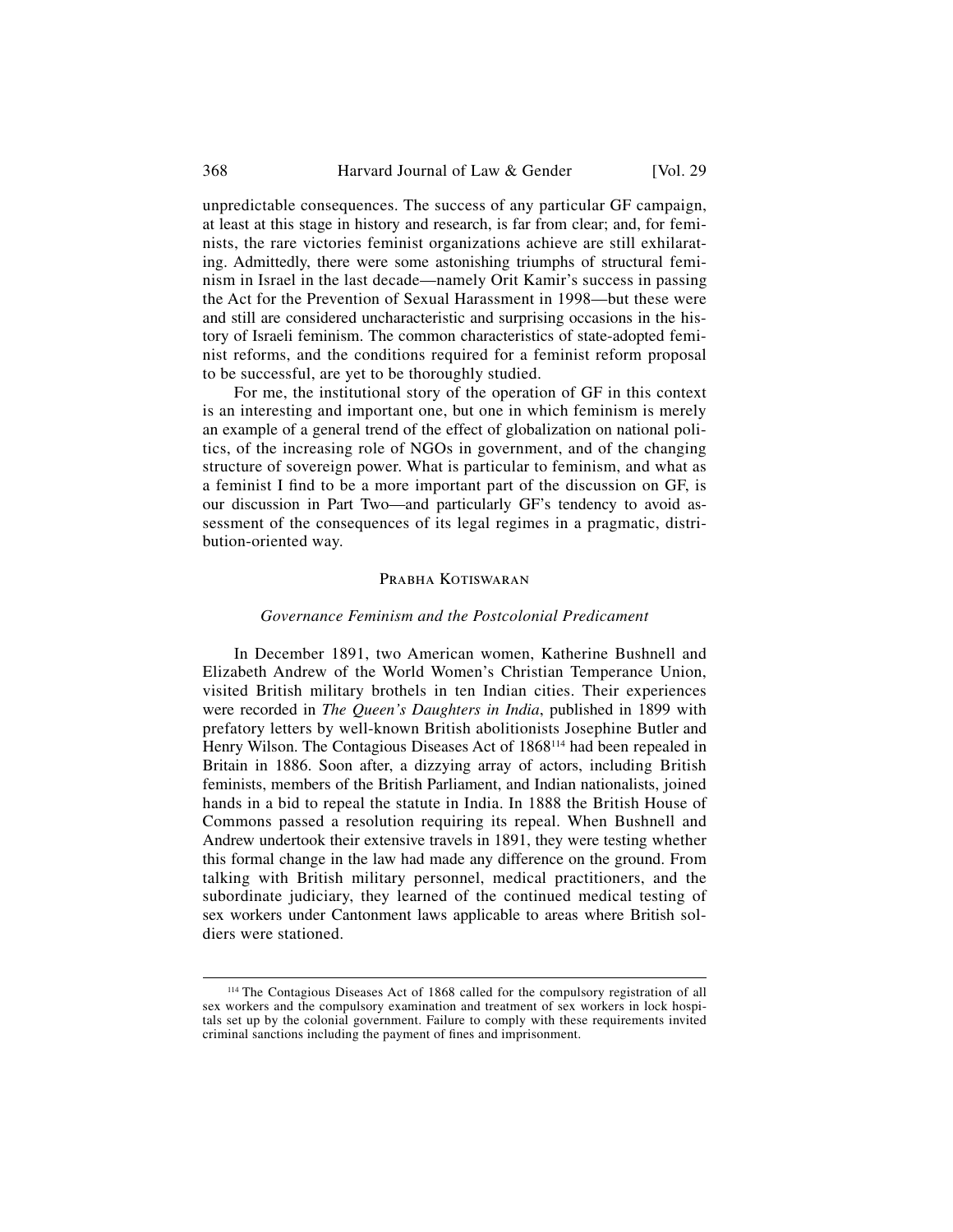unpredictable consequences. The success of any particular GF campaign, at least at this stage in history and research, is far from clear; and, for feminists, the rare victories feminist organizations achieve are still exhilarating. Admittedly, there were some astonishing triumphs of structural feminism in Israel in the last decade—namely Orit Kamir's success in passing the Act for the Prevention of Sexual Harassment in 1998—but these were and still are considered uncharacteristic and surprising occasions in the history of Israeli feminism. The common characteristics of state-adopted feminist reforms, and the conditions required for a feminist reform proposal to be successful, are yet to be thoroughly studied.

For me, the institutional story of the operation of GF in this context is an interesting and important one, but one in which feminism is merely an example of a general trend of the effect of globalization on national politics, of the increasing role of NGOs in government, and of the changing structure of sovereign power. What is particular to feminism, and what as a feminist I find to be a more important part of the discussion on GF, is our discussion in Part Two—and particularly GF's tendency to avoid assessment of the consequences of its legal regimes in a pragmatic, distribution-oriented way.

### Prabha Kotiswaran

*Governance Feminism and the Postcolonial Predicament*

In December 1891, two American women, Katherine Bushnell and Elizabeth Andrew of the World Women's Christian Temperance Union, visited British military brothels in ten Indian cities. Their experiences were recorded in *The Queen's Daughters in India*, published in 1899 with prefatory letters by well-known British abolitionists Josephine Butler and Henry Wilson. The Contagious Diseases Act of 1868[114] had been repealed in Britain in 1886. Soon after, a dizzying array of actors, including British feminists, members of the British Parliament, and Indian nationalists, joined hands in a bid to repeal the statute in India. In 1888 the British House of Commons passed a resolution requiring its repeal. When Bushnell and Andrew undertook their extensive travels in 1891, they were testing whether this formal change in the law had made any difference on the ground. From talking with British military personnel, medical practitioners, and the subordinate judiciary, they learned of the continued medical testing of sex workers under Cantonment laws applicable to areas where British soldiers were stationed.

[114] The Contagious Diseases Act of 1868 called for the compulsory registration of all sex workers and the compulsory examination and treatment of sex workers in lock hospitals set up by the colonial government. Failure to comply with these requirements invited criminal sanctions including the payment of fines and imprisonment.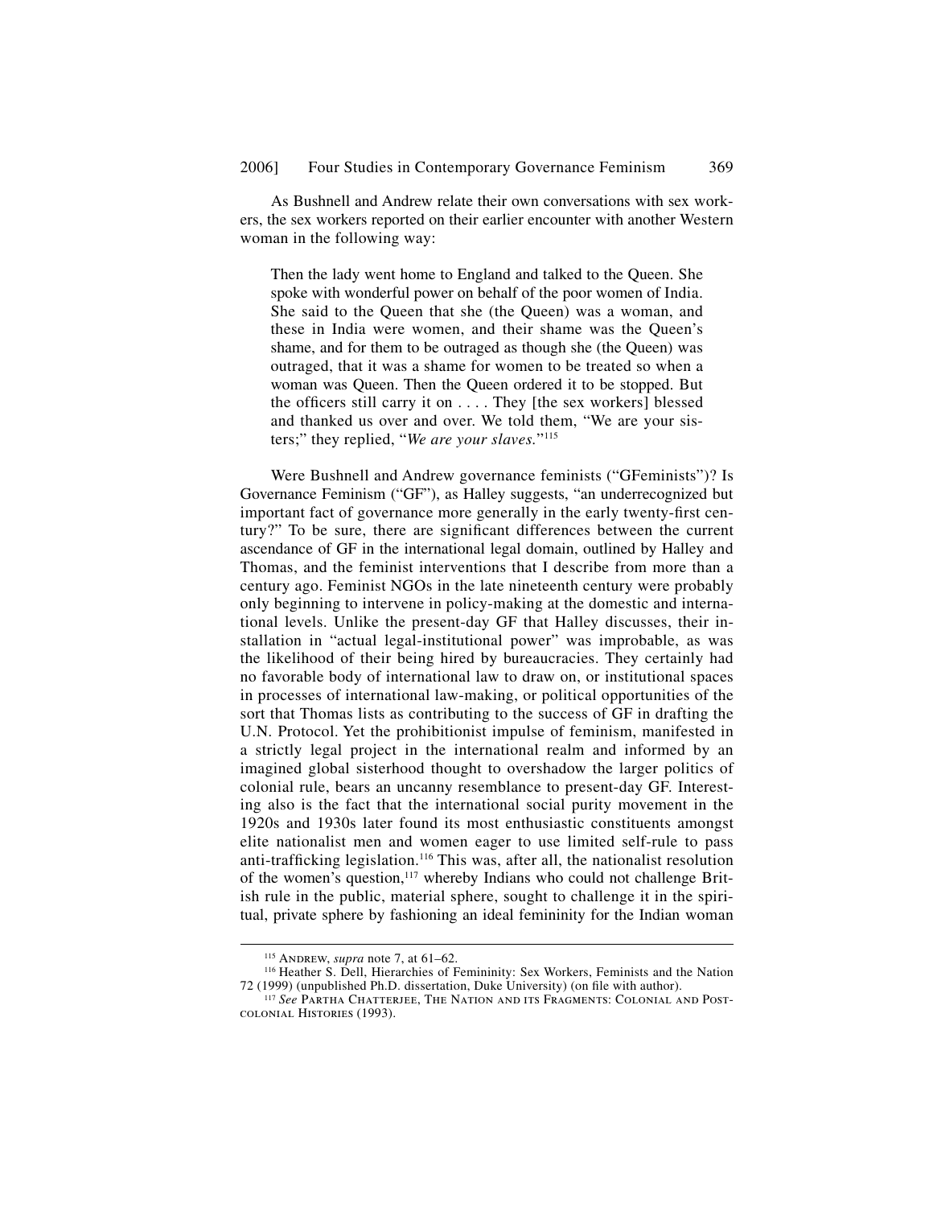As Bushnell and Andrew relate their own conversations with sex workers, the sex workers reported on their earlier encounter with another Western woman in the following way:

> Then the lady went home to England and talked to the Queen. She spoke with wonderful power on behalf of the poor women of India. She said to the Queen that she (the Queen) was a woman, and these in India were women, and their shame was the Queen's shame, and for them to be outraged as though she (the Queen) was outraged, that it was a shame for women to be treated so when a woman was Queen. Then the Queen ordered it to be stopped. But the officers still carry it on . . . . They [the sex workers] blessed and thanked us over and over. We told them, "We are your sisters;" they replied, "*We are your slaves.*"[115]

Were Bushnell and Andrew governance feminists ("GFeminists")? Is Governance Feminism ("GF"), as Halley suggests, "an underrecognized but important fact of governance more generally in the early twenty-first century?" To be sure, there are significant differences between the current ascendance of GF in the international legal domain, outlined by Halley and Thomas, and the feminist interventions that I describe from more than a century ago. Feminist NGOs in the late nineteenth century were probably only beginning to intervene in policy-making at the domestic and international levels. Unlike the present-day GF that Halley discusses, their installation in "actual legal-institutional power" was improbable, as was the likelihood of their being hired by bureaucracies. They certainly had no favorable body of international law to draw on, or institutional spaces in processes of international law-making, or political opportunities of the sort that Thomas lists as contributing to the success of GF in drafting the U.N. Protocol. Yet the prohibitionist impulse of feminism, manifested in a strictly legal project in the international realm and informed by an imagined global sisterhood thought to overshadow the larger politics of colonial rule, bears an uncanny resemblance to present-day GF. Interesting also is the fact that the international social purity movement in the 1920s and 1930s later found its most enthusiastic constituents amongst elite nationalist men and women eager to use limited self-rule to pass anti-trafficking legislation.[116] This was, after all, the nationalist resolution of the women's question,[117] whereby Indians who could not challenge British rule in the public, material sphere, sought to challenge it in the spiritual, private sphere by fashioning an ideal femininity for the Indian woman

---

[115] Andrew, *supra* note 7, at 61–62.

[116] Heather S. Dell, Hierarchies of Femininity: Sex Workers, Feminists and the Nation 72 (1999) (unpublished Ph.D. dissertation, Duke University) (on file with author).

[117] *See* Partha Chatterjee, The Nation and its Fragments: Colonial and Postcolonial Histories (1993).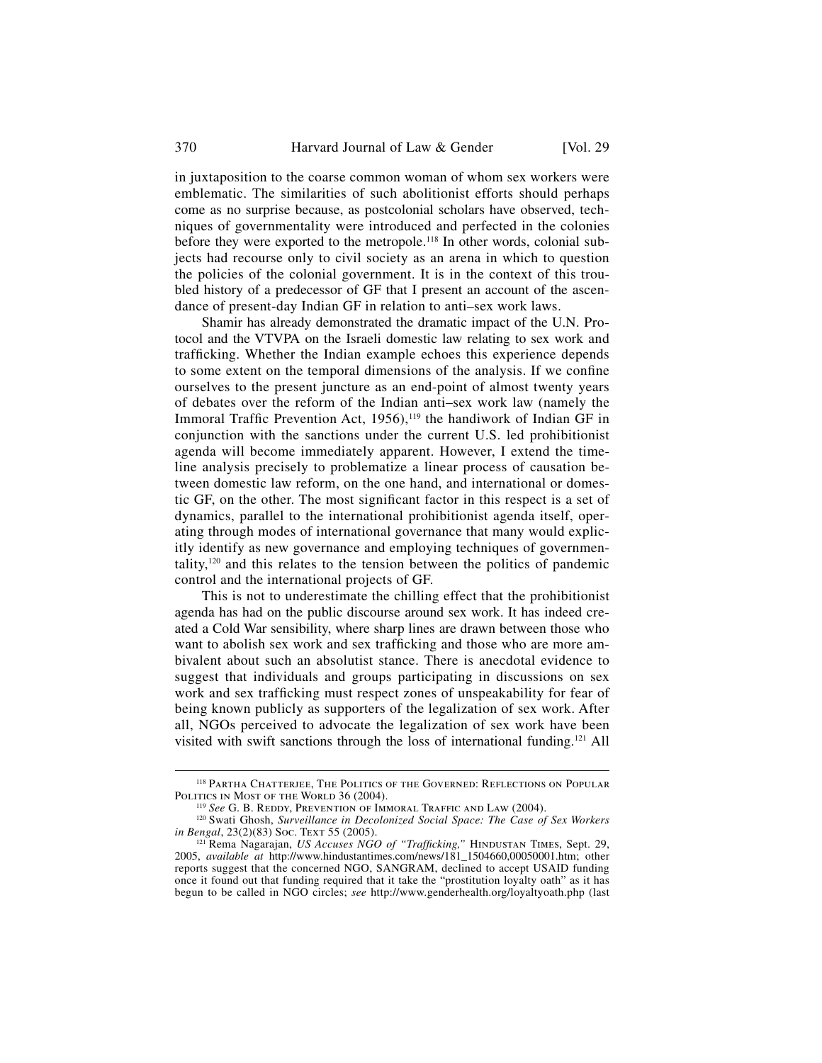in juxtaposition to the coarse common woman of whom sex workers were emblematic. The similarities of such abolitionist efforts should perhaps come as no surprise because, as postcolonial scholars have observed, techniques of governmentality were introduced and perfected in the colonies before they were exported to the metropole.[118] In other words, colonial subjects had recourse only to civil society as an arena in which to question the policies of the colonial government. It is in the context of this troubled history of a predecessor of GF that I present an account of the ascendance of present-day Indian GF in relation to anti–sex work laws.

Shamir has already demonstrated the dramatic impact of the U.N. Protocol and the VTVPA on the Israeli domestic law relating to sex work and trafficking. Whether the Indian example echoes this experience depends to some extent on the temporal dimensions of the analysis. If we confine ourselves to the present juncture as an end-point of almost twenty years of debates over the reform of the Indian anti–sex work law (namely the Immoral Traffic Prevention Act, 1956),[119] the handiwork of Indian GF in conjunction with the sanctions under the current U.S. led prohibitionist agenda will become immediately apparent. However, I extend the timeline analysis precisely to problematize a linear process of causation between domestic law reform, on the one hand, and international or domestic GF, on the other. The most significant factor in this respect is a set of dynamics, parallel to the international prohibitionist agenda itself, operating through modes of international governance that many would explicitly identify as new governance and employing techniques of governmentality,[120] and this relates to the tension between the politics of pandemic control and the international projects of GF.

This is not to underestimate the chilling effect that the prohibitionist agenda has had on the public discourse around sex work. It has indeed created a Cold War sensibility, where sharp lines are drawn between those who want to abolish sex work and sex trafficking and those who are more ambivalent about such an absolutist stance. There is anecdotal evidence to suggest that individuals and groups participating in discussions on sex work and sex trafficking must respect zones of unspeakability for fear of being known publicly as supporters of the legalization of sex work. After all, NGOs perceived to advocate the legalization of sex work have been visited with swift sanctions through the loss of international funding.[121] All

---

[118] Partha Chatterjee, The Politics of the Governed: Reflections on Popular Politics in Most of the World 36 (2004).

[119] *See* G. B. Reddy, Prevention of Immoral Traffic and Law (2004).

[120] Swati Ghosh, *Surveillance in Decolonized Social Space: The Case of Sex Workers in Bengal*, 23(2)(83) Soc. Text 55 (2005).

[121] Rema Nagarajan, *US Accuses NGO of "Trafficking,"* Hindustan Times, Sept. 29, 2005, *available at* http://www.hindustantimes.com/news/181_1504660,00050001.htm; other reports suggest that the concerned NGO, SANGRAM, declined to accept USAID funding once it found out that funding required that it take the "prostitution loyalty oath" as it has begun to be called in NGO circles; *see* http://www.genderhealth.org/loyaltyoath.php (last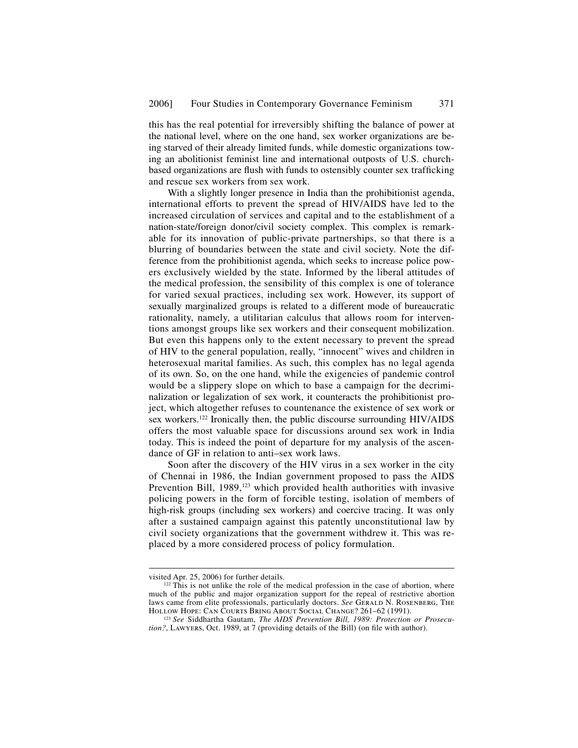this has the real potential for irreversibly shifting the balance of power at the national level, where on the one hand, sex worker organizations are being starved of their already limited funds, while domestic organizations towing an abolitionist feminist line and international outposts of U.S. church-based organizations are flush with funds to ostensibly counter sex trafficking and rescue sex workers from sex work.

With a slightly longer presence in India than the prohibitionist agenda, international efforts to prevent the spread of HIV/AIDS have led to the increased circulation of services and capital and to the establishment of a nation-state/foreign donor/civil society complex. This complex is remarkable for its innovation of public-private partnerships, so that there is a blurring of boundaries between the state and civil society. Note the difference from the prohibitionist agenda, which seeks to increase police powers exclusively wielded by the state. Informed by the liberal attitudes of the medical profession, the sensibility of this complex is one of tolerance for varied sexual practices, including sex work. However, its support of sexually marginalized groups is related to a different mode of bureaucratic rationality, namely, a utilitarian calculus that allows room for interventions amongst groups like sex workers and their consequent mobilization. But even this happens only to the extent necessary to prevent the spread of HIV to the general population, really, "innocent" wives and children in heterosexual marital families. As such, this complex has no legal agenda of its own. So, on the one hand, while the exigencies of pandemic control would be a slippery slope on which to base a campaign for the decriminalization or legalization of sex work, it counteracts the prohibitionist project, which altogether refuses to countenance the existence of sex work or sex workers.[122] Ironically then, the public discourse surrounding HIV/AIDS offers the most valuable space for discussions around sex work in India today. This is indeed the point of departure for my analysis of the ascendance of GF in relation to anti–sex work laws.

Soon after the discovery of the HIV virus in a sex worker in the city of Chennai in 1986, the Indian government proposed to pass the AIDS Prevention Bill, 1989,[123] which provided health authorities with invasive policing powers in the form of forcible testing, isolation of members of high-risk groups (including sex workers) and coercive tracing. It was only after a sustained campaign against this patently unconstitutional law by civil society organizations that the government withdrew it. This was replaced by a more considered process of policy formulation.

---

visited Apr. 25, 2006) for further details.

[122] This is not unlike the role of the medical profession in the case of abortion, where much of the public and major organization support for the repeal of restrictive abortion laws came from elite professionals, particularly doctors. *See* Gerald N. Rosenberg, The Hollow Hope: Can Courts Bring About Social Change? 261–62 (1991).

[123] *See* Siddhartha Gautam, *The AIDS Prevention Bill, 1989: Protection or Prosecution?*, Lawyers, Oct. 1989, at 7 (providing details of the Bill) (on file with author).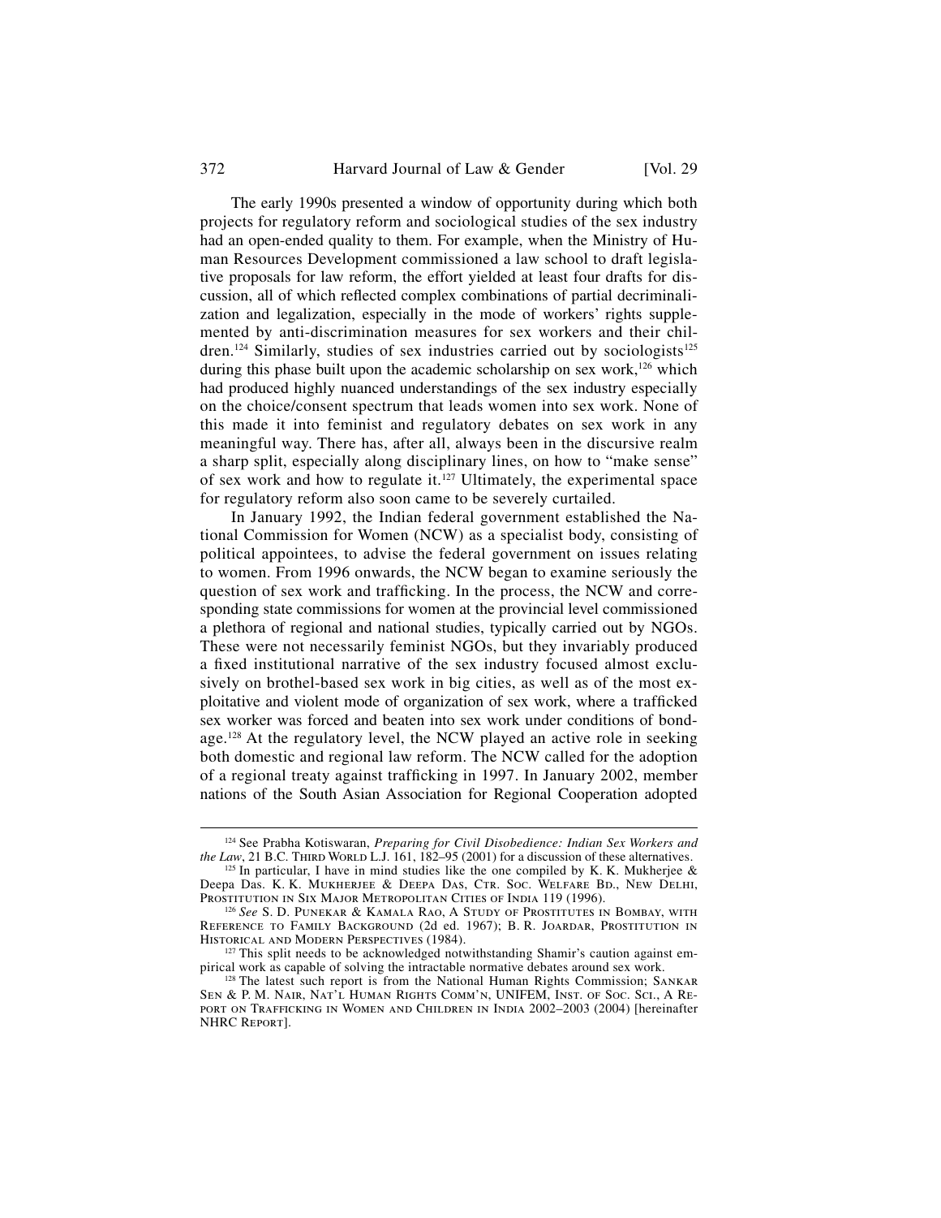The early 1990s presented a window of opportunity during which both projects for regulatory reform and sociological studies of the sex industry had an open-ended quality to them. For example, when the Ministry of Human Resources Development commissioned a law school to draft legislative proposals for law reform, the effort yielded at least four drafts for discussion, all of which reflected complex combinations of partial decriminalization and legalization, especially in the mode of workers' rights supplemented by anti-discrimination measures for sex workers and their children.[124] Similarly, studies of sex industries carried out by sociologists[125] during this phase built upon the academic scholarship on sex work,[126] which had produced highly nuanced understandings of the sex industry especially on the choice/consent spectrum that leads women into sex work. None of this made it into feminist and regulatory debates on sex work in any meaningful way. There has, after all, always been in the discursive realm a sharp split, especially along disciplinary lines, on how to "make sense" of sex work and how to regulate it.[127] Ultimately, the experimental space for regulatory reform also soon came to be severely curtailed.

In January 1992, the Indian federal government established the National Commission for Women (NCW) as a specialist body, consisting of political appointees, to advise the federal government on issues relating to women. From 1996 onwards, the NCW began to examine seriously the question of sex work and trafficking. In the process, the NCW and corresponding state commissions for women at the provincial level commissioned a plethora of regional and national studies, typically carried out by NGOs. These were not necessarily feminist NGOs, but they invariably produced a fixed institutional narrative of the sex industry focused almost exclusively on brothel-based sex work in big cities, as well as of the most exploitative and violent mode of organization of sex work, where a trafficked sex worker was forced and beaten into sex work under conditions of bondage.[128] At the regulatory level, the NCW played an active role in seeking both domestic and regional law reform. The NCW called for the adoption of a regional treaty against trafficking in 1997. In January 2002, member nations of the South Asian Association for Regional Cooperation adopted

---

[124] See Prabha Kotiswaran, *Preparing for Civil Disobedience: Indian Sex Workers and the Law*, 21 B.C. Third World L.J. 161, 182–95 (2001) for a discussion of these alternatives.

[125] In particular, I have in mind studies like the one compiled by K. K. Mukherjee & Deepa Das. K. K. Mukherjee & Deepa Das, Ctr. Soc. Welfare Bd., New Delhi, Prostitution in Six Major Metropolitan Cities of India 119 (1996).

[126] *See* S. D. Punekar & Kamala Rao, A Study of Prostitutes in Bombay, with Reference to Family Background (2d ed. 1967); B. R. Joardar, Prostitution in Historical and Modern Perspectives (1984).

[127] This split needs to be acknowledged notwithstanding Shamir's caution against empirical work as capable of solving the intractable normative debates around sex work.

[128] The latest such report is from the National Human Rights Commission; Sankar Sen & P. M. Nair, Nat'l Human Rights Comm'n, UNIFEM, Inst. of Soc. Sci., A Report on Trafficking in Women and Children in India 2002–2003 (2004) [hereinafter NHRC Report].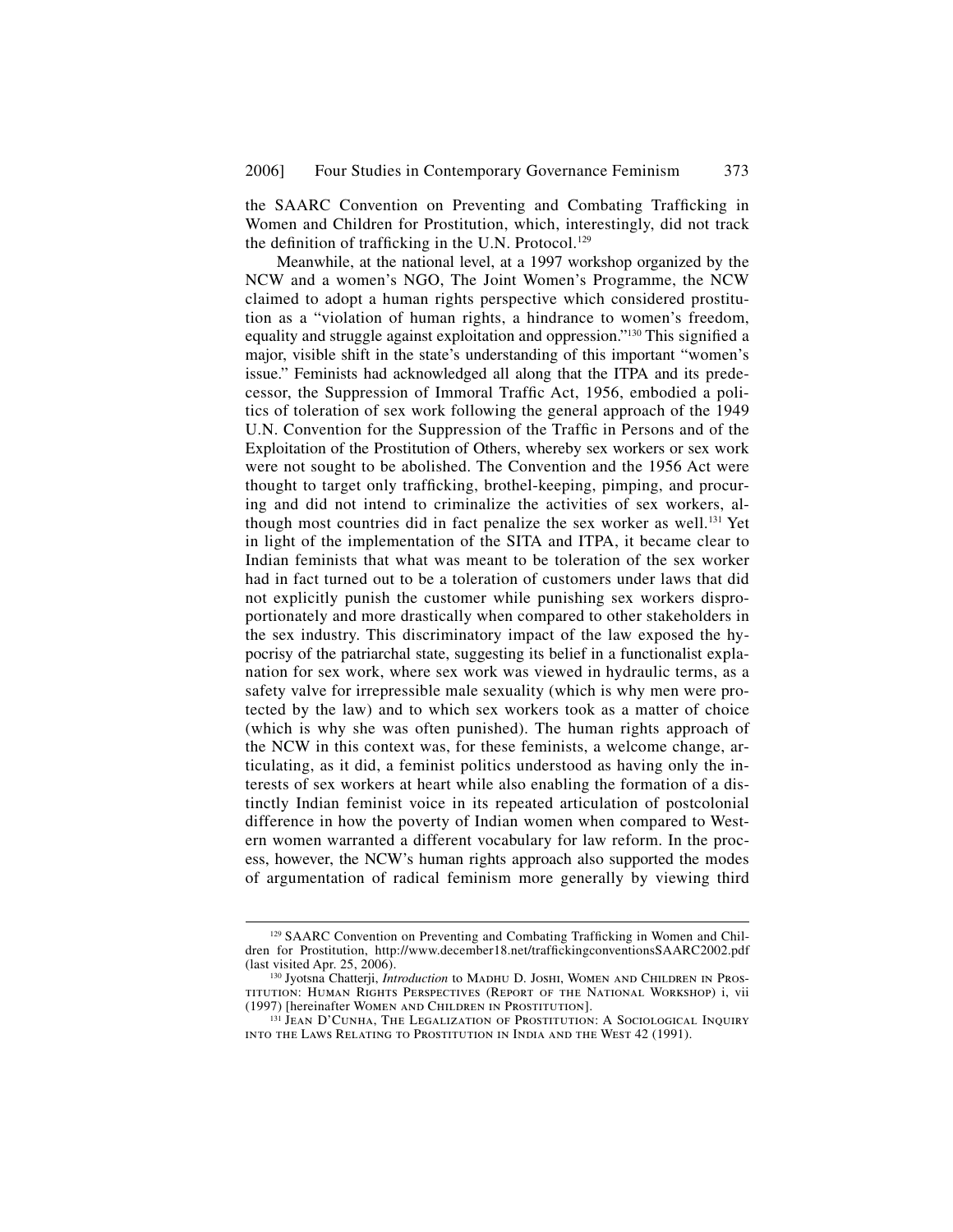the SAARC Convention on Preventing and Combating Trafficking in Women and Children for Prostitution, which, interestingly, did not track the definition of trafficking in the U.N. Protocol.[129]

Meanwhile, at the national level, at a 1997 workshop organized by the NCW and a women's NGO, The Joint Women's Programme, the NCW claimed to adopt a human rights perspective which considered prostitution as a "violation of human rights, a hindrance to women's freedom, equality and struggle against exploitation and oppression."[130] This signified a major, visible shift in the state's understanding of this important "women's issue." Feminists had acknowledged all along that the ITPA and its predecessor, the Suppression of Immoral Traffic Act, 1956, embodied a politics of toleration of sex work following the general approach of the 1949 U.N. Convention for the Suppression of the Traffic in Persons and of the Exploitation of the Prostitution of Others, whereby sex workers or sex work were not sought to be abolished. The Convention and the 1956 Act were thought to target only trafficking, brothel-keeping, pimping, and procuring and did not intend to criminalize the activities of sex workers, although most countries did in fact penalize the sex worker as well.[131] Yet in light of the implementation of the SITA and ITPA, it became clear to Indian feminists that what was meant to be toleration of the sex worker had in fact turned out to be a toleration of customers under laws that did not explicitly punish the customer while punishing sex workers disproportionately and more drastically when compared to other stakeholders in the sex industry. This discriminatory impact of the law exposed the hypocrisy of the patriarchal state, suggesting its belief in a functionalist explanation for sex work, where sex work was viewed in hydraulic terms, as a safety valve for irrepressible male sexuality (which is why men were protected by the law) and to which sex workers took as a matter of choice (which is why she was often punished). The human rights approach of the NCW in this context was, for these feminists, a welcome change, articulating, as it did, a feminist politics understood as having only the interests of sex workers at heart while also enabling the formation of a distinctly Indian feminist voice in its repeated articulation of postcolonial difference in how the poverty of Indian women when compared to Western women warranted a different vocabulary for law reform. In the process, however, the NCW's human rights approach also supported the modes of argumentation of radical feminism more generally by viewing third

---

[129] SAARC Convention on Preventing and Combating Trafficking in Women and Children for Prostitution, http://www.december18.net/traffickingconventionsSAARC2002.pdf (last visited Apr. 25, 2006).

[130] Jyotsna Chatterji, *Introduction* to Madhu D. Joshi, Women and Children in Prostitution: Human Rights Perspectives (Report of the National Workshop) i, vii (1997) [hereinafter Women and Children in Prostitution].

[131] Jean D'Cunha, The Legalization of Prostitution: A Sociological Inquiry into the Laws Relating to Prostitution in India and the West 42 (1991).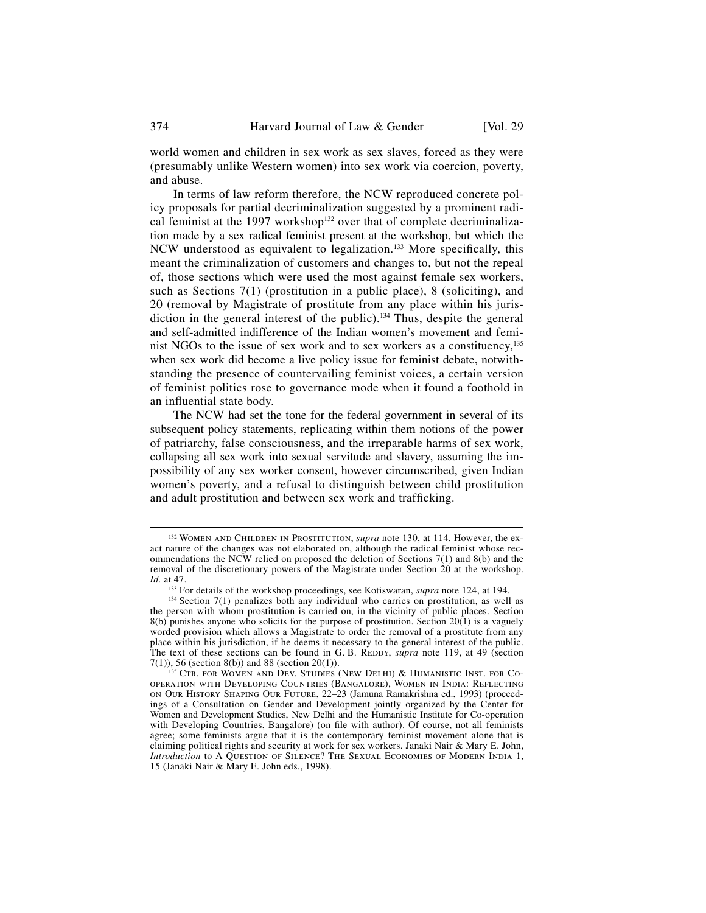world women and children in sex work as sex slaves, forced as they were (presumably unlike Western women) into sex work via coercion, poverty, and abuse.

In terms of law reform therefore, the NCW reproduced concrete policy proposals for partial decriminalization suggested by a prominent radical feminist at the 1997 workshop[132] over that of complete decriminalization made by a sex radical feminist present at the workshop, but which the NCW understood as equivalent to legalization.[133] More specifically, this meant the criminalization of customers and changes to, but not the repeal of, those sections which were used the most against female sex workers, such as Sections 7(1) (prostitution in a public place), 8 (soliciting), and 20 (removal by Magistrate of prostitute from any place within his jurisdiction in the general interest of the public).[134] Thus, despite the general and self-admitted indifference of the Indian women's movement and feminist NGOs to the issue of sex work and to sex workers as a constituency,[135] when sex work did become a live policy issue for feminist debate, notwithstanding the presence of countervailing feminist voices, a certain version of feminist politics rose to governance mode when it found a foothold in an influential state body.

The NCW had set the tone for the federal government in several of its subsequent policy statements, replicating within them notions of the power of patriarchy, false consciousness, and the irreparable harms of sex work, collapsing all sex work into sexual servitude and slavery, assuming the impossibility of any sex worker consent, however circumscribed, given Indian women's poverty, and a refusal to distinguish between child prostitution and adult prostitution and between sex work and trafficking.

---

[132] WOMEN AND CHILDREN IN PROSTITUTION, *supra* note 130, at 114. However, the exact nature of the changes was not elaborated on, although the radical feminist whose recommendations the NCW relied on proposed the deletion of Sections 7(1) and 8(b) and the removal of the discretionary powers of the Magistrate under Section 20 at the workshop. *Id.* at 47.

[133] For details of the workshop proceedings, see Kotiswaran, *supra* note 124, at 194.

[134] Section 7(1) penalizes both any individual who carries on prostitution, as well as the person with whom prostitution is carried on, in the vicinity of public places. Section 8(b) punishes anyone who solicits for the purpose of prostitution. Section 20(1) is a vaguely worded provision which allows a Magistrate to order the removal of a prostitute from any place within his jurisdiction, if he deems it necessary to the general interest of the public. The text of these sections can be found in G. B. REDDY, *supra* note 119, at 49 (section 7(1)), 56 (section 8(b)) and 88 (section 20(1)).

[135] CTR. FOR WOMEN AND DEV. STUDIES (NEW DELHI) & HUMANISTIC INST. FOR CO-OPERATION WITH DEVELOPING COUNTRIES (BANGALORE), WOMEN IN INDIA: REFLECTING ON OUR HISTORY SHAPING OUR FUTURE, 22–23 (Jamuna Ramakrishna ed., 1993) (proceedings of a Consultation on Gender and Development jointly organized by the Center for Women and Development Studies, New Delhi and the Humanistic Institute for Co-operation with Developing Countries, Bangalore) (on file with author). Of course, not all feminists agree; some feminists argue that it is the contemporary feminist movement alone that is claiming political rights and security at work for sex workers. Janaki Nair & Mary E. John, *Introduction* to A QUESTION OF SILENCE? THE SEXUAL ECONOMIES OF MODERN INDIA 1, 15 (Janaki Nair & Mary E. John eds., 1998).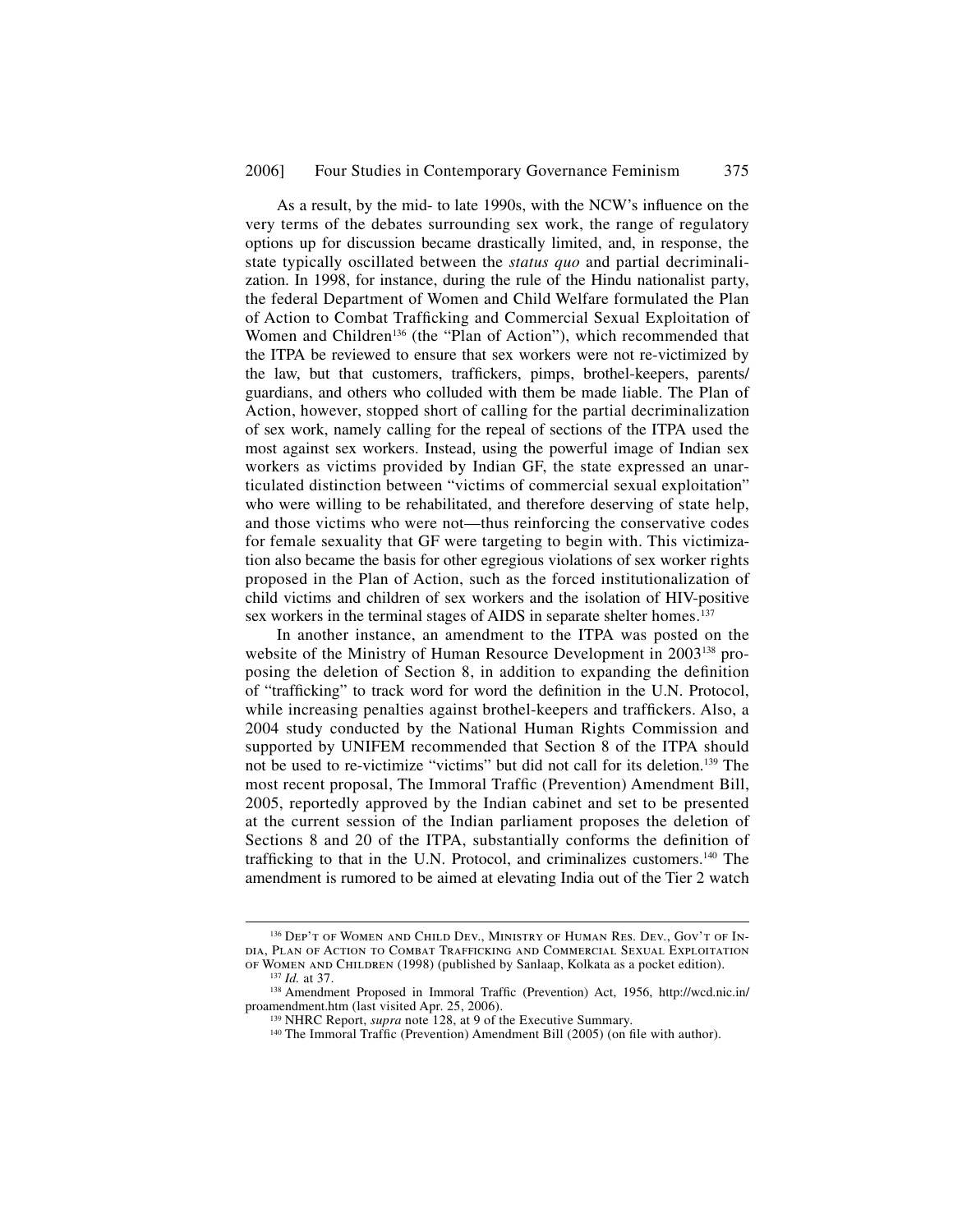As a result, by the mid- to late 1990s, with the NCW's influence on the very terms of the debates surrounding sex work, the range of regulatory options up for discussion became drastically limited, and, in response, the state typically oscillated between the *status quo* and partial decriminalization. In 1998, for instance, during the rule of the Hindu nationalist party, the federal Department of Women and Child Welfare formulated the Plan of Action to Combat Trafficking and Commercial Sexual Exploitation of Women and Children[136] (the "Plan of Action"), which recommended that the ITPA be reviewed to ensure that sex workers were not re-victimized by the law, but that customers, traffickers, pimps, brothel-keepers, parents/guardians, and others who colluded with them be made liable. The Plan of Action, however, stopped short of calling for the partial decriminalization of sex work, namely calling for the repeal of sections of the ITPA used the most against sex workers. Instead, using the powerful image of Indian sex workers as victims provided by Indian GF, the state expressed an unarticulated distinction between "victims of commercial sexual exploitation" who were willing to be rehabilitated, and therefore deserving of state help, and those victims who were not—thus reinforcing the conservative codes for female sexuality that GF were targeting to begin with. This victimization also became the basis for other egregious violations of sex worker rights proposed in the Plan of Action, such as the forced institutionalization of child victims and children of sex workers and the isolation of HIV-positive sex workers in the terminal stages of AIDS in separate shelter homes.[137]

In another instance, an amendment to the ITPA was posted on the website of the Ministry of Human Resource Development in 2003[138] proposing the deletion of Section 8, in addition to expanding the definition of "trafficking" to track word for word the definition in the U.N. Protocol, while increasing penalties against brothel-keepers and traffickers. Also, a 2004 study conducted by the National Human Rights Commission and supported by UNIFEM recommended that Section 8 of the ITPA should not be used to re-victimize "victims" but did not call for its deletion.[139] The most recent proposal, The Immoral Traffic (Prevention) Amendment Bill, 2005, reportedly approved by the Indian cabinet and set to be presented at the current session of the Indian parliament proposes the deletion of Sections 8 and 20 of the ITPA, substantially conforms the definition of trafficking to that in the U.N. Protocol, and criminalizes customers.[140] The amendment is rumored to be aimed at elevating India out of the Tier 2 watch

---

[136] Dep't of Women and Child Dev., Ministry of Human Res. Dev., Gov't of India, Plan of Action to Combat Trafficking and Commercial Sexual Exploitation of Women and Children (1998) (published by Sanlaap, Kolkata as a pocket edition).

[137] *Id.* at 37.

[138] Amendment Proposed in Immoral Traffic (Prevention) Act, 1956, http://wcd.nic.in/proamendment.htm (last visited Apr. 25, 2006).

[139] NHRC Report, *supra* note 128, at 9 of the Executive Summary.

[140] The Immoral Traffic (Prevention) Amendment Bill (2005) (on file with author).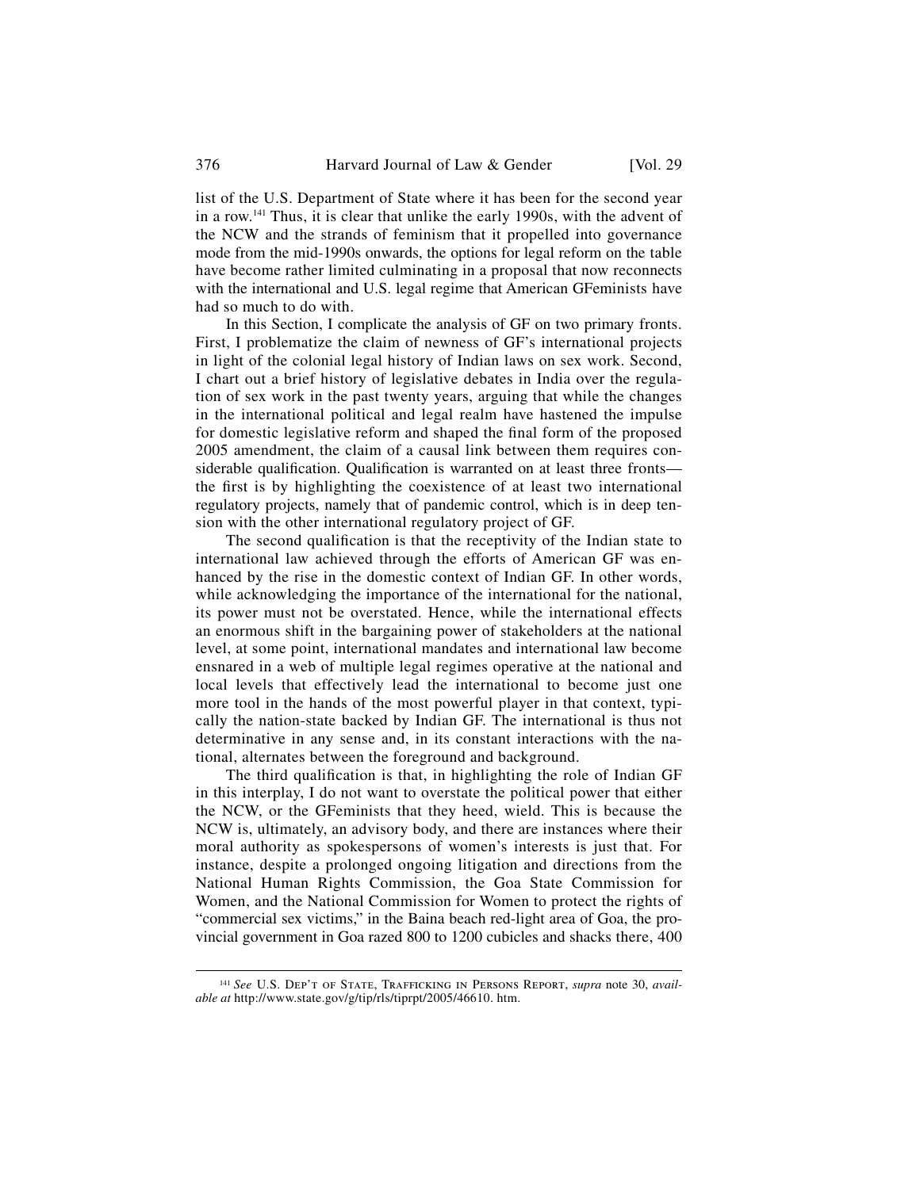list of the U.S. Department of State where it has been for the second year in a row.[141] Thus, it is clear that unlike the early 1990s, with the advent of the NCW and the strands of feminism that it propelled into governance mode from the mid-1990s onwards, the options for legal reform on the table have become rather limited culminating in a proposal that now reconnects with the international and U.S. legal regime that American GFeminists have had so much to do with.

In this Section, I complicate the analysis of GF on two primary fronts. First, I problematize the claim of newness of GF's international projects in light of the colonial legal history of Indian laws on sex work. Second, I chart out a brief history of legislative debates in India over the regulation of sex work in the past twenty years, arguing that while the changes in the international political and legal realm have hastened the impulse for domestic legislative reform and shaped the final form of the proposed 2005 amendment, the claim of a causal link between them requires considerable qualification. Qualification is warranted on at least three fronts—the first is by highlighting the coexistence of at least two international regulatory projects, namely that of pandemic control, which is in deep tension with the other international regulatory project of GF.

The second qualification is that the receptivity of the Indian state to international law achieved through the efforts of American GF was enhanced by the rise in the domestic context of Indian GF. In other words, while acknowledging the importance of the international for the national, its power must not be overstated. Hence, while the international effects an enormous shift in the bargaining power of stakeholders at the national level, at some point, international mandates and international law become ensnared in a web of multiple legal regimes operative at the national and local levels that effectively lead the international to become just one more tool in the hands of the most powerful player in that context, typically the nation-state backed by Indian GF. The international is thus not determinative in any sense and, in its constant interactions with the national, alternates between the foreground and background.

The third qualification is that, in highlighting the role of Indian GF in this interplay, I do not want to overstate the political power that either the NCW, or the GFeminists that they heed, wield. This is because the NCW is, ultimately, an advisory body, and there are instances where their moral authority as spokespersons of women's interests is just that. For instance, despite a prolonged ongoing litigation and directions from the National Human Rights Commission, the Goa State Commission for Women, and the National Commission for Women to protect the rights of "commercial sex victims," in the Baina beach red-light area of Goa, the provincial government in Goa razed 800 to 1200 cubicles and shacks there, 400

---

[141] *See* U.S. Dep't of State, Trafficking in Persons Report, *supra* note 30, *available at* http://www.state.gov/g/tip/rls/tiprpt/2005/46610. htm.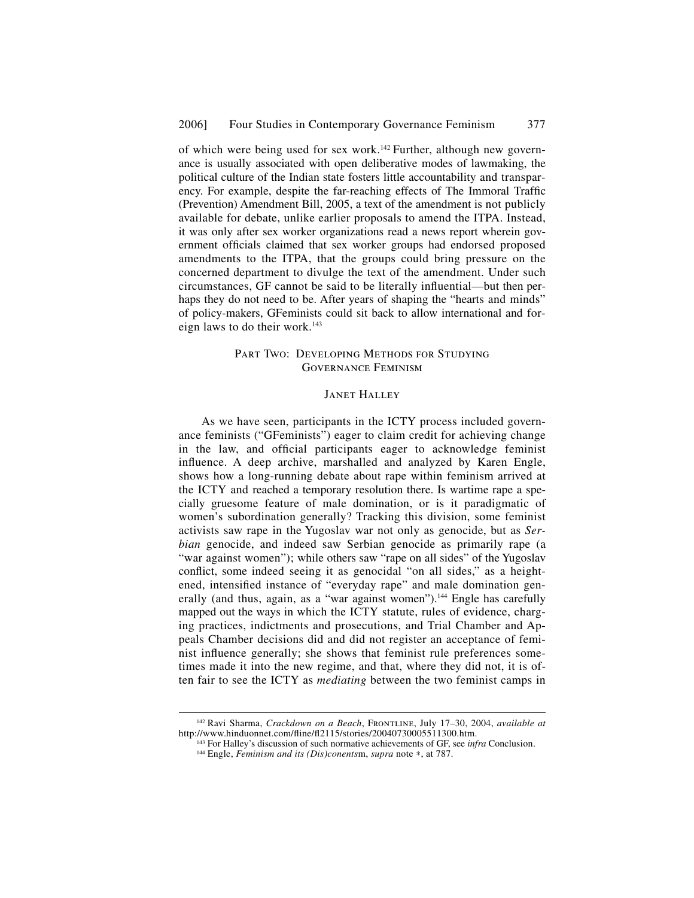of which were being used for sex work.[142] Further, although new governance is usually associated with open deliberative modes of lawmaking, the political culture of the Indian state fosters little accountability and transparency. For example, despite the far-reaching effects of The Immoral Traffic (Prevention) Amendment Bill, 2005, a text of the amendment is not publicly available for debate, unlike earlier proposals to amend the ITPA. Instead, it was only after sex worker organizations read a news report wherein government officials claimed that sex worker groups had endorsed proposed amendments to the ITPA, that the groups could bring pressure on the concerned department to divulge the text of the amendment. Under such circumstances, GF cannot be said to be literally influential—but then perhaps they do not need to be. After years of shaping the "hearts and minds" of policy-makers, GFeminists could sit back to allow international and foreign laws to do their work.[143]

## Part Two: Developing Methods for Studying Governance Feminism

### Janet Halley

As we have seen, participants in the ICTY process included governance feminists ("GFeminists") eager to claim credit for achieving change in the law, and official participants eager to acknowledge feminist influence. A deep archive, marshalled and analyzed by Karen Engle, shows how a long-running debate about rape within feminism arrived at the ICTY and reached a temporary resolution there. Is wartime rape a specially gruesome feature of male domination, or is it paradigmatic of women's subordination generally? Tracking this division, some feminist activists saw rape in the Yugoslav war not only as genocide, but as *Serbian* genocide, and indeed saw Serbian genocide as primarily rape (a "war against women"); while others saw "rape on all sides" of the Yugoslav conflict, some indeed seeing it as genocidal "on all sides," as a heightened, intensified instance of "everyday rape" and male domination generally (and thus, again, as a "war against women").[144] Engle has carefully mapped out the ways in which the ICTY statute, rules of evidence, charging practices, indictments and prosecutions, and Trial Chamber and Appeals Chamber decisions did and did not register an acceptance of feminist influence generally; she shows that feminist rule preferences sometimes made it into the new regime, and that, where they did not, it is often fair to see the ICTY as *mediating* between the two feminist camps in

---

[142] Ravi Sharma, *Crackdown on a Beach*, Frontline, July 17–30, 2004, *available at* http://www.hinduonnet.com/fline/fl2115/stories/20040730005511300.htm.

[143] For Halley's discussion of such normative achievements of GF, see *infra* Conclusion.

[144] Engle, *Feminism and its (Dis)conents*m, *supra* note *, at 787.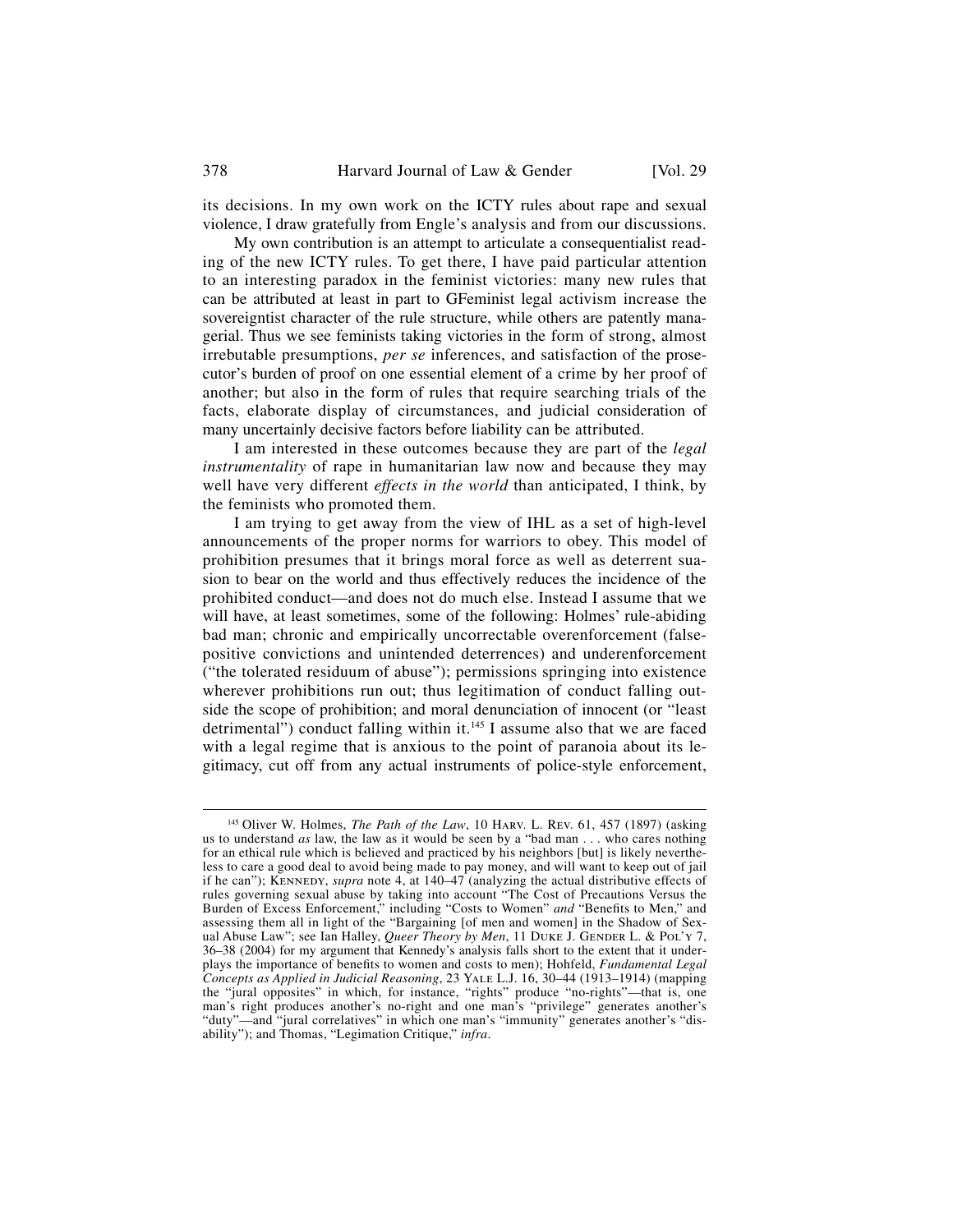its decisions. In my own work on the ICTY rules about rape and sexual violence, I draw gratefully from Engle's analysis and from our discussions.

My own contribution is an attempt to articulate a consequentialist reading of the new ICTY rules. To get there, I have paid particular attention to an interesting paradox in the feminist victories: many new rules that can be attributed at least in part to GFeminist legal activism increase the sovereigntist character of the rule structure, while others are patently managerial. Thus we see feminists taking victories in the form of strong, almost irrebutable presumptions, *per se* inferences, and satisfaction of the prosecutor's burden of proof on one essential element of a crime by her proof of another; but also in the form of rules that require searching trials of the facts, elaborate display of circumstances, and judicial consideration of many uncertainly decisive factors before liability can be attributed.

I am interested in these outcomes because they are part of the *legal instrumentality* of rape in humanitarian law now and because they may well have very different *effects in the world* than anticipated, I think, by the feminists who promoted them.

I am trying to get away from the view of IHL as a set of high-level announcements of the proper norms for warriors to obey. This model of prohibition presumes that it brings moral force as well as deterrent suasion to bear on the world and thus effectively reduces the incidence of the prohibited conduct—and does not do much else. Instead I assume that we will have, at least sometimes, some of the following: Holmes' rule-abiding bad man; chronic and empirically uncorrectable overenforcement (false-positive convictions and unintended deterrences) and underenforcement ("the tolerated residuum of abuse"); permissions springing into existence wherever prohibitions run out; thus legitimation of conduct falling outside the scope of prohibition; and moral denunciation of innocent (or "least detrimental") conduct falling within it.[145] I assume also that we are faced with a legal regime that is anxious to the point of paranoia about its legitimacy, cut off from any actual instruments of police-style enforcement,

[145] Oliver W. Holmes, *The Path of the Law*, 10 Harv. L. Rev. 61, 457 (1897) (asking us to understand *as* law, the law as it would be seen by a "bad man . . . who cares nothing for an ethical rule which is believed and practiced by his neighbors [but] is likely nevertheless to care a good deal to avoid being made to pay money, and will want to keep out of jail if he can"); Kennedy, *supra* note 4, at 140–47 (analyzing the actual distributive effects of rules governing sexual abuse by taking into account "The Cost of Precautions Versus the Burden of Excess Enforcement," including "Costs to Women" *and* "Benefits to Men," and assessing them all in light of the "Bargaining [of men and women] in the Shadow of Sexual Abuse Law"; see Ian Halley, *Queer Theory by Men*, 11 Duke J. Gender L. & Pol'y 7, 36–38 (2004) for my argument that Kennedy's analysis falls short to the extent that it underplays the importance of benefits to women and costs to men); Hohfeld, *Fundamental Legal Concepts as Applied in Judicial Reasoning*, 23 Yale L.J. 16, 30–44 (1913–1914) (mapping the "jural opposites" in which, for instance, "rights" produce "no-rights"—that is, one man's right produces another's no-right and one man's "privilege" generates another's "duty"—and "jural correlatives" in which one man's "immunity" generates another's "disability"); and Thomas, "Legimation Critique," *infra*.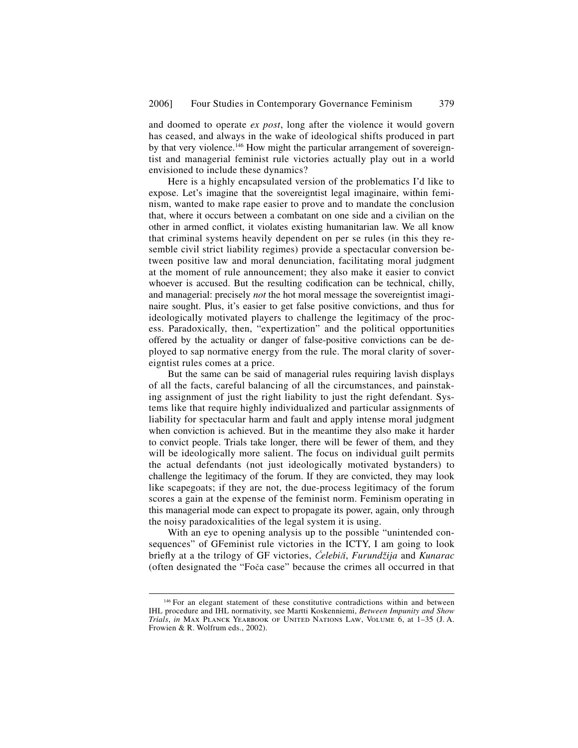and doomed to operate *ex post*, long after the violence it would govern has ceased, and always in the wake of ideological shifts produced in part by that very violence.[146] How might the particular arrangement of sovereigntist and managerial feminist rule victories actually play out in a world envisioned to include these dynamics?

Here is a highly encapsulated version of the problematics I'd like to expose. Let's imagine that the sovereigntist legal imaginaire, within feminism, wanted to make rape easier to prove and to mandate the conclusion that, where it occurs between a combatant on one side and a civilian on the other in armed conflict, it violates existing humanitarian law. We all know that criminal systems heavily dependent on per se rules (in this they resemble civil strict liability regimes) provide a spectacular conversion between positive law and moral denunciation, facilitating moral judgment at the moment of rule announcement; they also make it easier to convict whoever is accused. But the resulting codification can be technical, chilly, and managerial: precisely *not* the hot moral message the sovereigntist imaginaire sought. Plus, it's easier to get false positive convictions, and thus for ideologically motivated players to challenge the legitimacy of the process. Paradoxically, then, "expertization" and the political opportunities offered by the actuality or danger of false-positive convictions can be deployed to sap normative energy from the rule. The moral clarity of sovereigntist rules comes at a price.

But the same can be said of managerial rules requiring lavish displays of all the facts, careful balancing of all the circumstances, and painstaking assignment of just the right liability to just the right defendant. Systems like that require highly individualized and particular assignments of liability for spectacular harm and fault and apply intense moral judgment when conviction is achieved. But in the meantime they also make it harder to convict people. Trials take longer, there will be fewer of them, and they will be ideologically more salient. The focus on individual guilt permits the actual defendants (not just ideologically motivated bystanders) to challenge the legitimacy of the forum. If they are convicted, they may look like scapegoats; if they are not, the due-process legitimacy of the forum scores a gain at the expense of the feminist norm. Feminism operating in this managerial mode can expect to propagate its power, again, only through the noisy paradoxicalities of the legal system it is using.

With an eye to opening analysis up to the possible "unintended consequences" of GFeminist rule victories in the ICTY, I am going to look briefly at a the trilogy of GF victories, *Čelebiă*, *Furundžija* and *Kunarac* (often designated the "Foča case" because the crimes all occurred in that

---

[146] For an elegant statement of these constitutive contradictions within and between IHL procedure and IHL normativity, see Martti Koskenniemi, *Between Impunity and Show Trials*, *in* Max Planck Yearbook of United Nations Law, Volume 6, at 1–35 (J. A. Frowien & R. Wolfrum eds., 2002).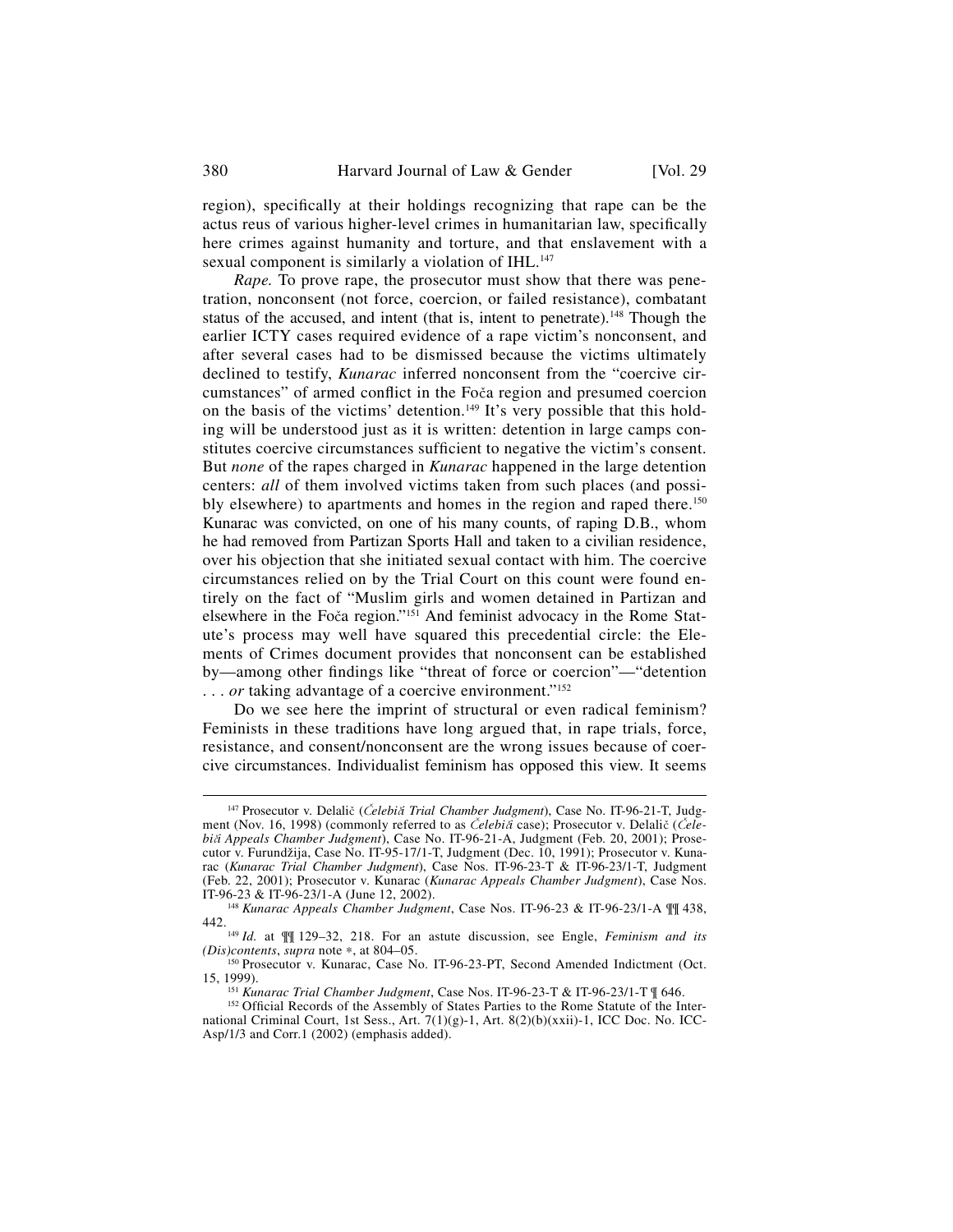region), specifically at their holdings recognizing that rape can be the actus reus of various higher-level crimes in humanitarian law, specifically here crimes against humanity and torture, and that enslavement with a sexual component is similarly a violation of IHL.[147]

*Rape.* To prove rape, the prosecutor must show that there was penetration, nonconsent (not force, coercion, or failed resistance), combatant status of the accused, and intent (that is, intent to penetrate).[148] Though the earlier ICTY cases required evidence of a rape victim's nonconsent, and after several cases had to be dismissed because the victims ultimately declined to testify, *Kunarac* inferred nonconsent from the "coercive circumstances" of armed conflict in the Foča region and presumed coercion on the basis of the victims' detention.[149] It's very possible that this holding will be understood just as it is written: detention in large camps constitutes coercive circumstances sufficient to negative the victim's consent. But *none* of the rapes charged in *Kunarac* happened in the large detention centers: *all* of them involved victims taken from such places (and possibly elsewhere) to apartments and homes in the region and raped there.[150] Kunarac was convicted, on one of his many counts, of raping D.B., whom he had removed from Partizan Sports Hall and taken to a civilian residence, over his objection that she initiated sexual contact with him. The coercive circumstances relied on by the Trial Court on this count were found entirely on the fact of "Muslim girls and women detained in Partizan and elsewhere in the Foča region."[151] And feminist advocacy in the Rome Statute's process may well have squared this precedential circle: the Elements of Crimes document provides that nonconsent can be established by—among other findings like "threat of force or coercion"—"detention . . . *or* taking advantage of a coercive environment."[152]

Do we see here the imprint of structural or even radical feminism? Feminists in these traditions have long argued that, in rape trials, force, resistance, and consent/nonconsent are the wrong issues because of coercive circumstances. Individualist feminism has opposed this view. It seems

---

[147] Prosecutor v. Delalič (*Čelebiđi Trial Chamber Judgment*), Case No. IT-96-21-T, Judgment (Nov. 16, 1998) (commonly referred to as *Čelebiđi* case); Prosecutor v. Delalič (*Čelebiđi Appeals Chamber Judgment*), Case No. IT-96-21-A, Judgment (Feb. 20, 2001); Prosecutor v. Furundžija, Case No. IT-95-17/1-T, Judgment (Dec. 10, 1991); Prosecutor v. Kunarac (*Kunarac Trial Chamber Judgment*), Case Nos. IT-96-23-T & IT-96-23/1-T, Judgment (Feb. 22, 2001); Prosecutor v. Kunarac (*Kunarac Appeals Chamber Judgment*), Case Nos. IT-96-23 & IT-96-23/1-A (June 12, 2002).

[148] *Kunarac Appeals Chamber Judgment*, Case Nos. IT-96-23 & IT-96-23/1-A ¶¶ 438, 442.

[149] *Id.* at ¶¶ 129–32, 218. For an astute discussion, see Engle, *Feminism and its (Dis)contents*, *supra* note *, at 804–05.

[150] Prosecutor v. Kunarac, Case No. IT-96-23-PT, Second Amended Indictment (Oct. 15, 1999).

[151] *Kunarac Trial Chamber Judgment*, Case Nos. IT-96-23-T & IT-96-23/1-T ¶ 646.

[152] Official Records of the Assembly of States Parties to the Rome Statute of the International Criminal Court, 1st Sess., Art. 7(1)(g)-1, Art. 8(2)(b)(xxii)-1, ICC Doc. No. ICC-Asp/1/3 and Corr.1 (2002) (emphasis added).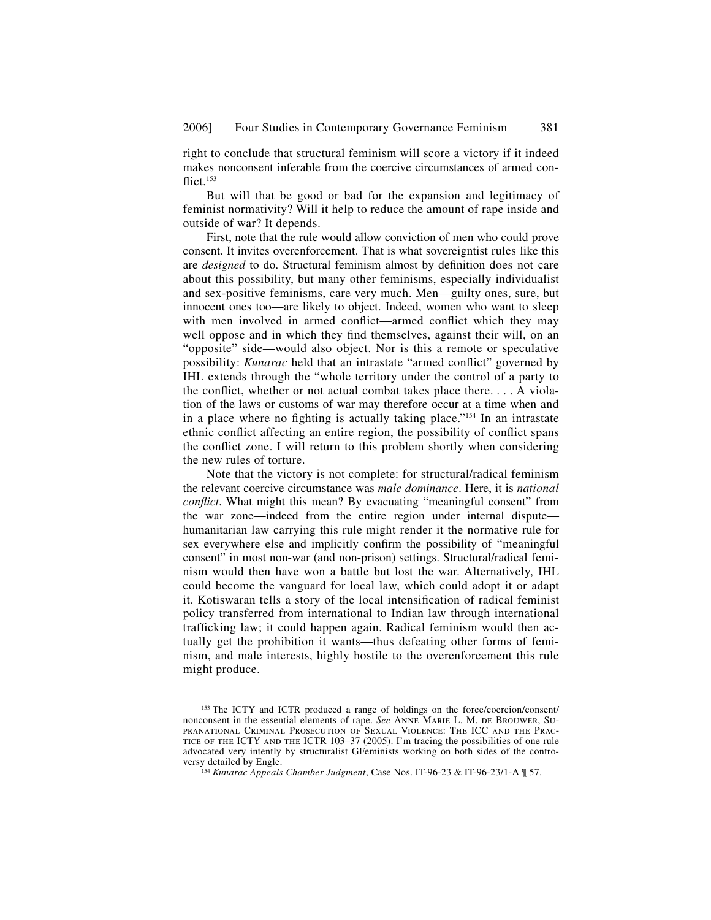right to conclude that structural feminism will score a victory if it indeed makes nonconsent inferable from the coercive circumstances of armed conflict.[153]

But will that be good or bad for the expansion and legitimacy of feminist normativity? Will it help to reduce the amount of rape inside and outside of war? It depends.

First, note that the rule would allow conviction of men who could prove consent. It invites overenforcement. That is what sovereigntist rules like this are *designed* to do. Structural feminism almost by definition does not care about this possibility, but many other feminisms, especially individualist and sex-positive feminisms, care very much. Men—guilty ones, sure, but innocent ones too—are likely to object. Indeed, women who want to sleep with men involved in armed conflict—armed conflict which they may well oppose and in which they find themselves, against their will, on an "opposite" side—would also object. Nor is this a remote or speculative possibility: *Kunarac* held that an intrastate "armed conflict" governed by IHL extends through the "whole territory under the control of a party to the conflict, whether or not actual combat takes place there. . . . A violation of the laws or customs of war may therefore occur at a time when and in a place where no fighting is actually taking place."[154] In an intrastate ethnic conflict affecting an entire region, the possibility of conflict spans the conflict zone. I will return to this problem shortly when considering the new rules of torture.

Note that the victory is not complete: for structural/radical feminism the relevant coercive circumstance was *male dominance*. Here, it is *national conflict*. What might this mean? By evacuating "meaningful consent" from the war zone—indeed from the entire region under internal dispute—humanitarian law carrying this rule might render it the normative rule for sex everywhere else and implicitly confirm the possibility of "meaningful consent" in most non-war (and non-prison) settings. Structural/radical feminism would then have won a battle but lost the war. Alternatively, IHL could become the vanguard for local law, which could adopt it or adapt it. Kotiswaran tells a story of the local intensification of radical feminist policy transferred from international to Indian law through international trafficking law; it could happen again. Radical feminism would then actually get the prohibition it wants—thus defeating other forms of feminism, and male interests, highly hostile to the overenforcement this rule might produce.

---

[153] The ICTY and ICTR produced a range of holdings on the force/coercion/consent/nonconsent in the essential elements of rape. *See* ANNE MARIE L. M. DE BROUWER, SUPRANATIONAL CRIMINAL PROSECUTION OF SEXUAL VIOLENCE: THE ICC AND THE PRACTICE OF THE ICTY AND THE ICTR 103–37 (2005). I'm tracing the possibilities of one rule advocated very intently by structuralist GFeminists working on both sides of the controversy detailed by Engle.

[154] *Kunarac Appeals Chamber Judgment*, Case Nos. IT-96-23 & IT-96-23/1-A ¶ 57.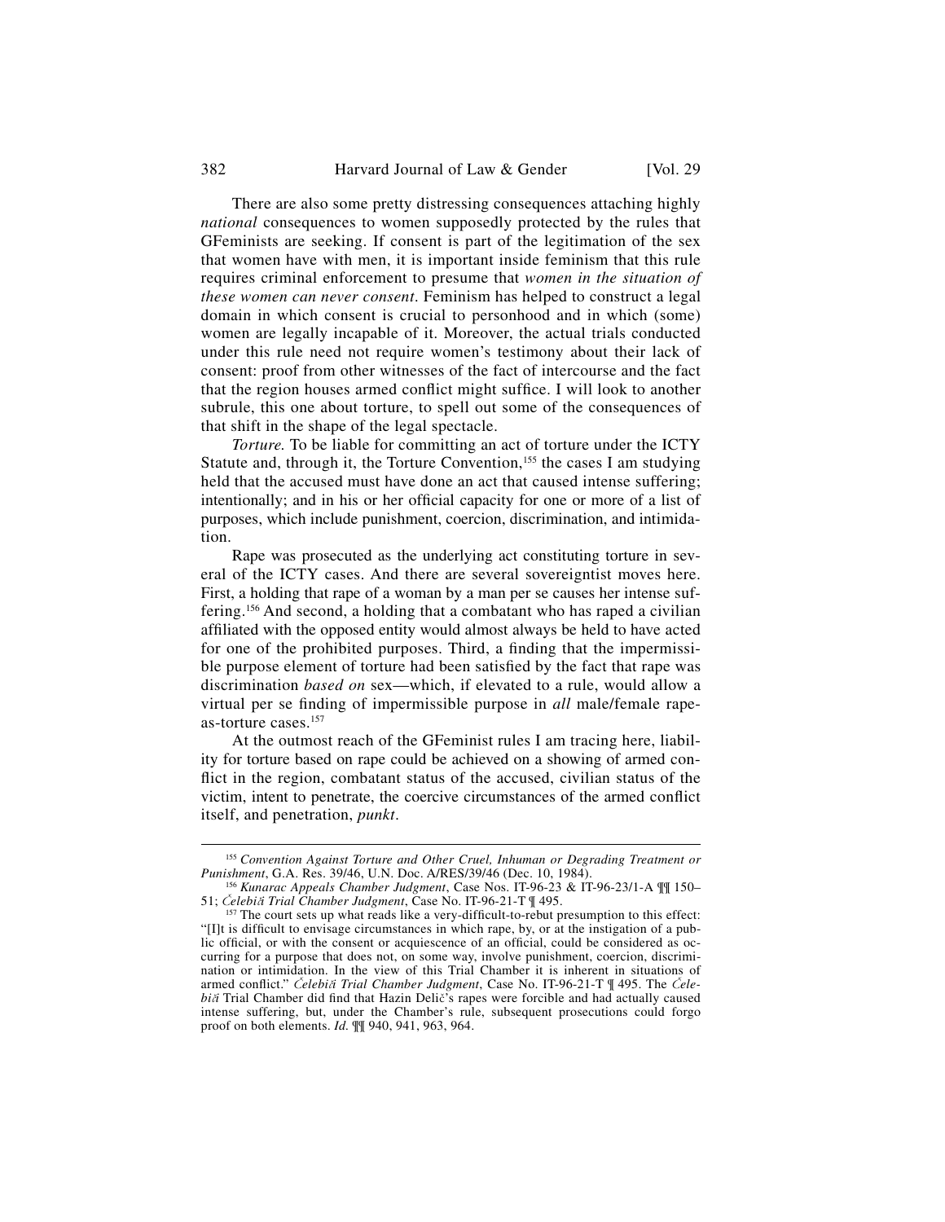There are also some pretty distressing consequences attaching highly *national* consequences to women supposedly protected by the rules that GFeminists are seeking. If consent is part of the legitimation of the sex that women have with men, it is important inside feminism that this rule requires criminal enforcement to presume that *women in the situation of these women can never consent*. Feminism has helped to construct a legal domain in which consent is crucial to personhood and in which (some) women are legally incapable of it. Moreover, the actual trials conducted under this rule need not require women's testimony about their lack of consent: proof from other witnesses of the fact of intercourse and the fact that the region houses armed conflict might suffice. I will look to another subrule, this one about torture, to spell out some of the consequences of that shift in the shape of the legal spectacle.

*Torture.* To be liable for committing an act of torture under the ICTY Statute and, through it, the Torture Convention,[155] the cases I am studying held that the accused must have done an act that caused intense suffering; intentionally; and in his or her official capacity for one or more of a list of purposes, which include punishment, coercion, discrimination, and intimidation.

Rape was prosecuted as the underlying act constituting torture in several of the ICTY cases. And there are several sovereigntist moves here. First, a holding that rape of a woman by a man per se causes her intense suffering.[156] And second, a holding that a combatant who has raped a civilian affiliated with the opposed entity would almost always be held to have acted for one of the prohibited purposes. Third, a finding that the impermissible purpose element of torture had been satisfied by the fact that rape was discrimination *based on* sex—which, if elevated to a rule, would allow a virtual per se finding of impermissible purpose in *all* male/female rape-as-torture cases.[157]

At the outmost reach of the GFeminist rules I am tracing here, liability for torture based on rape could be achieved on a showing of armed conflict in the region, combatant status of the accused, civilian status of the victim, intent to penetrate, the coercive circumstances of the armed conflict itself, and penetration, *punkt*.

---

[155] *Convention Against Torture and Other Cruel, Inhuman or Degrading Treatment or Punishment*, G.A. Res. 39/46, U.N. Doc. A/RES/39/46 (Dec. 10, 1984).

[156] *Kunarac Appeals Chamber Judgment*, Case Nos. IT-96-23 & IT-96-23/1-A ¶¶ 150–51; *Čelebići Trial Chamber Judgment*, Case No. IT-96-21-T ¶ 495.

[157] The court sets up what reads like a very-difficult-to-rebut presumption to this effect: "[I]t is difficult to envisage circumstances in which rape, by, or at the instigation of a public official, or with the consent or acquiescence of an official, could be considered as occurring for a purpose that does not, on some way, involve punishment, coercion, discrimination or intimidation. In the view of this Trial Chamber it is inherent in situations of armed conflict." *Čelebići Trial Chamber Judgment*, Case No. IT-96-21-T ¶ 495. The *Čelebići* Trial Chamber did find that Hazin Delič's rapes were forcible and had actually caused intense suffering, but, under the Chamber's rule, subsequent prosecutions could forgo proof on both elements. *Id.* ¶¶ 940, 941, 963, 964.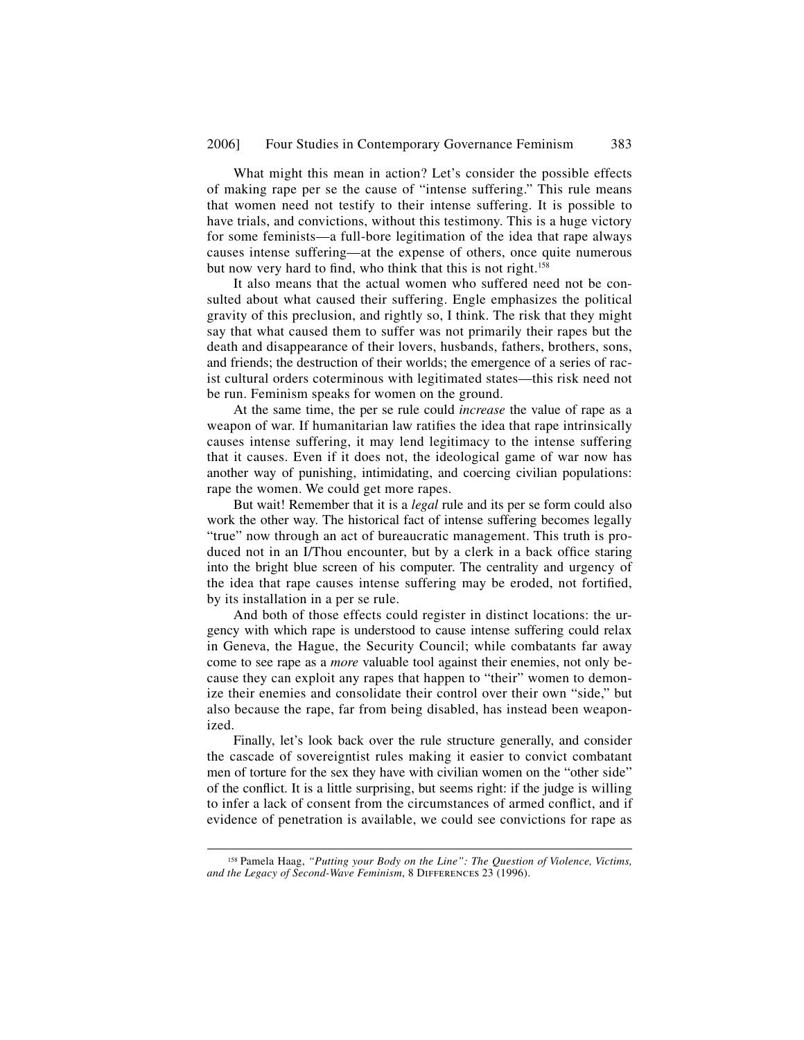What might this mean in action? Let's consider the possible effects of making rape per se the cause of "intense suffering." This rule means that women need not testify to their intense suffering. It is possible to have trials, and convictions, without this testimony. This is a huge victory for some feminists—a full-bore legitimation of the idea that rape always causes intense suffering—at the expense of others, once quite numerous but now very hard to find, who think that this is not right.[158]

It also means that the actual women who suffered need not be consulted about what caused their suffering. Engle emphasizes the political gravity of this preclusion, and rightly so, I think. The risk that they might say that what caused them to suffer was not primarily their rapes but the death and disappearance of their lovers, husbands, fathers, brothers, sons, and friends; the destruction of their worlds; the emergence of a series of racist cultural orders coterminous with legitimated states—this risk need not be run. Feminism speaks for women on the ground.

At the same time, the per se rule could *increase* the value of rape as a weapon of war. If humanitarian law ratifies the idea that rape intrinsically causes intense suffering, it may lend legitimacy to the intense suffering that it causes. Even if it does not, the ideological game of war now has another way of punishing, intimidating, and coercing civilian populations: rape the women. We could get more rapes.

But wait! Remember that it is a *legal* rule and its per se form could also work the other way. The historical fact of intense suffering becomes legally "true" now through an act of bureaucratic management. This truth is produced not in an I/Thou encounter, but by a clerk in a back office staring into the bright blue screen of his computer. The centrality and urgency of the idea that rape causes intense suffering may be eroded, not fortified, by its installation in a per se rule.

And both of those effects could register in distinct locations: the urgency with which rape is understood to cause intense suffering could relax in Geneva, the Hague, the Security Council; while combatants far away come to see rape as a *more* valuable tool against their enemies, not only because they can exploit any rapes that happen to "their" women to demonize their enemies and consolidate their control over their own "side," but also because the rape, far from being disabled, has instead been weaponized.

Finally, let's look back over the rule structure generally, and consider the cascade of sovereigntist rules making it easier to convict combatant men of torture for the sex they have with civilian women on the "other side" of the conflict. It is a little surprising, but seems right: if the judge is willing to infer a lack of consent from the circumstances of armed conflict, and if evidence of penetration is available, we could see convictions for rape as

[158] Pamela Haag, *"Putting your Body on the Line": The Question of Violence, Victims, and the Legacy of Second-Wave Feminism*, 8 DIFFERENCES 23 (1996).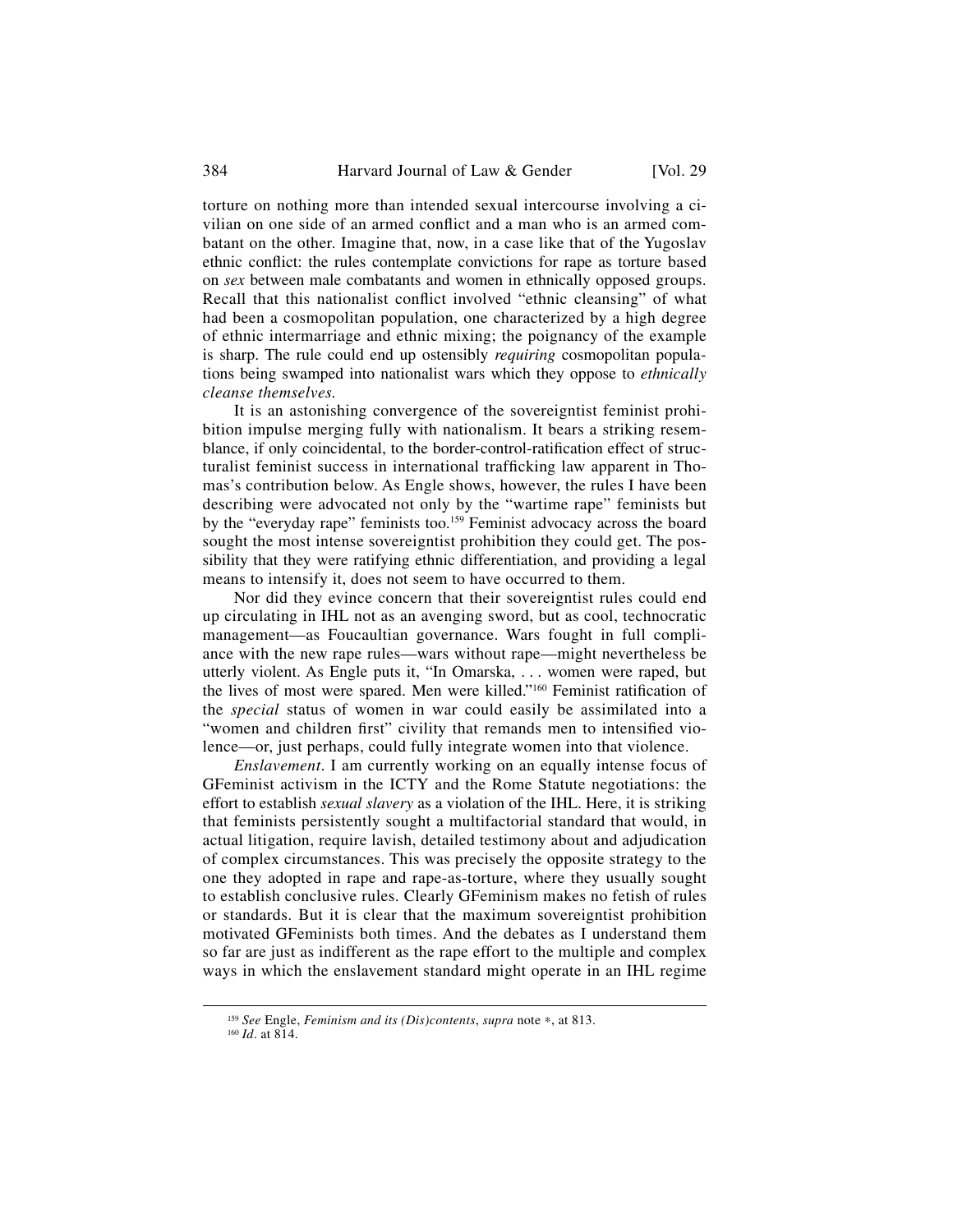torture on nothing more than intended sexual intercourse involving a civilian on one side of an armed conflict and a man who is an armed combatant on the other. Imagine that, now, in a case like that of the Yugoslav ethnic conflict: the rules contemplate convictions for rape as torture based on *sex* between male combatants and women in ethnically opposed groups. Recall that this nationalist conflict involved "ethnic cleansing" of what had been a cosmopolitan population, one characterized by a high degree of ethnic intermarriage and ethnic mixing; the poignancy of the example is sharp. The rule could end up ostensibly *requiring* cosmopolitan populations being swamped into nationalist wars which they oppose to *ethnically cleanse themselves.*

It is an astonishing convergence of the sovereigntist feminist prohibition impulse merging fully with nationalism. It bears a striking resemblance, if only coincidental, to the border-control-ratification effect of structuralist feminist success in international trafficking law apparent in Thomas's contribution below. As Engle shows, however, the rules I have been describing were advocated not only by the "wartime rape" feminists but by the "everyday rape" feminists too.[159] Feminist advocacy across the board sought the most intense sovereigntist prohibition they could get. The possibility that they were ratifying ethnic differentiation, and providing a legal means to intensify it, does not seem to have occurred to them.

Nor did they evince concern that their sovereigntist rules could end up circulating in IHL not as an avenging sword, but as cool, technocratic management—as Foucaultian governance. Wars fought in full compliance with the new rape rules—wars without rape—might nevertheless be utterly violent. As Engle puts it, "In Omarska, . . . women were raped, but the lives of most were spared. Men were killed."[160] Feminist ratification of the *special* status of women in war could easily be assimilated into a "women and children first" civility that remands men to intensified violence—or, just perhaps, could fully integrate women into that violence.

*Enslavement*. I am currently working on an equally intense focus of GFeminist activism in the ICTY and the Rome Statute negotiations: the effort to establish *sexual slavery* as a violation of the IHL. Here, it is striking that feminists persistently sought a multifactorial standard that would, in actual litigation, require lavish, detailed testimony about and adjudication of complex circumstances. This was precisely the opposite strategy to the one they adopted in rape and rape-as-torture, where they usually sought to establish conclusive rules. Clearly GFeminism makes no fetish of rules or standards. But it is clear that the maximum sovereigntist prohibition motivated GFeminists both times. And the debates as I understand them so far are just as indifferent as the rape effort to the multiple and complex ways in which the enslavement standard might operate in an IHL regime

[159] *See* Engle, *Feminism and its (Dis)contents*, *supra* note ∗, at 813.

[160] *Id*. at 814.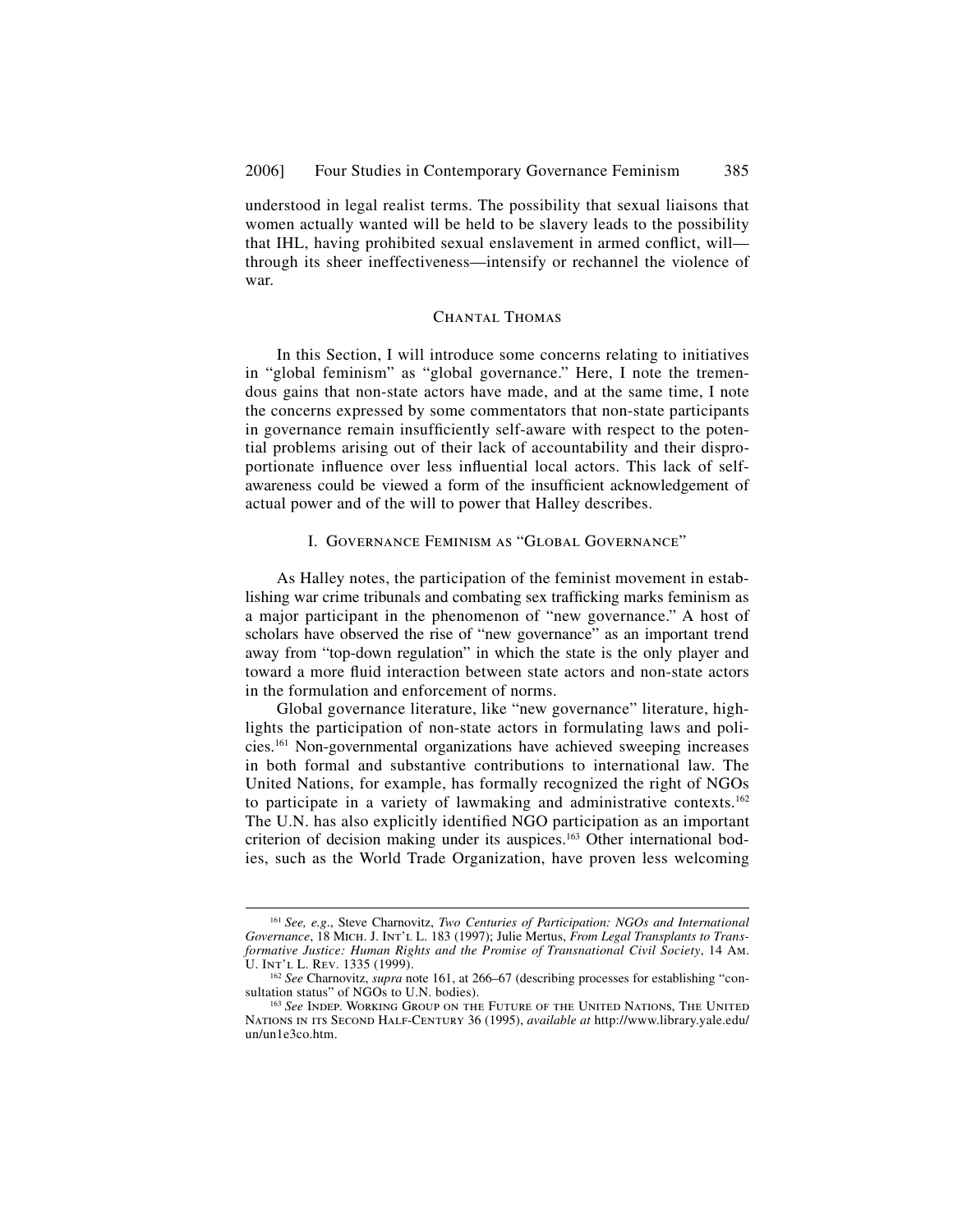understood in legal realist terms. The possibility that sexual liaisons that women actually wanted will be held to be slavery leads to the possibility that IHL, having prohibited sexual enslavement in armed conflict, will—through its sheer ineffectiveness—intensify or rechannel the violence of war.

## Chantal Thomas

In this Section, I will introduce some concerns relating to initiatives in "global feminism" as "global governance." Here, I note the tremendous gains that non-state actors have made, and at the same time, I note the concerns expressed by some commentators that non-state participants in governance remain insufficiently self-aware with respect to the potential problems arising out of their lack of accountability and their disproportionate influence over less influential local actors. This lack of self-awareness could be viewed a form of the insufficient acknowledgement of actual power and of the will to power that Halley describes.

### I. Governance Feminism as "Global Governance"

As Halley notes, the participation of the feminist movement in establishing war crime tribunals and combating sex trafficking marks feminism as a major participant in the phenomenon of "new governance." A host of scholars have observed the rise of "new governance" as an important trend away from "top-down regulation" in which the state is the only player and toward a more fluid interaction between state actors and non-state actors in the formulation and enforcement of norms.

Global governance literature, like "new governance" literature, highlights the participation of non-state actors in formulating laws and policies.[161] Non-governmental organizations have achieved sweeping increases in both formal and substantive contributions to international law. The United Nations, for example, has formally recognized the right of NGOs to participate in a variety of lawmaking and administrative contexts.[162] The U.N. has also explicitly identified NGO participation as an important criterion of decision making under its auspices.[163] Other international bodies, such as the World Trade Organization, have proven less welcoming

---

[161] *See, e.g.*, Steve Charnovitz, *Two Centuries of Participation: NGOs and International Governance*, 18 Mich. J. Int'l L. 183 (1997); Julie Mertus, *From Legal Transplants to Transformative Justice: Human Rights and the Promise of Transnational Civil Society*, 14 Am. U. Int'l L. Rev. 1335 (1999).

[162] *See* Charnovitz, *supra* note 161, at 266–67 (describing processes for establishing "consultation status" of NGOs to U.N. bodies).

[163] *See* Indep. Working Group on the Future of the United Nations, The United Nations in its Second Half-Century 36 (1995), *available at* http://www.library.yale.edu/un/un1e3co.htm.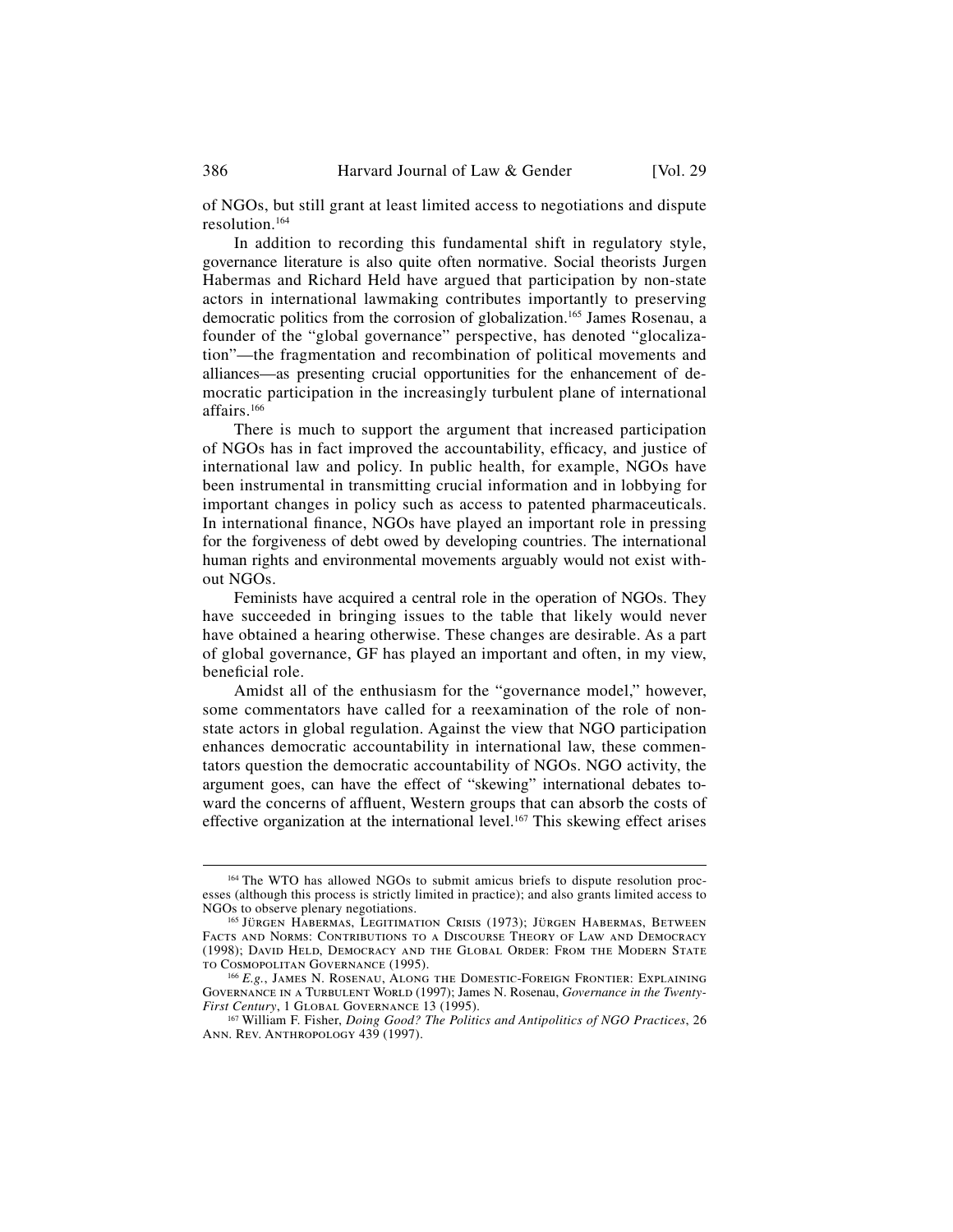of NGOs, but still grant at least limited access to negotiations and dispute resolution.[164]

In addition to recording this fundamental shift in regulatory style, governance literature is also quite often normative. Social theorists Jurgen Habermas and Richard Held have argued that participation by non-state actors in international lawmaking contributes importantly to preserving democratic politics from the corrosion of globalization.[165] James Rosenau, a founder of the "global governance" perspective, has denoted "glocalization"—the fragmentation and recombination of political movements and alliances—as presenting crucial opportunities for the enhancement of democratic participation in the increasingly turbulent plane of international affairs.[166]

There is much to support the argument that increased participation of NGOs has in fact improved the accountability, efficacy, and justice of international law and policy. In public health, for example, NGOs have been instrumental in transmitting crucial information and in lobbying for important changes in policy such as access to patented pharmaceuticals. In international finance, NGOs have played an important role in pressing for the forgiveness of debt owed by developing countries. The international human rights and environmental movements arguably would not exist without NGOs.

Feminists have acquired a central role in the operation of NGOs. They have succeeded in bringing issues to the table that likely would never have obtained a hearing otherwise. These changes are desirable. As a part of global governance, GF has played an important and often, in my view, beneficial role.

Amidst all of the enthusiasm for the "governance model," however, some commentators have called for a reexamination of the role of non-state actors in global regulation. Against the view that NGO participation enhances democratic accountability in international law, these commentators question the democratic accountability of NGOs. NGO activity, the argument goes, can have the effect of "skewing" international debates toward the concerns of affluent, Western groups that can absorb the costs of effective organization at the international level.[167] This skewing effect arises

---

[164] The WTO has allowed NGOs to submit amicus briefs to dispute resolution processes (although this process is strictly limited in practice); and also grants limited access to NGOs to observe plenary negotiations.

[165] Jürgen Habermas, Legitimation Crisis (1973); Jürgen Habermas, Between Facts and Norms: Contributions to a Discourse Theory of Law and Democracy (1998); David Held, Democracy and the Global Order: From the Modern State to Cosmopolitan Governance (1995).

[166] *E.g.*, James N. Rosenau, Along the Domestic-Foreign Frontier: Explaining Governance in a Turbulent World (1997); James N. Rosenau, *Governance in the Twenty-First Century*, 1 Global Governance 13 (1995).

[167] William F. Fisher, *Doing Good? The Politics and Antipolitics of NGO Practices*, 26 Ann. Rev. Anthropology 439 (1997).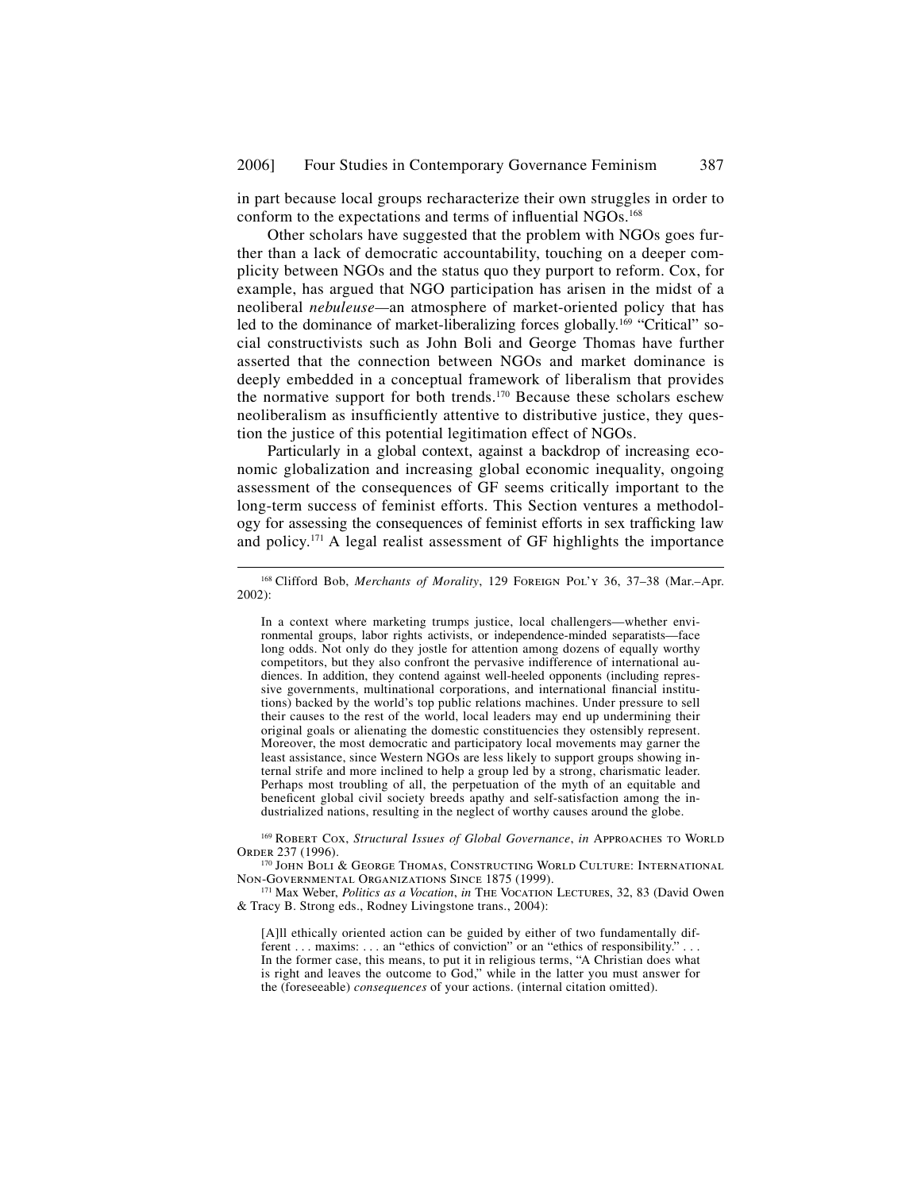in part because local groups recharacterize their own struggles in order to conform to the expectations and terms of influential NGOs.[168]

Other scholars have suggested that the problem with NGOs goes further than a lack of democratic accountability, touching on a deeper complicity between NGOs and the status quo they purport to reform. Cox, for example, has argued that NGO participation has arisen in the midst of a neoliberal *nebuleuse*—an atmosphere of market-oriented policy that has led to the dominance of market-liberalizing forces globally.[169] "Critical" social constructivists such as John Boli and George Thomas have further asserted that the connection between NGOs and market dominance is deeply embedded in a conceptual framework of liberalism that provides the normative support for both trends.[170] Because these scholars eschew neoliberalism as insufficiently attentive to distributive justice, they question the justice of this potential legitimation effect of NGOs.

Particularly in a global context, against a backdrop of increasing economic globalization and increasing global economic inequality, ongoing assessment of the consequences of GF seems critically important to the long-term success of feminist efforts. This Section ventures a methodology for assessing the consequences of feminist efforts in sex trafficking law and policy.[171] A legal realist assessment of GF highlights the importance

---

[168] Clifford Bob, *Merchants of Morality*, 129 FOREIGN POL'Y 36, 37–38 (Mar.–Apr. 2002):

> In a context where marketing trumps justice, local challengers—whether environmental groups, labor rights activists, or independence-minded separatists—face long odds. Not only do they jostle for attention among dozens of equally worthy competitors, but they also confront the pervasive indifference of international audiences. In addition, they contend against well-heeled opponents (including repressive governments, multinational corporations, and international financial institutions) backed by the world's top public relations machines. Under pressure to sell their causes to the rest of the world, local leaders may end up undermining their original goals or alienating the domestic constituencies they ostensibly represent. Moreover, the most democratic and participatory local movements may garner the least assistance, since Western NGOs are less likely to support groups showing internal strife and more inclined to help a group led by a strong, charismatic leader. Perhaps most troubling of all, the perpetuation of the myth of an equitable and beneficent global civil society breeds apathy and self-satisfaction among the industrialized nations, resulting in the neglect of worthy causes around the globe.

[169] ROBERT COX, *Structural Issues of Global Governance*, *in* APPROACHES TO WORLD ORDER 237 (1996).

[170] JOHN BOLI & GEORGE THOMAS, CONSTRUCTING WORLD CULTURE: INTERNATIONAL NON-GOVERNMENTAL ORGANIZATIONS SINCE 1875 (1999).

[171] Max Weber, *Politics as a Vocation*, *in* THE VOCATION LECTURES, 32, 83 (David Owen & Tracy B. Strong eds., Rodney Livingstone trans., 2004):

> [A]ll ethically oriented action can be guided by either of two fundamentally different . . . maxims: . . . an "ethics of conviction" or an "ethics of responsibility." . . . In the former case, this means, to put it in religious terms, "A Christian does what is right and leaves the outcome to God," while in the latter you must answer for the (foreseeable) *consequences* of your actions. (internal citation omitted).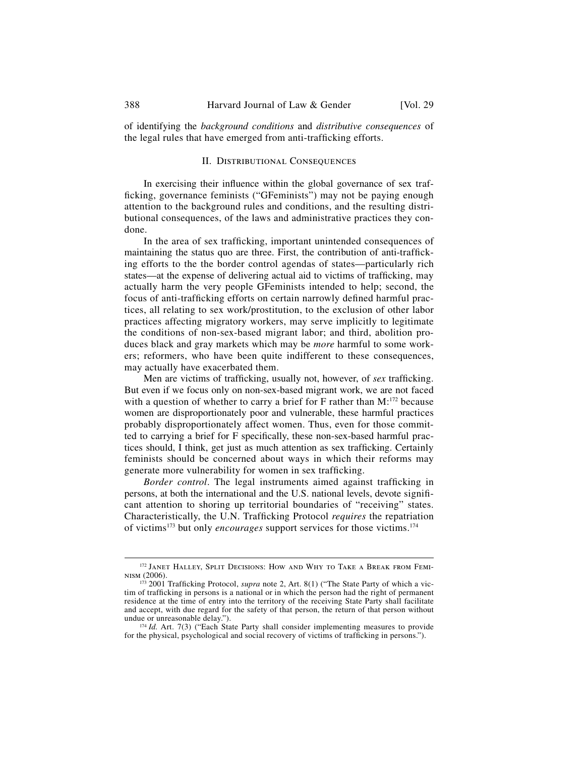of identifying the *background conditions* and *distributive consequences* of the legal rules that have emerged from anti-trafficking efforts.

## II. Distributional Consequences

In exercising their influence within the global governance of sex trafficking, governance feminists ("GFeminists") may not be paying enough attention to the background rules and conditions, and the resulting distributional consequences, of the laws and administrative practices they condone.

In the area of sex trafficking, important unintended consequences of maintaining the status quo are three. First, the contribution of anti-trafficking efforts to the the border control agendas of states—particularly rich states—at the expense of delivering actual aid to victims of trafficking, may actually harm the very people GFeminists intended to help; second, the focus of anti-trafficking efforts on certain narrowly defined harmful practices, all relating to sex work/prostitution, to the exclusion of other labor practices affecting migratory workers, may serve implicitly to legitimate the conditions of non-sex-based migrant labor; and third, abolition produces black and gray markets which may be *more* harmful to some workers; reformers, who have been quite indifferent to these consequences, may actually have exacerbated them.

Men are victims of trafficking, usually not, however, of *sex* trafficking. But even if we focus only on non-sex-based migrant work, we are not faced with a question of whether to carry a brief for F rather than M:[172] because women are disproportionately poor and vulnerable, these harmful practices probably disproportionately affect women. Thus, even for those committed to carrying a brief for F specifically, these non-sex-based harmful practices should, I think, get just as much attention as sex trafficking. Certainly feminists should be concerned about ways in which their reforms may generate more vulnerability for women in sex trafficking.

*Border control*. The legal instruments aimed against trafficking in persons, at both the international and the U.S. national levels, devote significant attention to shoring up territorial boundaries of "receiving" states. Characteristically, the U.N. Trafficking Protocol *requires* the repatriation of victims[173] but only *encourages* support services for those victims.[174]

---

[172] Janet Halley, Split Decisions: How and Why to Take a Break from Feminism (2006).

[173] 2001 Trafficking Protocol, *supra* note 2, Art. 8(1) ("The State Party of which a victim of trafficking in persons is a national or in which the person had the right of permanent residence at the time of entry into the territory of the receiving State Party shall facilitate and accept, with due regard for the safety of that person, the return of that person without undue or unreasonable delay.").

[174] *Id.* Art. 7(3) ("Each State Party shall consider implementing measures to provide for the physical, psychological and social recovery of victims of trafficking in persons.").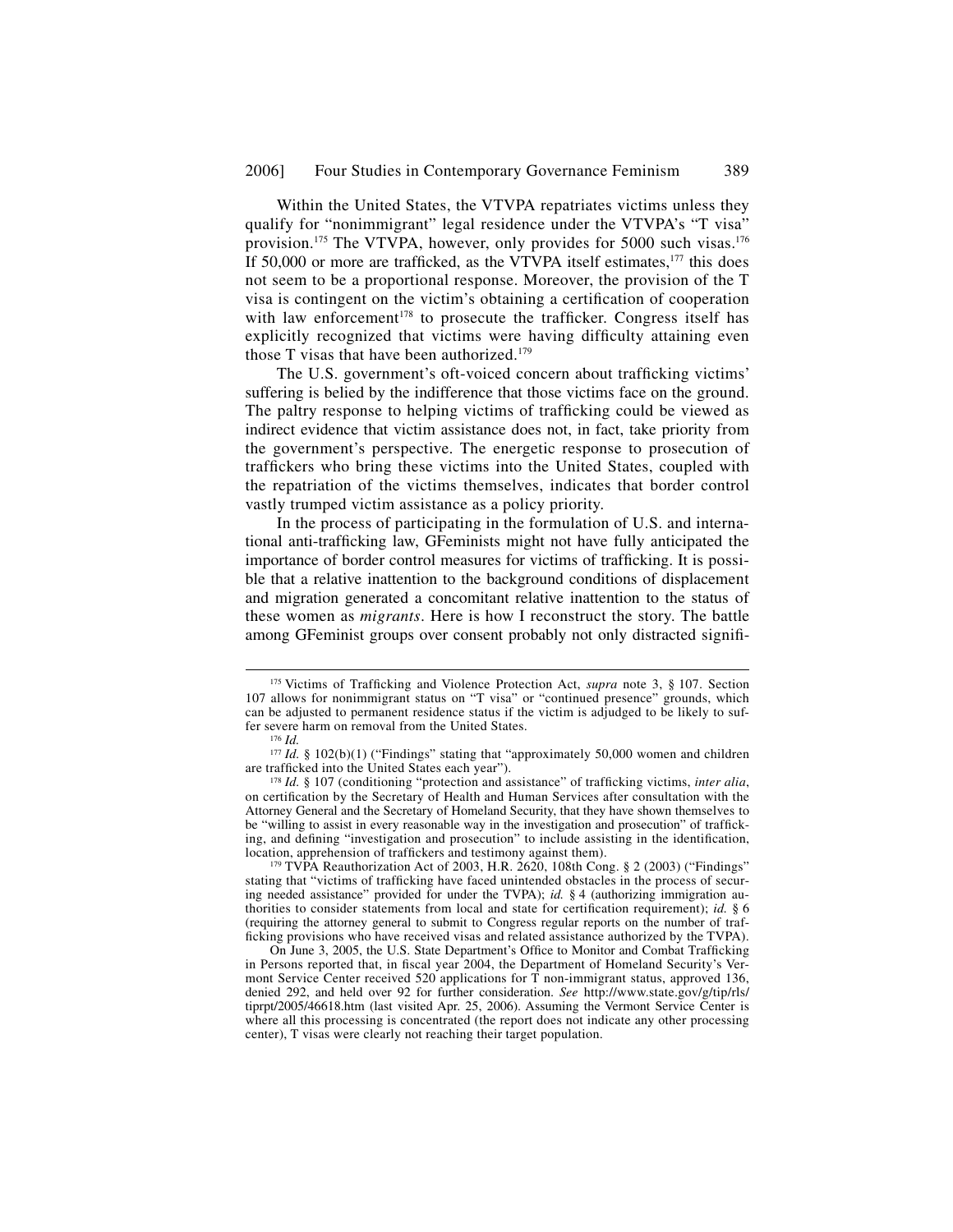Within the United States, the VTVPA repatriates victims unless they qualify for "nonimmigrant" legal residence under the VTVPA's "T visa" provision.[175] The VTVPA, however, only provides for 5000 such visas.[176] If 50,000 or more are trafficked, as the VTVPA itself estimates,[177] this does not seem to be a proportional response. Moreover, the provision of the T visa is contingent on the victim's obtaining a certification of cooperation with law enforcement[178] to prosecute the trafficker. Congress itself has explicitly recognized that victims were having difficulty attaining even those T visas that have been authorized.[179]

The U.S. government's oft-voiced concern about trafficking victims' suffering is belied by the indifference that those victims face on the ground. The paltry response to helping victims of trafficking could be viewed as indirect evidence that victim assistance does not, in fact, take priority from the government's perspective. The energetic response to prosecution of traffickers who bring these victims into the United States, coupled with the repatriation of the victims themselves, indicates that border control vastly trumped victim assistance as a policy priority.

In the process of participating in the formulation of U.S. and international anti-trafficking law, GFeminists might not have fully anticipated the importance of border control measures for victims of trafficking. It is possible that a relative inattention to the background conditions of displacement and migration generated a concomitant relative inattention to the status of these women as *migrants*. Here is how I reconstruct the story. The battle among GFeminist groups over consent probably not only distracted signifi-

---

[175] Victims of Trafficking and Violence Protection Act, *supra* note 3, § 107. Section 107 allows for nonimmigrant status on "T visa" or "continued presence" grounds, which can be adjusted to permanent residence status if the victim is adjudged to be likely to suffer severe harm on removal from the United States.

[176] *Id.*

[177] *Id.* § 102(b)(1) ("Findings" stating that "approximately 50,000 women and children are trafficked into the United States each year").

[178] *Id.* § 107 (conditioning "protection and assistance" of trafficking victims, *inter alia*, on certification by the Secretary of Health and Human Services after consultation with the Attorney General and the Secretary of Homeland Security, that they have shown themselves to be "willing to assist in every reasonable way in the investigation and prosecution" of trafficking, and defining "investigation and prosecution" to include assisting in the identification, location, apprehension of traffickers and testimony against them).

[179] TVPA Reauthorization Act of 2003, H.R. 2620, 108th Cong. § 2 (2003) ("Findings" stating that "victims of trafficking have faced unintended obstacles in the process of securing needed assistance" provided for under the TVPA); *id.* § 4 (authorizing immigration authorities to consider statements from local and state for certification requirement); *id.* § 6 (requiring the attorney general to submit to Congress regular reports on the number of trafficking provisions who have received visas and related assistance authorized by the TVPA).

On June 3, 2005, the U.S. State Department's Office to Monitor and Combat Trafficking in Persons reported that, in fiscal year 2004, the Department of Homeland Security's Vermont Service Center received 520 applications for T non-immigrant status, approved 136, denied 292, and held over 92 for further consideration. *See* http://www.state.gov/g/tip/rls/tiprpt/2005/46618.htm (last visited Apr. 25, 2006). Assuming the Vermont Service Center is where all this processing is concentrated (the report does not indicate any other processing center), T visas were clearly not reaching their target population.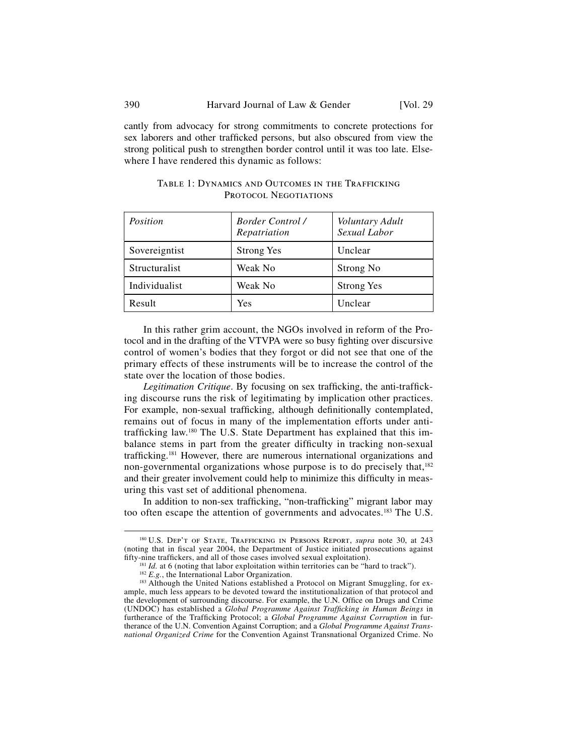cantly from advocacy for strong commitments to concrete protections for sex laborers and other trafficked persons, but also obscured from view the strong political push to strengthen border control until it was too late. Elsewhere I have rendered this dynamic as follows:

TABLE 1: DYNAMICS AND OUTCOMES IN THE TRAFFICKING PROTOCOL NEGOTIATIONS

| *Position* | *Border Control / Repatriation* | *Voluntary Adult Sexual Labor* |
|---|---|---|
| Sovereigntist | Strong Yes | Unclear |
| Structuralist | Weak No | Strong No |
| Individualist | Weak No | Strong Yes |
| Result | Yes | Unclear |

In this rather grim account, the NGOs involved in reform of the Protocol and in the drafting of the VTVPA were so busy fighting over discursive control of women's bodies that they forgot or did not see that one of the primary effects of these instruments will be to increase the control of the state over the location of those bodies.

*Legitimation Critique*. By focusing on sex trafficking, the anti-trafficking discourse runs the risk of legitimating by implication other practices. For example, non-sexual trafficking, although definitionally contemplated, remains out of focus in many of the implementation efforts under anti-trafficking law.[180] The U.S. State Department has explained that this imbalance stems in part from the greater difficulty in tracking non-sexual trafficking.[181] However, there are numerous international organizations and non-governmental organizations whose purpose is to do precisely that,[182] and their greater involvement could help to minimize this difficulty in measuring this vast set of additional phenomena.

In addition to non-sex trafficking, "non-trafficking" migrant labor may too often escape the attention of governments and advocates.[183] The U.S.

---

[180] U.S. DEP'T OF STATE, TRAFFICKING IN PERSONS REPORT, *supra* note 30, at 243 (noting that in fiscal year 2004, the Department of Justice initiated prosecutions against fifty-nine traffickers, and all of those cases involved sexual exploitation).

[181] *Id.* at 6 (noting that labor exploitation within territories can be "hard to track").

[182] *E.g.*, the International Labor Organization.

[183] Although the United Nations established a Protocol on Migrant Smuggling, for example, much less appears to be devoted toward the institutionalization of that protocol and the development of surrounding discourse. For example, the U.N. Office on Drugs and Crime (UNDOC) has established a *Global Programme Against Trafficking in Human Beings* in furtherance of the Trafficking Protocol; a *Global Programme Against Corruption* in furtherance of the U.N. Convention Against Corruption; and a *Global Programme Against Transnational Organized Crime* for the Convention Against Transnational Organized Crime. No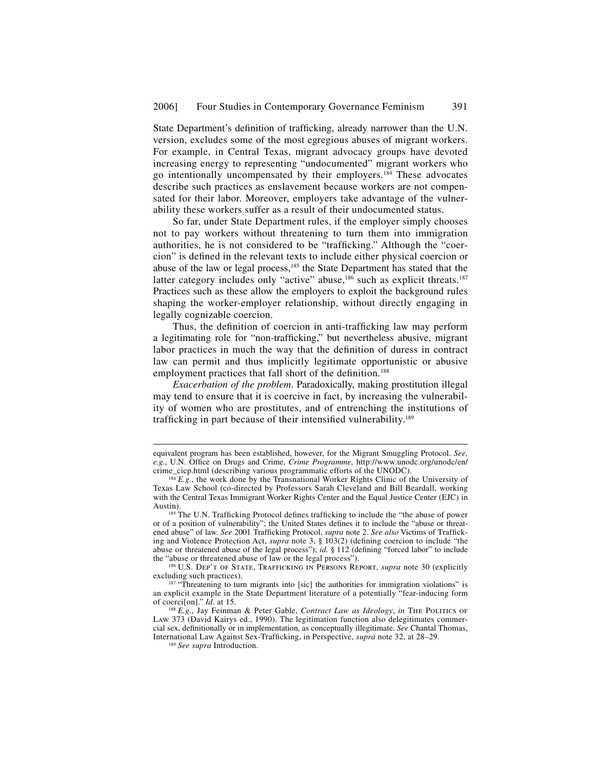State Department's definition of trafficking, already narrower than the U.N. version, excludes some of the most egregious abuses of migrant workers. For example, in Central Texas, migrant advocacy groups have devoted increasing energy to representing "undocumented" migrant workers who go intentionally uncompensated by their employers.[184] These advocates describe such practices as enslavement because workers are not compensated for their labor. Moreover, employers take advantage of the vulnerability these workers suffer as a result of their undocumented status.

So far, under State Department rules, if the employer simply chooses not to pay workers without threatening to turn them into immigration authorities, he is not considered to be "trafficking." Although the "coercion" is defined in the relevant texts to include either physical coercion or abuse of the law or legal process,[185] the State Department has stated that the latter category includes only "active" abuse,[186] such as explicit threats.[187] Practices such as these allow the employers to exploit the background rules shaping the worker-employer relationship, without directly engaging in legally cognizable coercion.

Thus, the definition of coercion in anti-trafficking law may perform a legitimating role for "non-trafficking," but nevertheless abusive, migrant labor practices in much the way that the definition of duress in contract law can permit and thus implicitly legitimate opportunistic or abusive employment practices that fall short of the definition.[188]

*Exacerbation of the problem*. Paradoxically, making prostitution illegal may tend to ensure that it is coercive in fact, by increasing the vulnerability of women who are prostitutes, and of entrenching the institutions of trafficking in part because of their intensified vulnerability.[189]

---

equivalent program has been established, however, for the Migrant Smuggling Protocol. *See, e.g.*, U.N. Office on Drugs and Crime, *Crime Programme*, http://www.unodc.org/unodc/en/crime_cicp.html (describing various programmatic efforts of the UNODC).

[184] *E.g.*, the work done by the Transnational Worker Rights Clinic of the University of Texas Law School (co-directed by Professors Sarah Cleveland and Bill Beardall, working with the Central Texas Immigrant Worker Rights Center and the Equal Justice Center (EJC) in Austin).

[185] The U.N. Trafficking Protocol defines trafficking to include the "the abuse of power or of a position of vulnerability"; the United States defines it to include the "abuse or threatened abuse" of law. *See* 2001 Trafficking Protocol, *supra* note 2. *See also* Victims of Trafficking and Violence Protection Act, *supra* note 3, § 103(2) (defining coercion to include "the abuse or threatened abuse of the legal process"); *id.* § 112 (defining "forced labor" to include the "abuse or threatened abuse of law or the legal process").

[186] U.S. Dep't of State, Trafficking in Persons Report, *supra* note 30 (explicitly excluding such practices).

[187] "Threatening to turn migrants into [sic] the authorities for immigration violations" is an explicit example in the State Department literature of a potentially "fear-inducing form of coerci[on]." *Id*. at 15.

[188] *E.g.*, Jay Feinman & Peter Gable, *Contract Law as Ideology*, *in* The Politics of Law 373 (David Kairys ed., 1990). The legitimation function also delegitimates commercial sex, definitionally or in implementation, as conceptually illegitimate. *See* Chantal Thomas, International Law Against Sex-Trafficking, in Perspective, *supra* note 32, at 28–29.

[189] *See supra* Introduction.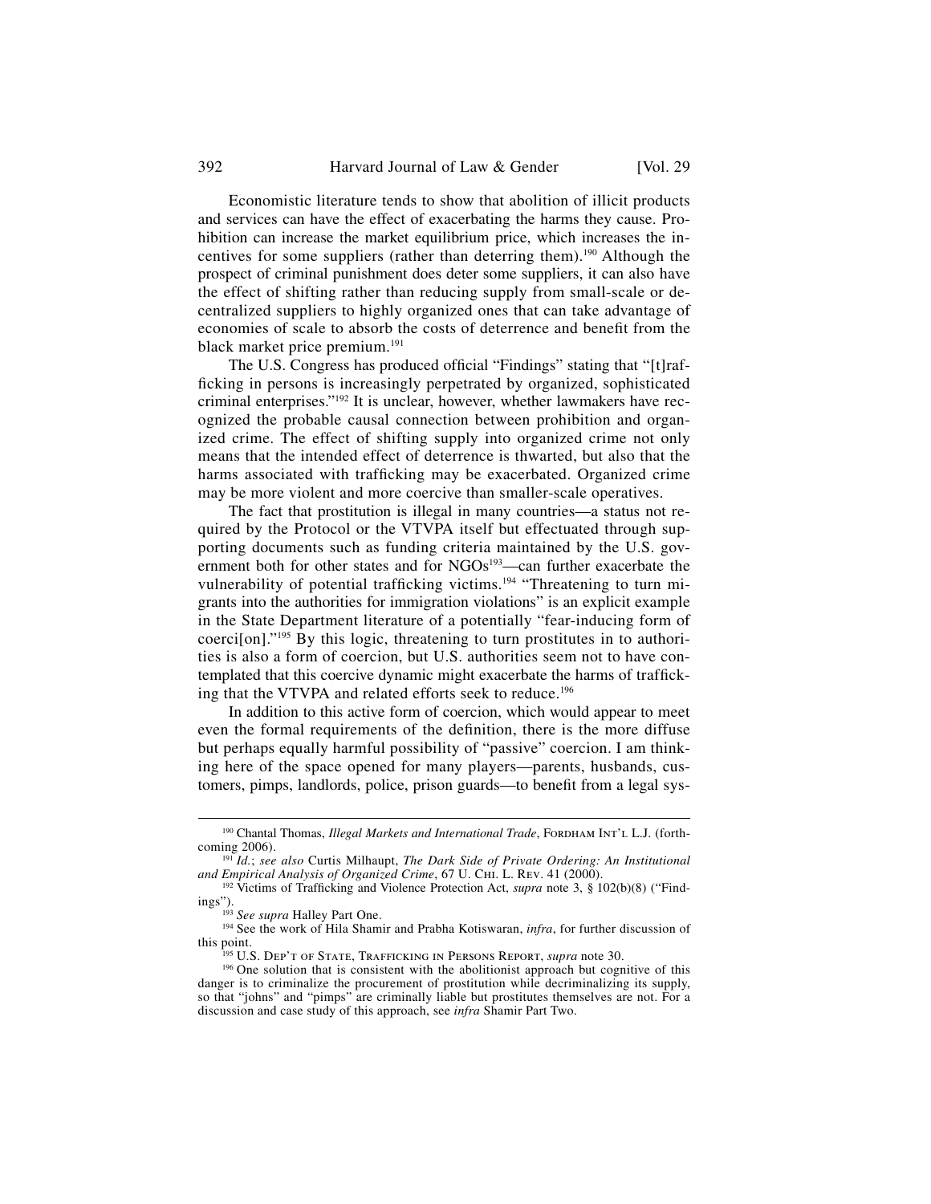Economistic literature tends to show that abolition of illicit products and services can have the effect of exacerbating the harms they cause. Prohibition can increase the market equilibrium price, which increases the incentives for some suppliers (rather than deterring them).[190] Although the prospect of criminal punishment does deter some suppliers, it can also have the effect of shifting rather than reducing supply from small-scale or decentralized suppliers to highly organized ones that can take advantage of economies of scale to absorb the costs of deterrence and benefit from the black market price premium.[191]

The U.S. Congress has produced official "Findings" stating that "[t]rafficking in persons is increasingly perpetrated by organized, sophisticated criminal enterprises."[192] It is unclear, however, whether lawmakers have recognized the probable causal connection between prohibition and organized crime. The effect of shifting supply into organized crime not only means that the intended effect of deterrence is thwarted, but also that the harms associated with trafficking may be exacerbated. Organized crime may be more violent and more coercive than smaller-scale operatives.

The fact that prostitution is illegal in many countries—a status not required by the Protocol or the VTVPA itself but effectuated through supporting documents such as funding criteria maintained by the U.S. government both for other states and for NGOs[193]—can further exacerbate the vulnerability of potential trafficking victims.[194] "Threatening to turn migrants into the authorities for immigration violations" is an explicit example in the State Department literature of a potentially "fear-inducing form of coerci[on]."[195] By this logic, threatening to turn prostitutes in to authorities is also a form of coercion, but U.S. authorities seem not to have contemplated that this coercive dynamic might exacerbate the harms of trafficking that the VTVPA and related efforts seek to reduce.[196]

In addition to this active form of coercion, which would appear to meet even the formal requirements of the definition, there is the more diffuse but perhaps equally harmful possibility of "passive" coercion. I am thinking here of the space opened for many players—parents, husbands, customers, pimps, landlords, police, prison guards—to benefit from a legal sys-

---

[190] Chantal Thomas, *Illegal Markets and International Trade*, Fordham Int'l L.J. (forthcoming 2006).

[191] *Id.*; *see also* Curtis Milhaupt, *The Dark Side of Private Ordering: An Institutional and Empirical Analysis of Organized Crime*, 67 U. Chi. L. Rev. 41 (2000).

[192] Victims of Trafficking and Violence Protection Act, *supra* note 3, § 102(b)(8) ("Findings").

[193] *See supra* Halley Part One.

[194] See the work of Hila Shamir and Prabha Kotiswaran, *infra*, for further discussion of this point.

[195] U.S. Dep't of State, Trafficking in Persons Report, *supra* note 30.

[196] One solution that is consistent with the abolitionist approach but cognitive of this danger is to criminalize the procurement of prostitution while decriminalizing its supply, so that "johns" and "pimps" are criminally liable but prostitutes themselves are not. For a discussion and case study of this approach, see *infra* Shamir Part Two.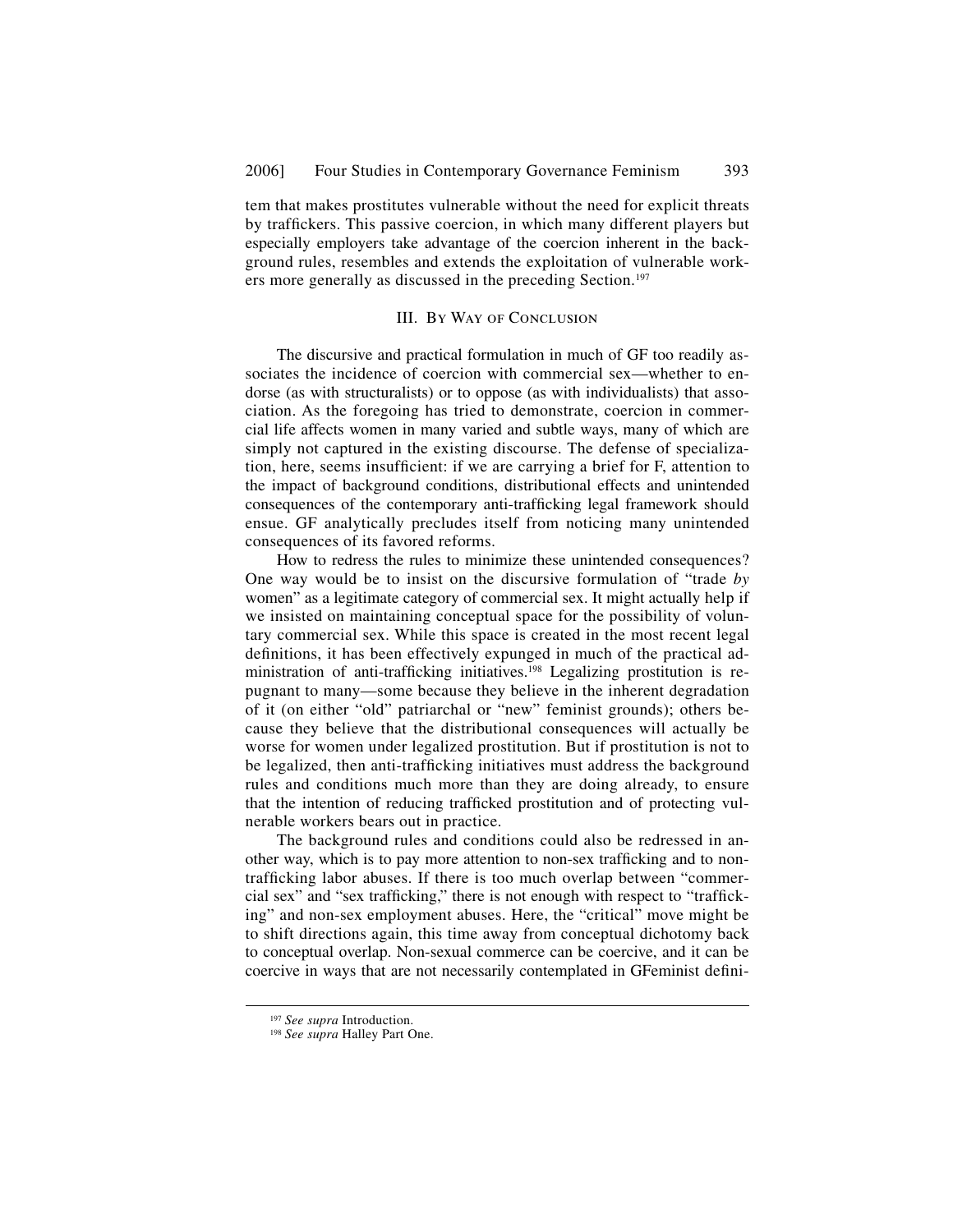tem that makes prostitutes vulnerable without the need for explicit threats by traffickers. This passive coercion, in which many different players but especially employers take advantage of the coercion inherent in the background rules, resembles and extends the exploitation of vulnerable workers more generally as discussed in the preceding Section.[197]

## III. By Way of Conclusion

The discursive and practical formulation in much of GF too readily associates the incidence of coercion with commercial sex—whether to endorse (as with structuralists) or to oppose (as with individualists) that association. As the foregoing has tried to demonstrate, coercion in commercial life affects women in many varied and subtle ways, many of which are simply not captured in the existing discourse. The defense of specialization, here, seems insufficient: if we are carrying a brief for F, attention to the impact of background conditions, distributional effects and unintended consequences of the contemporary anti-trafficking legal framework should ensue. GF analytically precludes itself from noticing many unintended consequences of its favored reforms.

How to redress the rules to minimize these unintended consequences? One way would be to insist on the discursive formulation of "trade *by* women" as a legitimate category of commercial sex. It might actually help if we insisted on maintaining conceptual space for the possibility of voluntary commercial sex. While this space is created in the most recent legal definitions, it has been effectively expunged in much of the practical administration of anti-trafficking initiatives.[198] Legalizing prostitution is repugnant to many—some because they believe in the inherent degradation of it (on either "old" patriarchal or "new" feminist grounds); others because they believe that the distributional consequences will actually be worse for women under legalized prostitution. But if prostitution is not to be legalized, then anti-trafficking initiatives must address the background rules and conditions much more than they are doing already, to ensure that the intention of reducing trafficked prostitution and of protecting vulnerable workers bears out in practice.

The background rules and conditions could also be redressed in another way, which is to pay more attention to non-sex trafficking and to non-trafficking labor abuses. If there is too much overlap between "commercial sex" and "sex trafficking," there is not enough with respect to "trafficking" and non-sex employment abuses. Here, the "critical" move might be to shift directions again, this time away from conceptual dichotomy back to conceptual overlap. Non-sexual commerce can be coercive, and it can be coercive in ways that are not necessarily contemplated in GFeminist defini-

---

[197] *See supra* Introduction.

[198] *See supra* Halley Part One.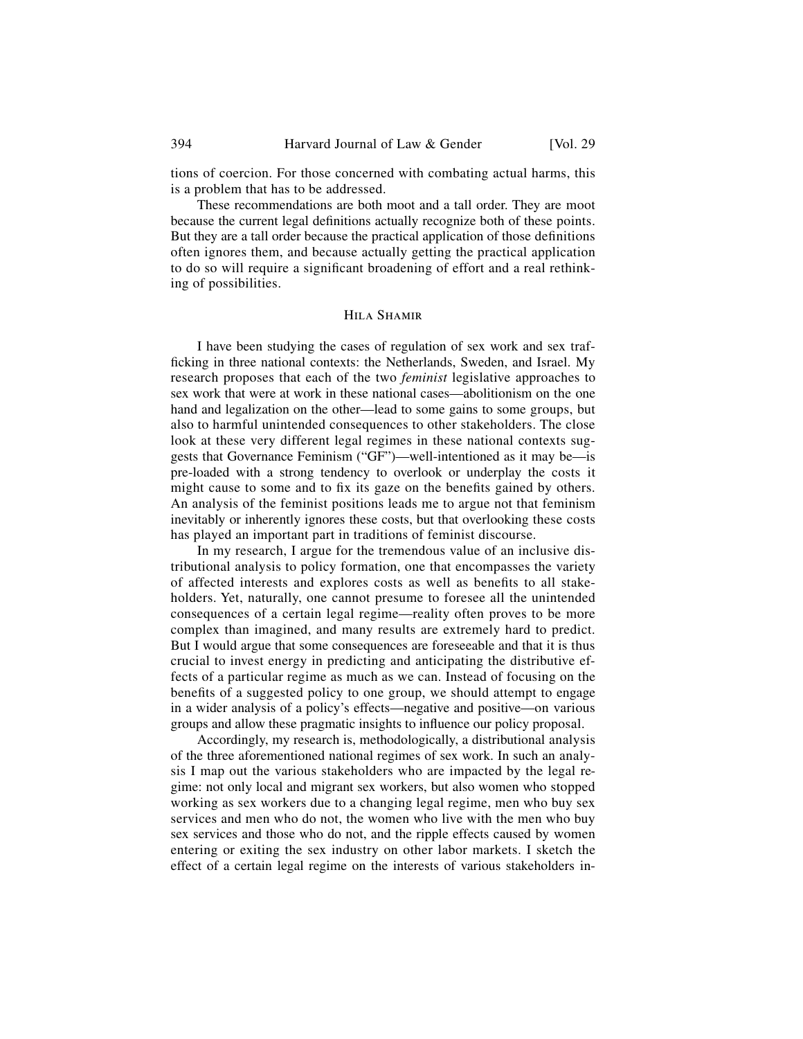tions of coercion. For those concerned with combating actual harms, this is a problem that has to be addressed.

These recommendations are both moot and a tall order. They are moot because the current legal definitions actually recognize both of these points. But they are a tall order because the practical application of those definitions often ignores them, and because actually getting the practical application to do so will require a significant broadening of effort and a real rethinking of possibilities.

### Hila Shamir

I have been studying the cases of regulation of sex work and sex trafficking in three national contexts: the Netherlands, Sweden, and Israel. My research proposes that each of the two *feminist* legislative approaches to sex work that were at work in these national cases—abolitionism on the one hand and legalization on the other—lead to some gains to some groups, but also to harmful unintended consequences to other stakeholders. The close look at these very different legal regimes in these national contexts suggests that Governance Feminism ("GF")—well-intentioned as it may be—is pre-loaded with a strong tendency to overlook or underplay the costs it might cause to some and to fix its gaze on the benefits gained by others. An analysis of the feminist positions leads me to argue not that feminism inevitably or inherently ignores these costs, but that overlooking these costs has played an important part in traditions of feminist discourse.

In my research, I argue for the tremendous value of an inclusive distributional analysis to policy formation, one that encompasses the variety of affected interests and explores costs as well as benefits to all stakeholders. Yet, naturally, one cannot presume to foresee all the unintended consequences of a certain legal regime—reality often proves to be more complex than imagined, and many results are extremely hard to predict. But I would argue that some consequences are foreseeable and that it is thus crucial to invest energy in predicting and anticipating the distributive effects of a particular regime as much as we can. Instead of focusing on the benefits of a suggested policy to one group, we should attempt to engage in a wider analysis of a policy's effects—negative and positive—on various groups and allow these pragmatic insights to influence our policy proposal.

Accordingly, my research is, methodologically, a distributional analysis of the three aforementioned national regimes of sex work. In such an analysis I map out the various stakeholders who are impacted by the legal regime: not only local and migrant sex workers, but also women who stopped working as sex workers due to a changing legal regime, men who buy sex services and men who do not, the women who live with the men who buy sex services and those who do not, and the ripple effects caused by women entering or exiting the sex industry on other labor markets. I sketch the effect of a certain legal regime on the interests of various stakeholders in-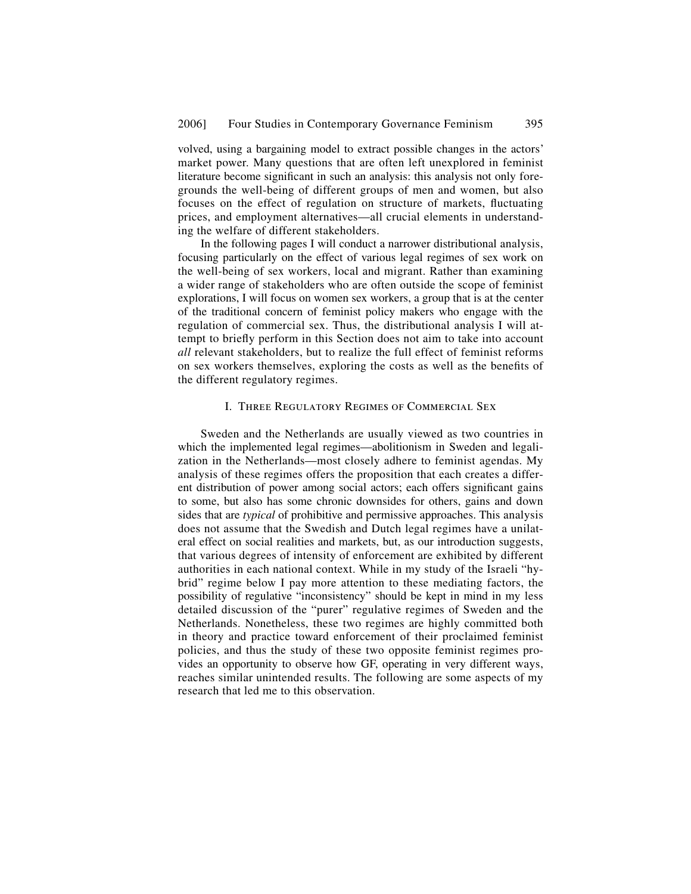volved, using a bargaining model to extract possible changes in the actors' market power. Many questions that are often left unexplored in feminist literature become significant in such an analysis: this analysis not only foregrounds the well-being of different groups of men and women, but also focuses on the effect of regulation on structure of markets, fluctuating prices, and employment alternatives—all crucial elements in understanding the welfare of different stakeholders.

In the following pages I will conduct a narrower distributional analysis, focusing particularly on the effect of various legal regimes of sex work on the well-being of sex workers, local and migrant. Rather than examining a wider range of stakeholders who are often outside the scope of feminist explorations, I will focus on women sex workers, a group that is at the center of the traditional concern of feminist policy makers who engage with the regulation of commercial sex. Thus, the distributional analysis I will attempt to briefly perform in this Section does not aim to take into account *all* relevant stakeholders, but to realize the full effect of feminist reforms on sex workers themselves, exploring the costs as well as the benefits of the different regulatory regimes.

## I. Three Regulatory Regimes of Commercial Sex

Sweden and the Netherlands are usually viewed as two countries in which the implemented legal regimes—abolitionism in Sweden and legalization in the Netherlands—most closely adhere to feminist agendas. My analysis of these regimes offers the proposition that each creates a different distribution of power among social actors; each offers significant gains to some, but also has some chronic downsides for others, gains and down sides that are *typical* of prohibitive and permissive approaches. This analysis does not assume that the Swedish and Dutch legal regimes have a unilateral effect on social realities and markets, but, as our introduction suggests, that various degrees of intensity of enforcement are exhibited by different authorities in each national context. While in my study of the Israeli "hybrid" regime below I pay more attention to these mediating factors, the possibility of regulative "inconsistency" should be kept in mind in my less detailed discussion of the "purer" regulative regimes of Sweden and the Netherlands. Nonetheless, these two regimes are highly committed both in theory and practice toward enforcement of their proclaimed feminist policies, and thus the study of these two opposite feminist regimes provides an opportunity to observe how GF, operating in very different ways, reaches similar unintended results. The following are some aspects of my research that led me to this observation.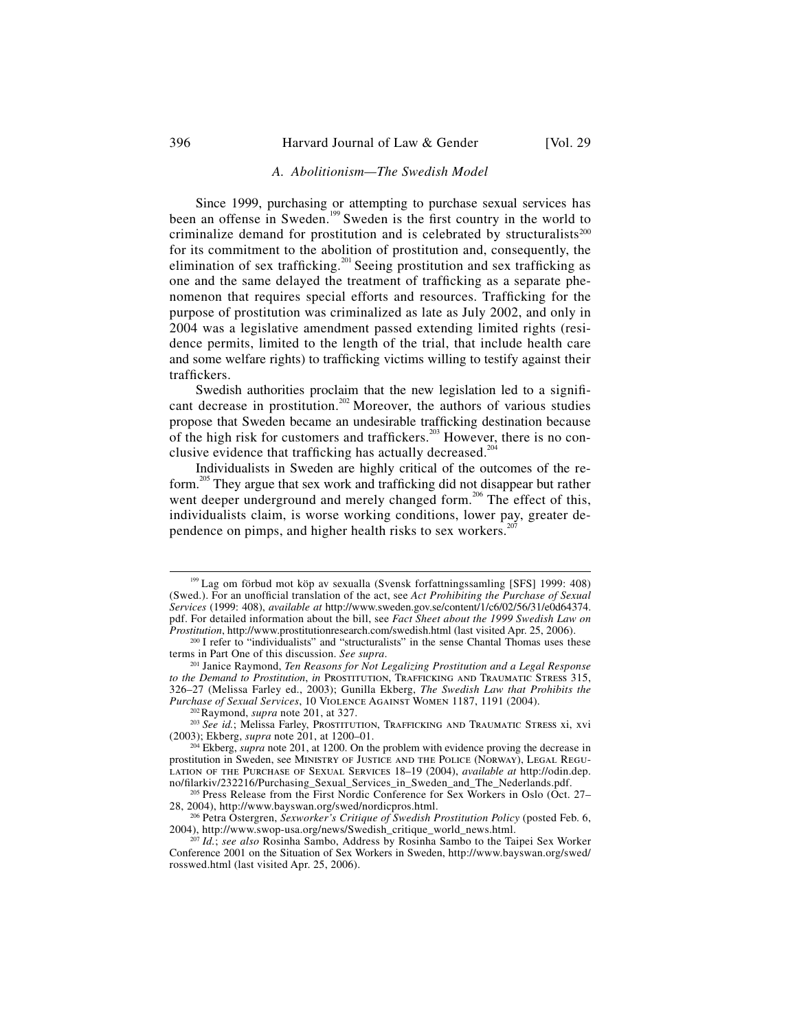### *A. Abolitionism—The Swedish Model*

Since 1999, purchasing or attempting to purchase sexual services has been an offense in Sweden.[199] Sweden is the first country in the world to criminalize demand for prostitution and is celebrated by structuralists[200] for its commitment to the abolition of prostitution and, consequently, the elimination of sex trafficking.[201] Seeing prostitution and sex trafficking as one and the same delayed the treatment of trafficking as a separate phenomenon that requires special efforts and resources. Trafficking for the purpose of prostitution was criminalized as late as July 2002, and only in 2004 was a legislative amendment passed extending limited rights (residence permits, limited to the length of the trial, that include health care and some welfare rights) to trafficking victims willing to testify against their traffickers.

Swedish authorities proclaim that the new legislation led to a significant decrease in prostitution.[202] Moreover, the authors of various studies propose that Sweden became an undesirable trafficking destination because of the high risk for customers and traffickers.[203] However, there is no conclusive evidence that trafficking has actually decreased.[204]

Individualists in Sweden are highly critical of the outcomes of the reform.[205] They argue that sex work and trafficking did not disappear but rather went deeper underground and merely changed form.[206] The effect of this, individualists claim, is worse working conditions, lower pay, greater dependence on pimps, and higher health risks to sex workers.[207]

---

[199] Lag om förbud mot köp av sexualla (Svensk forfattningssamling [SFS] 1999: 408) (Swed.). For an unofficial translation of the act, see *Act Prohibiting the Purchase of Sexual Services* (1999: 408), *available at* http://www.sweden.gov.se/content/1/c6/02/56/31/e0d64374.pdf. For detailed information about the bill, see *Fact Sheet about the 1999 Swedish Law on Prostitution*, http://www.prostitutionresearch.com/swedish.html (last visited Apr. 25, 2006).

[200] I refer to "individualists" and "structuralists" in the sense Chantal Thomas uses these terms in Part One of this discussion. *See supra*.

[201] Janice Raymond, *Ten Reasons for Not Legalizing Prostitution and a Legal Response to the Demand to Prostitution*, *in* Prostitution, Trafficking and Traumatic Stress 315, 326–27 (Melissa Farley ed., 2003); Gunilla Ekberg, *The Swedish Law that Prohibits the Purchase of Sexual Services*, 10 Violence Against Women 1187, 1191 (2004).

[202] Raymond, *supra* note 201, at 327.

[203] *See id.*; Melissa Farley, Prostitution, Trafficking and Traumatic Stress xi, xvi (2003); Ekberg, *supra* note 201, at 1200–01.

[204] Ekberg, *supra* note 201, at 1200. On the problem with evidence proving the decrease in prostitution in Sweden, see Ministry of Justice and the Police (Norway), Legal Regulation of the Purchase of Sexual Services 18–19 (2004), *available at* http://odin.dep.no/filarkiv/232216/Purchasing_Sexual_Services_in_Sweden_and_The_Nederlands.pdf.

[205] Press Release from the First Nordic Conference for Sex Workers in Oslo (Oct. 27–28, 2004), http://www.bayswan.org/swed/nordicpros.html.

[206] Petra Ostergren, *Sexworker's Critique of Swedish Prostitution Policy* (posted Feb. 6, 2004), http://www.swop-usa.org/news/Swedish_critique_world_news.html.

[207] *Id.*; *see also* Rosinha Sambo, Address by Rosinha Sambo to the Taipei Sex Worker Conference 2001 on the Situation of Sex Workers in Sweden, http://www.bayswan.org/swed/rosswed.html (last visited Apr. 25, 2006).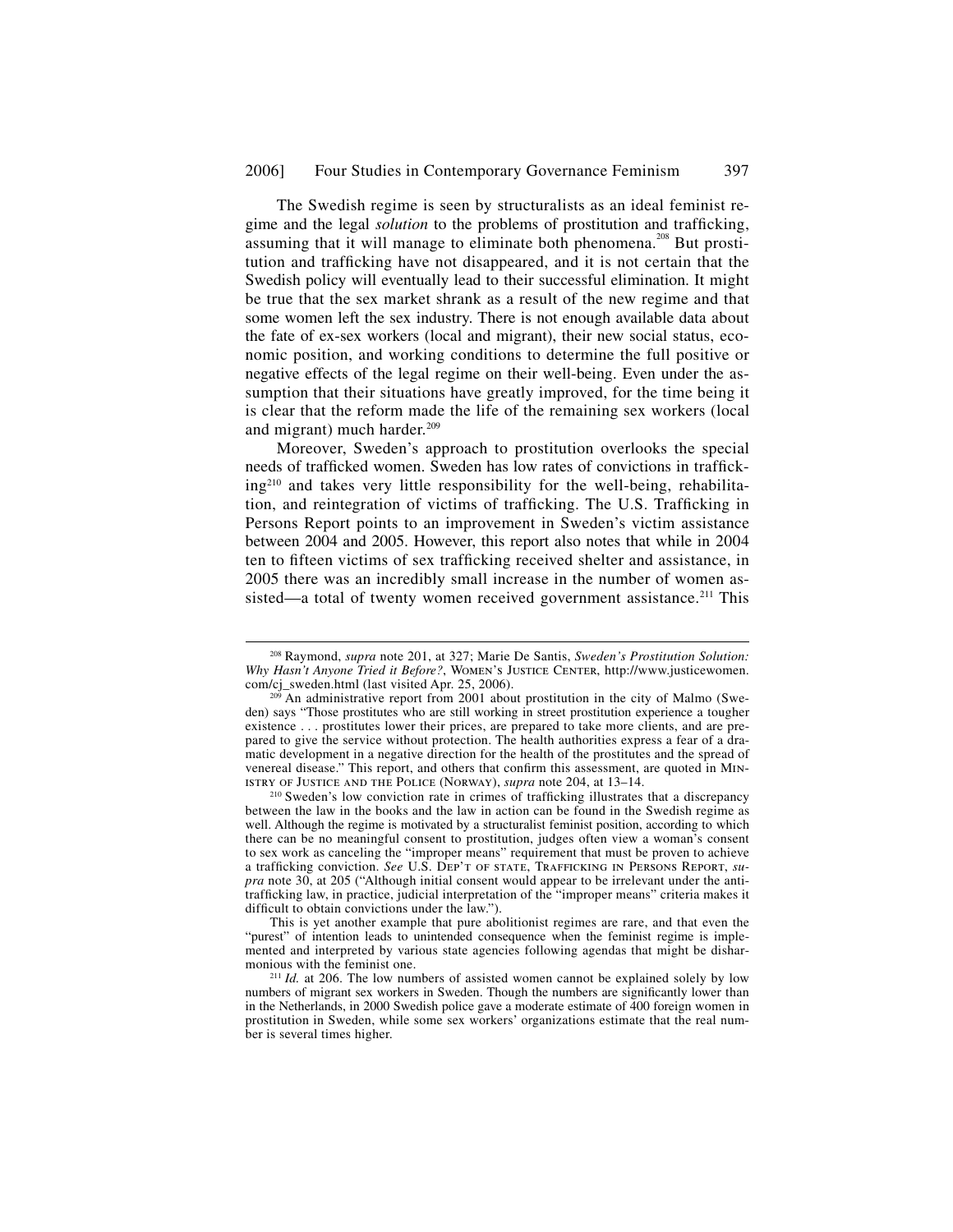The Swedish regime is seen by structuralists as an ideal feminist regime and the legal *solution* to the problems of prostitution and trafficking, assuming that it will manage to eliminate both phenomena.[208] But prostitution and trafficking have not disappeared, and it is not certain that the Swedish policy will eventually lead to their successful elimination. It might be true that the sex market shrank as a result of the new regime and that some women left the sex industry. There is not enough available data about the fate of ex-sex workers (local and migrant), their new social status, economic position, and working conditions to determine the full positive or negative effects of the legal regime on their well-being. Even under the assumption that their situations have greatly improved, for the time being it is clear that the reform made the life of the remaining sex workers (local and migrant) much harder.[209]

Moreover, Sweden's approach to prostitution overlooks the special needs of trafficked women. Sweden has low rates of convictions in trafficking[210] and takes very little responsibility for the well-being, rehabilitation, and reintegration of victims of trafficking. The U.S. Trafficking in Persons Report points to an improvement in Sweden's victim assistance between 2004 and 2005. However, this report also notes that while in 2004 ten to fifteen victims of sex trafficking received shelter and assistance, in 2005 there was an incredibly small increase in the number of women assisted—a total of twenty women received government assistance.[211] This

---

[208] Raymond, *supra* note 201, at 327; Marie De Santis, *Sweden's Prostitution Solution: Why Hasn't Anyone Tried it Before?*, Women's Justice Center, http://www.justicewomen.com/cj_sweden.html (last visited Apr. 25, 2006).

[209] An administrative report from 2001 about prostitution in the city of Malmo (Sweden) says "Those prostitutes who are still working in street prostitution experience a tougher existence . . . prostitutes lower their prices, are prepared to take more clients, and are prepared to give the service without protection. The health authorities express a fear of a dramatic development in a negative direction for the health of the prostitutes and the spread of venereal disease." This report, and others that confirm this assessment, are quoted in Ministry of Justice and the Police (Norway), *supra* note 204, at 13–14.

[210] Sweden's low conviction rate in crimes of trafficking illustrates that a discrepancy between the law in the books and the law in action can be found in the Swedish regime as well. Although the regime is motivated by a structuralist feminist position, according to which there can be no meaningful consent to prostitution, judges often view a woman's consent to sex work as canceling the "improper means" requirement that must be proven to achieve a trafficking conviction. *See* U.S. Dep't of State, Trafficking in Persons Report, *supra* note 30, at 205 ("Although initial consent would appear to be irrelevant under the anti-trafficking law, in practice, judicial interpretation of the "improper means" criteria makes it difficult to obtain convictions under the law.").

This is yet another example that pure abolitionist regimes are rare, and that even the "purest" of intention leads to unintended consequence when the feminist regime is implemented and interpreted by various state agencies following agendas that might be disharmonious with the feminist one.

[211] *Id.* at 206. The low numbers of assisted women cannot be explained solely by low numbers of migrant sex workers in Sweden. Though the numbers are significantly lower than in the Netherlands, in 2000 Swedish police gave a moderate estimate of 400 foreign women in prostitution in Sweden, while some sex workers' organizations estimate that the real number is several times higher.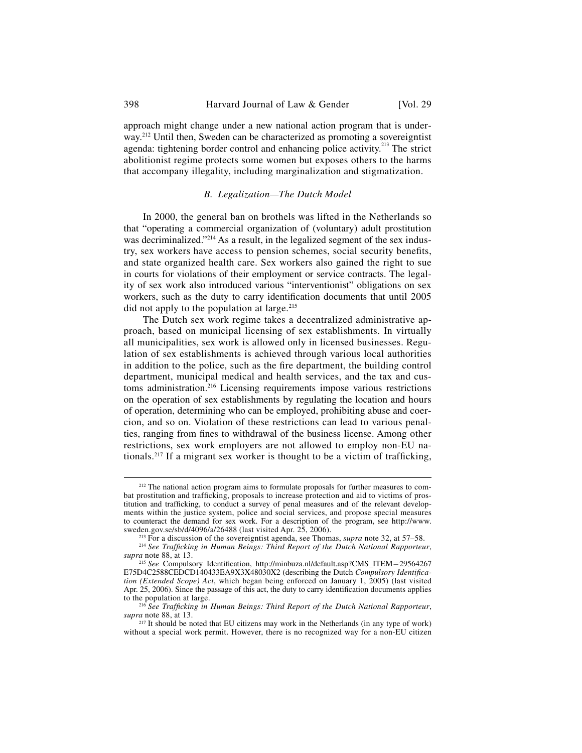approach might change under a new national action program that is underway.[212] Until then, Sweden can be characterized as promoting a sovereigntist agenda: tightening border control and enhancing police activity.[213] The strict abolitionist regime protects some women but exposes others to the harms that accompany illegality, including marginalization and stigmatization.

### *B. Legalization—The Dutch Model*

In 2000, the general ban on brothels was lifted in the Netherlands so that "operating a commercial organization of (voluntary) adult prostitution was decriminalized."[214] As a result, in the legalized segment of the sex industry, sex workers have access to pension schemes, social security benefits, and state organized health care. Sex workers also gained the right to sue in courts for violations of their employment or service contracts. The legality of sex work also introduced various "interventionist" obligations on sex workers, such as the duty to carry identification documents that until 2005 did not apply to the population at large.[215]

The Dutch sex work regime takes a decentralized administrative approach, based on municipal licensing of sex establishments. In virtually all municipalities, sex work is allowed only in licensed businesses. Regulation of sex establishments is achieved through various local authorities in addition to the police, such as the fire department, the building control department, municipal medical and health services, and the tax and customs administration.[216] Licensing requirements impose various restrictions on the operation of sex establishments by regulating the location and hours of operation, determining who can be employed, prohibiting abuse and coercion, and so on. Violation of these restrictions can lead to various penalties, ranging from fines to withdrawal of the business license. Among other restrictions, sex work employers are not allowed to employ non-EU nationals.[217] If a migrant sex worker is thought to be a victim of trafficking,

---

[212] The national action program aims to formulate proposals for further measures to combat prostitution and trafficking, proposals to increase protection and aid to victims of prostitution and trafficking, to conduct a survey of penal measures and of the relevant developments within the justice system, police and social services, and propose special measures to counteract the demand for sex work. For a description of the program, see http://www.sweden.gov.se/sb/d/4096/a/26488 (last visited Apr. 25, 2006).

[213] For a discussion of the sovereigntist agenda, see Thomas, *supra* note 32, at 57–58.

[214] *See Trafficking in Human Beings: Third Report of the Dutch National Rapporteur*, *supra* note 88, at 13.

[215] *See* Compulsory Identification, http://minbuza.nl/default.asp?CMS_ITEM=29564267E75D4C2588CEDCD140433EA9X3X48030X2 (describing the Dutch *Compulsory Identification (Extended Scope) Act*, which began being enforced on January 1, 2005) (last visited Apr. 25, 2006). Since the passage of this act, the duty to carry identification documents applies to the population at large.

[216] *See Trafficking in Human Beings: Third Report of the Dutch National Rapporteur*, *supra* note 88, at 13.

[217] It should be noted that EU citizens may work in the Netherlands (in any type of work) without a special work permit. However, there is no recognized way for a non-EU citizen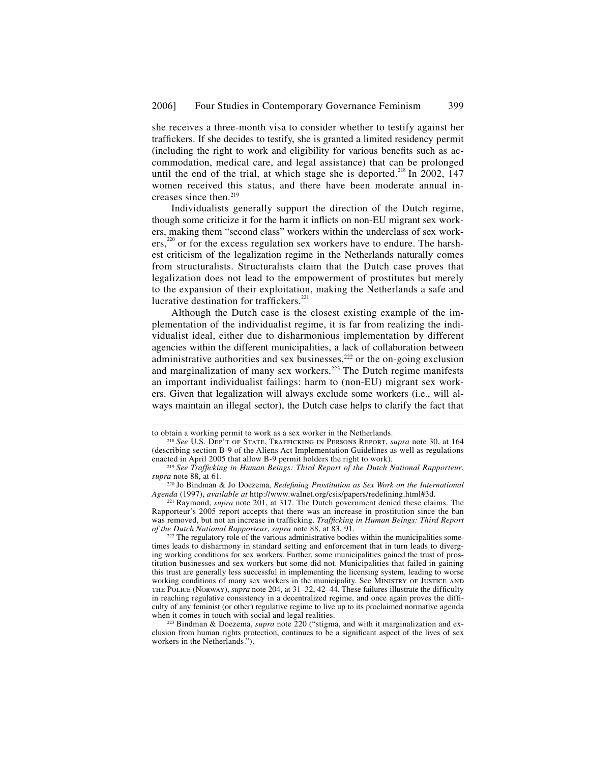she receives a three-month visa to consider whether to testify against her traffickers. If she decides to testify, she is granted a limited residency permit (including the right to work and eligibility for various benefits such as accommodation, medical care, and legal assistance) that can be prolonged until the end of the trial, at which stage she is deported.[218] In 2002, 147 women received this status, and there have been moderate annual increases since then.[219]

Individualists generally support the direction of the Dutch regime, though some criticize it for the harm it inflicts on non-EU migrant sex workers, making them "second class" workers within the underclass of sex workers,[220] or for the excess regulation sex workers have to endure. The harshest criticism of the legalization regime in the Netherlands naturally comes from structuralists. Structuralists claim that the Dutch case proves that legalization does not lead to the empowerment of prostitutes but merely to the expansion of their exploitation, making the Netherlands a safe and lucrative destination for traffickers.[221]

Although the Dutch case is the closest existing example of the implementation of the individualist regime, it is far from realizing the individualist ideal, either due to disharmonious implementation by different agencies within the different municipalities, a lack of collaboration between administrative authorities and sex businesses,[222] or the on-going exclusion and marginalization of many sex workers.[223] The Dutch regime manifests an important individualist failings: harm to (non-EU) migrant sex workers. Given that legalization will always exclude some workers (i.e., will always maintain an illegal sector), the Dutch case helps to clarify the fact that

---

to obtain a working permit to work as a sex worker in the Netherlands.

[218] *See* U.S. Dep't of State, Trafficking in Persons Report, *supra* note 30, at 164 (describing section B-9 of the Aliens Act Implementation Guidelines as well as regulations enacted in April 2005 that allow B-9 permit holders the right to work).

[219] *See Trafficking in Human Beings: Third Report of the Dutch National Rapporteur*, *supra* note 88, at 61.

[220] Jo Bindman & Jo Doezema, *Redefining Prostitution as Sex Work on the International Agenda* (1997), *available at* http://www.walnet.org/csis/papers/redefining.html#3d.

[221] Raymond, *supra* note 201, at 317. The Dutch government denied these claims. The Rapporteur's 2005 report accepts that there was an increase in prostitution since the ban was removed, but not an increase in trafficking. *Trafficking in Human Beings: Third Report of the Dutch National Rapporteur*, *supra* note 88, at 83, 91.

[222] The regulatory role of the various administrative bodies within the municipalities sometimes leads to disharmony in standard setting and enforcement that in turn leads to diverging working conditions for sex workers. Further, some municipalities gained the trust of prostitution businesses and sex workers but some did not. Municipalities that failed in gaining this trust are generally less successful in implementing the licensing system, leading to worse working conditions of many sex workers in the municipality. See Ministry of Justice and the Police (Norway), *supra* note 204, at 31–32, 42–44. These failures illustrate the difficulty in reaching regulative consistency in a decentralized regime, and once again proves the difficulty of any feminist (or other) regulative regime to live up to its proclaimed normative agenda when it comes in touch with social and legal realities.

[223] Bindman & Doezema, *supra* note 220 ("stigma, and with it marginalization and exclusion from human rights protection, continues to be a significant aspect of the lives of sex workers in the Netherlands.").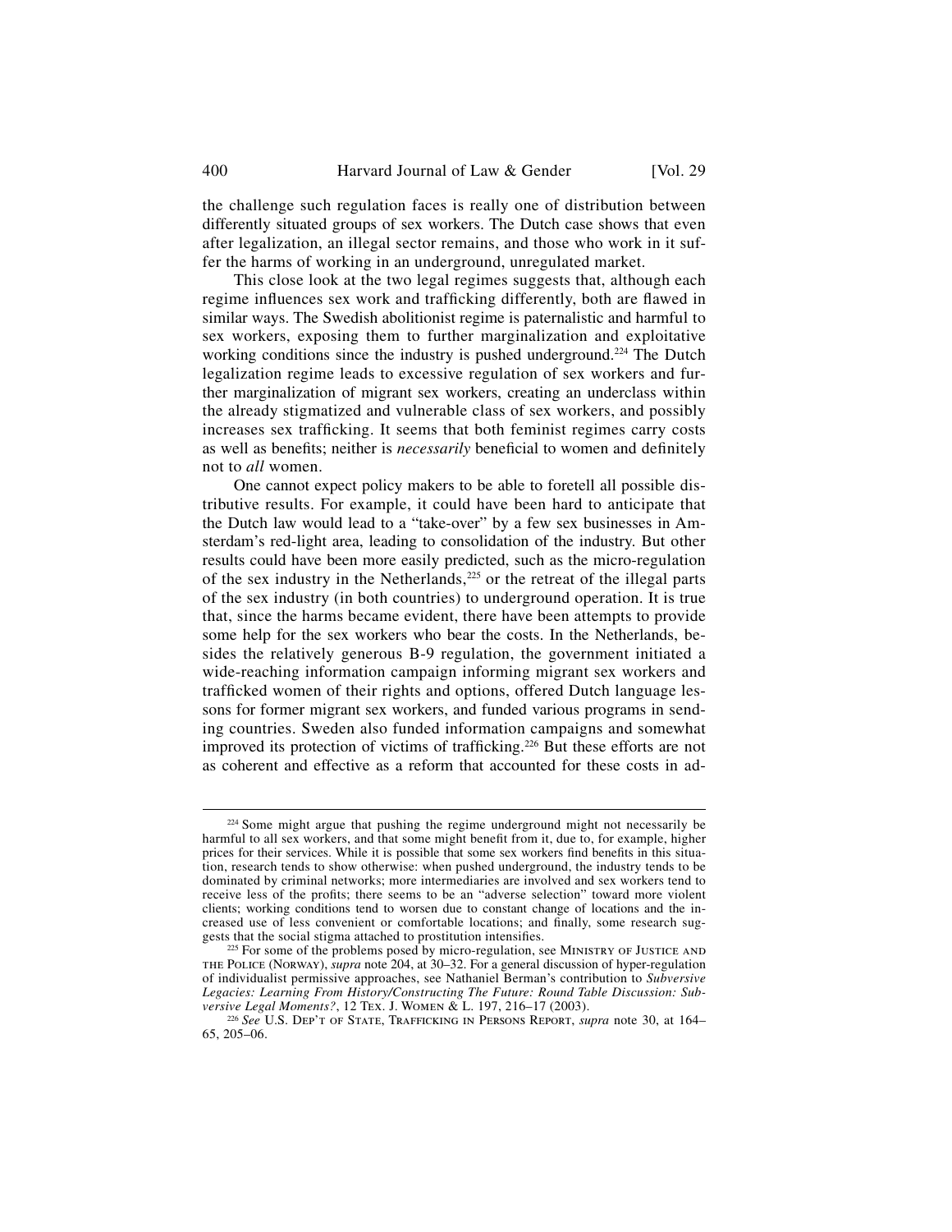the challenge such regulation faces is really one of distribution between differently situated groups of sex workers. The Dutch case shows that even after legalization, an illegal sector remains, and those who work in it suffer the harms of working in an underground, unregulated market.

This close look at the two legal regimes suggests that, although each regime influences sex work and trafficking differently, both are flawed in similar ways. The Swedish abolitionist regime is paternalistic and harmful to sex workers, exposing them to further marginalization and exploitative working conditions since the industry is pushed underground.[224] The Dutch legalization regime leads to excessive regulation of sex workers and further marginalization of migrant sex workers, creating an underclass within the already stigmatized and vulnerable class of sex workers, and possibly increases sex trafficking. It seems that both feminist regimes carry costs as well as benefits; neither is *necessarily* beneficial to women and definitely not to *all* women.

One cannot expect policy makers to be able to foretell all possible distributive results. For example, it could have been hard to anticipate that the Dutch law would lead to a "take-over" by a few sex businesses in Amsterdam's red-light area, leading to consolidation of the industry. But other results could have been more easily predicted, such as the micro-regulation of the sex industry in the Netherlands,[225] or the retreat of the illegal parts of the sex industry (in both countries) to underground operation. It is true that, since the harms became evident, there have been attempts to provide some help for the sex workers who bear the costs. In the Netherlands, besides the relatively generous B-9 regulation, the government initiated a wide-reaching information campaign informing migrant sex workers and trafficked women of their rights and options, offered Dutch language lessons for former migrant sex workers, and funded various programs in sending countries. Sweden also funded information campaigns and somewhat improved its protection of victims of trafficking.[226] But these efforts are not as coherent and effective as a reform that accounted for these costs in ad-

---

[224] Some might argue that pushing the regime underground might not necessarily be harmful to all sex workers, and that some might benefit from it, due to, for example, higher prices for their services. While it is possible that some sex workers find benefits in this situation, research tends to show otherwise: when pushed underground, the industry tends to be dominated by criminal networks; more intermediaries are involved and sex workers tend to receive less of the profits; there seems to be an "adverse selection" toward more violent clients; working conditions tend to worsen due to constant change of locations and the increased use of less convenient or comfortable locations; and finally, some research suggests that the social stigma attached to prostitution intensifies.

[225] For some of the problems posed by micro-regulation, see MINISTRY OF JUSTICE AND THE POLICE (NORWAY), *supra* note 204, at 30–32. For a general discussion of hyper-regulation of individualist permissive approaches, see Nathaniel Berman's contribution to *Subversive Legacies: Learning From History/Constructing The Future: Round Table Discussion: Subversive Legal Moments?*, 12 TEX. J. WOMEN & L. 197, 216–17 (2003).

[226] *See* U.S. DEP'T OF STATE, TRAFFICKING IN PERSONS REPORT, *supra* note 30, at 164–65, 205–06.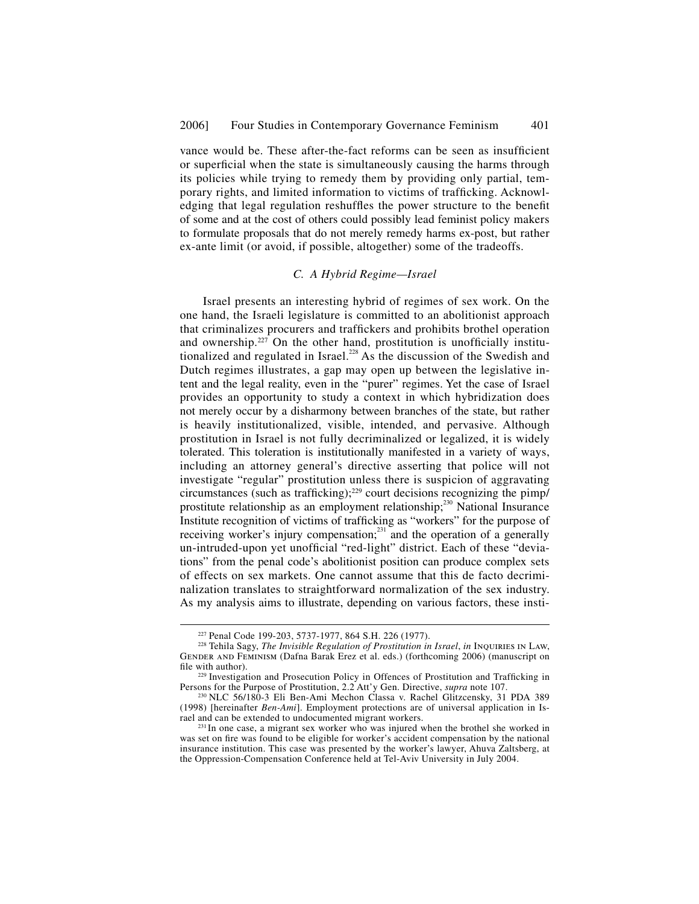vance would be. These after-the-fact reforms can be seen as insufficient or superficial when the state is simultaneously causing the harms through its policies while trying to remedy them by providing only partial, temporary rights, and limited information to victims of trafficking. Acknowledging that legal regulation reshuffles the power structure to the benefit of some and at the cost of others could possibly lead feminist policy makers to formulate proposals that do not merely remedy harms ex-post, but rather ex-ante limit (or avoid, if possible, altogether) some of the tradeoffs.

### *C. A Hybrid Regime—Israel*

Israel presents an interesting hybrid of regimes of sex work. On the one hand, the Israeli legislature is committed to an abolitionist approach that criminalizes procurers and traffickers and prohibits brothel operation and ownership.[227] On the other hand, prostitution is unofficially institutionalized and regulated in Israel.[228] As the discussion of the Swedish and Dutch regimes illustrates, a gap may open up between the legislative intent and the legal reality, even in the "purer" regimes. Yet the case of Israel provides an opportunity to study a context in which hybridization does not merely occur by a disharmony between branches of the state, but rather is heavily institutionalized, visible, intended, and pervasive. Although prostitution in Israel is not fully decriminalized or legalized, it is widely tolerated. This toleration is institutionally manifested in a variety of ways, including an attorney general's directive asserting that police will not investigate "regular" prostitution unless there is suspicion of aggravating circumstances (such as trafficking);[229] court decisions recognizing the pimp/prostitute relationship as an employment relationship;[230] National Insurance Institute recognition of victims of trafficking as "workers" for the purpose of receiving worker's injury compensation;[231] and the operation of a generally un-intruded-upon yet unofficial "red-light" district. Each of these "deviations" from the penal code's abolitionist position can produce complex sets of effects on sex markets. One cannot assume that this de facto decriminalization translates to straightforward normalization of the sex industry. As my analysis aims to illustrate, depending on various factors, these insti-

---

[227] Penal Code 199-203, 5737-1977, 864 S.H. 226 (1977).

[228] Tehila Sagy, *The Invisible Regulation of Prostitution in Israel*, *in* INQUIRIES IN LAW, GENDER AND FEMINISM (Dafna Barak Erez et al. eds.) (forthcoming 2006) (manuscript on file with author).

[229] Investigation and Prosecution Policy in Offences of Prostitution and Trafficking in Persons for the Purpose of Prostitution, 2.2 Att'y Gen. Directive, *supra* note 107.

[230] NLC 56/180-3 Eli Ben-Ami Mechon Classa v. Rachel Glitzcensky, 31 PDA 389 (1998) [hereinafter *Ben-Ami*]. Employment protections are of universal application in Israel and can be extended to undocumented migrant workers.

[231] In one case, a migrant sex worker who was injured when the brothel she worked in was set on fire was found to be eligible for worker's accident compensation by the national insurance institution. This case was presented by the worker's lawyer, Ahuva Zaltsberg, at the Oppression-Compensation Conference held at Tel-Aviv University in July 2004.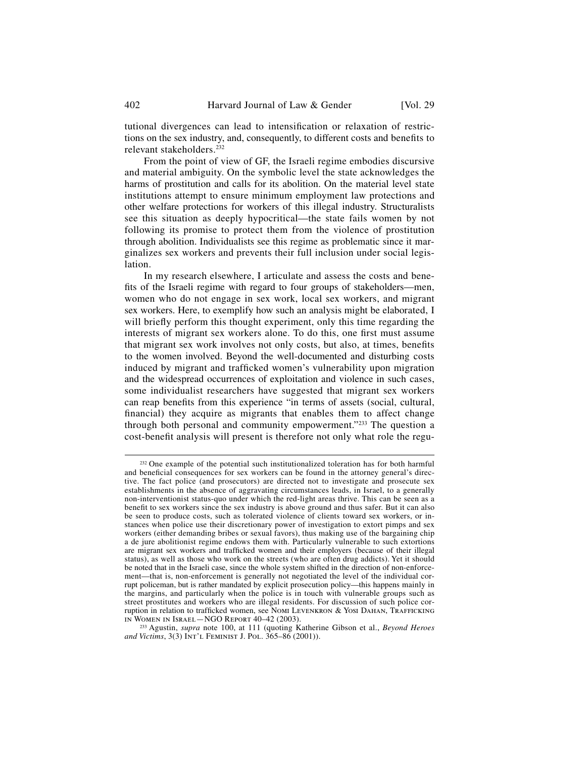tutional divergences can lead to intensification or relaxation of restrictions on the sex industry, and, consequently, to different costs and benefits to relevant stakeholders.[232]

From the point of view of GF, the Israeli regime embodies discursive and material ambiguity. On the symbolic level the state acknowledges the harms of prostitution and calls for its abolition. On the material level state institutions attempt to ensure minimum employment law protections and other welfare protections for workers of this illegal industry. Structuralists see this situation as deeply hypocritical—the state fails women by not following its promise to protect them from the violence of prostitution through abolition. Individualists see this regime as problematic since it marginalizes sex workers and prevents their full inclusion under social legislation.

In my research elsewhere, I articulate and assess the costs and benefits of the Israeli regime with regard to four groups of stakeholders—men, women who do not engage in sex work, local sex workers, and migrant sex workers. Here, to exemplify how such an analysis might be elaborated, I will briefly perform this thought experiment, only this time regarding the interests of migrant sex workers alone. To do this, one first must assume that migrant sex work involves not only costs, but also, at times, benefits to the women involved. Beyond the well-documented and disturbing costs induced by migrant and trafficked women's vulnerability upon migration and the widespread occurrences of exploitation and violence in such cases, some individualist researchers have suggested that migrant sex workers can reap benefits from this experience "in terms of assets (social, cultural, financial) they acquire as migrants that enables them to affect change through both personal and community empowerment."[233] The question a cost-benefit analysis will present is therefore not only what role the regu-

---

[232] One example of the potential such institutionalized toleration has for both harmful and beneficial consequences for sex workers can be found in the attorney general's directive. The fact police (and prosecutors) are directed not to investigate and prosecute sex establishments in the absence of aggravating circumstances leads, in Israel, to a generally non-interventionist status-quo under which the red-light areas thrive. This can be seen as a benefit to sex workers since the sex industry is above ground and thus safer. But it can also be seen to produce costs, such as tolerated violence of clients toward sex workers, or instances when police use their discretionary power of investigation to extort pimps and sex workers (either demanding bribes or sexual favors), thus making use of the bargaining chip a de jure abolitionist regime endows them with. Particularly vulnerable to such extortions are migrant sex workers and trafficked women and their employers (because of their illegal status), as well as those who work on the streets (who are often drug addicts). Yet it should be noted that in the Israeli case, since the whole system shifted in the direction of non-enforcement—that is, non-enforcement is generally not negotiated the level of the individual corrupt policeman, but is rather mandated by explicit prosecution policy—this happens mainly in the margins, and particularly when the police is in touch with vulnerable groups such as street prostitutes and workers who are illegal residents. For discussion of such police corruption in relation to trafficked women, see NOMI LEVENKRON & YOSI DAHAN, TRAFFICKING IN WOMEN IN ISRAEL—NGO REPORT 40–42 (2003).

[233] Agustin, *supra* note 100, at 111 (quoting Katherine Gibson et al., *Beyond Heroes and Victims*, 3(3) INT'L FEMINIST J. POL. 365–86 (2001)).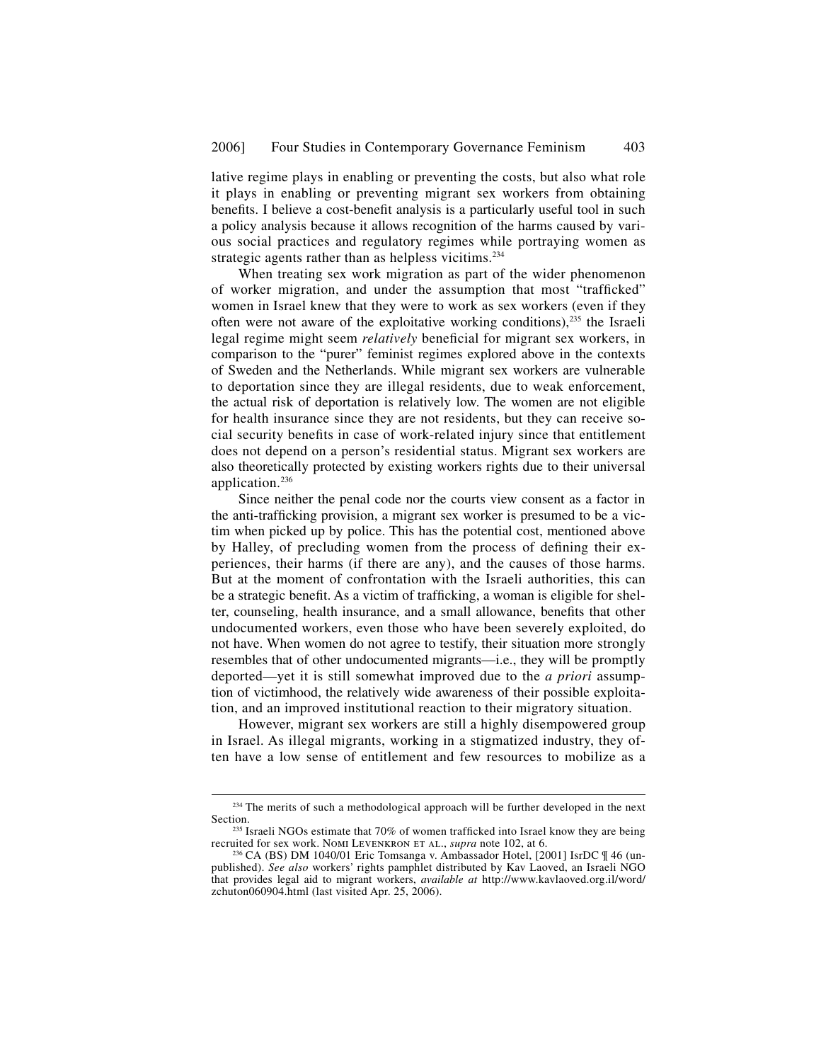lative regime plays in enabling or preventing the costs, but also what role it plays in enabling or preventing migrant sex workers from obtaining benefits. I believe a cost-benefit analysis is a particularly useful tool in such a policy analysis because it allows recognition of the harms caused by various social practices and regulatory regimes while portraying women as strategic agents rather than as helpless vicitims.[234]

When treating sex work migration as part of the wider phenomenon of worker migration, and under the assumption that most "trafficked" women in Israel knew that they were to work as sex workers (even if they often were not aware of the exploitative working conditions),[235] the Israeli legal regime might seem *relatively* beneficial for migrant sex workers, in comparison to the "purer" feminist regimes explored above in the contexts of Sweden and the Netherlands. While migrant sex workers are vulnerable to deportation since they are illegal residents, due to weak enforcement, the actual risk of deportation is relatively low. The women are not eligible for health insurance since they are not residents, but they can receive social security benefits in case of work-related injury since that entitlement does not depend on a person's residential status. Migrant sex workers are also theoretically protected by existing workers rights due to their universal application.[236]

Since neither the penal code nor the courts view consent as a factor in the anti-trafficking provision, a migrant sex worker is presumed to be a victim when picked up by police. This has the potential cost, mentioned above by Halley, of precluding women from the process of defining their experiences, their harms (if there are any), and the causes of those harms. But at the moment of confrontation with the Israeli authorities, this can be a strategic benefit. As a victim of trafficking, a woman is eligible for shelter, counseling, health insurance, and a small allowance, benefits that other undocumented workers, even those who have been severely exploited, do not have. When women do not agree to testify, their situation more strongly resembles that of other undocumented migrants—i.e., they will be promptly deported—yet it is still somewhat improved due to the *a priori* assumption of victimhood, the relatively wide awareness of their possible exploitation, and an improved institutional reaction to their migratory situation.

However, migrant sex workers are still a highly disempowered group in Israel. As illegal migrants, working in a stigmatized industry, they often have a low sense of entitlement and few resources to mobilize as a

---

[234] The merits of such a methodological approach will be further developed in the next Section.

[235] Israeli NGOs estimate that 70% of women trafficked into Israel know they are being recruited for sex work. Nomi Levenkron et al., *supra* note 102, at 6.

[236] CA (BS) DM 1040/01 Eric Tomsanga v. Ambassador Hotel, [2001] IsrDC ¶ 46 (unpublished). *See also* workers' rights pamphlet distributed by Kav Laoved, an Israeli NGO that provides legal aid to migrant workers, *available at* http://www.kavlaoved.org.il/word/zchuton060904.html (last visited Apr. 25, 2006).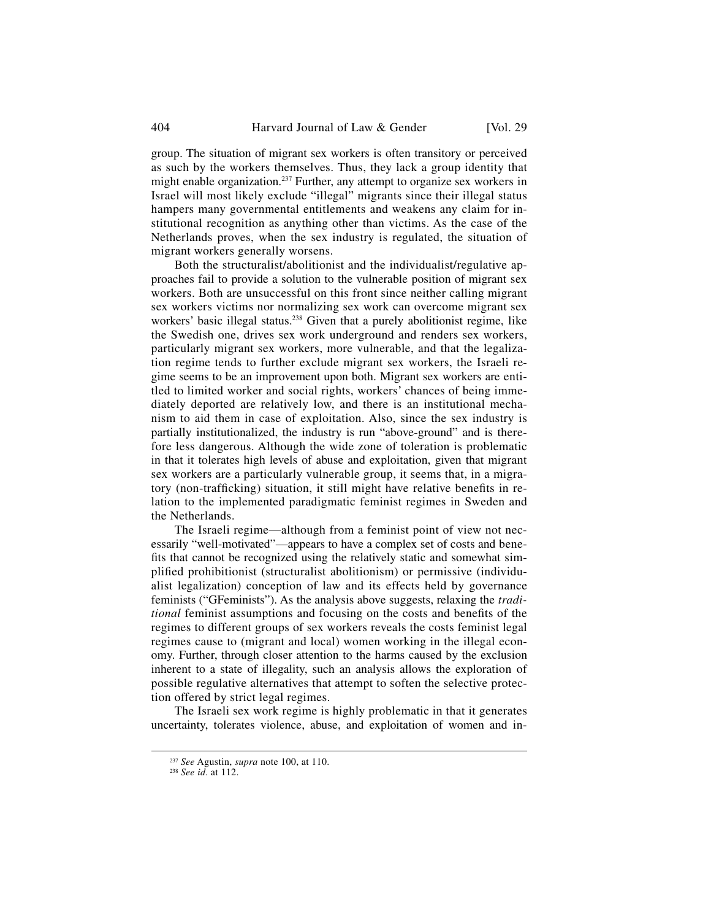group. The situation of migrant sex workers is often transitory or perceived as such by the workers themselves. Thus, they lack a group identity that might enable organization.[237] Further, any attempt to organize sex workers in Israel will most likely exclude "illegal" migrants since their illegal status hampers many governmental entitlements and weakens any claim for institutional recognition as anything other than victims. As the case of the Netherlands proves, when the sex industry is regulated, the situation of migrant workers generally worsens.

Both the structuralist/abolitionist and the individualist/regulative approaches fail to provide a solution to the vulnerable position of migrant sex workers. Both are unsuccessful on this front since neither calling migrant sex workers victims nor normalizing sex work can overcome migrant sex workers' basic illegal status.[238] Given that a purely abolitionist regime, like the Swedish one, drives sex work underground and renders sex workers, particularly migrant sex workers, more vulnerable, and that the legalization regime tends to further exclude migrant sex workers, the Israeli regime seems to be an improvement upon both. Migrant sex workers are entitled to limited worker and social rights, workers' chances of being immediately deported are relatively low, and there is an institutional mechanism to aid them in case of exploitation. Also, since the sex industry is partially institutionalized, the industry is run "above-ground" and is therefore less dangerous. Although the wide zone of toleration is problematic in that it tolerates high levels of abuse and exploitation, given that migrant sex workers are a particularly vulnerable group, it seems that, in a migratory (non-trafficking) situation, it still might have relative benefits in relation to the implemented paradigmatic feminist regimes in Sweden and the Netherlands.

The Israeli regime—although from a feminist point of view not necessarily "well-motivated"—appears to have a complex set of costs and benefits that cannot be recognized using the relatively static and somewhat simplified prohibitionist (structuralist abolitionism) or permissive (individualist legalization) conception of law and its effects held by governance feminists ("GFeminists"). As the analysis above suggests, relaxing the *traditional* feminist assumptions and focusing on the costs and benefits of the regimes to different groups of sex workers reveals the costs feminist legal regimes cause to (migrant and local) women working in the illegal economy. Further, through closer attention to the harms caused by the exclusion inherent to a state of illegality, such an analysis allows the exploration of possible regulative alternatives that attempt to soften the selective protection offered by strict legal regimes.

The Israeli sex work regime is highly problematic in that it generates uncertainty, tolerates violence, abuse, and exploitation of women and in-

---

[237] *See* Agustin, *supra* note 100, at 110.

[238] *See id*. at 112.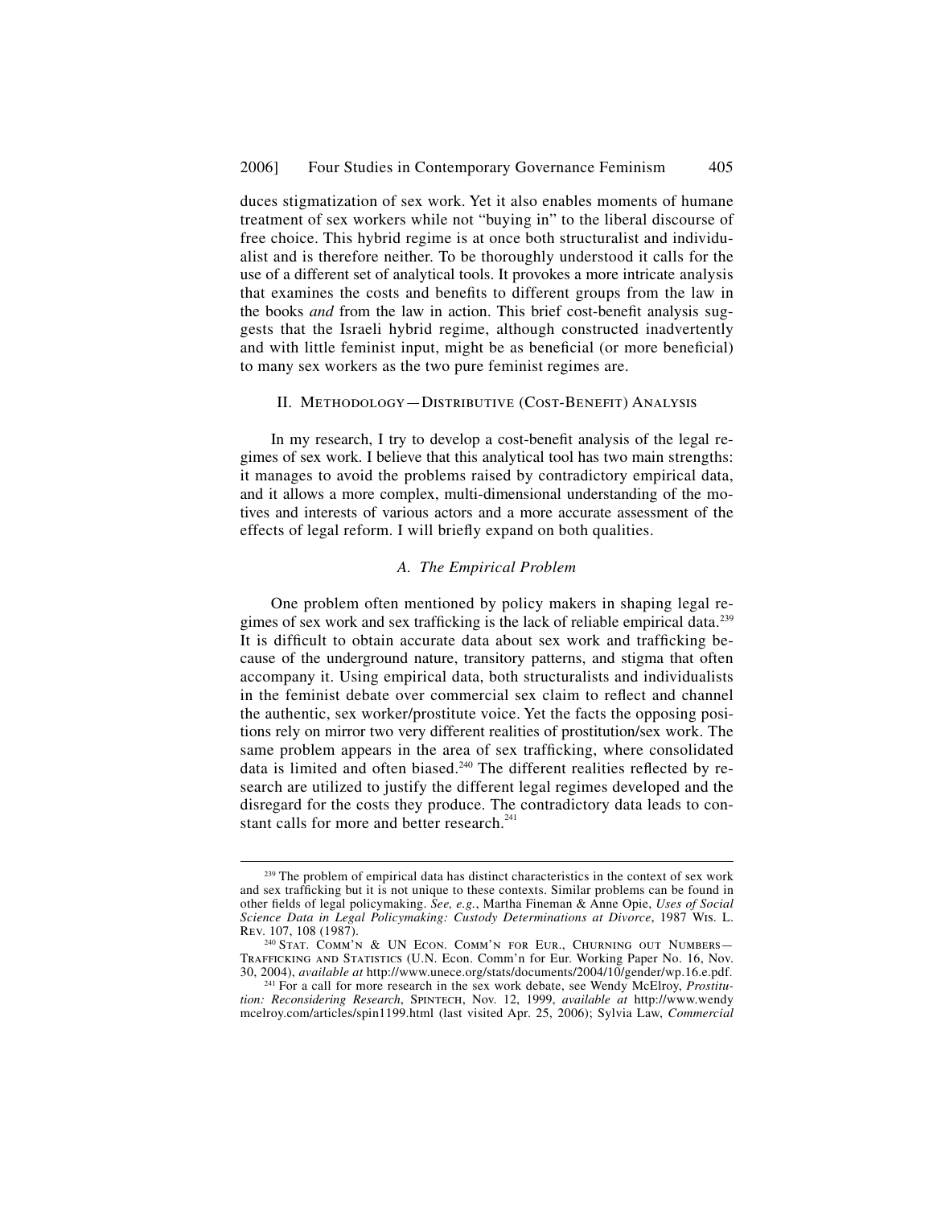duces stigmatization of sex work. Yet it also enables moments of humane treatment of sex workers while not "buying in" to the liberal discourse of free choice. This hybrid regime is at once both structuralist and individualist and is therefore neither. To be thoroughly understood it calls for the use of a different set of analytical tools. It provokes a more intricate analysis that examines the costs and benefits to different groups from the law in the books *and* from the law in action. This brief cost-benefit analysis suggests that the Israeli hybrid regime, although constructed inadvertently and with little feminist input, might be as beneficial (or more beneficial) to many sex workers as the two pure feminist regimes are.

## II. Methodology—Distributive (Cost-Benefit) Analysis

In my research, I try to develop a cost-benefit analysis of the legal regimes of sex work. I believe that this analytical tool has two main strengths: it manages to avoid the problems raised by contradictory empirical data, and it allows a more complex, multi-dimensional understanding of the motives and interests of various actors and a more accurate assessment of the effects of legal reform. I will briefly expand on both qualities.

### *A. The Empirical Problem*

One problem often mentioned by policy makers in shaping legal regimes of sex work and sex trafficking is the lack of reliable empirical data.[239] It is difficult to obtain accurate data about sex work and trafficking because of the underground nature, transitory patterns, and stigma that often accompany it. Using empirical data, both structuralists and individualists in the feminist debate over commercial sex claim to reflect and channel the authentic, sex worker/prostitute voice. Yet the facts the opposing positions rely on mirror two very different realities of prostitution/sex work. The same problem appears in the area of sex trafficking, where consolidated data is limited and often biased.[240] The different realities reflected by research are utilized to justify the different legal regimes developed and the disregard for the costs they produce. The contradictory data leads to constant calls for more and better research.[241]

---

[239] The problem of empirical data has distinct characteristics in the context of sex work and sex trafficking but it is not unique to these contexts. Similar problems can be found in other fields of legal policymaking. *See, e.g.*, Martha Fineman & Anne Opie, *Uses of Social Science Data in Legal Policymaking: Custody Determinations at Divorce*, 1987 Wis. L. Rev. 107, 108 (1987).

[240] Stat. Comm'n & UN Econ. Comm'n for Eur., Churning out Numbers—Trafficking and Statistics (U.N. Econ. Comm'n for Eur. Working Paper No. 16, Nov. 30, 2004), *available at* http://www.unece.org/stats/documents/2004/10/gender/wp.16.e.pdf.

[241] For a call for more research in the sex work debate, see Wendy McElroy, *Prostitution: Reconsidering Research*, Spintech, Nov. 12, 1999, *available at* http://www.wendymcelroy.com/articles/spin1199.html (last visited Apr. 25, 2006); Sylvia Law, *Commercial*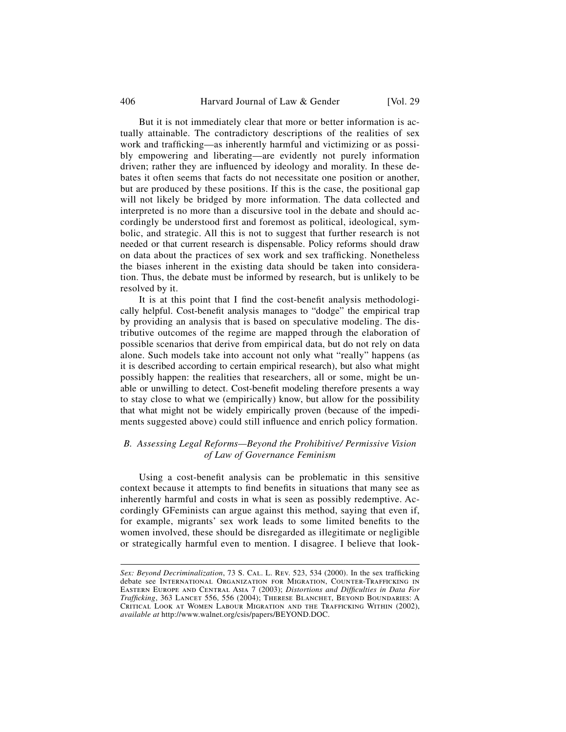But it is not immediately clear that more or better information is actually attainable. The contradictory descriptions of the realities of sex work and trafficking—as inherently harmful and victimizing or as possibly empowering and liberating—are evidently not purely information driven; rather they are influenced by ideology and morality. In these debates it often seems that facts do not necessitate one position or another, but are produced by these positions. If this is the case, the positional gap will not likely be bridged by more information. The data collected and interpreted is no more than a discursive tool in the debate and should accordingly be understood first and foremost as political, ideological, symbolic, and strategic. All this is not to suggest that further research is not needed or that current research is dispensable. Policy reforms should draw on data about the practices of sex work and sex trafficking. Nonetheless the biases inherent in the existing data should be taken into consideration. Thus, the debate must be informed by research, but is unlikely to be resolved by it.

It is at this point that I find the cost-benefit analysis methodologically helpful. Cost-benefit analysis manages to "dodge" the empirical trap by providing an analysis that is based on speculative modeling. The distributive outcomes of the regime are mapped through the elaboration of possible scenarios that derive from empirical data, but do not rely on data alone. Such models take into account not only what "really" happens (as it is described according to certain empirical research), but also what might possibly happen: the realities that researchers, all or some, might be unable or unwilling to detect. Cost-benefit modeling therefore presents a way to stay close to what we (empirically) know, but allow for the possibility that what might not be widely empirically proven (because of the impediments suggested above) could still influence and enrich policy formation.

### *B. Assessing Legal Reforms—Beyond the Prohibitive/ Permissive Vision of Law of Governance Feminism*

Using a cost-benefit analysis can be problematic in this sensitive context because it attempts to find benefits in situations that many see as inherently harmful and costs in what is seen as possibly redemptive. Accordingly GFeminists can argue against this method, saying that even if, for example, migrants' sex work leads to some limited benefits to the women involved, these should be disregarded as illegitimate or negligible or strategically harmful even to mention. I disagree. I believe that look-

---

*Sex: Beyond Decriminalization*, 73 S. Cal. L. Rev. 523, 534 (2000). In the sex trafficking debate see International Organization for Migration, Counter-Trafficking in Eastern Europe and Central Asia 7 (2003); *Distortions and Difficulties in Data For Trafficking*, 363 Lancet 556, 556 (2004); Therese Blanchet, Beyond Boundaries: A Critical Look at Women Labour Migration and the Trafficking Within (2002), *available at* http://www.walnet.org/csis/papers/BEYOND.DOC.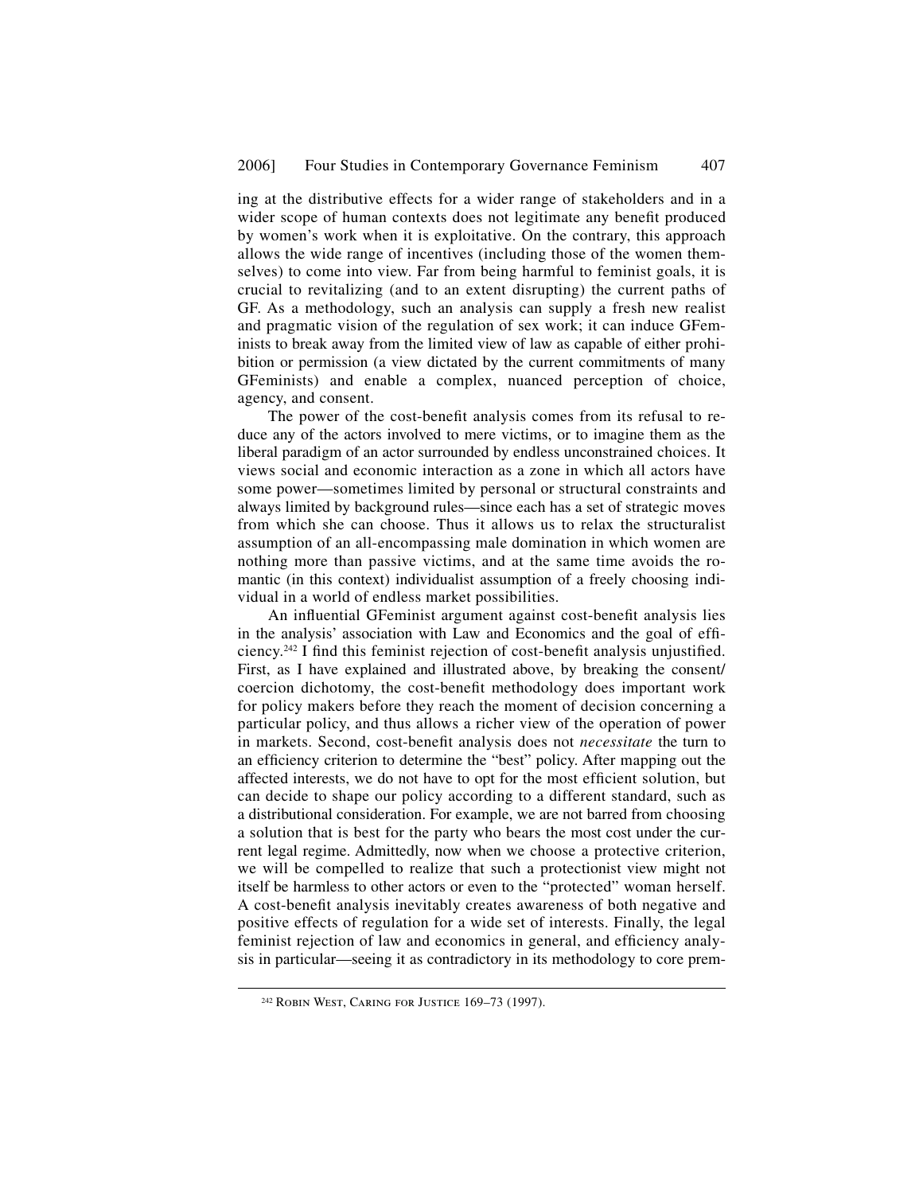ing at the distributive effects for a wider range of stakeholders and in a wider scope of human contexts does not legitimate any benefit produced by women's work when it is exploitative. On the contrary, this approach allows the wide range of incentives (including those of the women themselves) to come into view. Far from being harmful to feminist goals, it is crucial to revitalizing (and to an extent disrupting) the current paths of GF. As a methodology, such an analysis can supply a fresh new realist and pragmatic vision of the regulation of sex work; it can induce GFeminists to break away from the limited view of law as capable of either prohibition or permission (a view dictated by the current commitments of many GFeminists) and enable a complex, nuanced perception of choice, agency, and consent.

The power of the cost-benefit analysis comes from its refusal to reduce any of the actors involved to mere victims, or to imagine them as the liberal paradigm of an actor surrounded by endless unconstrained choices. It views social and economic interaction as a zone in which all actors have some power—sometimes limited by personal or structural constraints and always limited by background rules—since each has a set of strategic moves from which she can choose. Thus it allows us to relax the structuralist assumption of an all-encompassing male domination in which women are nothing more than passive victims, and at the same time avoids the romantic (in this context) individualist assumption of a freely choosing individual in a world of endless market possibilities.

An influential GFeminist argument against cost-benefit analysis lies in the analysis' association with Law and Economics and the goal of efficiency.[242] I find this feminist rejection of cost-benefit analysis unjustified. First, as I have explained and illustrated above, by breaking the consent/coercion dichotomy, the cost-benefit methodology does important work for policy makers before they reach the moment of decision concerning a particular policy, and thus allows a richer view of the operation of power in markets. Second, cost-benefit analysis does not *necessitate* the turn to an efficiency criterion to determine the "best" policy. After mapping out the affected interests, we do not have to opt for the most efficient solution, but can decide to shape our policy according to a different standard, such as a distributional consideration. For example, we are not barred from choosing a solution that is best for the party who bears the most cost under the current legal regime. Admittedly, now when we choose a protective criterion, we will be compelled to realize that such a protectionist view might not itself be harmless to other actors or even to the "protected" woman herself. A cost-benefit analysis inevitably creates awareness of both negative and positive effects of regulation for a wide set of interests. Finally, the legal feminist rejection of law and economics in general, and efficiency analysis in particular—seeing it as contradictory in its methodology to core prem-

[242] Robin West, Caring for Justice 169–73 (1997).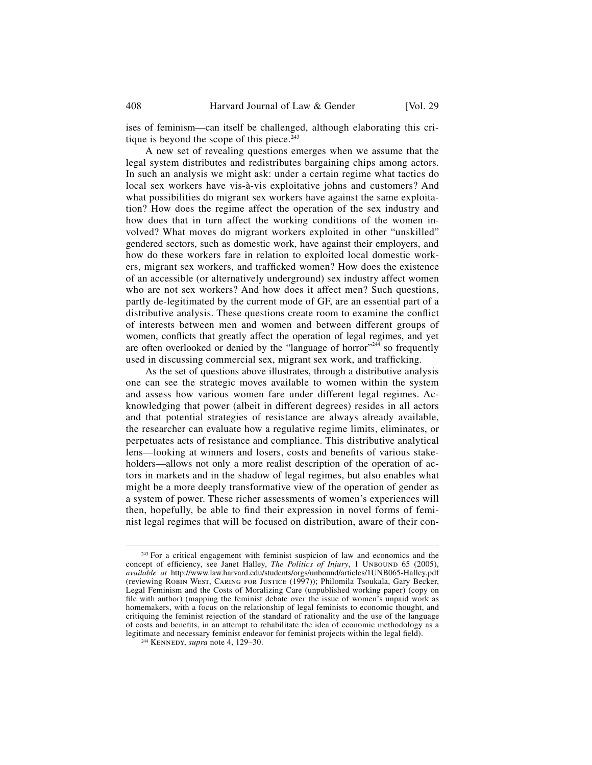ises of feminism—can itself be challenged, although elaborating this critique is beyond the scope of this piece.[243]

A new set of revealing questions emerges when we assume that the legal system distributes and redistributes bargaining chips among actors. In such an analysis we might ask: under a certain regime what tactics do local sex workers have vis-à-vis exploitative johns and customers? And what possibilities do migrant sex workers have against the same exploitation? How does the regime affect the operation of the sex industry and how does that in turn affect the working conditions of the women involved? What moves do migrant workers exploited in other "unskilled" gendered sectors, such as domestic work, have against their employers, and how do these workers fare in relation to exploited local domestic workers, migrant sex workers, and trafficked women? How does the existence of an accessible (or alternatively underground) sex industry affect women who are not sex workers? And how does it affect men? Such questions, partly de-legitimated by the current mode of GF, are an essential part of a distributive analysis. These questions create room to examine the conflict of interests between men and women and between different groups of women, conflicts that greatly affect the operation of legal regimes, and yet are often overlooked or denied by the "language of horror"[244] so frequently used in discussing commercial sex, migrant sex work, and trafficking.

As the set of questions above illustrates, through a distributive analysis one can see the strategic moves available to women within the system and assess how various women fare under different legal regimes. Acknowledging that power (albeit in different degrees) resides in all actors and that potential strategies of resistance are always already available, the researcher can evaluate how a regulative regime limits, eliminates, or perpetuates acts of resistance and compliance. This distributive analytical lens—looking at winners and losers, costs and benefits of various stakeholders—allows not only a more realist description of the operation of actors in markets and in the shadow of legal regimes, but also enables what might be a more deeply transformative view of the operation of gender as a system of power. These richer assessments of women's experiences will then, hopefully, be able to find their expression in novel forms of feminist legal regimes that will be focused on distribution, aware of their con-

---

[243] For a critical engagement with feminist suspicion of law and economics and the concept of efficiency, see Janet Halley, *The Politics of Injury*, 1 Unbound 65 (2005), *available at* http://www.law.harvard.edu/students/orgs/unbound/articles/1UNB065-Halley.pdf (reviewing Robin West, Caring for Justice (1997)); Philomila Tsoukala, Gary Becker, Legal Feminism and the Costs of Moralizing Care (unpublished working paper) (copy on file with author) (mapping the feminist debate over the issue of women's unpaid work as homemakers, with a focus on the relationship of legal feminists to economic thought, and critiquing the feminist rejection of the standard of rationality and the use of the language of costs and benefits, in an attempt to rehabilitate the idea of economic methodology as a legitimate and necessary feminist endeavor for feminist projects within the legal field).

[244] Kennedy, *supra* note 4, 129–30.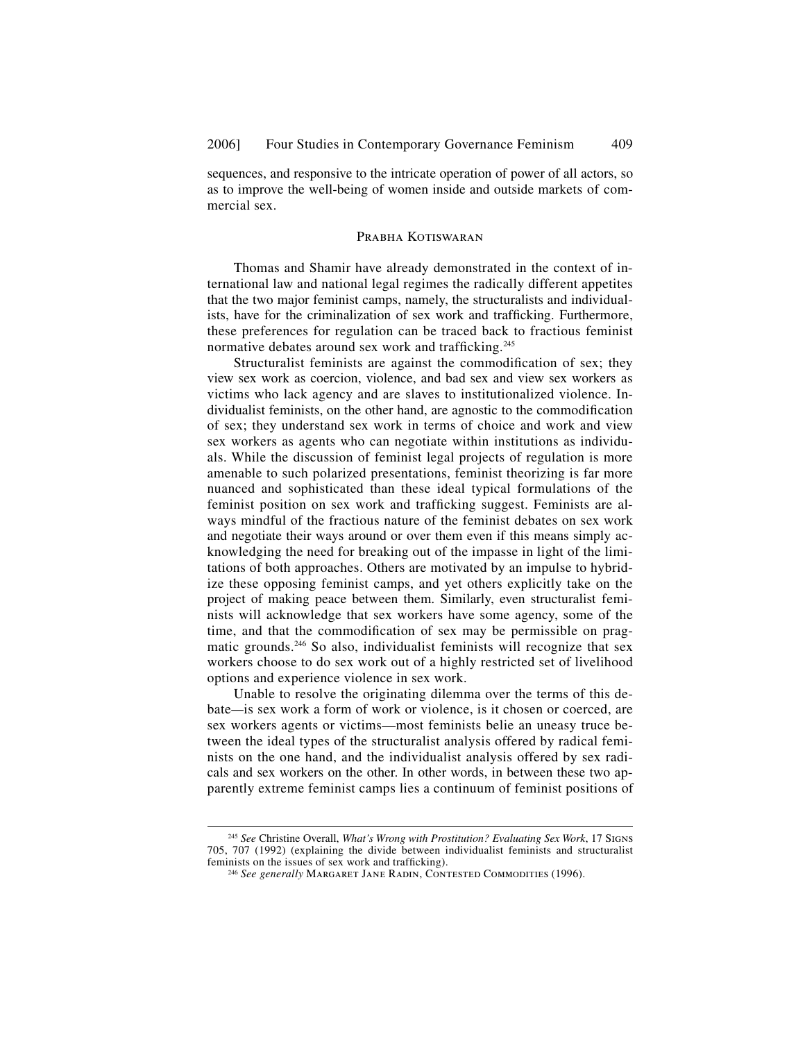sequences, and responsive to the intricate operation of power of all actors, so as to improve the well-being of women inside and outside markets of commercial sex.

### Prabha Kotiswaran

Thomas and Shamir have already demonstrated in the context of international law and national legal regimes the radically different appetites that the two major feminist camps, namely, the structuralists and individualists, have for the criminalization of sex work and trafficking. Furthermore, these preferences for regulation can be traced back to fractious feminist normative debates around sex work and trafficking.[245]

Structuralist feminists are against the commodification of sex; they view sex work as coercion, violence, and bad sex and view sex workers as victims who lack agency and are slaves to institutionalized violence. Individualist feminists, on the other hand, are agnostic to the commodification of sex; they understand sex work in terms of choice and work and view sex workers as agents who can negotiate within institutions as individuals. While the discussion of feminist legal projects of regulation is more amenable to such polarized presentations, feminist theorizing is far more nuanced and sophisticated than these ideal typical formulations of the feminist position on sex work and trafficking suggest. Feminists are always mindful of the fractious nature of the feminist debates on sex work and negotiate their ways around or over them even if this means simply acknowledging the need for breaking out of the impasse in light of the limitations of both approaches. Others are motivated by an impulse to hybridize these opposing feminist camps, and yet others explicitly take on the project of making peace between them. Similarly, even structuralist feminists will acknowledge that sex workers have some agency, some of the time, and that the commodification of sex may be permissible on pragmatic grounds.[246] So also, individualist feminists will recognize that sex workers choose to do sex work out of a highly restricted set of livelihood options and experience violence in sex work.

Unable to resolve the originating dilemma over the terms of this debate—is sex work a form of work or violence, is it chosen or coerced, are sex workers agents or victims—most feminists belie an uneasy truce between the ideal types of the structuralist analysis offered by radical feminists on the one hand, and the individualist analysis offered by sex radicals and sex workers on the other. In other words, in between these two apparently extreme feminist camps lies a continuum of feminist positions of

---

[245] *See* Christine Overall, *What's Wrong with Prostitution? Evaluating Sex Work*, 17 Signs 705, 707 (1992) (explaining the divide between individualist feminists and structuralist feminists on the issues of sex work and trafficking).

[246] *See generally* Margaret Jane Radin, Contested Commodities (1996).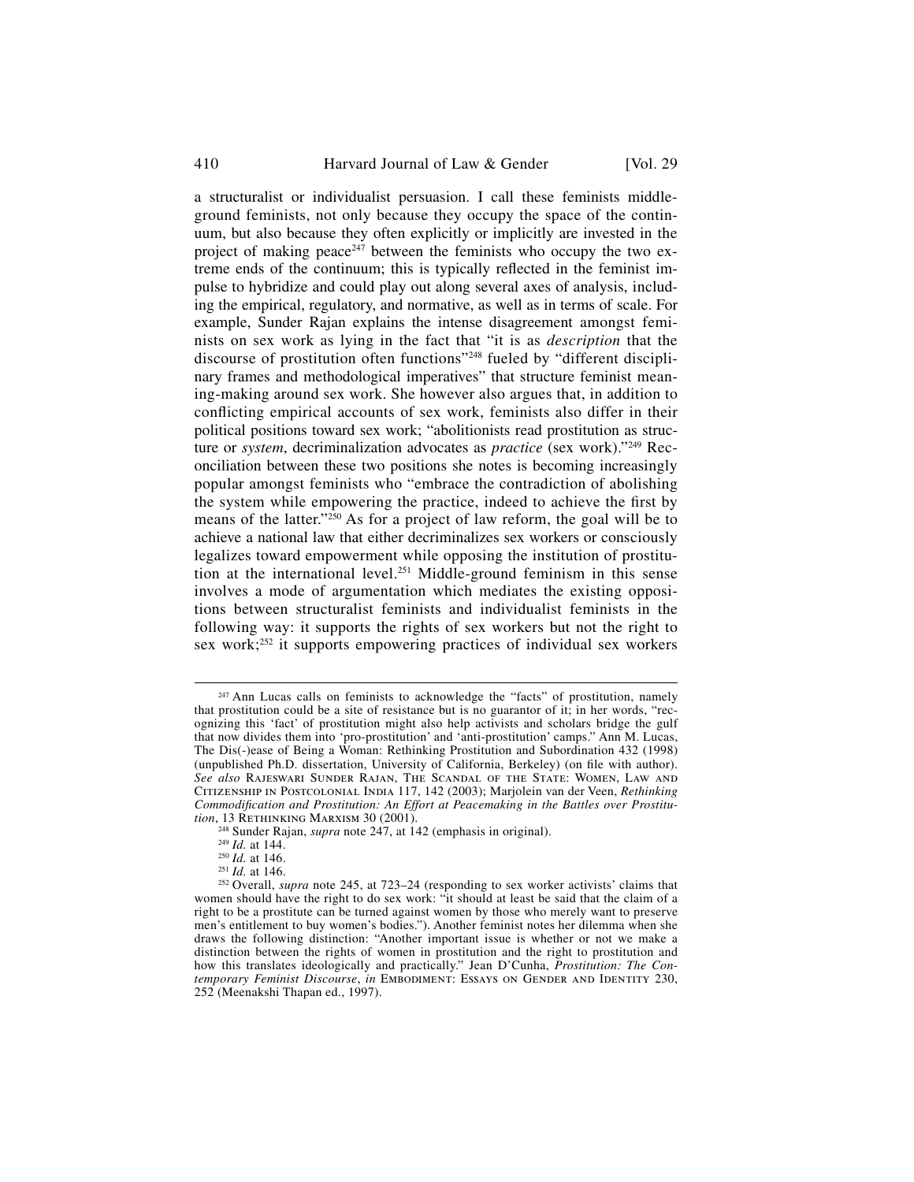a structuralist or individualist persuasion. I call these feminists middle-ground feminists, not only because they occupy the space of the continuum, but also because they often explicitly or implicitly are invested in the project of making peace[247] between the feminists who occupy the two extreme ends of the continuum; this is typically reflected in the feminist impulse to hybridize and could play out along several axes of analysis, including the empirical, regulatory, and normative, as well as in terms of scale. For example, Sunder Rajan explains the intense disagreement amongst feminists on sex work as lying in the fact that "it is as *description* that the discourse of prostitution often functions"[248] fueled by "different disciplinary frames and methodological imperatives" that structure feminist meaning-making around sex work. She however also argues that, in addition to conflicting empirical accounts of sex work, feminists also differ in their political positions toward sex work; "abolitionists read prostitution as structure or *system*, decriminalization advocates as *practice* (sex work)."[249] Reconciliation between these two positions she notes is becoming increasingly popular amongst feminists who "embrace the contradiction of abolishing the system while empowering the practice, indeed to achieve the first by means of the latter."[250] As for a project of law reform, the goal will be to achieve a national law that either decriminalizes sex workers or consciously legalizes toward empowerment while opposing the institution of prostitution at the international level.[251] Middle-ground feminism in this sense involves a mode of argumentation which mediates the existing oppositions between structuralist feminists and individualist feminists in the following way: it supports the rights of sex workers but not the right to sex work;[252] it supports empowering practices of individual sex workers

---

[247] Ann Lucas calls on feminists to acknowledge the "facts" of prostitution, namely that prostitution could be a site of resistance but is no guarantor of it; in her words, "recognizing this 'fact' of prostitution might also help activists and scholars bridge the gulf that now divides them into 'pro-prostitution' and 'anti-prostitution' camps." Ann M. Lucas, The Dis(-)ease of Being a Woman: Rethinking Prostitution and Subordination 432 (1998) (unpublished Ph.D. dissertation, University of California, Berkeley) (on file with author). *See also* Rajeswari Sunder Rajan, The Scandal of the State: Women, Law and Citizenship in Postcolonial India 117, 142 (2003); Marjolein van der Veen, *Rethinking Commodification and Prostitution: An Effort at Peacemaking in the Battles over Prostitution*, 13 Rethinking Marxism 30 (2001).

[248] Sunder Rajan, *supra* note 247, at 142 (emphasis in original).

[249] *Id.* at 144.

[250] *Id.* at 146.

[251] *Id.* at 146.

[252] Overall, *supra* note 245, at 723–24 (responding to sex worker activists' claims that women should have the right to do sex work: "it should at least be said that the claim of a right to be a prostitute can be turned against women by those who merely want to preserve men's entitlement to buy women's bodies."). Another feminist notes her dilemma when she draws the following distinction: "Another important issue is whether or not we make a distinction between the rights of women in prostitution and the right to prostitution and how this translates ideologically and practically." Jean D'Cunha, *Prostitution: The Contemporary Feminist Discourse*, *in* Embodiment: Essays on Gender and Identity 230, 252 (Meenakshi Thapan ed., 1997).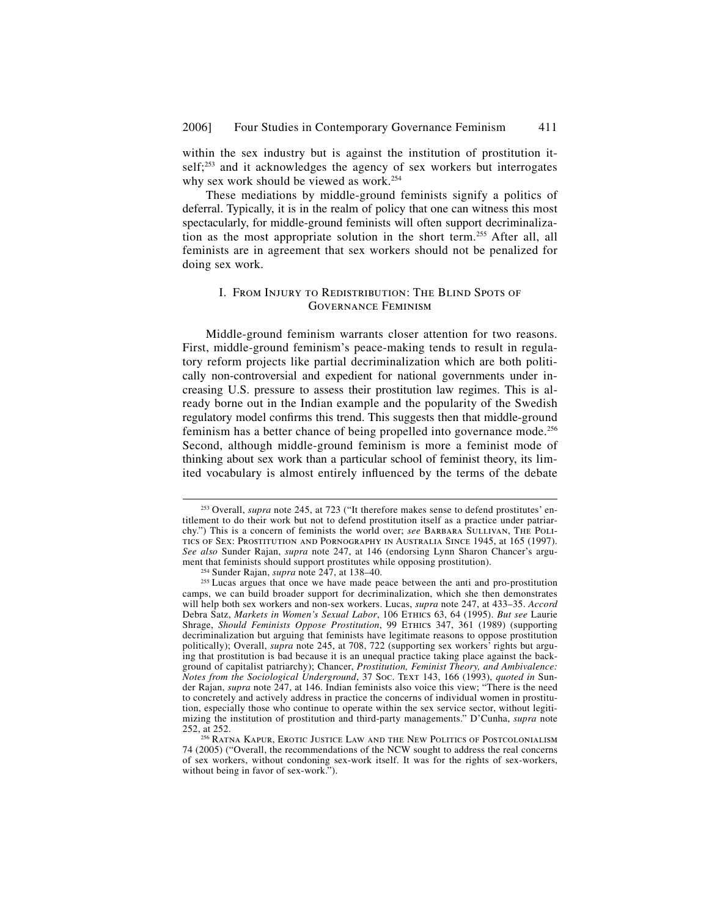within the sex industry but is against the institution of prostitution itself;[253] and it acknowledges the agency of sex workers but interrogates why sex work should be viewed as work.[254]

These mediations by middle-ground feminists signify a politics of deferral. Typically, it is in the realm of policy that one can witness this most spectacularly, for middle-ground feminists will often support decriminalization as the most appropriate solution in the short term.[255] After all, all feminists are in agreement that sex workers should not be penalized for doing sex work.

## I. From Injury to Redistribution: The Blind Spots of Governance Feminism

Middle-ground feminism warrants closer attention for two reasons. First, middle-ground feminism's peace-making tends to result in regulatory reform projects like partial decriminalization which are both politically non-controversial and expedient for national governments under increasing U.S. pressure to assess their prostitution law regimes. This is already borne out in the Indian example and the popularity of the Swedish regulatory model confirms this trend. This suggests then that middle-ground feminism has a better chance of being propelled into governance mode.[256] Second, although middle-ground feminism is more a feminist mode of thinking about sex work than a particular school of feminist theory, its limited vocabulary is almost entirely influenced by the terms of the debate

---

[253] Overall, *supra* note 245, at 723 ("It therefore makes sense to defend prostitutes' entitlement to do their work but not to defend prostitution itself as a practice under patriarchy.") This is a concern of feminists the world over; *see* Barbara Sullivan, The Politics of Sex: Prostitution and Pornography in Australia Since 1945, at 165 (1997). *See also* Sunder Rajan, *supra* note 247, at 146 (endorsing Lynn Sharon Chancer's argument that feminists should support prostitutes while opposing prostitution).

[254] Sunder Rajan, *supra* note 247, at 138–40.

[255] Lucas argues that once we have made peace between the anti and pro-prostitution camps, we can build broader support for decriminalization, which she then demonstrates will help both sex workers and non-sex workers. Lucas, *supra* note 247, at 433–35. *Accord* Debra Satz, *Markets in Women's Sexual Labor*, 106 Ethics 63, 64 (1995). *But see* Laurie Shrage, *Should Feminists Oppose Prostitution*, 99 Ethics 347, 361 (1989) (supporting decriminalization but arguing that feminists have legitimate reasons to oppose prostitution politically); Overall, *supra* note 245, at 708, 722 (supporting sex workers' rights but arguing that prostitution is bad because it is an unequal practice taking place against the background of capitalist patriarchy); Chancer, *Prostitution, Feminist Theory, and Ambivalence: Notes from the Sociological Underground*, 37 Soc. Text 143, 166 (1993), *quoted in* Sunder Rajan, *supra* note 247, at 146. Indian feminists also voice this view; "There is the need to concretely and actively address in practice the concerns of individual women in prostitution, especially those who continue to operate within the sex service sector, without legitimizing the institution of prostitution and third-party managements." D'Cunha, *supra* note 252, at 252.

[256] Ratna Kapur, Erotic Justice Law and the New Politics of Postcolonialism 74 (2005) ("Overall, the recommendations of the NCW sought to address the real concerns of sex workers, without condoning sex-work itself. It was for the rights of sex-workers, without being in favor of sex-work.").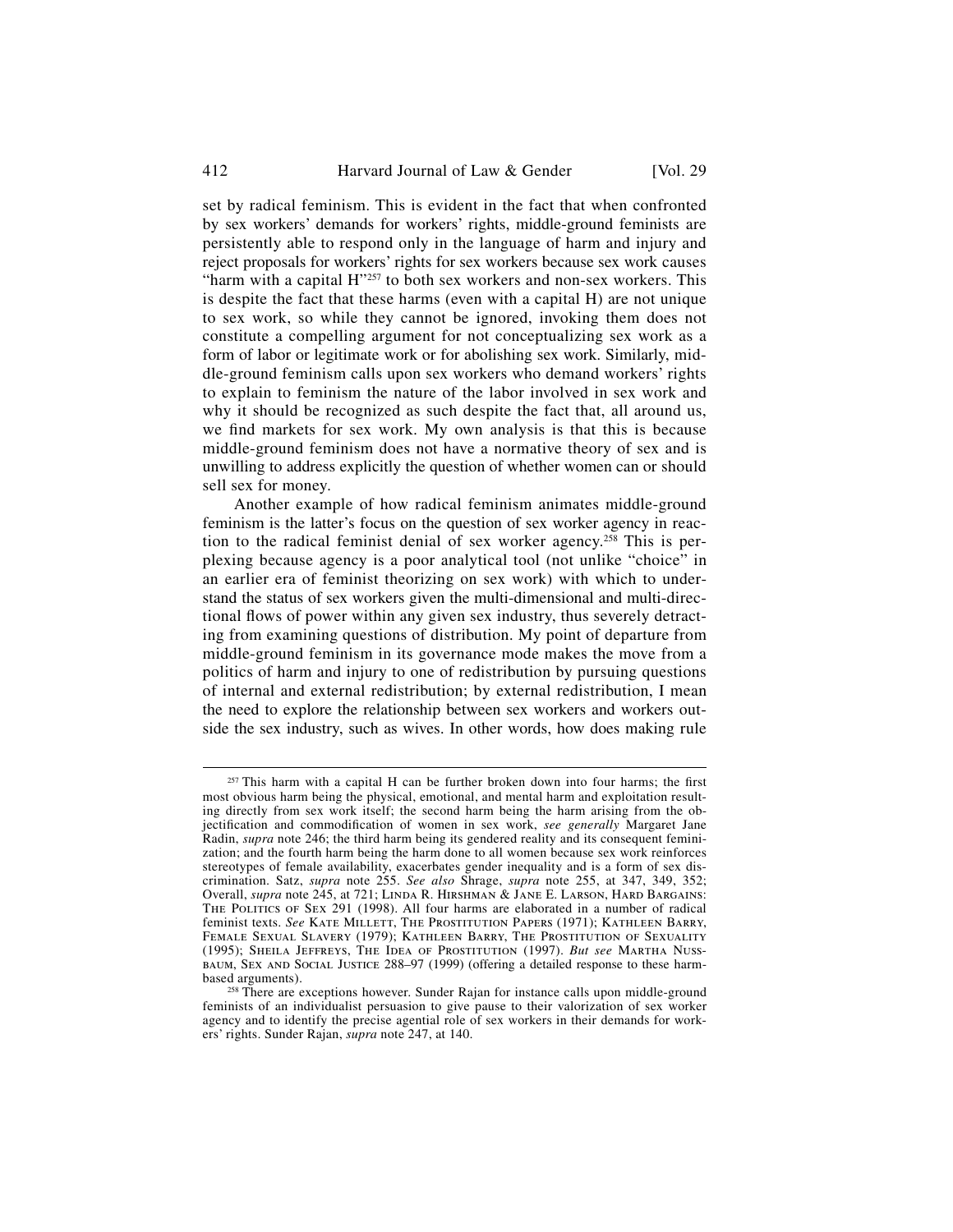set by radical feminism. This is evident in the fact that when confronted by sex workers' demands for workers' rights, middle-ground feminists are persistently able to respond only in the language of harm and injury and reject proposals for workers' rights for sex workers because sex work causes "harm with a capital H"[257] to both sex workers and non-sex workers. This is despite the fact that these harms (even with a capital H) are not unique to sex work, so while they cannot be ignored, invoking them does not constitute a compelling argument for not conceptualizing sex work as a form of labor or legitimate work or for abolishing sex work. Similarly, middle-ground feminism calls upon sex workers who demand workers' rights to explain to feminism the nature of the labor involved in sex work and why it should be recognized as such despite the fact that, all around us, we find markets for sex work. My own analysis is that this is because middle-ground feminism does not have a normative theory of sex and is unwilling to address explicitly the question of whether women can or should sell sex for money.

Another example of how radical feminism animates middle-ground feminism is the latter's focus on the question of sex worker agency in reaction to the radical feminist denial of sex worker agency.[258] This is perplexing because agency is a poor analytical tool (not unlike "choice" in an earlier era of feminist theorizing on sex work) with which to understand the status of sex workers given the multi-dimensional and multi-directional flows of power within any given sex industry, thus severely detracting from examining questions of distribution. My point of departure from middle-ground feminism in its governance mode makes the move from a politics of harm and injury to one of redistribution by pursuing questions of internal and external redistribution; by external redistribution, I mean the need to explore the relationship between sex workers and workers outside the sex industry, such as wives. In other words, how does making rule

---

[257] This harm with a capital H can be further broken down into four harms; the first most obvious harm being the physical, emotional, and mental harm and exploitation resulting directly from sex work itself; the second harm being the harm arising from the objectification and commodification of women in sex work, *see generally* Margaret Jane Radin, *supra* note 246; the third harm being its gendered reality and its consequent feminization; and the fourth harm being the harm done to all women because sex work reinforces stereotypes of female availability, exacerbates gender inequality and is a form of sex discrimination. Satz, *supra* note 255. *See also* Shrage, *supra* note 255, at 347, 349, 352; Overall, *supra* note 245, at 721; Linda R. Hirshman & Jane E. Larson, Hard Bargains: The Politics of Sex 291 (1998). All four harms are elaborated in a number of radical feminist texts. *See* Kate Millett, The Prostitution Papers (1971); Kathleen Barry, Female Sexual Slavery (1979); Kathleen Barry, The Prostitution of Sexuality (1995); Sheila Jeffreys, The Idea of Prostitution (1997). *But see* Martha Nussbaum, Sex and Social Justice 288–97 (1999) (offering a detailed response to these harm-based arguments).

[258] There are exceptions however. Sunder Rajan for instance calls upon middle-ground feminists of an individualist persuasion to give pause to their valorization of sex worker agency and to identify the precise agential role of sex workers in their demands for workers' rights. Sunder Rajan, *supra* note 247, at 140.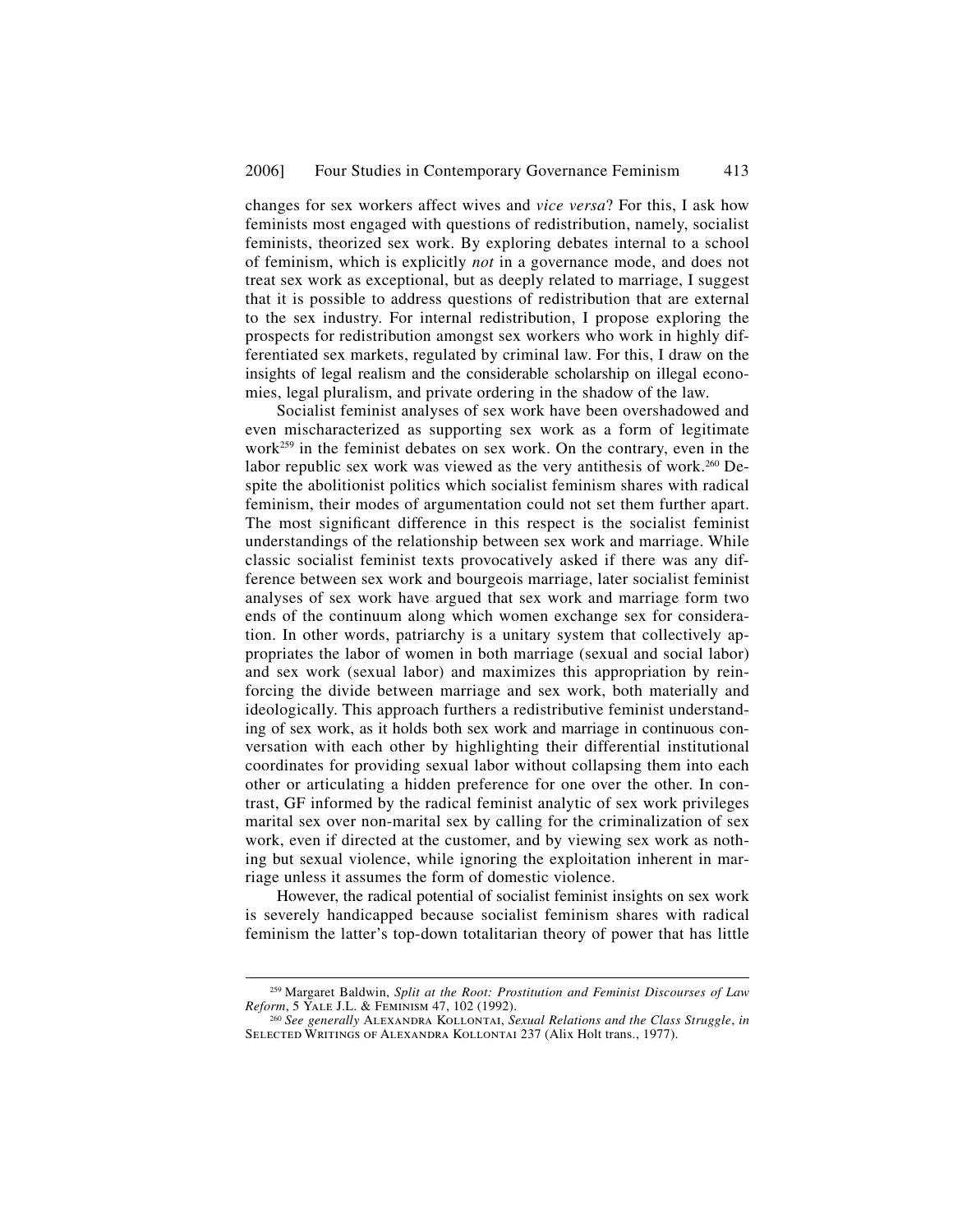changes for sex workers affect wives and *vice versa*? For this, I ask how feminists most engaged with questions of redistribution, namely, socialist feminists, theorized sex work. By exploring debates internal to a school of feminism, which is explicitly *not* in a governance mode, and does not treat sex work as exceptional, but as deeply related to marriage, I suggest that it is possible to address questions of redistribution that are external to the sex industry. For internal redistribution, I propose exploring the prospects for redistribution amongst sex workers who work in highly differentiated sex markets, regulated by criminal law. For this, I draw on the insights of legal realism and the considerable scholarship on illegal economies, legal pluralism, and private ordering in the shadow of the law.

Socialist feminist analyses of sex work have been overshadowed and even mischaracterized as supporting sex work as a form of legitimate work[259] in the feminist debates on sex work. On the contrary, even in the labor republic sex work was viewed as the very antithesis of work.[260] Despite the abolitionist politics which socialist feminism shares with radical feminism, their modes of argumentation could not set them further apart. The most significant difference in this respect is the socialist feminist understandings of the relationship between sex work and marriage. While classic socialist feminist texts provocatively asked if there was any difference between sex work and bourgeois marriage, later socialist feminist analyses of sex work have argued that sex work and marriage form two ends of the continuum along which women exchange sex for consideration. In other words, patriarchy is a unitary system that collectively appropriates the labor of women in both marriage (sexual and social labor) and sex work (sexual labor) and maximizes this appropriation by reinforcing the divide between marriage and sex work, both materially and ideologically. This approach furthers a redistributive feminist understanding of sex work, as it holds both sex work and marriage in continuous conversation with each other by highlighting their differential institutional coordinates for providing sexual labor without collapsing them into each other or articulating a hidden preference for one over the other. In contrast, GF informed by the radical feminist analytic of sex work privileges marital sex over non-marital sex by calling for the criminalization of sex work, even if directed at the customer, and by viewing sex work as nothing but sexual violence, while ignoring the exploitation inherent in marriage unless it assumes the form of domestic violence.

However, the radical potential of socialist feminist insights on sex work is severely handicapped because socialist feminism shares with radical feminism the latter's top-down totalitarian theory of power that has little

---

[259] Margaret Baldwin, *Split at the Root: Prostitution and Feminist Discourses of Law Reform*, 5 YALE J.L. & FEMINISM 47, 102 (1992).

[260] *See generally* ALEXANDRA KOLLONTAI, *Sexual Relations and the Class Struggle*, *in* SELECTED WRITINGS OF ALEXANDRA KOLLONTAI 237 (Alix Holt trans., 1977).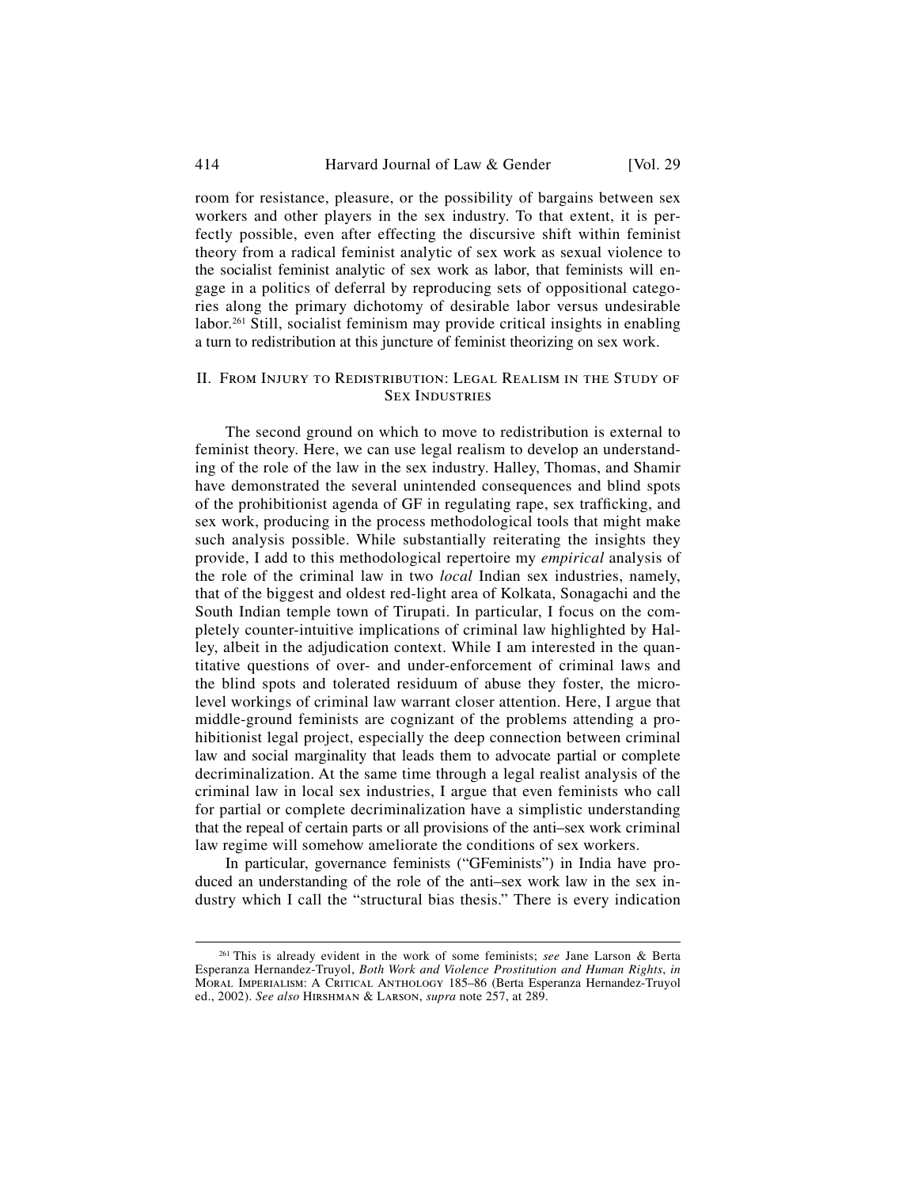room for resistance, pleasure, or the possibility of bargains between sex workers and other players in the sex industry. To that extent, it is perfectly possible, even after effecting the discursive shift within feminist theory from a radical feminist analytic of sex work as sexual violence to the socialist feminist analytic of sex work as labor, that feminists will engage in a politics of deferral by reproducing sets of oppositional categories along the primary dichotomy of desirable labor versus undesirable labor.[261] Still, socialist feminism may provide critical insights in enabling a turn to redistribution at this juncture of feminist theorizing on sex work.

## II. From Injury to Redistribution: Legal Realism in the Study of Sex Industries

The second ground on which to move to redistribution is external to feminist theory. Here, we can use legal realism to develop an understanding of the role of the law in the sex industry. Halley, Thomas, and Shamir have demonstrated the several unintended consequences and blind spots of the prohibitionist agenda of GF in regulating rape, sex trafficking, and sex work, producing in the process methodological tools that might make such analysis possible. While substantially reiterating the insights they provide, I add to this methodological repertoire my *empirical* analysis of the role of the criminal law in two *local* Indian sex industries, namely, that of the biggest and oldest red-light area of Kolkata, Sonagachi and the South Indian temple town of Tirupati. In particular, I focus on the completely counter-intuitive implications of criminal law highlighted by Halley, albeit in the adjudication context. While I am interested in the quantitative questions of over- and under-enforcement of criminal laws and the blind spots and tolerated residuum of abuse they foster, the micro-level workings of criminal law warrant closer attention. Here, I argue that middle-ground feminists are cognizant of the problems attending a prohibitionist legal project, especially the deep connection between criminal law and social marginality that leads them to advocate partial or complete decriminalization. At the same time through a legal realist analysis of the criminal law in local sex industries, I argue that even feminists who call for partial or complete decriminalization have a simplistic understanding that the repeal of certain parts or all provisions of the anti–sex work criminal law regime will somehow ameliorate the conditions of sex workers.

In particular, governance feminists ("GFeminists") in India have produced an understanding of the role of the anti–sex work law in the sex industry which I call the "structural bias thesis." There is every indication

---

[261] This is already evident in the work of some feminists; *see* Jane Larson & Berta Esperanza Hernandez-Truyol, *Both Work and Violence Prostitution and Human Rights*, *in* Moral Imperialism: A Critical Anthology 185–86 (Berta Esperanza Hernandez-Truyol ed., 2002). *See also* Hirshman & Larson, *supra* note 257, at 289.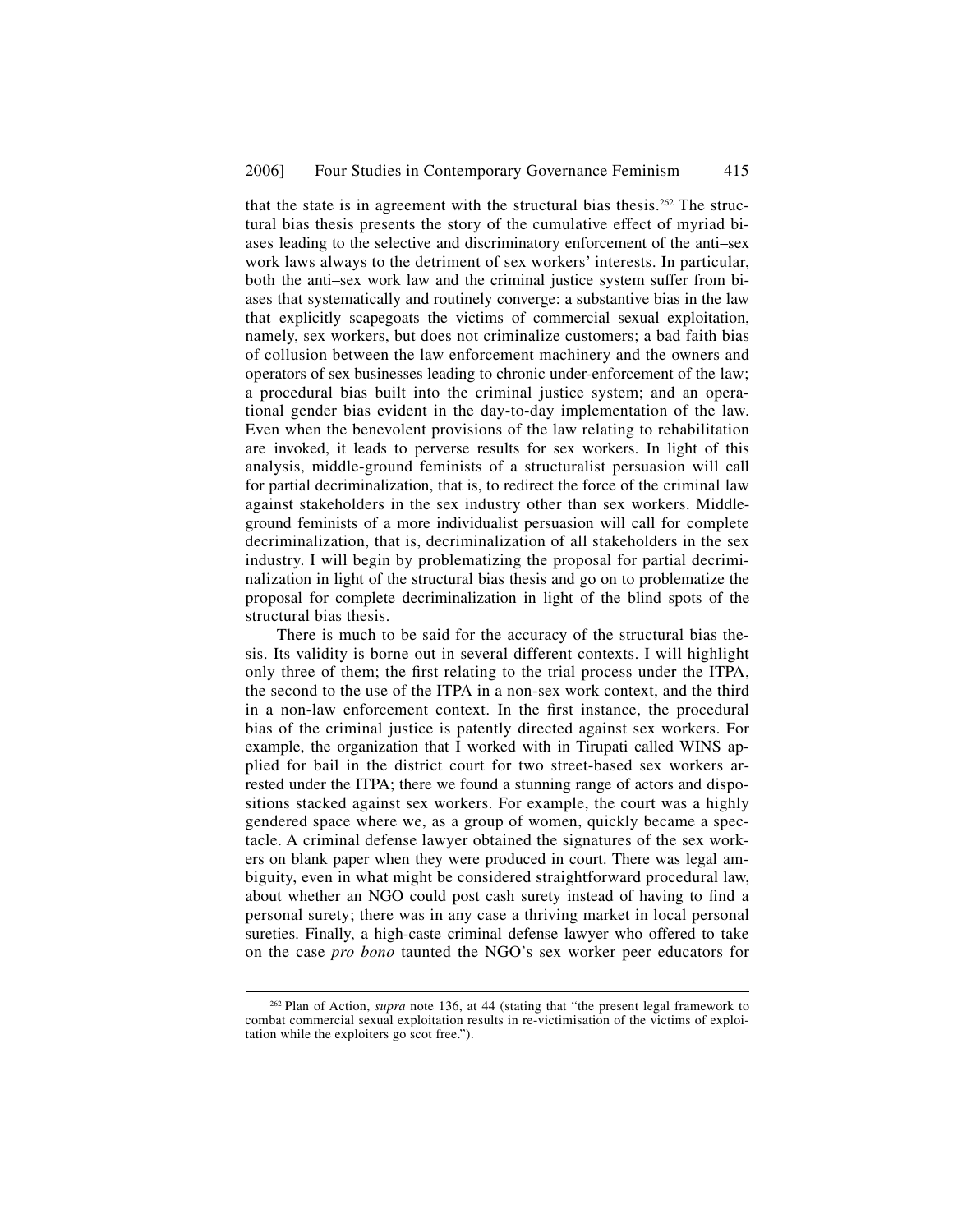that the state is in agreement with the structural bias thesis.[262] The structural bias thesis presents the story of the cumulative effect of myriad biases leading to the selective and discriminatory enforcement of the anti–sex work laws always to the detriment of sex workers' interests. In particular, both the anti–sex work law and the criminal justice system suffer from biases that systematically and routinely converge: a substantive bias in the law that explicitly scapegoats the victims of commercial sexual exploitation, namely, sex workers, but does not criminalize customers; a bad faith bias of collusion between the law enforcement machinery and the owners and operators of sex businesses leading to chronic under-enforcement of the law; a procedural bias built into the criminal justice system; and an operational gender bias evident in the day-to-day implementation of the law. Even when the benevolent provisions of the law relating to rehabilitation are invoked, it leads to perverse results for sex workers. In light of this analysis, middle-ground feminists of a structuralist persuasion will call for partial decriminalization, that is, to redirect the force of the criminal law against stakeholders in the sex industry other than sex workers. Middle-ground feminists of a more individualist persuasion will call for complete decriminalization, that is, decriminalization of all stakeholders in the sex industry. I will begin by problematizing the proposal for partial decriminalization in light of the structural bias thesis and go on to problematize the proposal for complete decriminalization in light of the blind spots of the structural bias thesis.

There is much to be said for the accuracy of the structural bias thesis. Its validity is borne out in several different contexts. I will highlight only three of them; the first relating to the trial process under the ITPA, the second to the use of the ITPA in a non-sex work context, and the third in a non-law enforcement context. In the first instance, the procedural bias of the criminal justice is patently directed against sex workers. For example, the organization that I worked with in Tirupati called WINS applied for bail in the district court for two street-based sex workers arrested under the ITPA; there we found a stunning range of actors and dispositions stacked against sex workers. For example, the court was a highly gendered space where we, as a group of women, quickly became a spectacle. A criminal defense lawyer obtained the signatures of the sex workers on blank paper when they were produced in court. There was legal ambiguity, even in what might be considered straightforward procedural law, about whether an NGO could post cash surety instead of having to find a personal surety; there was in any case a thriving market in local personal sureties. Finally, a high-caste criminal defense lawyer who offered to take on the case *pro bono* taunted the NGO's sex worker peer educators for

---

[262] Plan of Action, *supra* note 136, at 44 (stating that "the present legal framework to combat commercial sexual exploitation results in re-victimisation of the victims of exploitation while the exploiters go scot free.").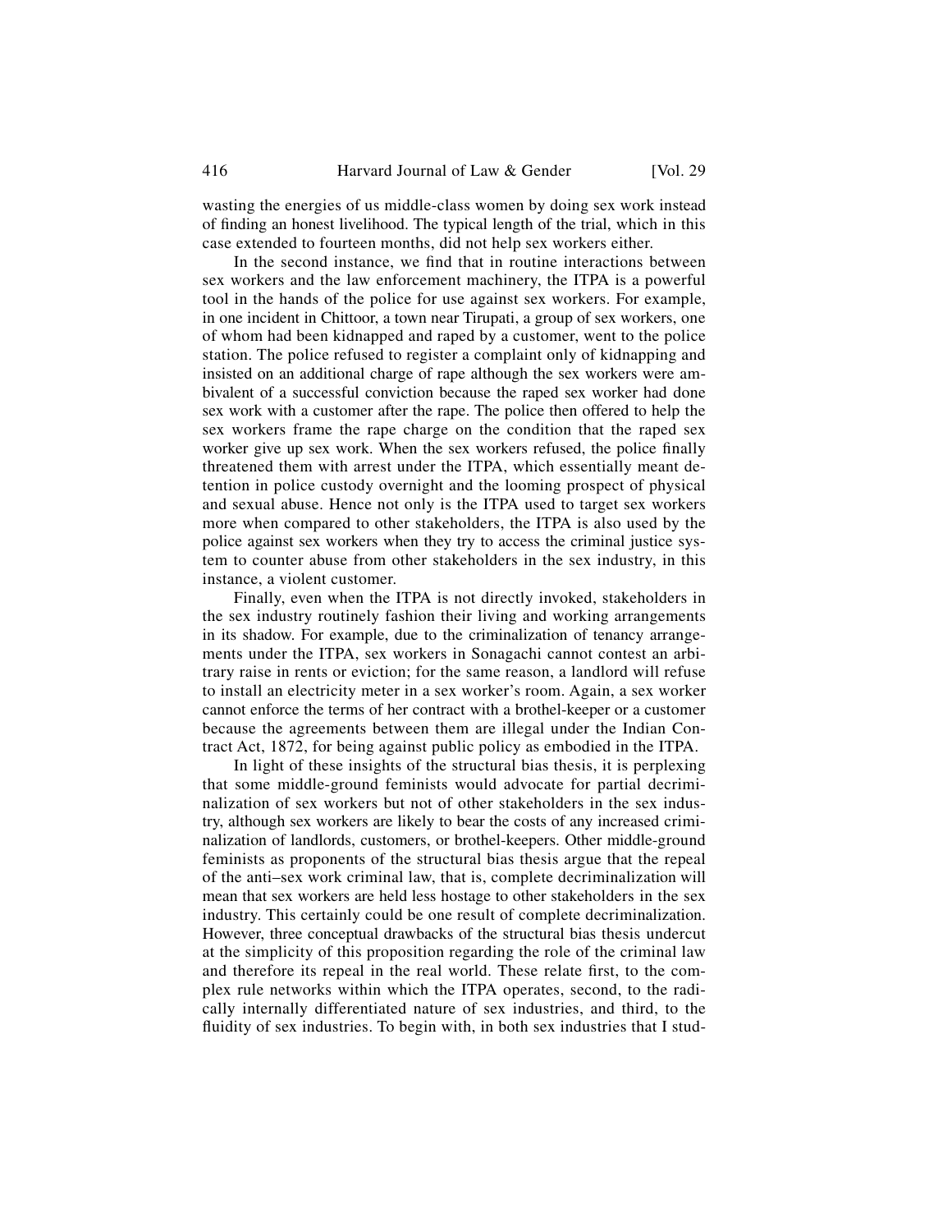wasting the energies of us middle-class women by doing sex work instead of finding an honest livelihood. The typical length of the trial, which in this case extended to fourteen months, did not help sex workers either.

In the second instance, we find that in routine interactions between sex workers and the law enforcement machinery, the ITPA is a powerful tool in the hands of the police for use against sex workers. For example, in one incident in Chittoor, a town near Tirupati, a group of sex workers, one of whom had been kidnapped and raped by a customer, went to the police station. The police refused to register a complaint only of kidnapping and insisted on an additional charge of rape although the sex workers were ambivalent of a successful conviction because the raped sex worker had done sex work with a customer after the rape. The police then offered to help the sex workers frame the rape charge on the condition that the raped sex worker give up sex work. When the sex workers refused, the police finally threatened them with arrest under the ITPA, which essentially meant detention in police custody overnight and the looming prospect of physical and sexual abuse. Hence not only is the ITPA used to target sex workers more when compared to other stakeholders, the ITPA is also used by the police against sex workers when they try to access the criminal justice system to counter abuse from other stakeholders in the sex industry, in this instance, a violent customer.

Finally, even when the ITPA is not directly invoked, stakeholders in the sex industry routinely fashion their living and working arrangements in its shadow. For example, due to the criminalization of tenancy arrangements under the ITPA, sex workers in Sonagachi cannot contest an arbitrary raise in rents or eviction; for the same reason, a landlord will refuse to install an electricity meter in a sex worker's room. Again, a sex worker cannot enforce the terms of her contract with a brothel-keeper or a customer because the agreements between them are illegal under the Indian Contract Act, 1872, for being against public policy as embodied in the ITPA.

In light of these insights of the structural bias thesis, it is perplexing that some middle-ground feminists would advocate for partial decriminalization of sex workers but not of other stakeholders in the sex industry, although sex workers are likely to bear the costs of any increased criminalization of landlords, customers, or brothel-keepers. Other middle-ground feminists as proponents of the structural bias thesis argue that the repeal of the anti–sex work criminal law, that is, complete decriminalization will mean that sex workers are held less hostage to other stakeholders in the sex industry. This certainly could be one result of complete decriminalization. However, three conceptual drawbacks of the structural bias thesis undercut at the simplicity of this proposition regarding the role of the criminal law and therefore its repeal in the real world. These relate first, to the complex rule networks within which the ITPA operates, second, to the radically internally differentiated nature of sex industries, and third, to the fluidity of sex industries. To begin with, in both sex industries that I stud-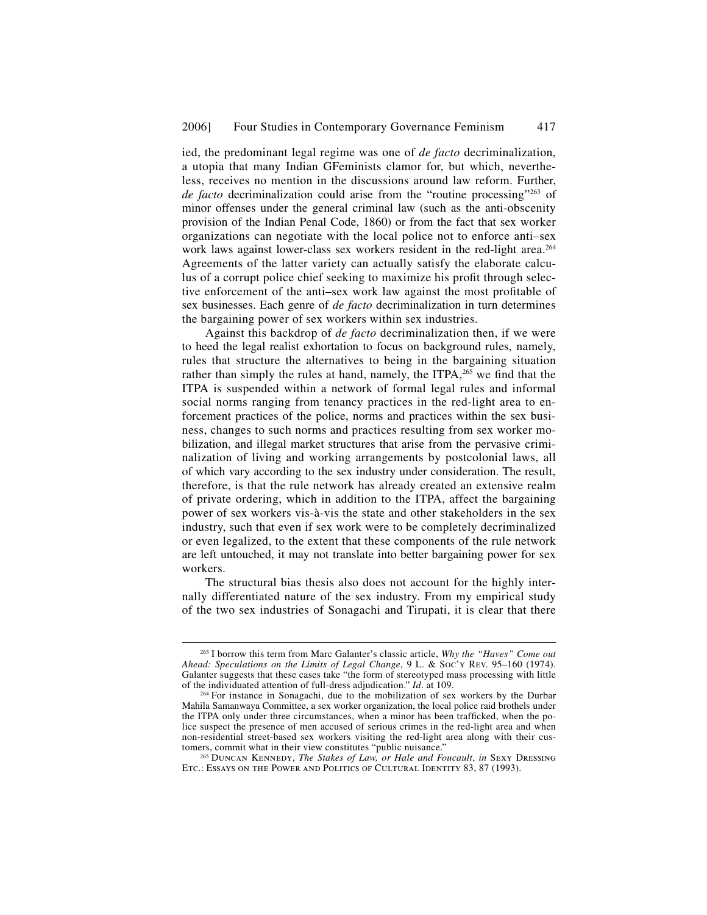ied, the predominant legal regime was one of *de facto* decriminalization, a utopia that many Indian GFeminists clamor for, but which, nevertheless, receives no mention in the discussions around law reform. Further, *de facto* decriminalization could arise from the "routine processing"[263] of minor offenses under the general criminal law (such as the anti-obscenity provision of the Indian Penal Code, 1860) or from the fact that sex worker organizations can negotiate with the local police not to enforce anti–sex work laws against lower-class sex workers resident in the red-light area.[264] Agreements of the latter variety can actually satisfy the elaborate calculus of a corrupt police chief seeking to maximize his profit through selective enforcement of the anti–sex work law against the most profitable of sex businesses. Each genre of *de facto* decriminalization in turn determines the bargaining power of sex workers within sex industries.

Against this backdrop of *de facto* decriminalization then, if we were to heed the legal realist exhortation to focus on background rules, namely, rules that structure the alternatives to being in the bargaining situation rather than simply the rules at hand, namely, the ITPA,[265] we find that the ITPA is suspended within a network of formal legal rules and informal social norms ranging from tenancy practices in the red-light area to enforcement practices of the police, norms and practices within the sex business, changes to such norms and practices resulting from sex worker mobilization, and illegal market structures that arise from the pervasive criminalization of living and working arrangements by postcolonial laws, all of which vary according to the sex industry under consideration. The result, therefore, is that the rule network has already created an extensive realm of private ordering, which in addition to the ITPA, affect the bargaining power of sex workers vis-à-vis the state and other stakeholders in the sex industry, such that even if sex work were to be completely decriminalized or even legalized, to the extent that these components of the rule network are left untouched, it may not translate into better bargaining power for sex workers.

The structural bias thesis also does not account for the highly internally differentiated nature of the sex industry. From my empirical study of the two sex industries of Sonagachi and Tirupati, it is clear that there

---

[263] I borrow this term from Marc Galanter's classic article, *Why the "Haves" Come out Ahead: Speculations on the Limits of Legal Change*, 9 L. & Soc'y Rev. 95–160 (1974). Galanter suggests that these cases take "the form of stereotyped mass processing with little of the individuated attention of full-dress adjudication." *Id*. at 109.

[264] For instance in Sonagachi, due to the mobilization of sex workers by the Durbar Mahila Samanwaya Committee, a sex worker organization, the local police raid brothels under the ITPA only under three circumstances, when a minor has been trafficked, when the police suspect the presence of men accused of serious crimes in the red-light area and when non-residential street-based sex workers visiting the red-light area along with their customers, commit what in their view constitutes "public nuisance."

[265] Duncan Kennedy, *The Stakes of Law, or Hale and Foucault*, *in* Sexy Dressing Etc.: Essays on the Power and Politics of Cultural Identity 83, 87 (1993).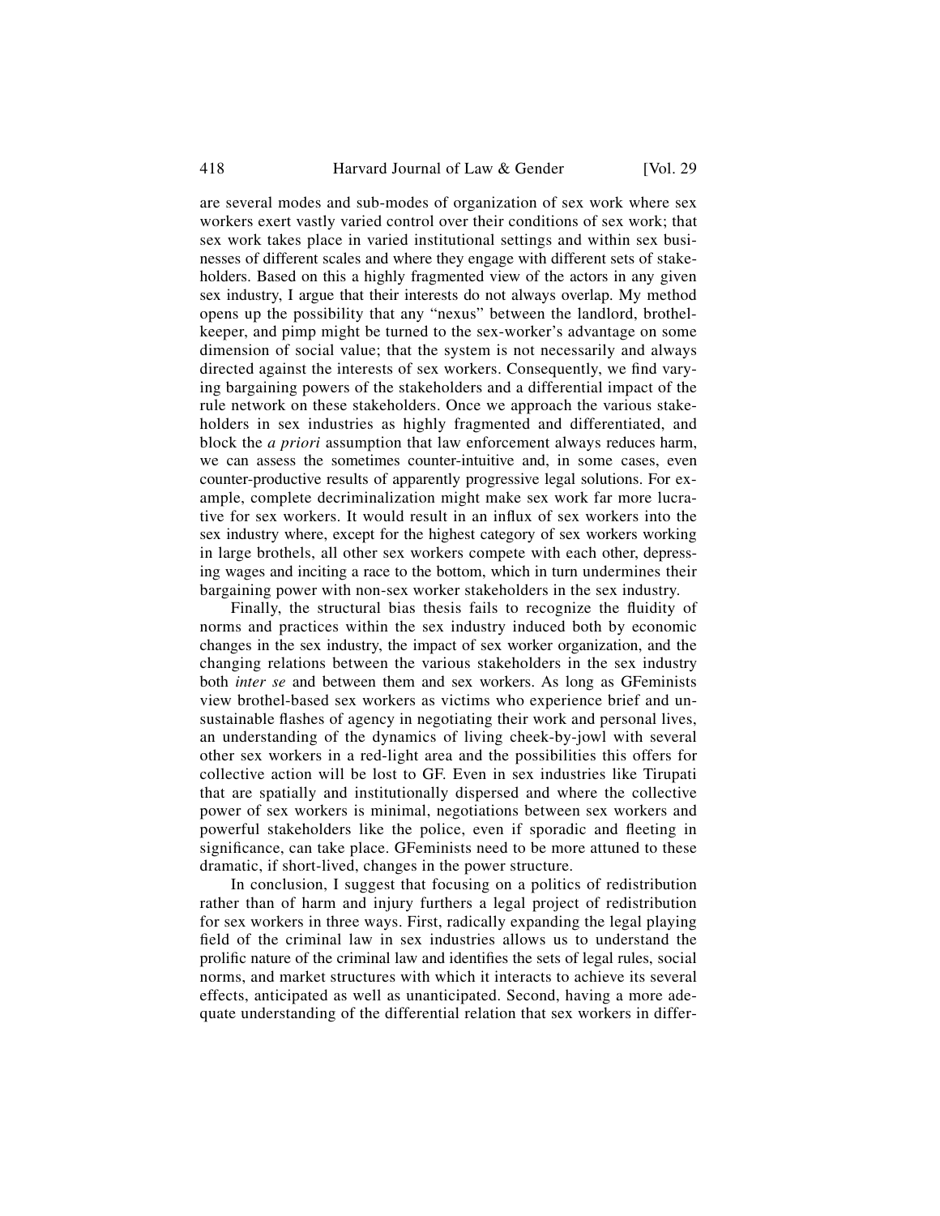are several modes and sub-modes of organization of sex work where sex workers exert vastly varied control over their conditions of sex work; that sex work takes place in varied institutional settings and within sex businesses of different scales and where they engage with different sets of stakeholders. Based on this a highly fragmented view of the actors in any given sex industry, I argue that their interests do not always overlap. My method opens up the possibility that any "nexus" between the landlord, brothel-keeper, and pimp might be turned to the sex-worker's advantage on some dimension of social value; that the system is not necessarily and always directed against the interests of sex workers. Consequently, we find varying bargaining powers of the stakeholders and a differential impact of the rule network on these stakeholders. Once we approach the various stakeholders in sex industries as highly fragmented and differentiated, and block the *a priori* assumption that law enforcement always reduces harm, we can assess the sometimes counter-intuitive and, in some cases, even counter-productive results of apparently progressive legal solutions. For example, complete decriminalization might make sex work far more lucrative for sex workers. It would result in an influx of sex workers into the sex industry where, except for the highest category of sex workers working in large brothels, all other sex workers compete with each other, depressing wages and inciting a race to the bottom, which in turn undermines their bargaining power with non-sex worker stakeholders in the sex industry.

Finally, the structural bias thesis fails to recognize the fluidity of norms and practices within the sex industry induced both by economic changes in the sex industry, the impact of sex worker organization, and the changing relations between the various stakeholders in the sex industry both *inter se* and between them and sex workers. As long as GFeminists view brothel-based sex workers as victims who experience brief and unsustainable flashes of agency in negotiating their work and personal lives, an understanding of the dynamics of living cheek-by-jowl with several other sex workers in a red-light area and the possibilities this offers for collective action will be lost to GF. Even in sex industries like Tirupati that are spatially and institutionally dispersed and where the collective power of sex workers is minimal, negotiations between sex workers and powerful stakeholders like the police, even if sporadic and fleeting in significance, can take place. GFeminists need to be more attuned to these dramatic, if short-lived, changes in the power structure.

In conclusion, I suggest that focusing on a politics of redistribution rather than of harm and injury furthers a legal project of redistribution for sex workers in three ways. First, radically expanding the legal playing field of the criminal law in sex industries allows us to understand the prolific nature of the criminal law and identifies the sets of legal rules, social norms, and market structures with which it interacts to achieve its several effects, anticipated as well as unanticipated. Second, having a more adequate understanding of the differential relation that sex workers in differ-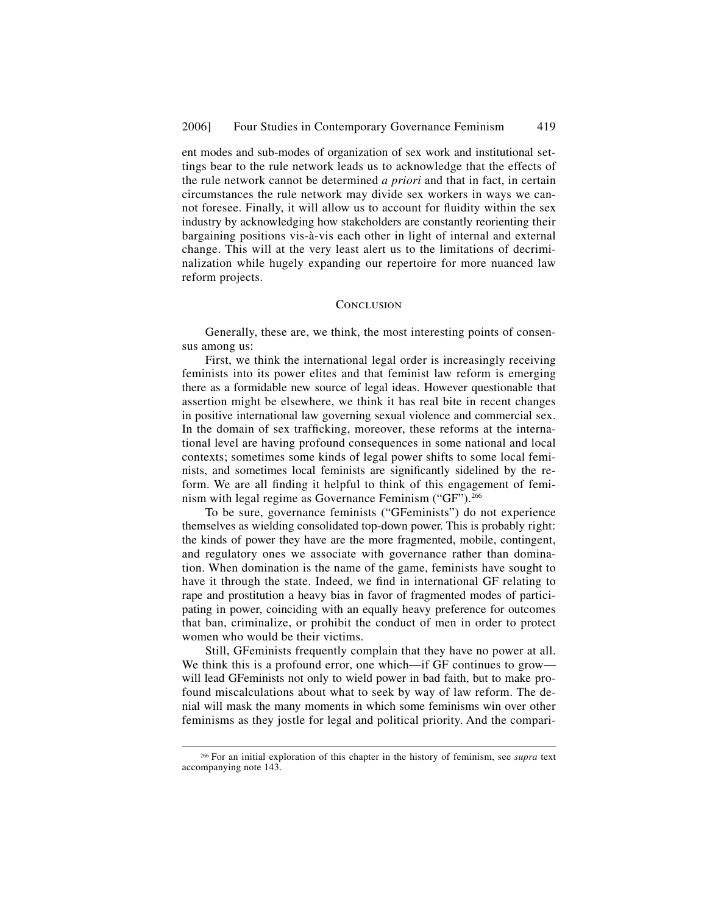ent modes and sub-modes of organization of sex work and institutional settings bear to the rule network leads us to acknowledge that the effects of the rule network cannot be determined *a priori* and that in fact, in certain circumstances the rule network may divide sex workers in ways we cannot foresee. Finally, it will allow us to account for fluidity within the sex industry by acknowledging how stakeholders are constantly reorienting their bargaining positions vis-à-vis each other in light of internal and external change. This will at the very least alert us to the limitations of decriminalization while hugely expanding our repertoire for more nuanced law reform projects.

## Conclusion

Generally, these are, we think, the most interesting points of consensus among us:

First, we think the international legal order is increasingly receiving feminists into its power elites and that feminist law reform is emerging there as a formidable new source of legal ideas. However questionable that assertion might be elsewhere, we think it has real bite in recent changes in positive international law governing sexual violence and commercial sex. In the domain of sex trafficking, moreover, these reforms at the international level are having profound consequences in some national and local contexts; sometimes some kinds of legal power shifts to some local feminists, and sometimes local feminists are significantly sidelined by the reform. We are all finding it helpful to think of this engagement of feminism with legal regime as Governance Feminism ("GF").[266]

To be sure, governance feminists ("GFeminists") do not experience themselves as wielding consolidated top-down power. This is probably right: the kinds of power they have are the more fragmented, mobile, contingent, and regulatory ones we associate with governance rather than domination. When domination is the name of the game, feminists have sought to have it through the state. Indeed, we find in international GF relating to rape and prostitution a heavy bias in favor of fragmented modes of participating in power, coinciding with an equally heavy preference for outcomes that ban, criminalize, or prohibit the conduct of men in order to protect women who would be their victims.

Still, GFeminists frequently complain that they have no power at all. We think this is a profound error, one which—if GF continues to grow—will lead GFeminists not only to wield power in bad faith, but to make profound miscalculations about what to seek by way of law reform. The denial will mask the many moments in which some feminisms win over other feminisms as they jostle for legal and political priority. And the compari-

[266] For an initial exploration of this chapter in the history of feminism, see *supra* text accompanying note 143.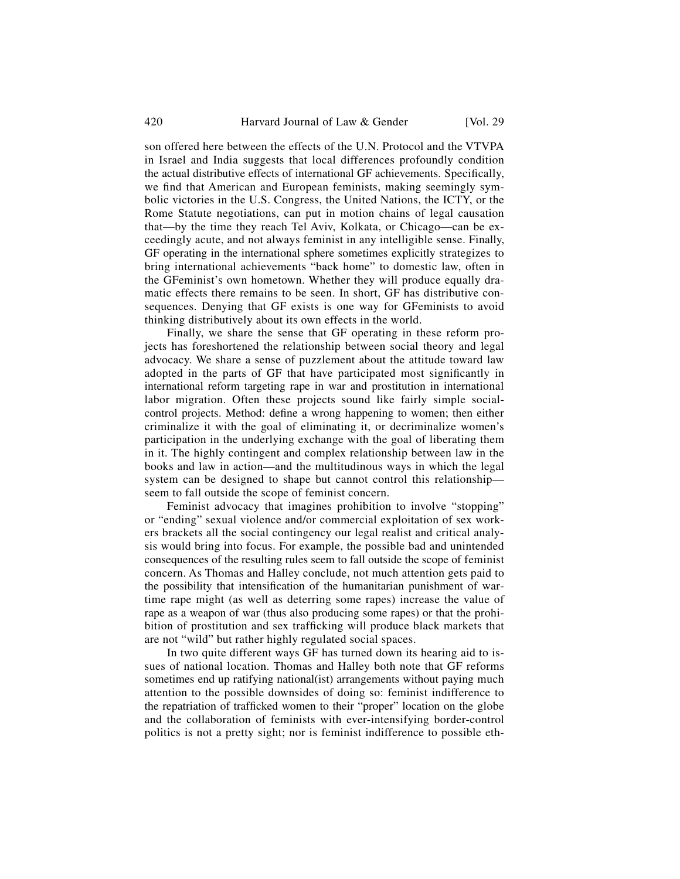son offered here between the effects of the U.N. Protocol and the VTVPA in Israel and India suggests that local differences profoundly condition the actual distributive effects of international GF achievements. Specifically, we find that American and European feminists, making seemingly symbolic victories in the U.S. Congress, the United Nations, the ICTY, or the Rome Statute negotiations, can put in motion chains of legal causation that—by the time they reach Tel Aviv, Kolkata, or Chicago—can be exceedingly acute, and not always feminist in any intelligible sense. Finally, GF operating in the international sphere sometimes explicitly strategizes to bring international achievements "back home" to domestic law, often in the GFeminist's own hometown. Whether they will produce equally dramatic effects there remains to be seen. In short, GF has distributive consequences. Denying that GF exists is one way for GFeminists to avoid thinking distributively about its own effects in the world.

Finally, we share the sense that GF operating in these reform projects has foreshortened the relationship between social theory and legal advocacy. We share a sense of puzzlement about the attitude toward law adopted in the parts of GF that have participated most significantly in international reform targeting rape in war and prostitution in international labor migration. Often these projects sound like fairly simple social-control projects. Method: define a wrong happening to women; then either criminalize it with the goal of eliminating it, or decriminalize women's participation in the underlying exchange with the goal of liberating them in it. The highly contingent and complex relationship between law in the books and law in action—and the multitudinous ways in which the legal system can be designed to shape but cannot control this relationship—seem to fall outside the scope of feminist concern.

Feminist advocacy that imagines prohibition to involve "stopping" or "ending" sexual violence and/or commercial exploitation of sex workers brackets all the social contingency our legal realist and critical analysis would bring into focus. For example, the possible bad and unintended consequences of the resulting rules seem to fall outside the scope of feminist concern. As Thomas and Halley conclude, not much attention gets paid to the possibility that intensification of the humanitarian punishment of wartime rape might (as well as deterring some rapes) increase the value of rape as a weapon of war (thus also producing some rapes) or that the prohibition of prostitution and sex trafficking will produce black markets that are not "wild" but rather highly regulated social spaces.

In two quite different ways GF has turned down its hearing aid to issues of national location. Thomas and Halley both note that GF reforms sometimes end up ratifying national(ist) arrangements without paying much attention to the possible downsides of doing so: feminist indifference to the repatriation of trafficked women to their "proper" location on the globe and the collaboration of feminists with ever-intensifying border-control politics is not a pretty sight; nor is feminist indifference to possible eth-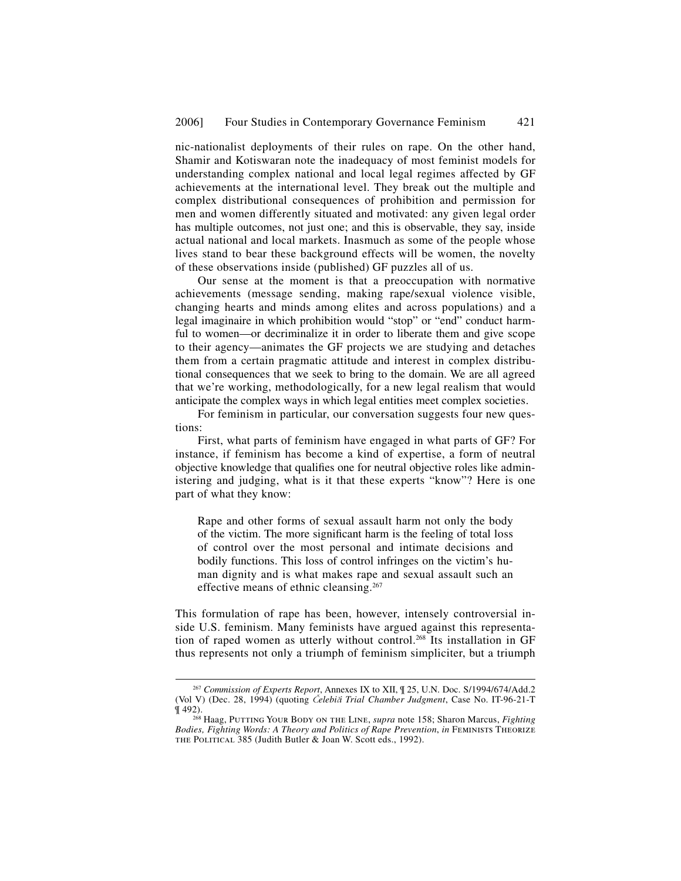nic-nationalist deployments of their rules on rape. On the other hand, Shamir and Kotiswaran note the inadequacy of most feminist models for understanding complex national and local legal regimes affected by GF achievements at the international level. They break out the multiple and complex distributional consequences of prohibition and permission for men and women differently situated and motivated: any given legal order has multiple outcomes, not just one; and this is observable, they say, inside actual national and local markets. Inasmuch as some of the people whose lives stand to bear these background effects will be women, the novelty of these observations inside (published) GF puzzles all of us.

Our sense at the moment is that a preoccupation with normative achievements (message sending, making rape/sexual violence visible, changing hearts and minds among elites and across populations) and a legal imaginaire in which prohibition would "stop" or "end" conduct harmful to women—or decriminalize it in order to liberate them and give scope to their agency—animates the GF projects we are studying and detaches them from a certain pragmatic attitude and interest in complex distributional consequences that we seek to bring to the domain. We are all agreed that we're working, methodologically, for a new legal realism that would anticipate the complex ways in which legal entities meet complex societies.

For feminism in particular, our conversation suggests four new questions:

First, what parts of feminism have engaged in what parts of GF? For instance, if feminism has become a kind of expertise, a form of neutral objective knowledge that qualifies one for neutral objective roles like administering and judging, what is it that these experts "know"? Here is one part of what they know:

> Rape and other forms of sexual assault harm not only the body of the victim. The more significant harm is the feeling of total loss of control over the most personal and intimate decisions and bodily functions. This loss of control infringes on the victim's human dignity and is what makes rape and sexual assault such an effective means of ethnic cleansing.[267]

This formulation of rape has been, however, intensely controversial inside U.S. feminism. Many feminists have argued against this representation of raped women as utterly without control.[268] Its installation in GF thus represents not only a triumph of feminism simpliciter, but a triumph

---

[267] *Commission of Experts Report*, Annexes IX to XII, ¶ 25, U.N. Doc. S/1994/674/Add.2 (Vol V) (Dec. 28, 1994) (quoting *Čelebići Trial Chamber Judgment*, Case No. IT-96-21-T ¶ 492).

[268] Haag, Putting Your Body on the Line, *supra* note 158; Sharon Marcus, *Fighting Bodies, Fighting Words: A Theory and Politics of Rape Prevention*, *in* Feminists Theorize the Political 385 (Judith Butler & Joan W. Scott eds., 1992).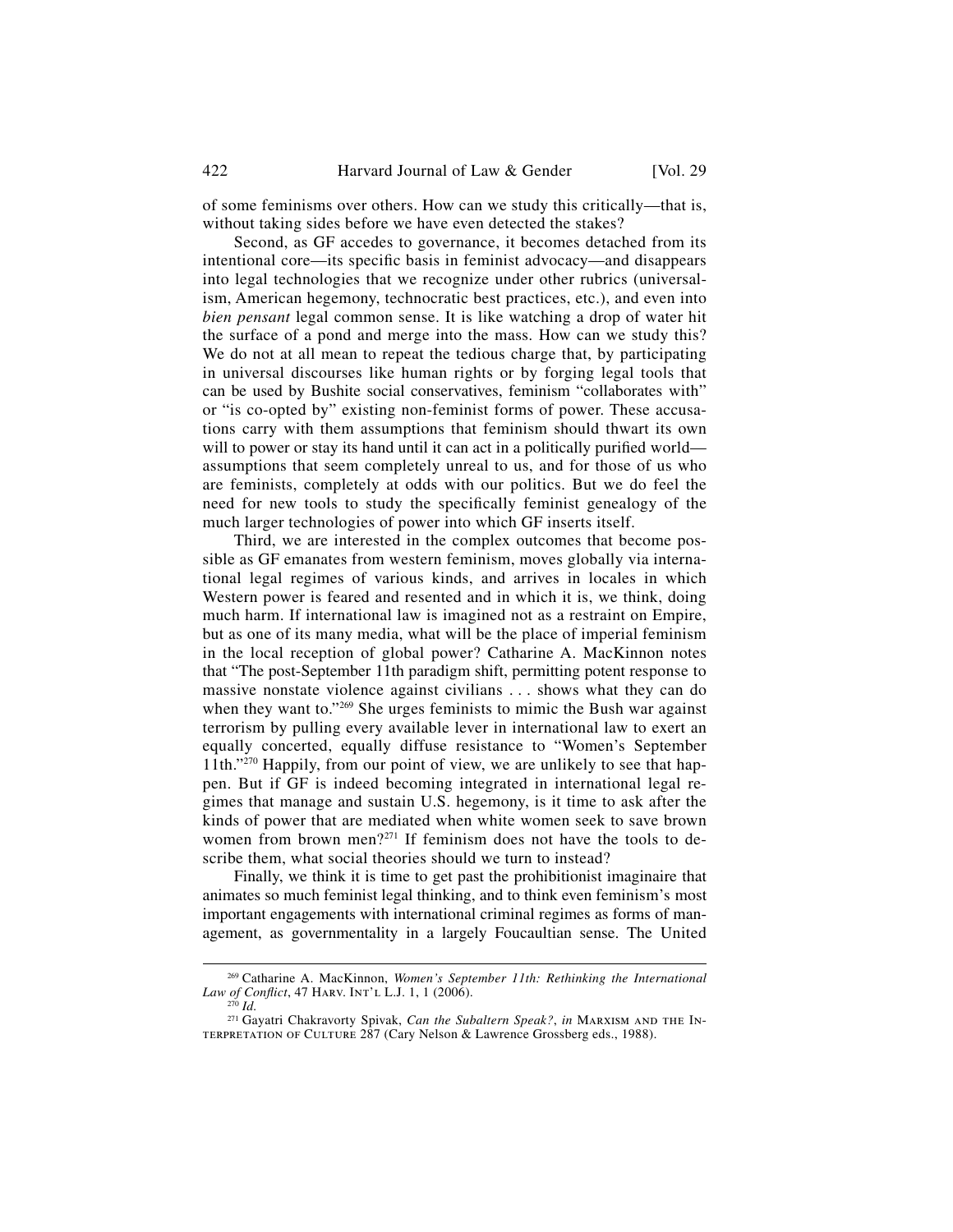of some feminisms over others. How can we study this critically—that is, without taking sides before we have even detected the stakes?

Second, as GF accedes to governance, it becomes detached from its intentional core—its specific basis in feminist advocacy—and disappears into legal technologies that we recognize under other rubrics (universalism, American hegemony, technocratic best practices, etc.), and even into *bien pensant* legal common sense. It is like watching a drop of water hit the surface of a pond and merge into the mass. How can we study this? We do not at all mean to repeat the tedious charge that, by participating in universal discourses like human rights or by forging legal tools that can be used by Bushite social conservatives, feminism "collaborates with" or "is co-opted by" existing non-feminist forms of power. These accusations carry with them assumptions that feminism should thwart its own will to power or stay its hand until it can act in a politically purified world—assumptions that seem completely unreal to us, and for those of us who are feminists, completely at odds with our politics. But we do feel the need for new tools to study the specifically feminist genealogy of the much larger technologies of power into which GF inserts itself.

Third, we are interested in the complex outcomes that become possible as GF emanates from western feminism, moves globally via international legal regimes of various kinds, and arrives in locales in which Western power is feared and resented and in which it is, we think, doing much harm. If international law is imagined not as a restraint on Empire, but as one of its many media, what will be the place of imperial feminism in the local reception of global power? Catharine A. MacKinnon notes that "The post-September 11th paradigm shift, permitting potent response to massive nonstate violence against civilians . . . shows what they can do when they want to."[269] She urges feminists to mimic the Bush war against terrorism by pulling every available lever in international law to exert an equally concerted, equally diffuse resistance to "Women's September 11th."[270] Happily, from our point of view, we are unlikely to see that happen. But if GF is indeed becoming integrated in international legal regimes that manage and sustain U.S. hegemony, is it time to ask after the kinds of power that are mediated when white women seek to save brown women from brown men?[271] If feminism does not have the tools to describe them, what social theories should we turn to instead?

Finally, we think it is time to get past the prohibitionist imaginaire that animates so much feminist legal thinking, and to think even feminism's most important engagements with international criminal regimes as forms of management, as governmentality in a largely Foucaultian sense. The United

---

[269] Catharine A. MacKinnon, *Women's September 11th: Rethinking the International Law of Conflict*, 47 Harv. Int'l L.J. 1, 1 (2006).

[270] *Id.*

[271] Gayatri Chakravorty Spivak, *Can the Subaltern Speak?*, *in* Marxism and the Interpretation of Culture 287 (Cary Nelson & Lawrence Grossberg eds., 1988).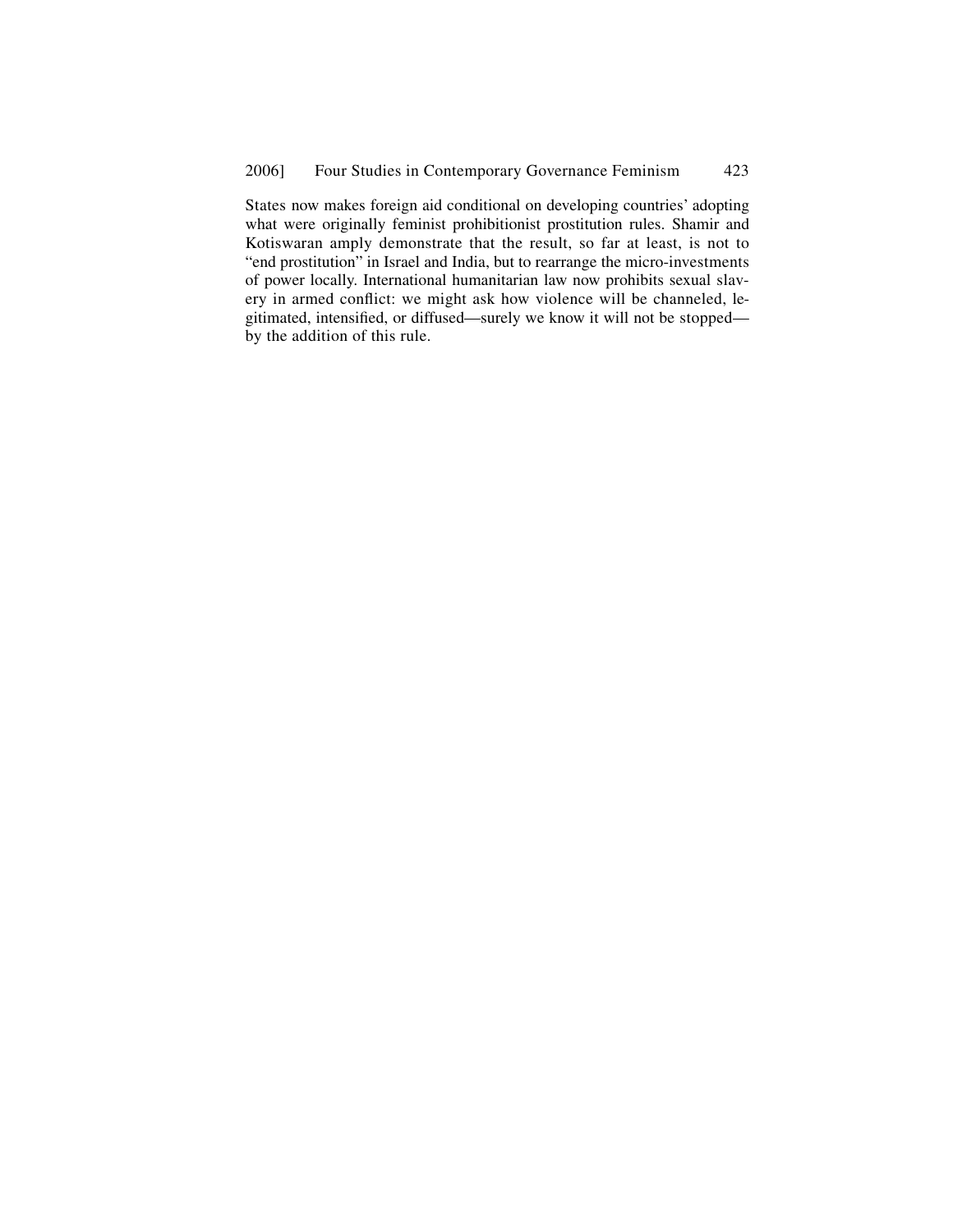States now makes foreign aid conditional on developing countries' adopting what were originally feminist prohibitionist prostitution rules. Shamir and Kotiswaran amply demonstrate that the result, so far at least, is not to "end prostitution" in Israel and India, but to rearrange the micro-investments of power locally. International humanitarian law now prohibits sexual slavery in armed conflict: we might ask how violence will be channeled, legitimated, intensified, or diffused—surely we know it will not be stopped—by the addition of this rule.